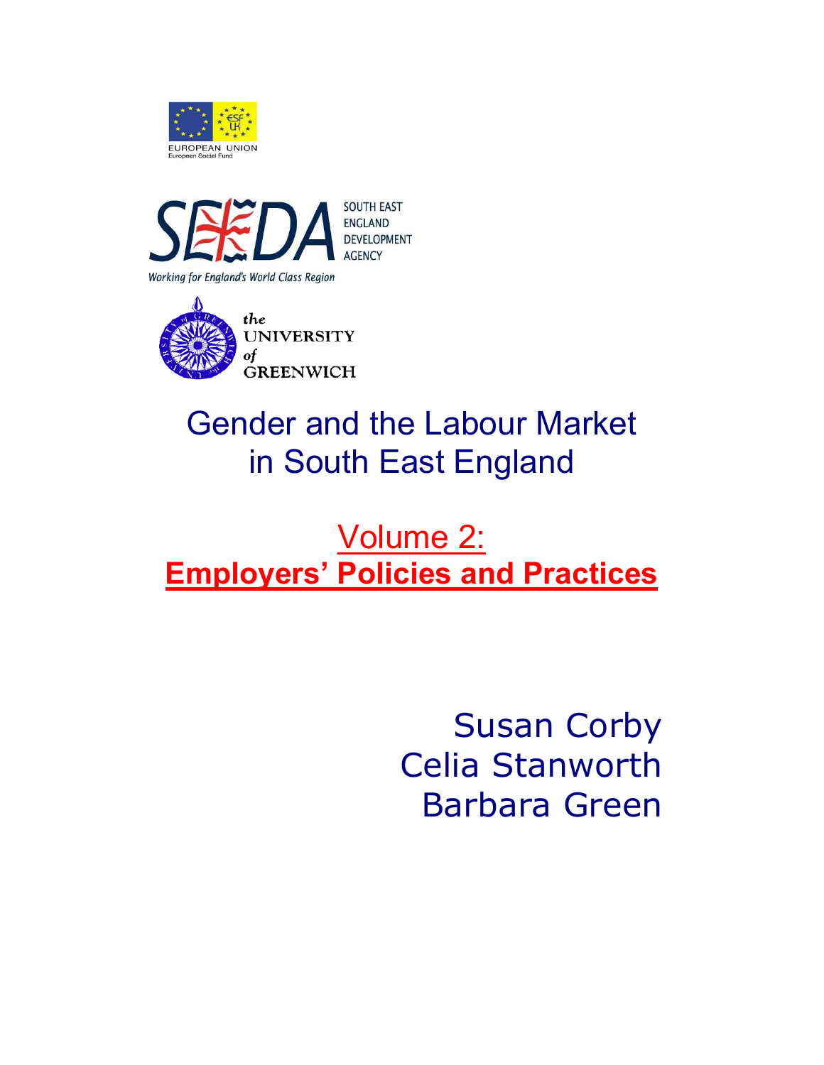EUROPEAN UNION
European Social Fund

SOUTH EAST ENGLAND DEVELOPMENT AGENCY

Working for England's World Class Region

the UNIVERSITY of GREENWICH

# Gender and the Labour Market in South East England

## Volume 2: **Employers' Policies and Practices**

Susan Corby
Celia Stanworth
Barbara Green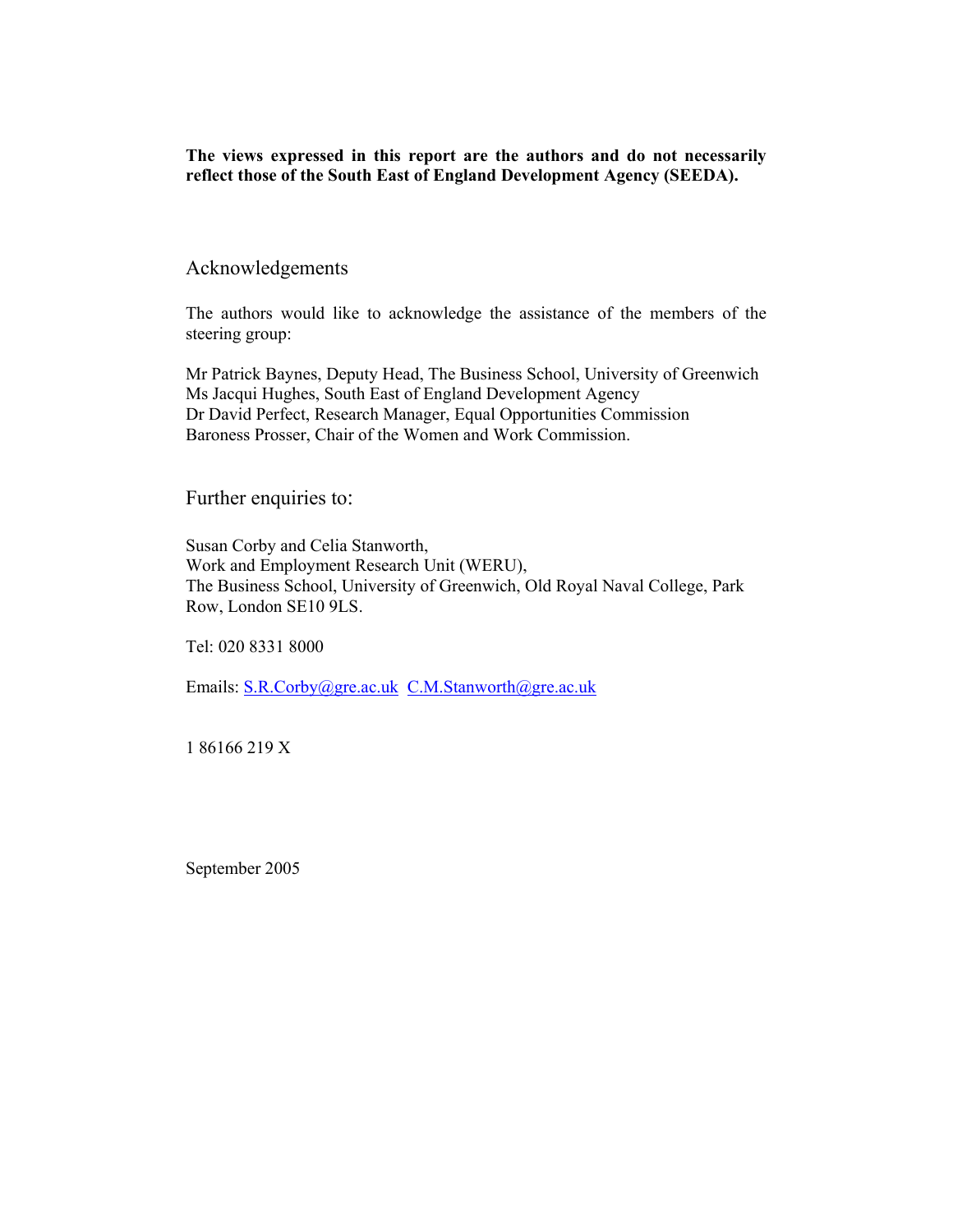**The views expressed in this report are the authors and do not necessarily reflect those of the South East of England Development Agency (SEEDA).**

## Acknowledgements

The authors would like to acknowledge the assistance of the members of the steering group:

Mr Patrick Baynes, Deputy Head, The Business School, University of Greenwich
Ms Jacqui Hughes, South East of England Development Agency
Dr David Perfect, Research Manager, Equal Opportunities Commission
Baroness Prosser, Chair of the Women and Work Commission.

## Further enquiries to:

Susan Corby and Celia Stanworth,
Work and Employment Research Unit (WERU),
The Business School, University of Greenwich, Old Royal Naval College, Park Row, London SE10 9LS.

Tel: 020 8331 8000

Emails: S.R.Corby@gre.ac.uk C.M.Stanworth@gre.ac.uk

1 86166 219 X

September 2005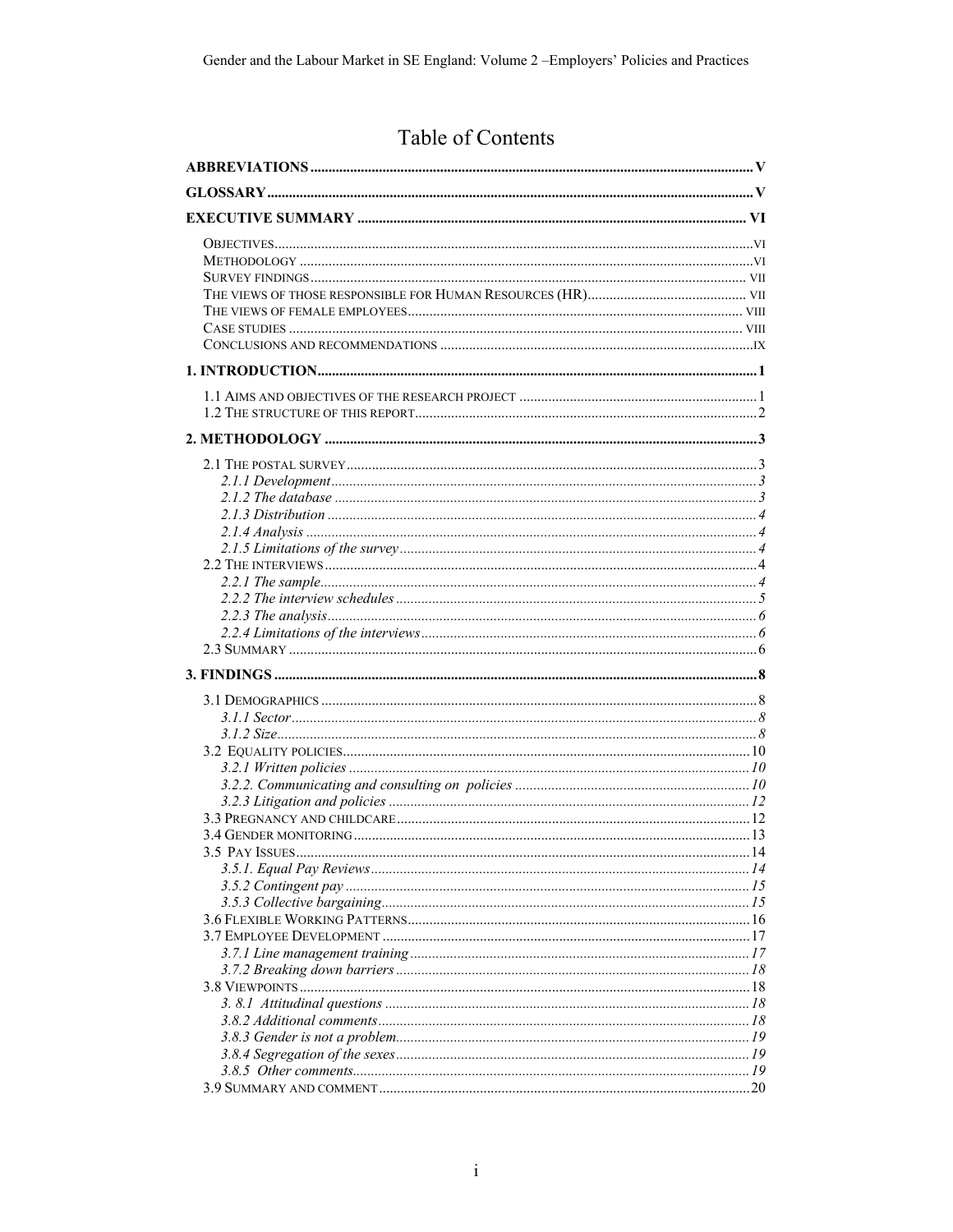# Table of Contents

**ABBREVIATIONS** ..... V

**GLOSSARY** ..... V

**EXECUTIVE SUMMARY** ..... VI

- OBJECTIVES ..... VI
- METHODOLOGY ..... VI
- SURVEY FINDINGS ..... VII
- THE VIEWS OF THOSE RESPONSIBLE FOR HUMAN RESOURCES (HR) ..... VII
- THE VIEWS OF FEMALE EMPLOYEES ..... VIII
- CASE STUDIES ..... VIII
- CONCLUSIONS AND RECOMMENDATIONS ..... IX

**1. INTRODUCTION** ..... 1

- 1.1 AIMS AND OBJECTIVES OF THE RESEARCH PROJECT ..... 1
- 1.2 THE STRUCTURE OF THIS REPORT ..... 2

**2. METHODOLOGY** ..... 3

- 2.1 THE POSTAL SURVEY ..... 3
  - *2.1.1 Development* ..... 3
  - *2.1.2 The database* ..... 3
  - *2.1.3 Distribution* ..... 4
  - *2.1.4 Analysis* ..... 4
  - *2.1.5 Limitations of the survey* ..... 4
- 2.2 THE INTERVIEWS ..... 4
  - *2.2.1 The sample* ..... 4
  - *2.2.2 The interview schedules* ..... 5
  - *2.2.3 The analysis* ..... 6
  - *2.2.4 Limitations of the interviews* ..... 6
- 2.3 SUMMARY ..... 6

**3. FINDINGS** ..... 8

- 3.1 DEMOGRAPHICS ..... 8
  - *3.1.1 Sector* ..... 8
  - *3.1.2 Size* ..... 8
- 3.2 EQUALITY POLICIES ..... 10
  - *3.2.1 Written policies* ..... 10
  - *3.2.2. Communicating and consulting on policies* ..... 10
  - *3.2.3 Litigation and policies* ..... 12
- 3.3 PREGNANCY AND CHILDCARE ..... 12
- 3.4 GENDER MONITORING ..... 13
- 3.5 PAY ISSUES ..... 14
  - *3.5.1. Equal Pay Reviews* ..... 14
  - *3.5.2 Contingent pay* ..... 15
  - *3.5.3 Collective bargaining* ..... 15
- 3.6 FLEXIBLE WORKING PATTERNS ..... 16
- 3.7 EMPLOYEE DEVELOPMENT ..... 17
  - *3.7.1 Line management training* ..... 17
  - *3.7.2 Breaking down barriers* ..... 18
- 3.8 VIEWPOINTS ..... 18
  - *3. 8.1 Attitudinal questions* ..... 18
  - *3.8.2 Additional comments* ..... 18
  - *3.8.3 Gender is not a problem* ..... 19
  - *3.8.4 Segregation of the sexes* ..... 19
  - *3.8.5 Other comments* ..... 19
- 3.9 SUMMARY AND COMMENT ..... 20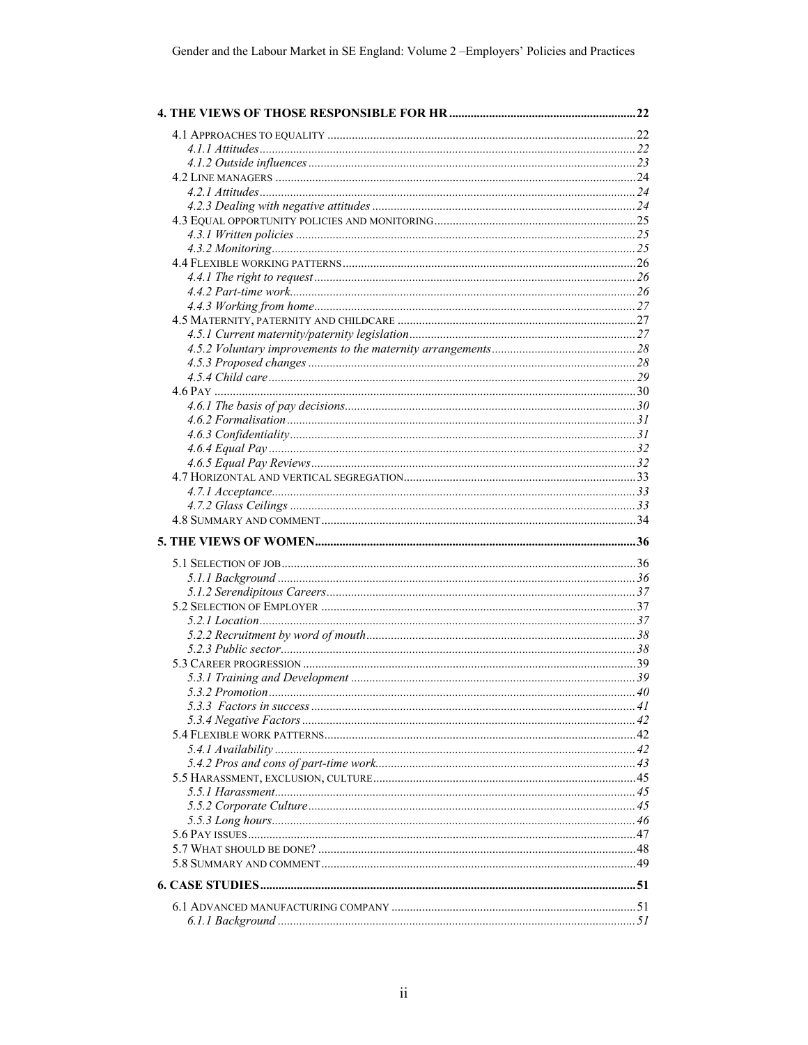**4. THE VIEWS OF THOSE RESPONSIBLE FOR HR** ........ 22

4.1 Approaches to equality ........ 22
*4.1.1 Attitudes* ........ 22
*4.1.2 Outside influences* ........ 23
4.2 Line managers ........ 24
*4.2.1 Attitudes* ........ 24
*4.2.3 Dealing with negative attitudes* ........ 24
4.3 Equal opportunity policies and monitoring ........ 25
*4.3.1 Written policies* ........ 25
*4.3.2 Monitoring* ........ 25
4.4 Flexible working patterns ........ 26
*4.4.1 The right to request* ........ 26
*4.4.2 Part-time work* ........ 26
*4.4.3 Working from home* ........ 27
4.5 Maternity, paternity and childcare ........ 27
*4.5.1 Current maternity/paternity legislation* ........ 27
*4.5.2 Voluntary improvements to the maternity arrangements* ........ 28
*4.5.3 Proposed changes* ........ 28
*4.5.4 Child care* ........ 29
4.6 Pay ........ 30
*4.6.1 The basis of pay decisions* ........ 30
*4.6.2 Formalisation* ........ 31
*4.6.3 Confidentiality* ........ 31
*4.6.4 Equal Pay* ........ 32
*4.6.5 Equal Pay Reviews* ........ 32
4.7 Horizontal and vertical segregation ........ 33
*4.7.1 Acceptance* ........ 33
*4.7.2 Glass Ceilings* ........ 33
4.8 Summary and comment ........ 34

**5. THE VIEWS OF WOMEN** ........ 36

5.1 Selection of job ........ 36
*5.1.1 Background* ........ 36
*5.1.2 Serendipitous Careers* ........ 37
5.2 Selection of Employer ........ 37
*5.2.1 Location* ........ 37
*5.2.2 Recruitment by word of mouth* ........ 38
*5.2.3 Public sector* ........ 38
5.3 Career progression ........ 39
*5.3.1 Training and Development* ........ 39
*5.3.2 Promotion* ........ 40
*5.3.3 Factors in success* ........ 41
*5.3.4 Negative Factors* ........ 42
5.4 Flexible work patterns ........ 42
*5.4.1 Availability* ........ 42
*5.4.2 Pros and cons of part-time work* ........ 43
5.5 Harassment, exclusion, culture ........ 45
*5.5.1 Harassment* ........ 45
*5.5.2 Corporate Culture* ........ 45
*5.5.3 Long hours* ........ 46
5.6 Pay issues ........ 47
5.7 What should be done? ........ 48
5.8 Summary and comment ........ 49

**6. CASE STUDIES** ........ 51

6.1 Advanced manufacturing company ........ 51
*6.1.1 Background* ........ 51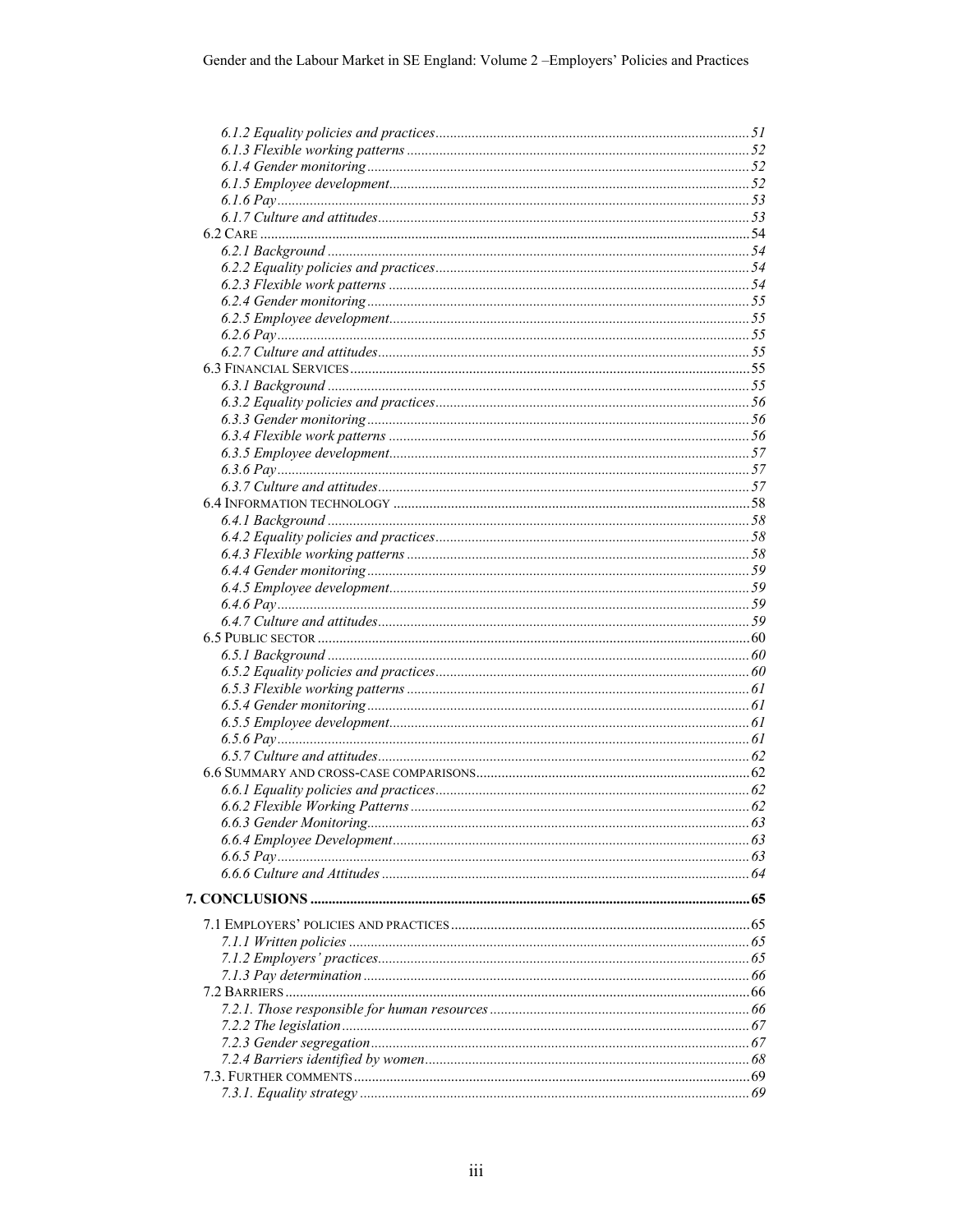*6.1.2 Equality policies and practices* .......... 51
*6.1.3 Flexible working patterns* .......... 52
*6.1.4 Gender monitoring* .......... 52
*6.1.5 Employee development* .......... 52
*6.1.6 Pay* .......... 53
*6.1.7 Culture and attitudes* .......... 53

6.2 CARE .......... 54
*6.2.1 Background* .......... 54
*6.2.2 Equality policies and practices* .......... 54
*6.2.3 Flexible work patterns* .......... 54
*6.2.4 Gender monitoring* .......... 55
*6.2.5 Employee development* .......... 55
*6.2.6 Pay* .......... 55
*6.2.7 Culture and attitudes* .......... 55

6.3 FINANCIAL SERVICES .......... 55
*6.3.1 Background* .......... 55
*6.3.2 Equality policies and practices* .......... 56
*6.3.3 Gender monitoring* .......... 56
*6.3.4 Flexible work patterns* .......... 56
*6.3.5 Employee development* .......... 57
*6.3.6 Pay* .......... 57
*6.3.7 Culture and attitudes* .......... 57

6.4 INFORMATION TECHNOLOGY .......... 58
*6.4.1 Background* .......... 58
*6.4.2 Equality policies and practices* .......... 58
*6.4.3 Flexible working patterns* .......... 58
*6.4.4 Gender monitoring* .......... 59
*6.4.5 Employee development* .......... 59
*6.4.6 Pay* .......... 59
*6.4.7 Culture and attitudes* .......... 59

6.5 PUBLIC SECTOR .......... 60
*6.5.1 Background* .......... 60
*6.5.2 Equality policies and practices* .......... 60
*6.5.3 Flexible working patterns* .......... 61
*6.5.4 Gender monitoring* .......... 61
*6.5.5 Employee development* .......... 61
*6.5.6 Pay* .......... 61
*6.5.7 Culture and attitudes* .......... 62

6.6 SUMMARY AND CROSS-CASE COMPARISONS .......... 62
*6.6.1 Equality policies and practices* .......... 62
*6.6.2 Flexible Working Patterns* .......... 62
*6.6.3 Gender Monitoring* .......... 63
*6.6.4 Employee Development* .......... 63
*6.6.5 Pay* .......... 63
*6.6.6 Culture and Attitudes* .......... 64

**7. CONCLUSIONS .......... 65**

7.1 EMPLOYERS' POLICIES AND PRACTICES .......... 65
*7.1.1 Written policies* .......... 65
*7.1.2 Employers' practices* .......... 65
*7.1.3 Pay determination* .......... 66

7.2 BARRIERS .......... 66
*7.2.1. Those responsible for human resources* .......... 66
*7.2.2 The legislation* .......... 67
*7.2.3 Gender segregation* .......... 67
*7.2.4 Barriers identified by women* .......... 68

7.3. FURTHER COMMENTS .......... 69
*7.3.1. Equality strategy* .......... 69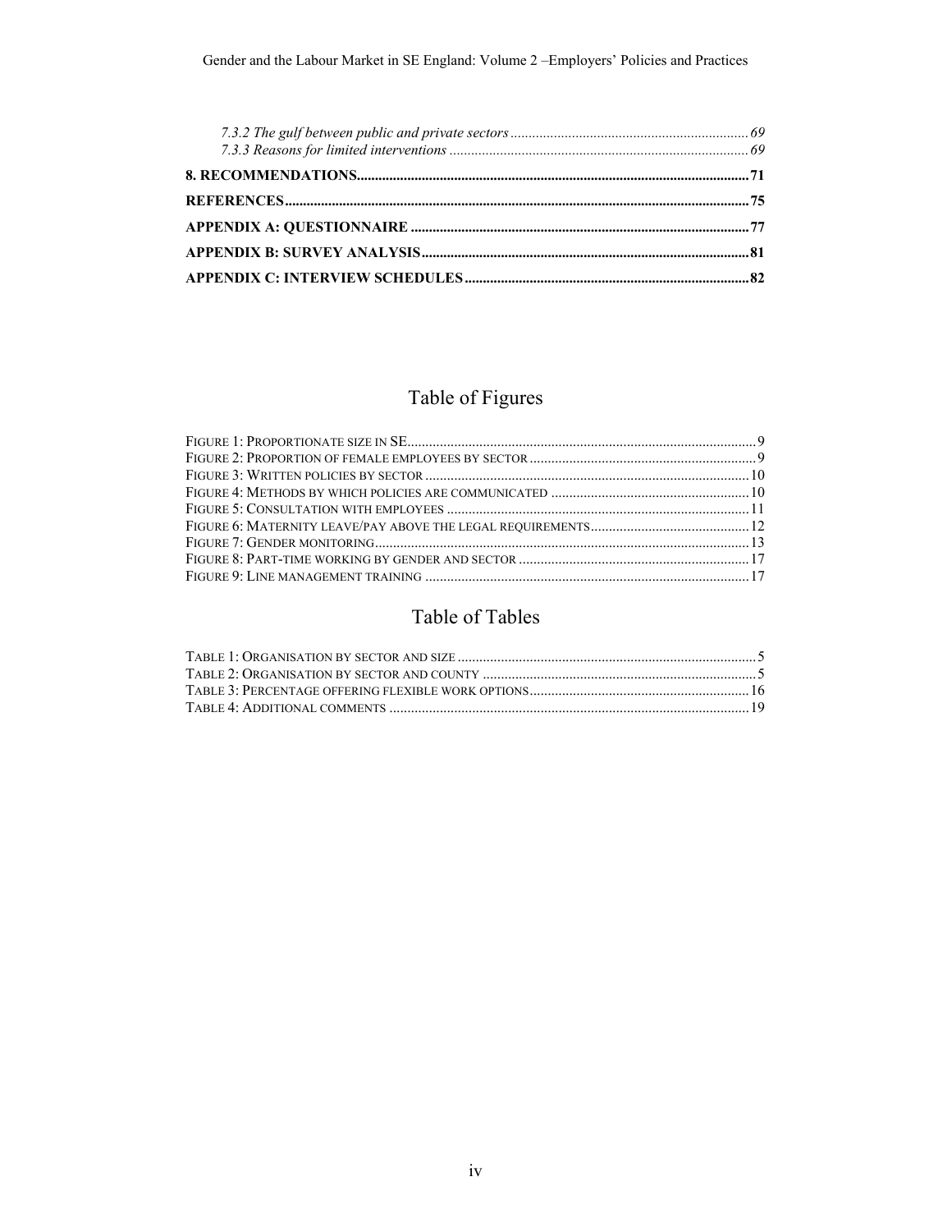*7.3.2 The gulf between public and private sectors* ........ 69
*7.3.3 Reasons for limited interventions* ........ 69

**8. RECOMMENDATIONS** ........ 71

**REFERENCES** ........ 75

**APPENDIX A: QUESTIONNAIRE** ........ 77

**APPENDIX B: SURVEY ANALYSIS** ........ 81

**APPENDIX C: INTERVIEW SCHEDULES** ........ 82

# Table of Figures

FIGURE 1: PROPORTIONATE SIZE IN SE ........ 9
FIGURE 2: PROPORTION OF FEMALE EMPLOYEES BY SECTOR ........ 9
FIGURE 3: WRITTEN POLICIES BY SECTOR ........ 10
FIGURE 4: METHODS BY WHICH POLICIES ARE COMMUNICATED ........ 10
FIGURE 5: CONSULTATION WITH EMPLOYEES ........ 11
FIGURE 6: MATERNITY LEAVE/PAY ABOVE THE LEGAL REQUIREMENTS ........ 12
FIGURE 7: GENDER MONITORING ........ 13
FIGURE 8: PART-TIME WORKING BY GENDER AND SECTOR ........ 17
FIGURE 9: LINE MANAGEMENT TRAINING ........ 17

# Table of Tables

TABLE 1: ORGANISATION BY SECTOR AND SIZE ........ 5
TABLE 2: ORGANISATION BY SECTOR AND COUNTY ........ 5
TABLE 3: PERCENTAGE OFFERING FLEXIBLE WORK OPTIONS ........ 16
TABLE 4: ADDITIONAL COMMENTS ........ 19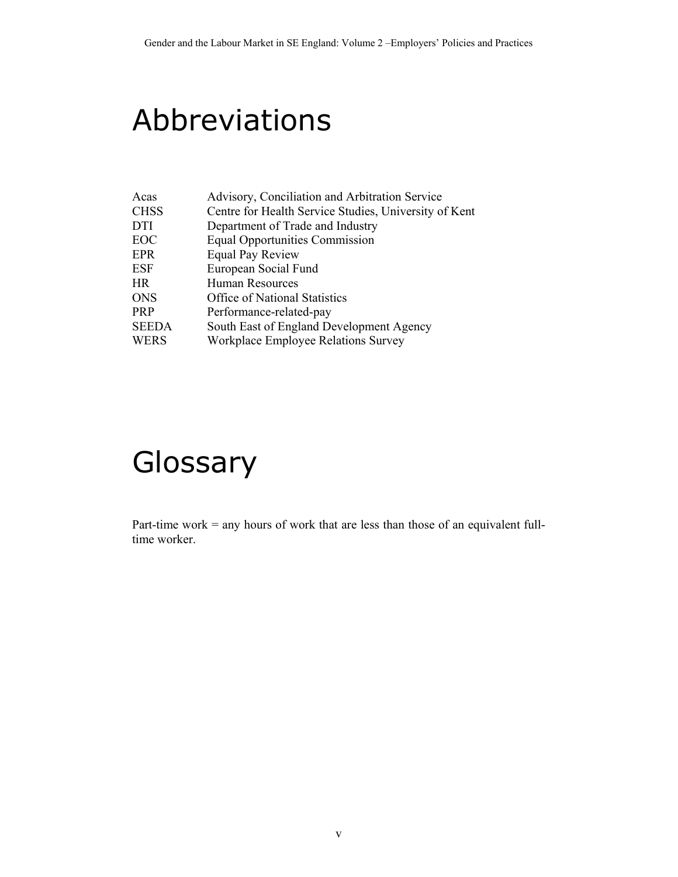# Abbreviations

| | |
|---|---|
| Acas | Advisory, Conciliation and Arbitration Service |
| CHSS | Centre for Health Service Studies, University of Kent |
| DTI | Department of Trade and Industry |
| EOC | Equal Opportunities Commission |
| EPR | Equal Pay Review |
| ESF | European Social Fund |
| HR | Human Resources |
| ONS | Office of National Statistics |
| PRP | Performance-related-pay |
| SEEDA | South East of England Development Agency |
| WERS | Workplace Employee Relations Survey |

# Glossary

Part-time work = any hours of work that are less than those of an equivalent full-time worker.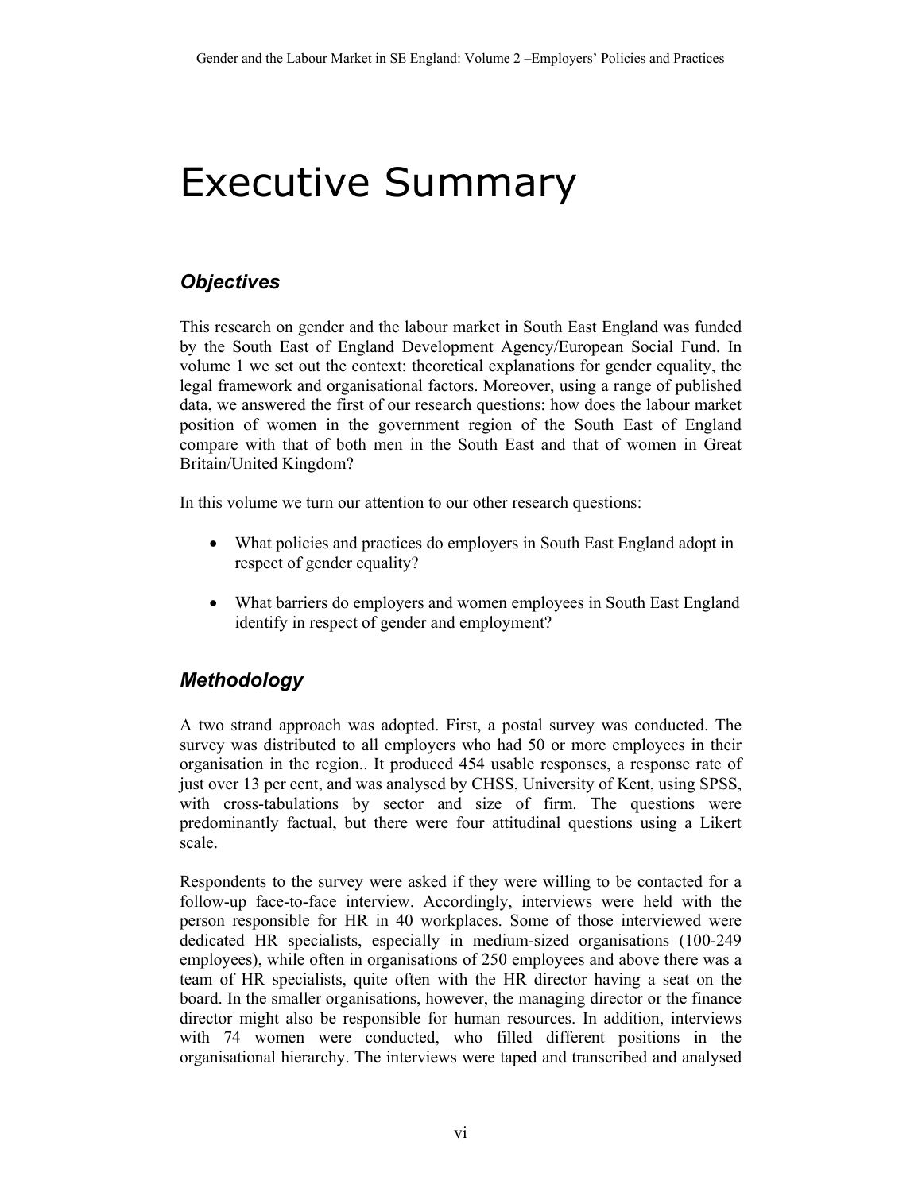# Executive Summary

## *Objectives*

This research on gender and the labour market in South East England was funded by the South East of England Development Agency/European Social Fund. In volume 1 we set out the context: theoretical explanations for gender equality, the legal framework and organisational factors. Moreover, using a range of published data, we answered the first of our research questions: how does the labour market position of women in the government region of the South East of England compare with that of both men in the South East and that of women in Great Britain/United Kingdom?

In this volume we turn our attention to our other research questions:

- What policies and practices do employers in South East England adopt in respect of gender equality?
- What barriers do employers and women employees in South East England identify in respect of gender and employment?

## *Methodology*

A two strand approach was adopted. First, a postal survey was conducted. The survey was distributed to all employers who had 50 or more employees in their organisation in the region.. It produced 454 usable responses, a response rate of just over 13 per cent, and was analysed by CHSS, University of Kent, using SPSS, with cross-tabulations by sector and size of firm. The questions were predominantly factual, but there were four attitudinal questions using a Likert scale.

Respondents to the survey were asked if they were willing to be contacted for a follow-up face-to-face interview. Accordingly, interviews were held with the person responsible for HR in 40 workplaces. Some of those interviewed were dedicated HR specialists, especially in medium-sized organisations (100-249 employees), while often in organisations of 250 employees and above there was a team of HR specialists, quite often with the HR director having a seat on the board. In the smaller organisations, however, the managing director or the finance director might also be responsible for human resources. In addition, interviews with 74 women were conducted, who filled different positions in the organisational hierarchy. The interviews were taped and transcribed and analysed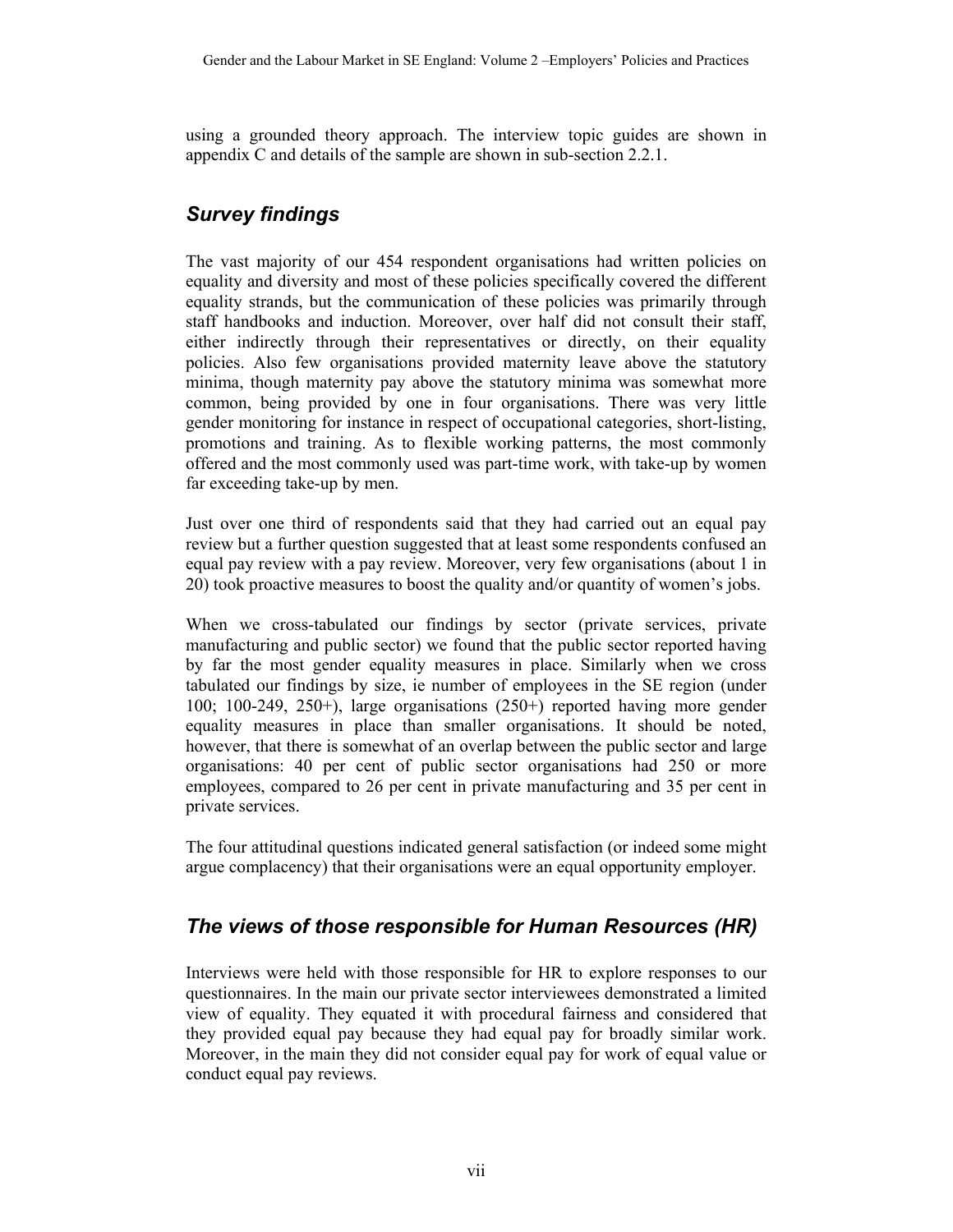using a grounded theory approach. The interview topic guides are shown in appendix C and details of the sample are shown in sub-section 2.2.1.

## *Survey findings*

The vast majority of our 454 respondent organisations had written policies on equality and diversity and most of these policies specifically covered the different equality strands, but the communication of these policies was primarily through staff handbooks and induction. Moreover, over half did not consult their staff, either indirectly through their representatives or directly, on their equality policies. Also few organisations provided maternity leave above the statutory minima, though maternity pay above the statutory minima was somewhat more common, being provided by one in four organisations. There was very little gender monitoring for instance in respect of occupational categories, short-listing, promotions and training. As to flexible working patterns, the most commonly offered and the most commonly used was part-time work, with take-up by women far exceeding take-up by men.

Just over one third of respondents said that they had carried out an equal pay review but a further question suggested that at least some respondents confused an equal pay review with a pay review. Moreover, very few organisations (about 1 in 20) took proactive measures to boost the quality and/or quantity of women's jobs.

When we cross-tabulated our findings by sector (private services, private manufacturing and public sector) we found that the public sector reported having by far the most gender equality measures in place. Similarly when we cross tabulated our findings by size, ie number of employees in the SE region (under 100; 100-249, 250+), large organisations (250+) reported having more gender equality measures in place than smaller organisations. It should be noted, however, that there is somewhat of an overlap between the public sector and large organisations: 40 per cent of public sector organisations had 250 or more employees, compared to 26 per cent in private manufacturing and 35 per cent in private services.

The four attitudinal questions indicated general satisfaction (or indeed some might argue complacency) that their organisations were an equal opportunity employer.

## *The views of those responsible for Human Resources (HR)*

Interviews were held with those responsible for HR to explore responses to our questionnaires. In the main our private sector interviewees demonstrated a limited view of equality. They equated it with procedural fairness and considered that they provided equal pay because they had equal pay for broadly similar work. Moreover, in the main they did not consider equal pay for work of equal value or conduct equal pay reviews.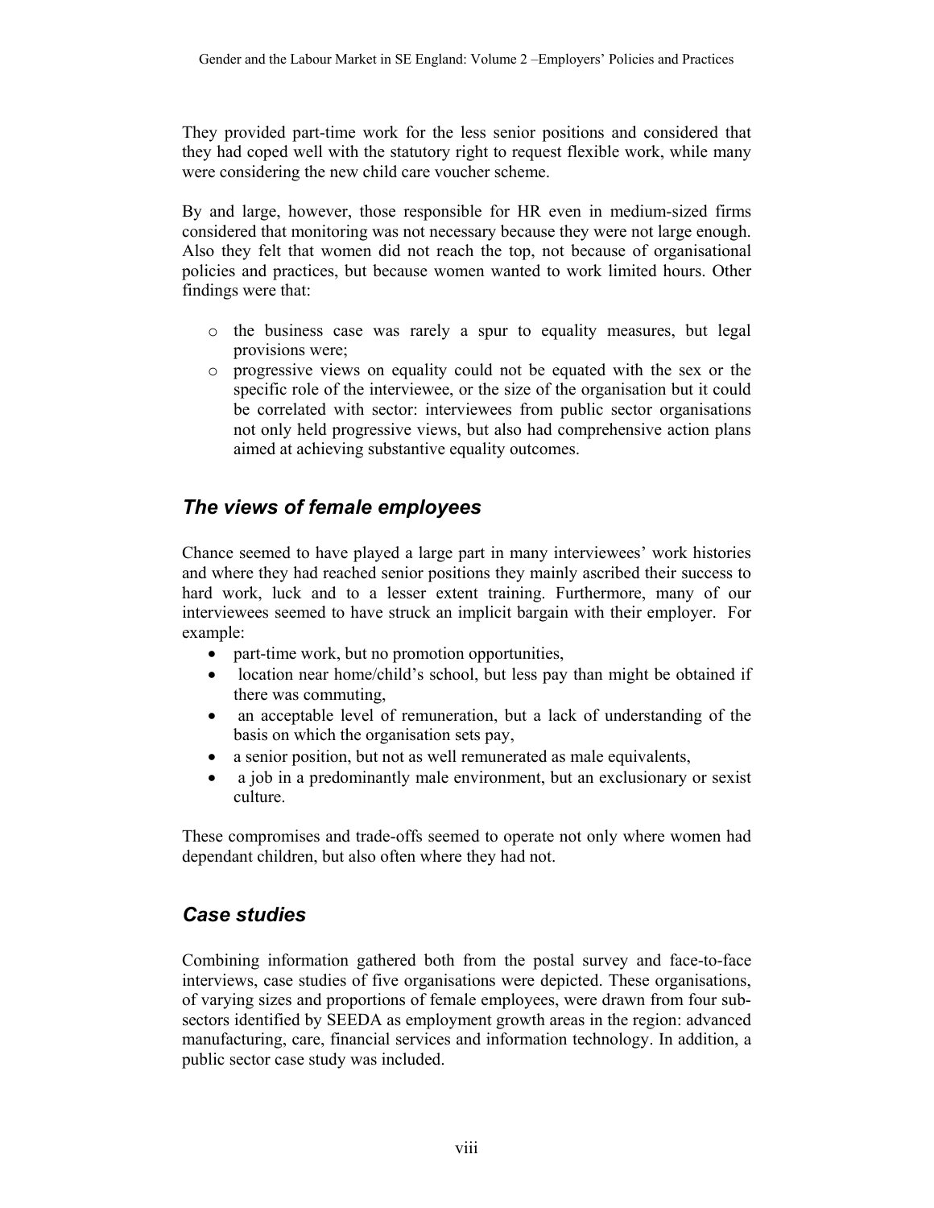They provided part-time work for the less senior positions and considered that they had coped well with the statutory right to request flexible work, while many were considering the new child care voucher scheme.

By and large, however, those responsible for HR even in medium-sized firms considered that monitoring was not necessary because they were not large enough. Also they felt that women did not reach the top, not because of organisational policies and practices, but because women wanted to work limited hours. Other findings were that:

- the business case was rarely a spur to equality measures, but legal provisions were;
- progressive views on equality could not be equated with the sex or the specific role of the interviewee, or the size of the organisation but it could be correlated with sector: interviewees from public sector organisations not only held progressive views, but also had comprehensive action plans aimed at achieving substantive equality outcomes.

## *The views of female employees*

Chance seemed to have played a large part in many interviewees' work histories and where they had reached senior positions they mainly ascribed their success to hard work, luck and to a lesser extent training. Furthermore, many of our interviewees seemed to have struck an implicit bargain with their employer. For example:

- part-time work, but no promotion opportunities,
- location near home/child's school, but less pay than might be obtained if there was commuting,
- an acceptable level of remuneration, but a lack of understanding of the basis on which the organisation sets pay,
- a senior position, but not as well remunerated as male equivalents,
- a job in a predominantly male environment, but an exclusionary or sexist culture.

These compromises and trade-offs seemed to operate not only where women had dependant children, but also often where they had not.

## *Case studies*

Combining information gathered both from the postal survey and face-to-face interviews, case studies of five organisations were depicted. These organisations, of varying sizes and proportions of female employees, were drawn from four sub-sectors identified by SEEDA as employment growth areas in the region: advanced manufacturing, care, financial services and information technology. In addition, a public sector case study was included.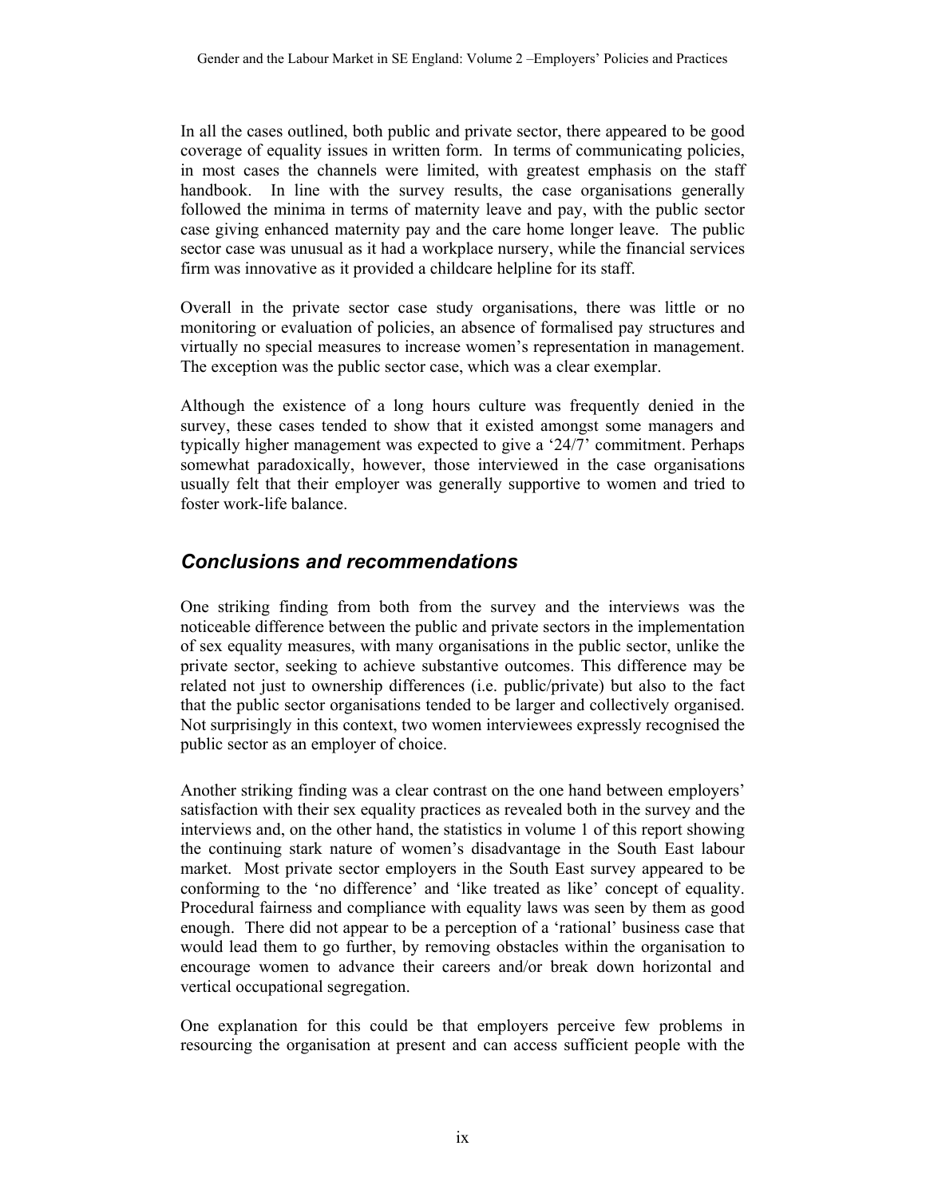In all the cases outlined, both public and private sector, there appeared to be good coverage of equality issues in written form. In terms of communicating policies, in most cases the channels were limited, with greatest emphasis on the staff handbook. In line with the survey results, the case organisations generally followed the minima in terms of maternity leave and pay, with the public sector case giving enhanced maternity pay and the care home longer leave. The public sector case was unusual as it had a workplace nursery, while the financial services firm was innovative as it provided a childcare helpline for its staff.

Overall in the private sector case study organisations, there was little or no monitoring or evaluation of policies, an absence of formalised pay structures and virtually no special measures to increase women's representation in management. The exception was the public sector case, which was a clear exemplar.

Although the existence of a long hours culture was frequently denied in the survey, these cases tended to show that it existed amongst some managers and typically higher management was expected to give a '24/7' commitment. Perhaps somewhat paradoxically, however, those interviewed in the case organisations usually felt that their employer was generally supportive to women and tried to foster work-life balance.

## *Conclusions and recommendations*

One striking finding from both from the survey and the interviews was the noticeable difference between the public and private sectors in the implementation of sex equality measures, with many organisations in the public sector, unlike the private sector, seeking to achieve substantive outcomes. This difference may be related not just to ownership differences (i.e. public/private) but also to the fact that the public sector organisations tended to be larger and collectively organised. Not surprisingly in this context, two women interviewees expressly recognised the public sector as an employer of choice.

Another striking finding was a clear contrast on the one hand between employers' satisfaction with their sex equality practices as revealed both in the survey and the interviews and, on the other hand, the statistics in volume 1 of this report showing the continuing stark nature of women's disadvantage in the South East labour market. Most private sector employers in the South East survey appeared to be conforming to the 'no difference' and 'like treated as like' concept of equality. Procedural fairness and compliance with equality laws was seen by them as good enough. There did not appear to be a perception of a 'rational' business case that would lead them to go further, by removing obstacles within the organisation to encourage women to advance their careers and/or break down horizontal and vertical occupational segregation.

One explanation for this could be that employers perceive few problems in resourcing the organisation at present and can access sufficient people with the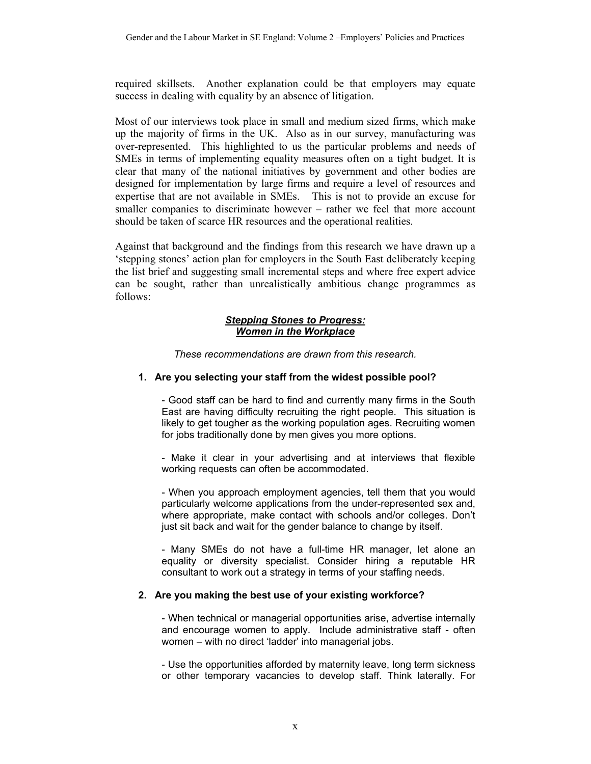required skillsets. Another explanation could be that employers may equate success in dealing with equality by an absence of litigation.

Most of our interviews took place in small and medium sized firms, which make up the majority of firms in the UK. Also as in our survey, manufacturing was over-represented. This highlighted to us the particular problems and needs of SMEs in terms of implementing equality measures often on a tight budget. It is clear that many of the national initiatives by government and other bodies are designed for implementation by large firms and require a level of resources and expertise that are not available in SMEs. This is not to provide an excuse for smaller companies to discriminate however – rather we feel that more account should be taken of scarce HR resources and the operational realities.

Against that background and the findings from this research we have drawn up a 'stepping stones' action plan for employers in the South East deliberately keeping the list brief and suggesting small incremental steps and where free expert advice can be sought, rather than unrealistically ambitious change programmes as follows:

### ***Stepping Stones to Progress: Women in the Workplace***

*These recommendations are drawn from this research.*

**1. Are you selecting your staff from the widest possible pool?**

- Good staff can be hard to find and currently many firms in the South East are having difficulty recruiting the right people. This situation is likely to get tougher as the working population ages. Recruiting women for jobs traditionally done by men gives you more options.

- Make it clear in your advertising and at interviews that flexible working requests can often be accommodated.

- When you approach employment agencies, tell them that you would particularly welcome applications from the under-represented sex and, where appropriate, make contact with schools and/or colleges. Don't just sit back and wait for the gender balance to change by itself.

- Many SMEs do not have a full-time HR manager, let alone an equality or diversity specialist. Consider hiring a reputable HR consultant to work out a strategy in terms of your staffing needs.

**2. Are you making the best use of your existing workforce?**

- When technical or managerial opportunities arise, advertise internally and encourage women to apply. Include administrative staff - often women – with no direct 'ladder' into managerial jobs.

- Use the opportunities afforded by maternity leave, long term sickness or other temporary vacancies to develop staff. Think laterally. For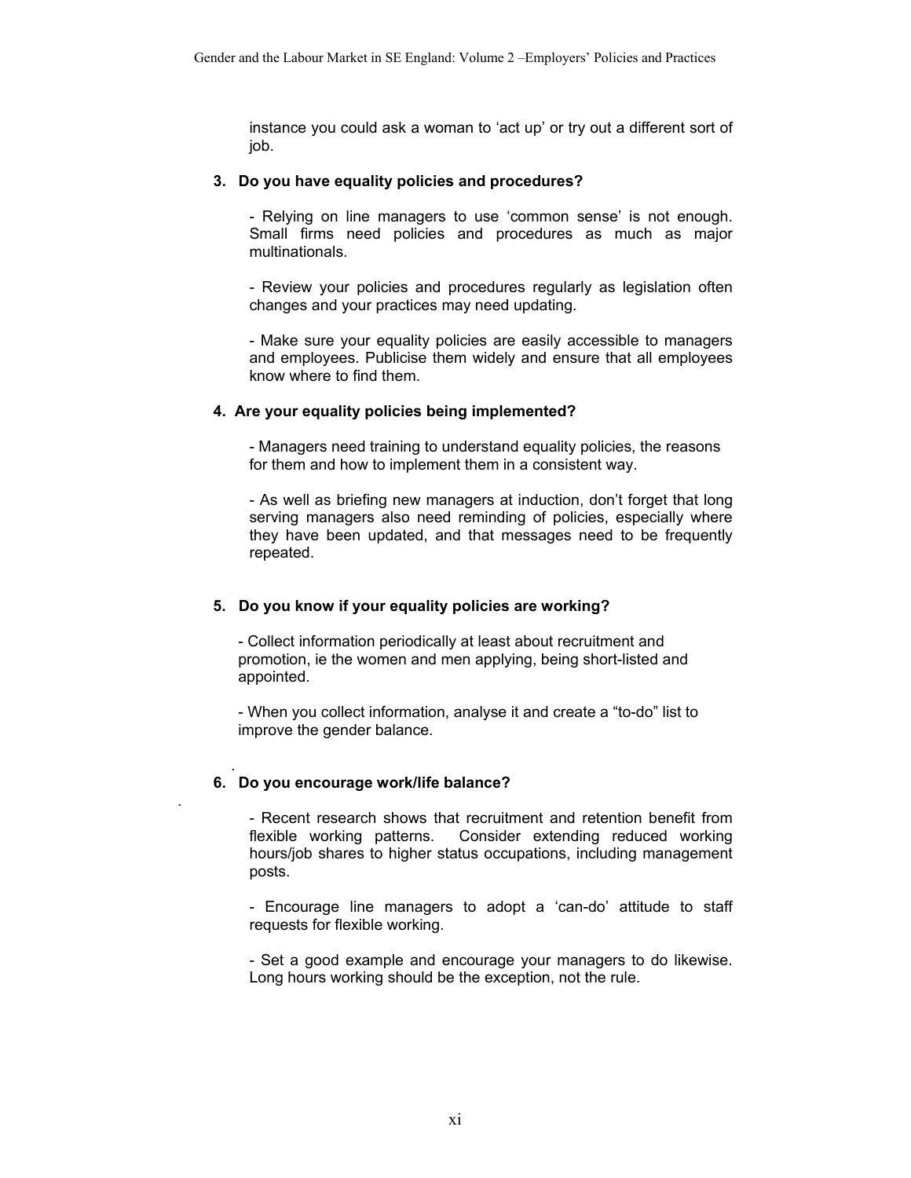instance you could ask a woman to 'act up' or try out a different sort of job.

**3. Do you have equality policies and procedures?**

- Relying on line managers to use 'common sense' is not enough. Small firms need policies and procedures as much as major multinationals.

- Review your policies and procedures regularly as legislation often changes and your practices may need updating.

- Make sure your equality policies are easily accessible to managers and employees. Publicise them widely and ensure that all employees know where to find them.

**4. Are your equality policies being implemented?**

- Managers need training to understand equality policies, the reasons for them and how to implement them in a consistent way.

- As well as briefing new managers at induction, don't forget that long serving managers also need reminding of policies, especially where they have been updated, and that messages need to be frequently repeated.

**5. Do you know if your equality policies are working?**

- Collect information periodically at least about recruitment and promotion, ie the women and men applying, being short-listed and appointed.

- When you collect information, analyse it and create a "to-do" list to improve the gender balance.

**6. Do you encourage work/life balance?**

- Recent research shows that recruitment and retention benefit from flexible working patterns. Consider extending reduced working hours/job shares to higher status occupations, including management posts.

- Encourage line managers to adopt a 'can-do' attitude to staff requests for flexible working.

- Set a good example and encourage your managers to do likewise. Long hours working should be the exception, not the rule.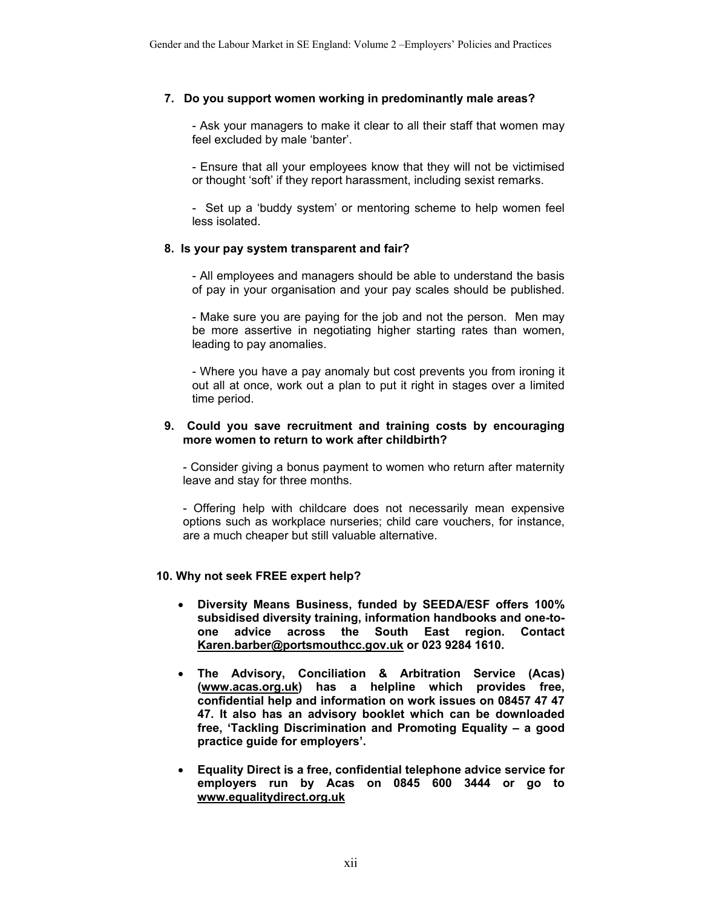**7. Do you support women working in predominantly male areas?**

- Ask your managers to make it clear to all their staff that women may feel excluded by male 'banter'.

- Ensure that all your employees know that they will not be victimised or thought 'soft' if they report harassment, including sexist remarks.

- Set up a 'buddy system' or mentoring scheme to help women feel less isolated.

**8. Is your pay system transparent and fair?**

- All employees and managers should be able to understand the basis of pay in your organisation and your pay scales should be published.

- Make sure you are paying for the job and not the person. Men may be more assertive in negotiating higher starting rates than women, leading to pay anomalies.

- Where you have a pay anomaly but cost prevents you from ironing it out all at once, work out a plan to put it right in stages over a limited time period.

**9. Could you save recruitment and training costs by encouraging more women to return to work after childbirth?**

- Consider giving a bonus payment to women who return after maternity leave and stay for three months.

- Offering help with childcare does not necessarily mean expensive options such as workplace nurseries; child care vouchers, for instance, are a much cheaper but still valuable alternative.

**10. Why not seek FREE expert help?**

- **Diversity Means Business, funded by SEEDA/ESF offers 100% subsidised diversity training, information handbooks and one-to-one advice across the South East region. Contact Karen.barber@portsmouthcc.gov.uk or 023 9284 1610.**

- **The Advisory, Conciliation & Arbitration Service (Acas) (www.acas.org.uk) has a helpline which provides free, confidential help and information on work issues on 08457 47 47 47. It also has an advisory booklet which can be downloaded free, 'Tackling Discrimination and Promoting Equality – a good practice guide for employers'.**

- **Equality Direct is a free, confidential telephone advice service for employers run by Acas on 0845 600 3444 or go to www.equalitydirect.org.uk**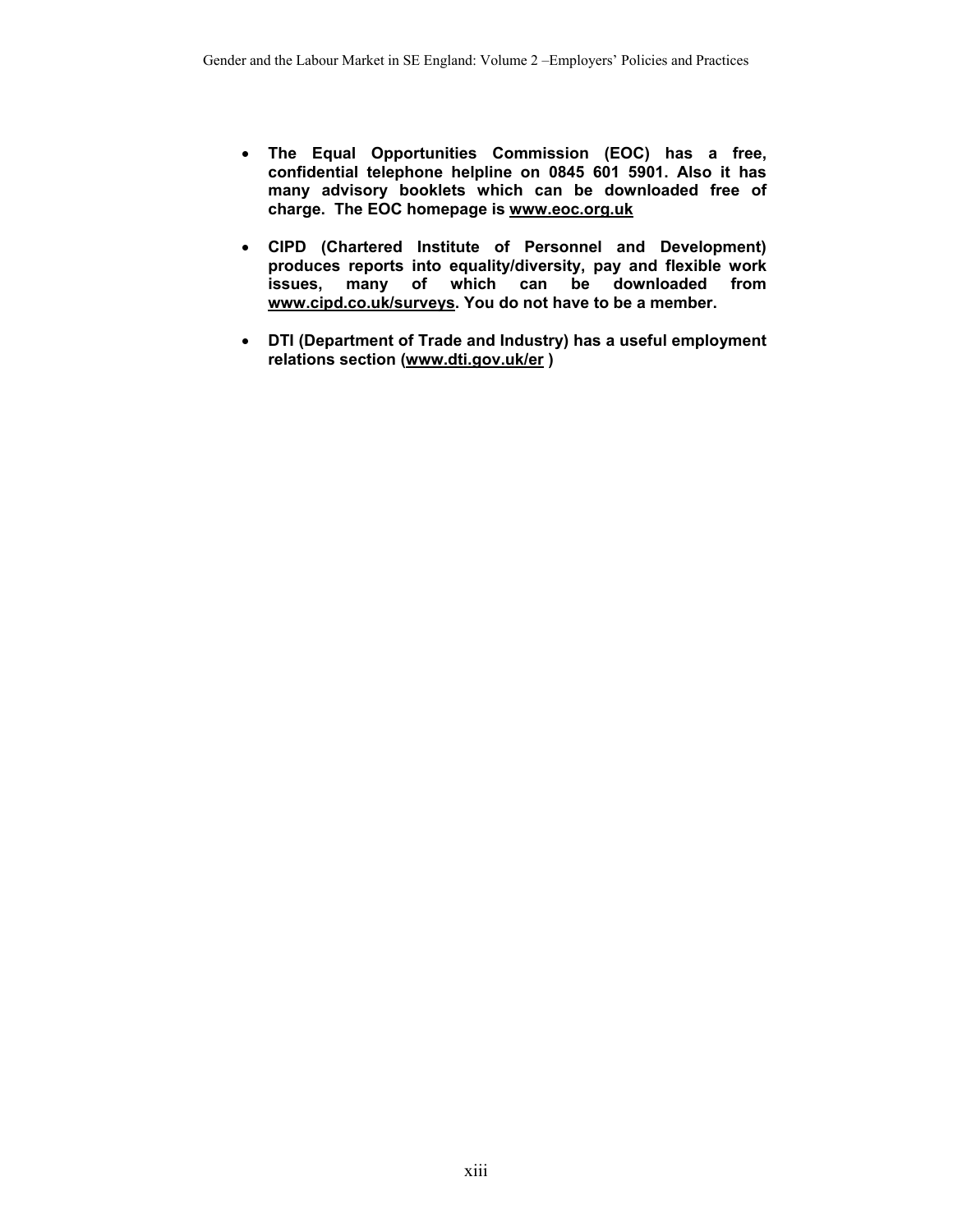- **The Equal Opportunities Commission (EOC) has a free, confidential telephone helpline on 0845 601 5901. Also it has many advisory booklets which can be downloaded free of charge. The EOC homepage is www.eoc.org.uk**

- **CIPD (Chartered Institute of Personnel and Development) produces reports into equality/diversity, pay and flexible work issues, many of which can be downloaded from www.cipd.co.uk/surveys. You do not have to be a member.**

- **DTI (Department of Trade and Industry) has a useful employment relations section (www.dti.gov.uk/er )**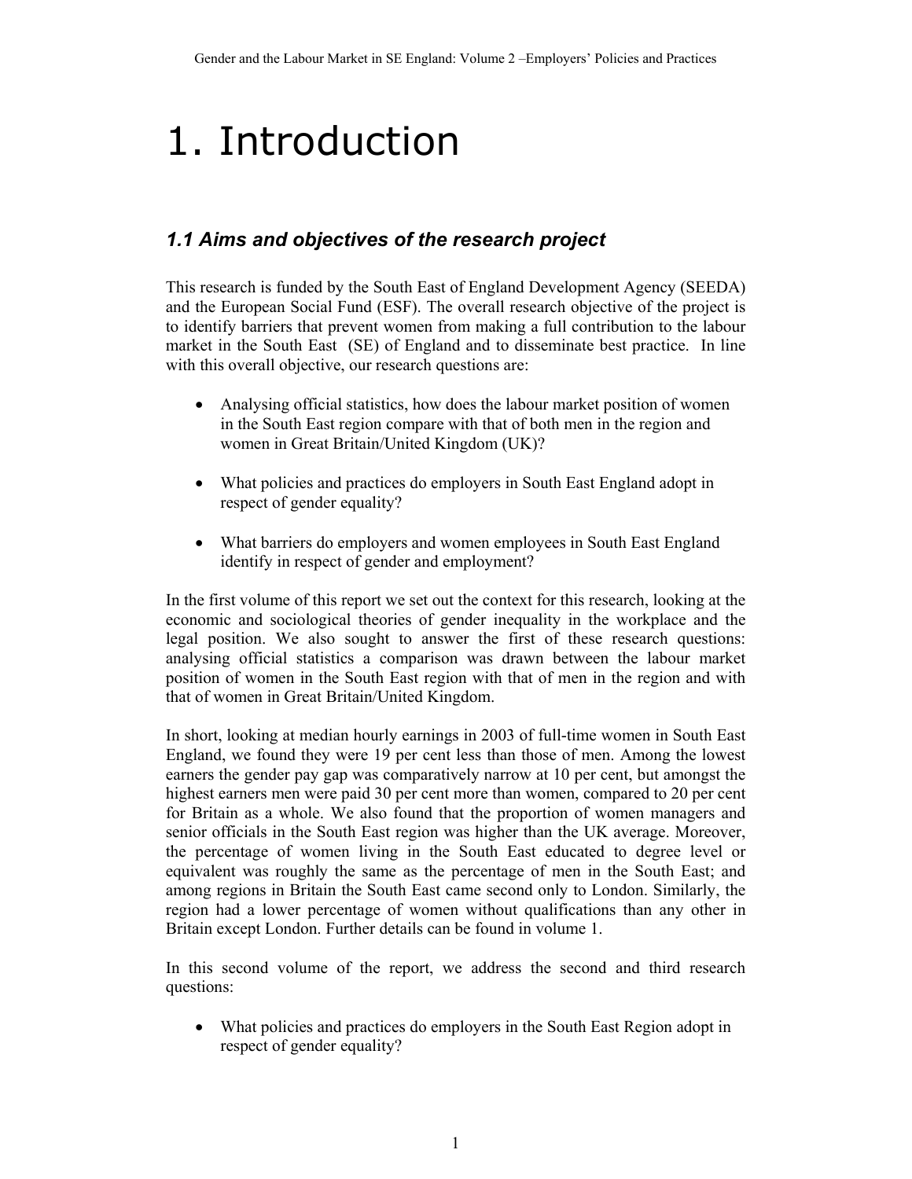# 1. Introduction

## *1.1 Aims and objectives of the research project*

This research is funded by the South East of England Development Agency (SEEDA) and the European Social Fund (ESF). The overall research objective of the project is to identify barriers that prevent women from making a full contribution to the labour market in the South East (SE) of England and to disseminate best practice. In line with this overall objective, our research questions are:

- Analysing official statistics, how does the labour market position of women in the South East region compare with that of both men in the region and women in Great Britain/United Kingdom (UK)?
- What policies and practices do employers in South East England adopt in respect of gender equality?
- What barriers do employers and women employees in South East England identify in respect of gender and employment?

In the first volume of this report we set out the context for this research, looking at the economic and sociological theories of gender inequality in the workplace and the legal position. We also sought to answer the first of these research questions: analysing official statistics a comparison was drawn between the labour market position of women in the South East region with that of men in the region and with that of women in Great Britain/United Kingdom.

In short, looking at median hourly earnings in 2003 of full-time women in South East England, we found they were 19 per cent less than those of men. Among the lowest earners the gender pay gap was comparatively narrow at 10 per cent, but amongst the highest earners men were paid 30 per cent more than women, compared to 20 per cent for Britain as a whole. We also found that the proportion of women managers and senior officials in the South East region was higher than the UK average. Moreover, the percentage of women living in the South East educated to degree level or equivalent was roughly the same as the percentage of men in the South East; and among regions in Britain the South East came second only to London. Similarly, the region had a lower percentage of women without qualifications than any other in Britain except London. Further details can be found in volume 1.

In this second volume of the report, we address the second and third research questions:

- What policies and practices do employers in the South East Region adopt in respect of gender equality?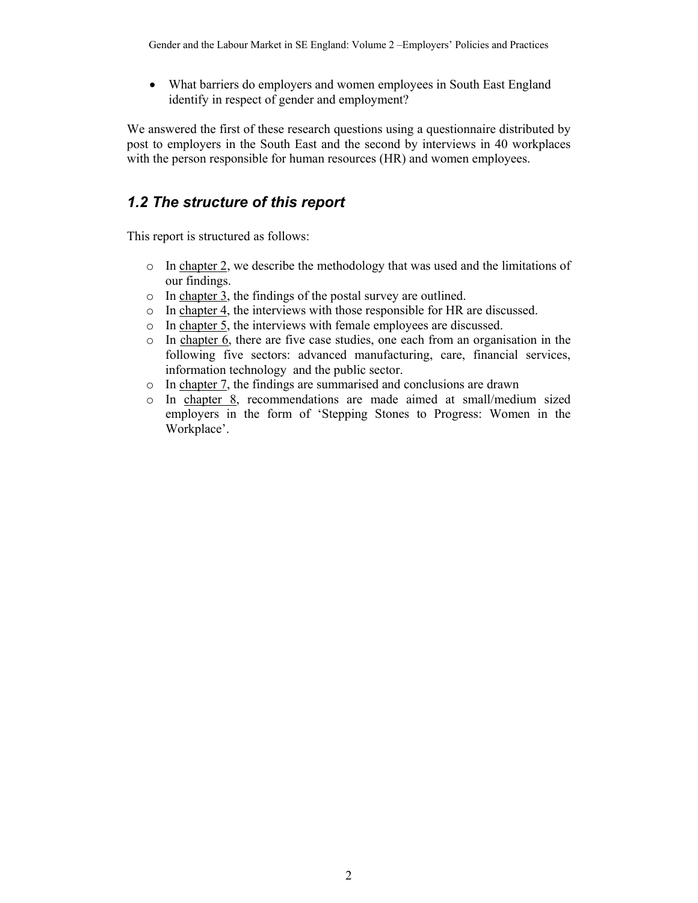- What barriers do employers and women employees in South East England identify in respect of gender and employment?

We answered the first of these research questions using a questionnaire distributed by post to employers in the South East and the second by interviews in 40 workplaces with the person responsible for human resources (HR) and women employees.

## *1.2 The structure of this report*

This report is structured as follows:

- In chapter 2, we describe the methodology that was used and the limitations of our findings.
- In chapter 3, the findings of the postal survey are outlined.
- In chapter 4, the interviews with those responsible for HR are discussed.
- In chapter 5, the interviews with female employees are discussed.
- In chapter 6, there are five case studies, one each from an organisation in the following five sectors: advanced manufacturing, care, financial services, information technology and the public sector.
- In chapter 7, the findings are summarised and conclusions are drawn
- In chapter 8, recommendations are made aimed at small/medium sized employers in the form of 'Stepping Stones to Progress: Women in the Workplace'.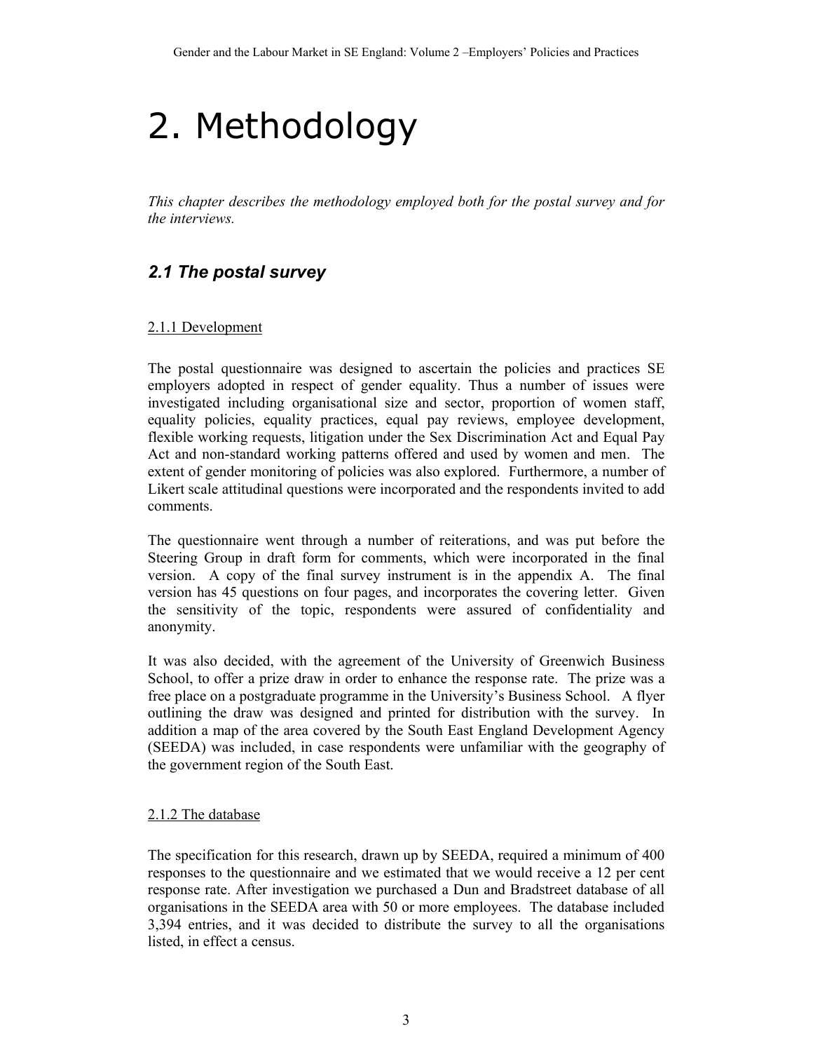# 2. Methodology

*This chapter describes the methodology employed both for the postal survey and for the interviews.*

## *2.1 The postal survey*

### 2.1.1 Development

The postal questionnaire was designed to ascertain the policies and practices SE employers adopted in respect of gender equality. Thus a number of issues were investigated including organisational size and sector, proportion of women staff, equality policies, equality practices, equal pay reviews, employee development, flexible working requests, litigation under the Sex Discrimination Act and Equal Pay Act and non-standard working patterns offered and used by women and men. The extent of gender monitoring of policies was also explored. Furthermore, a number of Likert scale attitudinal questions were incorporated and the respondents invited to add comments.

The questionnaire went through a number of reiterations, and was put before the Steering Group in draft form for comments, which were incorporated in the final version. A copy of the final survey instrument is in the appendix A. The final version has 45 questions on four pages, and incorporates the covering letter. Given the sensitivity of the topic, respondents were assured of confidentiality and anonymity.

It was also decided, with the agreement of the University of Greenwich Business School, to offer a prize draw in order to enhance the response rate. The prize was a free place on a postgraduate programme in the University's Business School. A flyer outlining the draw was designed and printed for distribution with the survey. In addition a map of the area covered by the South East England Development Agency (SEEDA) was included, in case respondents were unfamiliar with the geography of the government region of the South East.

### 2.1.2 The database

The specification for this research, drawn up by SEEDA, required a minimum of 400 responses to the questionnaire and we estimated that we would receive a 12 per cent response rate. After investigation we purchased a Dun and Bradstreet database of all organisations in the SEEDA area with 50 or more employees. The database included 3,394 entries, and it was decided to distribute the survey to all the organisations listed, in effect a census.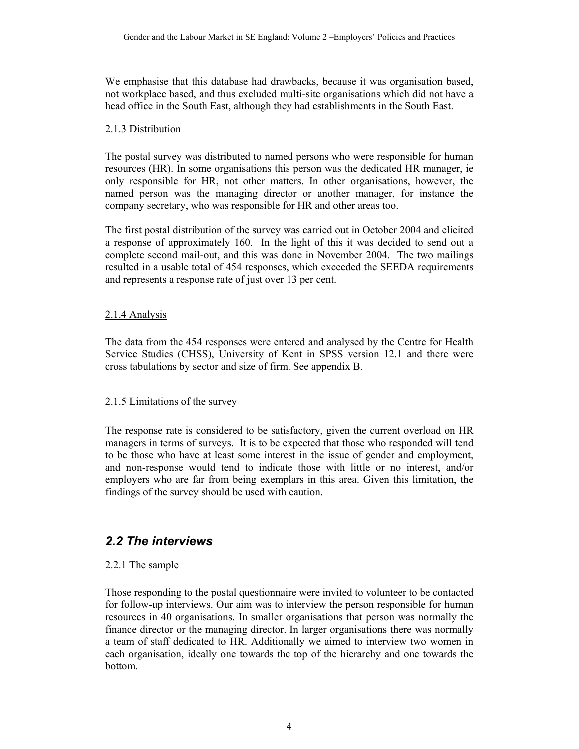We emphasise that this database had drawbacks, because it was organisation based, not workplace based, and thus excluded multi-site organisations which did not have a head office in the South East, although they had establishments in the South East.

#### 2.1.3 Distribution

The postal survey was distributed to named persons who were responsible for human resources (HR). In some organisations this person was the dedicated HR manager, ie only responsible for HR, not other matters. In other organisations, however, the named person was the managing director or another manager, for instance the company secretary, who was responsible for HR and other areas too.

The first postal distribution of the survey was carried out in October 2004 and elicited a response of approximately 160. In the light of this it was decided to send out a complete second mail-out, and this was done in November 2004. The two mailings resulted in a usable total of 454 responses, which exceeded the SEEDA requirements and represents a response rate of just over 13 per cent.

#### 2.1.4 Analysis

The data from the 454 responses were entered and analysed by the Centre for Health Service Studies (CHSS), University of Kent in SPSS version 12.1 and there were cross tabulations by sector and size of firm. See appendix B.

#### 2.1.5 Limitations of the survey

The response rate is considered to be satisfactory, given the current overload on HR managers in terms of surveys. It is to be expected that those who responded will tend to be those who have at least some interest in the issue of gender and employment, and non-response would tend to indicate those with little or no interest, and/or employers who are far from being exemplars in this area. Given this limitation, the findings of the survey should be used with caution.

## *2.2 The interviews*

#### 2.2.1 The sample

Those responding to the postal questionnaire were invited to volunteer to be contacted for follow-up interviews. Our aim was to interview the person responsible for human resources in 40 organisations. In smaller organisations that person was normally the finance director or the managing director. In larger organisations there was normally a team of staff dedicated to HR. Additionally we aimed to interview two women in each organisation, ideally one towards the top of the hierarchy and one towards the bottom.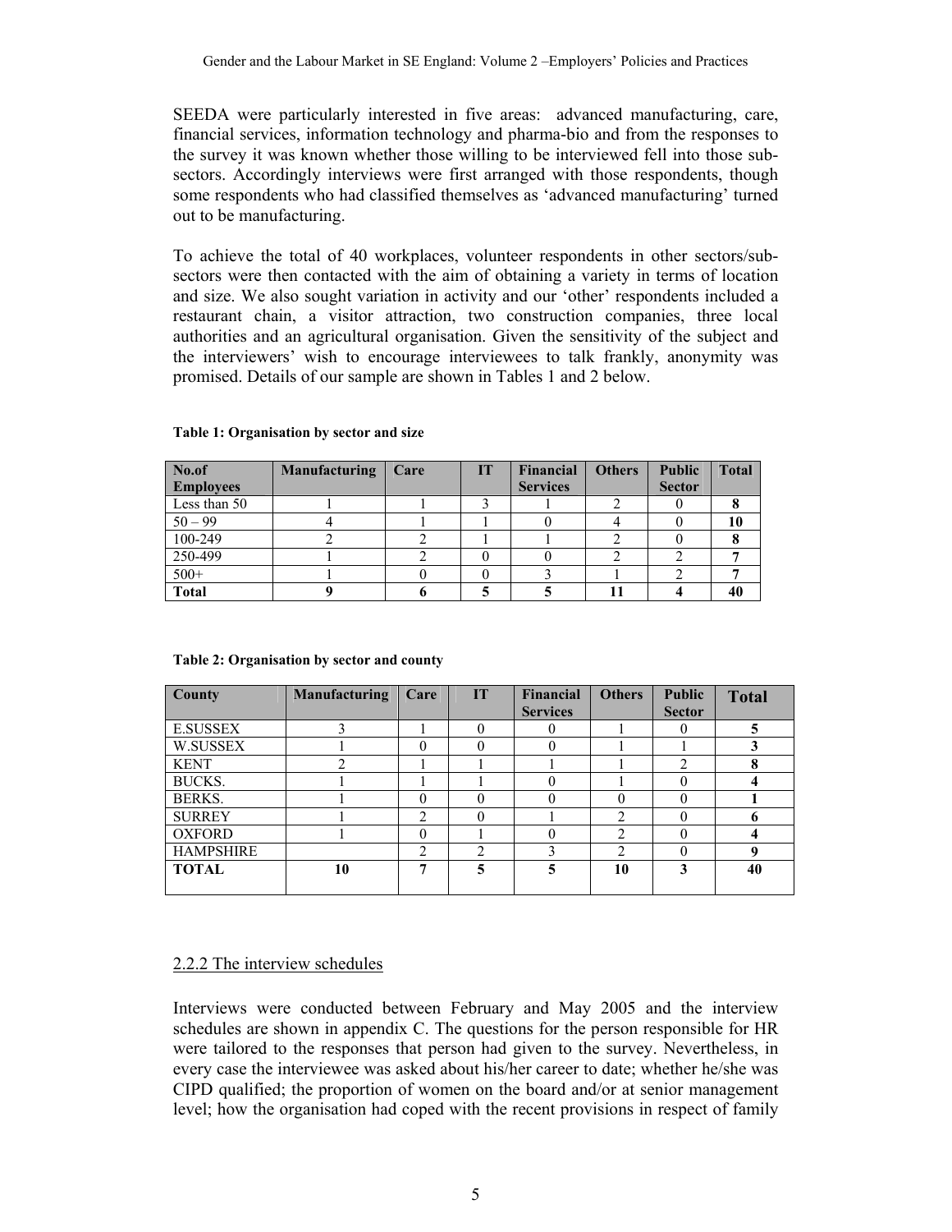SEEDA were particularly interested in five areas: advanced manufacturing, care, financial services, information technology and pharma-bio and from the responses to the survey it was known whether those willing to be interviewed fell into those sub-sectors. Accordingly interviews were first arranged with those respondents, though some respondents who had classified themselves as 'advanced manufacturing' turned out to be manufacturing.

To achieve the total of 40 workplaces, volunteer respondents in other sectors/sub-sectors were then contacted with the aim of obtaining a variety in terms of location and size. We also sought variation in activity and our 'other' respondents included a restaurant chain, a visitor attraction, two construction companies, three local authorities and an agricultural organisation. Given the sensitivity of the subject and the interviewers' wish to encourage interviewees to talk frankly, anonymity was promised. Details of our sample are shown in Tables 1 and 2 below.

**Table 1: Organisation by sector and size**

| No.of Employees | Manufacturing | Care | IT | Financial Services | Others | Public Sector | Total |
|---|---|---|---|---|---|---|---|
| Less than 50 | 1 | 1 | 3 | 1 | 2 | 0 | **8** |
| 50 – 99 | 4 | 1 | 1 | 0 | 4 | 0 | **10** |
| 100-249 | 2 | 2 | 1 | 1 | 2 | 0 | **8** |
| 250-499 | 1 | 2 | 0 | 0 | 2 | 2 | **7** |
| 500+ | 1 | 0 | 0 | 3 | 1 | 2 | **7** |
| **Total** | **9** | **6** | **5** | **5** | **11** | **4** | **40** |

**Table 2: Organisation by sector and county**

| County | Manufacturing | Care | IT | Financial Services | Others | Public Sector | Total |
|---|---|---|---|---|---|---|---|
| E.SUSSEX | 3 | 1 | 0 | 0 | 1 | 0 | **5** |
| W.SUSSEX | 1 | 0 | 0 | 0 | 1 | 1 | **3** |
| KENT | 2 | 1 | 1 | 1 | 1 | 2 | **8** |
| BUCKS. | 1 | 1 | 1 | 0 | 1 | 0 | **4** |
| BERKS. | 1 | 0 | 0 | 0 | 0 | 0 | **1** |
| SURREY | 1 | 2 | 0 | 1 | 2 | 0 | **6** |
| OXFORD | 1 | 0 | 1 | 0 | 2 | 0 | **4** |
| HAMPSHIRE | | 2 | 2 | 3 | 2 | 0 | **9** |
| **TOTAL** | **10** | **7** | **5** | **5** | **10** | **3** | **40** |

### 2.2.2 The interview schedules

Interviews were conducted between February and May 2005 and the interview schedules are shown in appendix C. The questions for the person responsible for HR were tailored to the responses that person had given to the survey. Nevertheless, in every case the interviewee was asked about his/her career to date; whether he/she was CIPD qualified; the proportion of women on the board and/or at senior management level; how the organisation had coped with the recent provisions in respect of family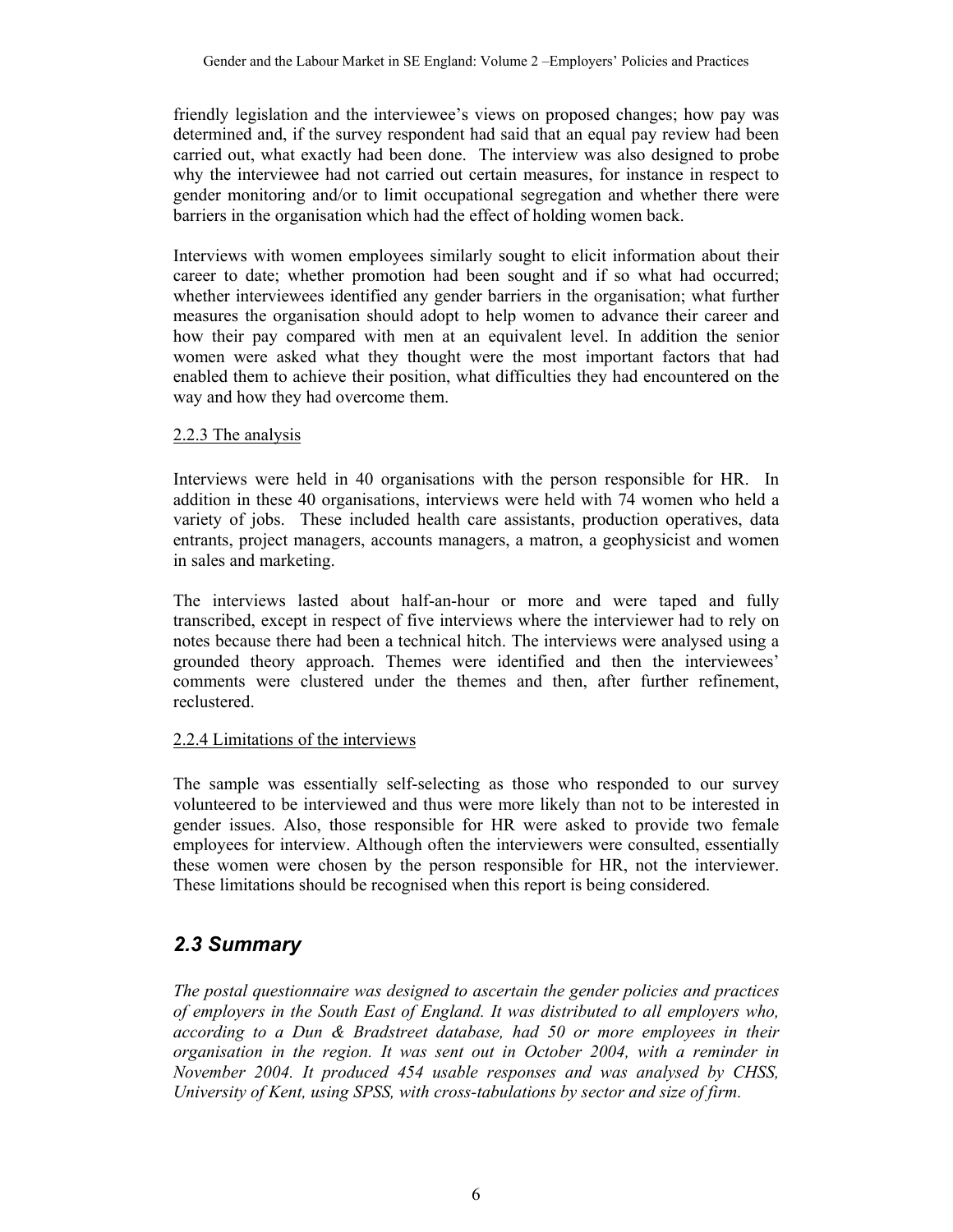friendly legislation and the interviewee's views on proposed changes; how pay was determined and, if the survey respondent had said that an equal pay review had been carried out, what exactly had been done. The interview was also designed to probe why the interviewee had not carried out certain measures, for instance in respect to gender monitoring and/or to limit occupational segregation and whether there were barriers in the organisation which had the effect of holding women back.

Interviews with women employees similarly sought to elicit information about their career to date; whether promotion had been sought and if so what had occurred; whether interviewees identified any gender barriers in the organisation; what further measures the organisation should adopt to help women to advance their career and how their pay compared with men at an equivalent level. In addition the senior women were asked what they thought were the most important factors that had enabled them to achieve their position, what difficulties they had encountered on the way and how they had overcome them.

2.2.3 The analysis

Interviews were held in 40 organisations with the person responsible for HR. In addition in these 40 organisations, interviews were held with 74 women who held a variety of jobs. These included health care assistants, production operatives, data entrants, project managers, accounts managers, a matron, a geophysicist and women in sales and marketing.

The interviews lasted about half-an-hour or more and were taped and fully transcribed, except in respect of five interviews where the interviewer had to rely on notes because there had been a technical hitch. The interviews were analysed using a grounded theory approach. Themes were identified and then the interviewees' comments were clustered under the themes and then, after further refinement, reclustered.

2.2.4 Limitations of the interviews

The sample was essentially self-selecting as those who responded to our survey volunteered to be interviewed and thus were more likely than not to be interested in gender issues. Also, those responsible for HR were asked to provide two female employees for interview. Although often the interviewers were consulted, essentially these women were chosen by the person responsible for HR, not the interviewer. These limitations should be recognised when this report is being considered.

## *2.3 Summary*

*The postal questionnaire was designed to ascertain the gender policies and practices of employers in the South East of England. It was distributed to all employers who, according to a Dun & Bradstreet database, had 50 or more employees in their organisation in the region. It was sent out in October 2004, with a reminder in November 2004. It produced 454 usable responses and was analysed by CHSS, University of Kent, using SPSS, with cross-tabulations by sector and size of firm.*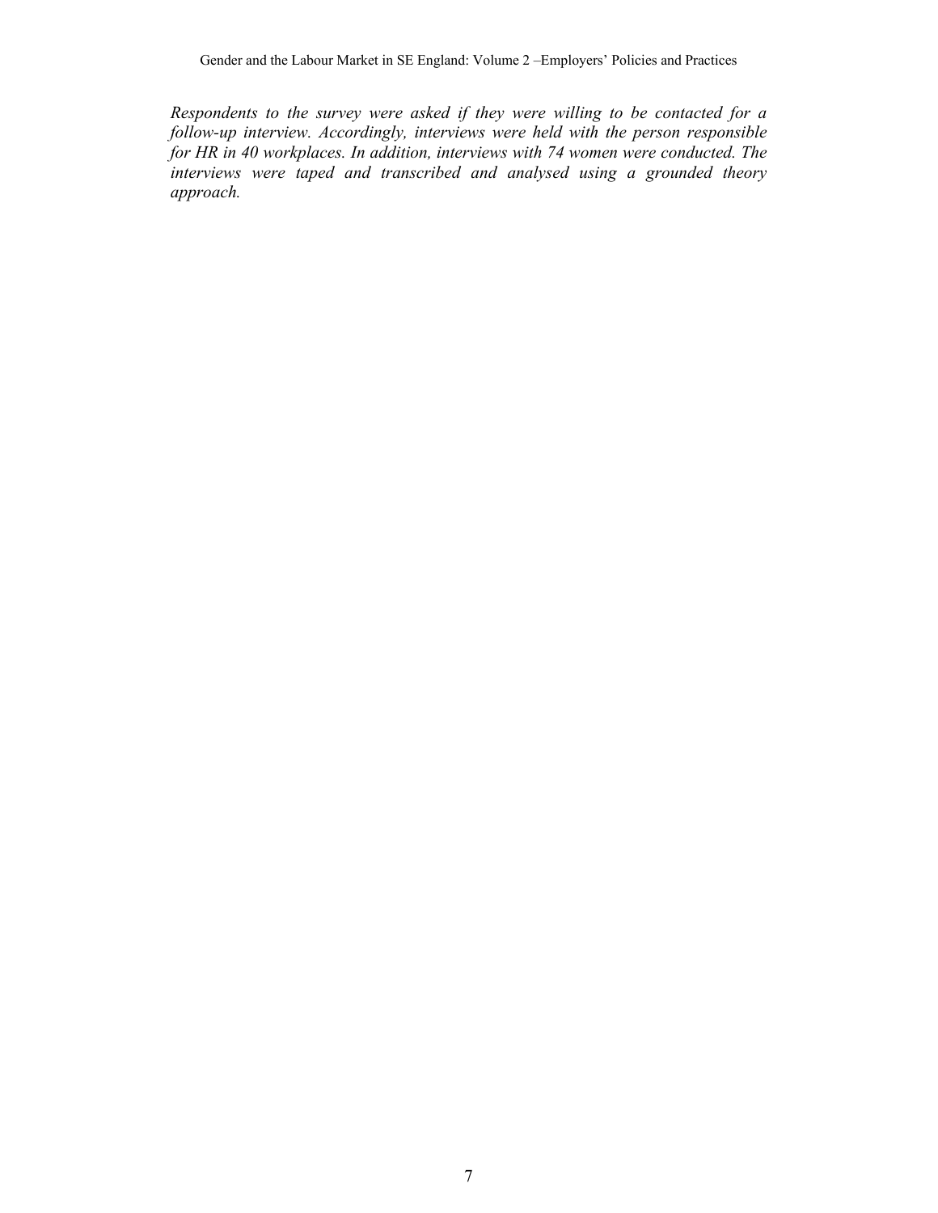*Respondents to the survey were asked if they were willing to be contacted for a follow-up interview. Accordingly, interviews were held with the person responsible for HR in 40 workplaces. In addition, interviews with 74 women were conducted. The interviews were taped and transcribed and analysed using a grounded theory approach.*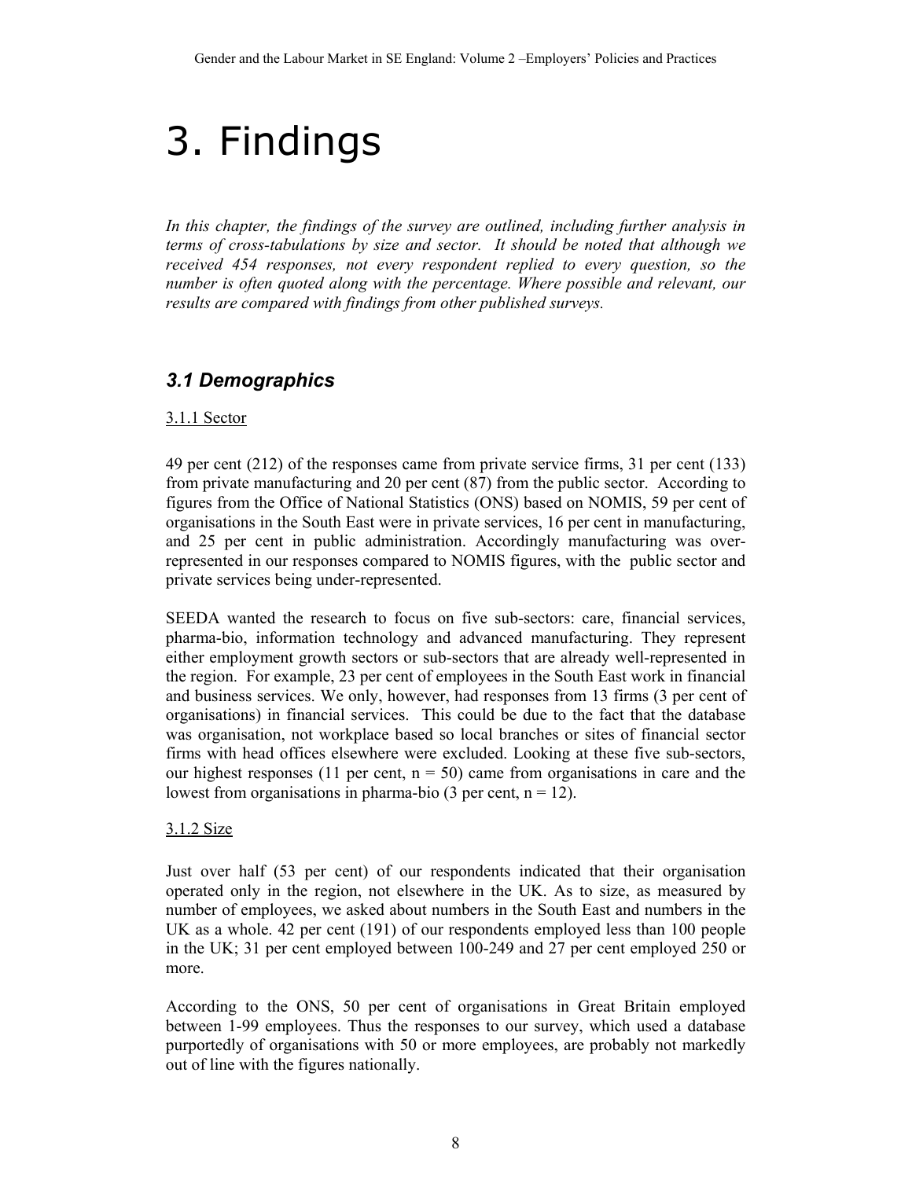# 3. Findings

*In this chapter, the findings of the survey are outlined, including further analysis in terms of cross-tabulations by size and sector. It should be noted that although we received 454 responses, not every respondent replied to every question, so the number is often quoted along with the percentage. Where possible and relevant, our results are compared with findings from other published surveys.*

## *3.1 Demographics*

3.1.1 Sector

49 per cent (212) of the responses came from private service firms, 31 per cent (133) from private manufacturing and 20 per cent (87) from the public sector. According to figures from the Office of National Statistics (ONS) based on NOMIS, 59 per cent of organisations in the South East were in private services, 16 per cent in manufacturing, and 25 per cent in public administration. Accordingly manufacturing was over-represented in our responses compared to NOMIS figures, with the public sector and private services being under-represented.

SEEDA wanted the research to focus on five sub-sectors: care, financial services, pharma-bio, information technology and advanced manufacturing. They represent either employment growth sectors or sub-sectors that are already well-represented in the region. For example, 23 per cent of employees in the South East work in financial and business services. We only, however, had responses from 13 firms (3 per cent of organisations) in financial services. This could be due to the fact that the database was organisation, not workplace based so local branches or sites of financial sector firms with head offices elsewhere were excluded. Looking at these five sub-sectors, our highest responses (11 per cent, n = 50) came from organisations in care and the lowest from organisations in pharma-bio (3 per cent, n = 12).

3.1.2 Size

Just over half (53 per cent) of our respondents indicated that their organisation operated only in the region, not elsewhere in the UK. As to size, as measured by number of employees, we asked about numbers in the South East and numbers in the UK as a whole. 42 per cent (191) of our respondents employed less than 100 people in the UK; 31 per cent employed between 100-249 and 27 per cent employed 250 or more.

According to the ONS, 50 per cent of organisations in Great Britain employed between 1-99 employees. Thus the responses to our survey, which used a database purportedly of organisations with 50 or more employees, are probably not markedly out of line with the figures nationally.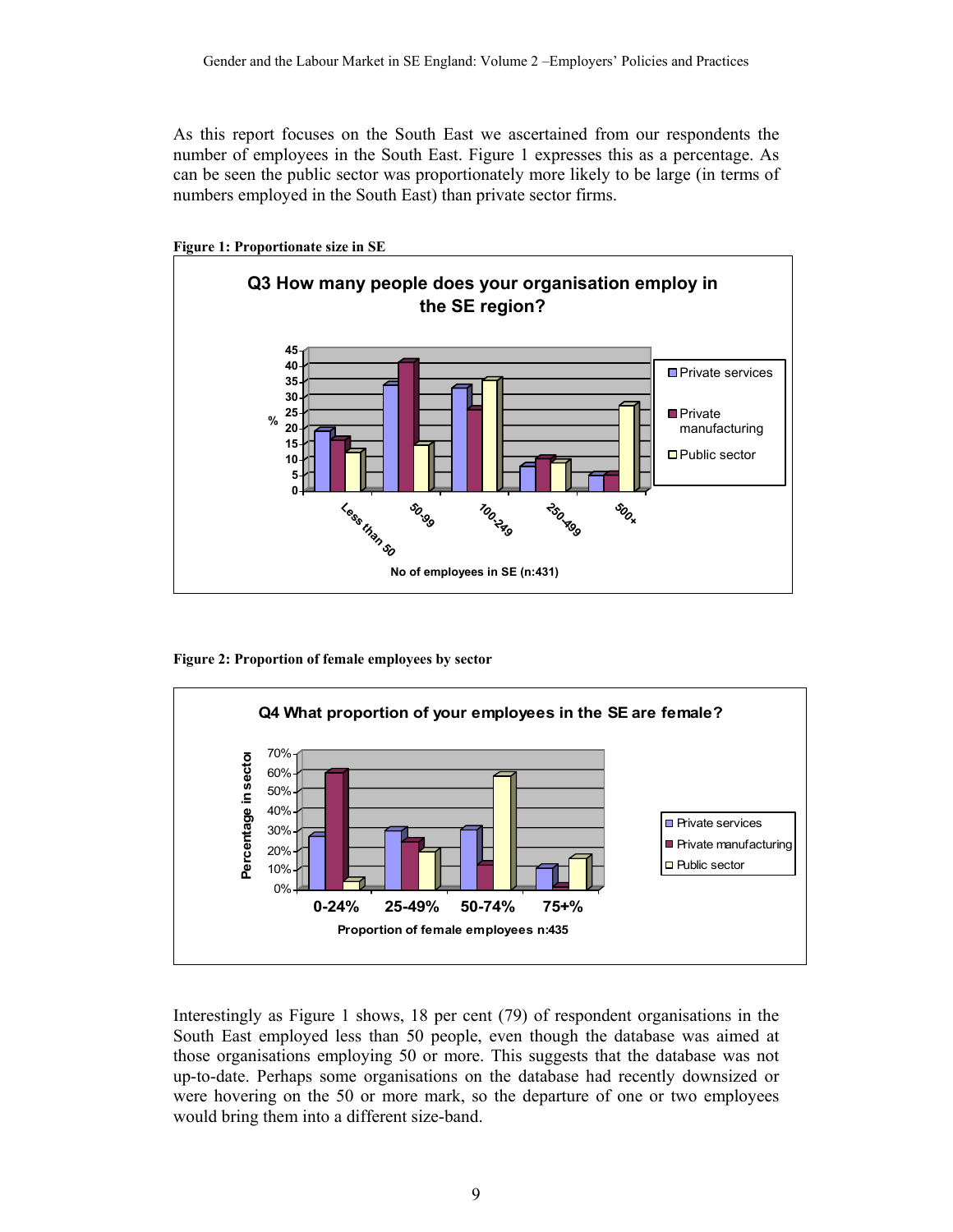As this report focuses on the South East we ascertained from our respondents the number of employees in the South East. Figure 1 expresses this as a percentage. As can be seen the public sector was proportionately more likely to be large (in terms of numbers employed in the South East) than private sector firms.

**Figure 1: Proportionate size in SE**

**Figure 2: Proportion of female employees by sector**

Interestingly as Figure 1 shows, 18 per cent (79) of respondent organisations in the South East employed less than 50 people, even though the database was aimed at those organisations employing 50 or more. This suggests that the database was not up-to-date. Perhaps some organisations on the database had recently downsized or were hovering on the 50 or more mark, so the departure of one or two employees would bring them into a different size-band.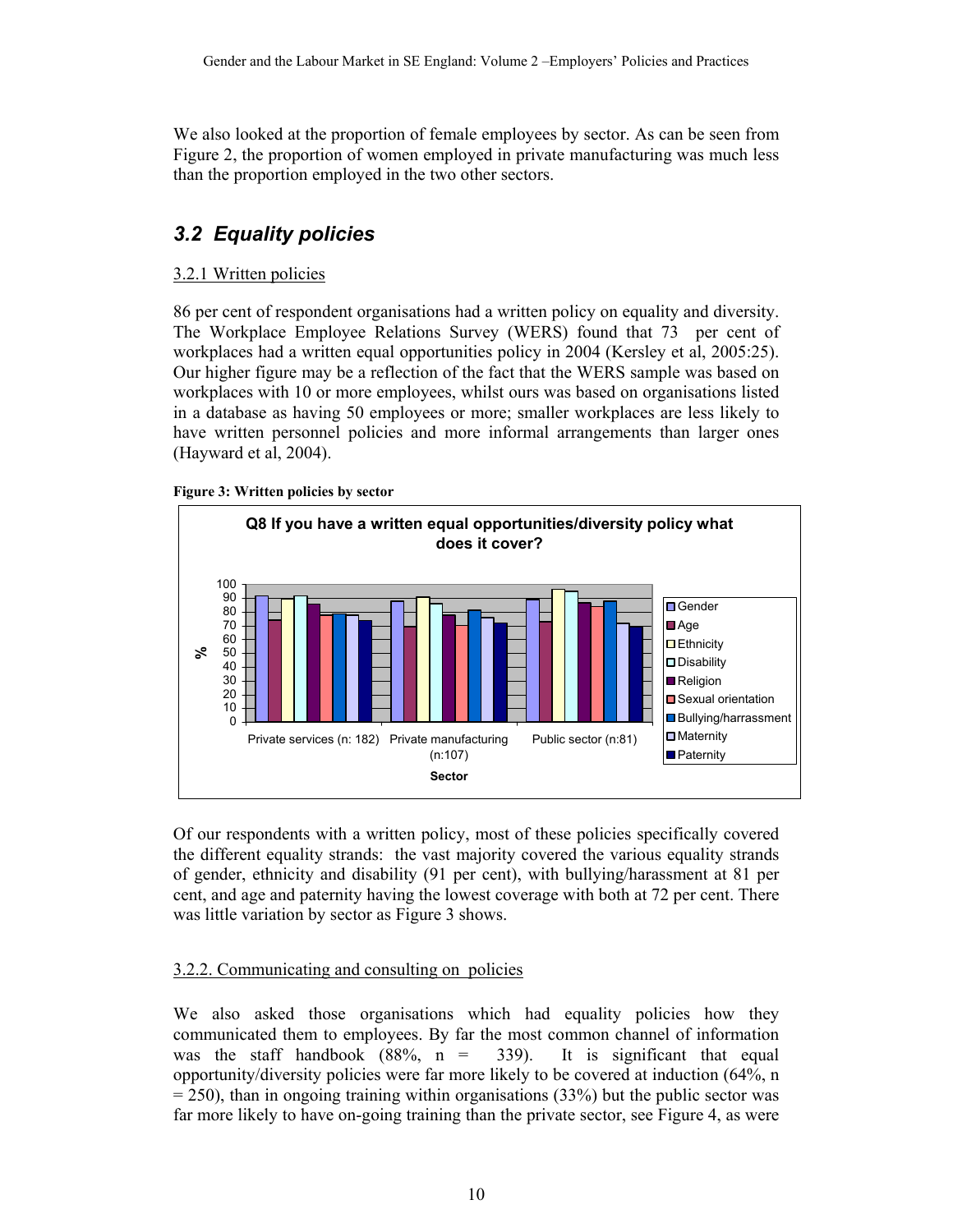We also looked at the proportion of female employees by sector. As can be seen from Figure 2, the proportion of women employed in private manufacturing was much less than the proportion employed in the two other sectors.

## *3.2 Equality policies*

### 3.2.1 Written policies

86 per cent of respondent organisations had a written policy on equality and diversity. The Workplace Employee Relations Survey (WERS) found that 73 per cent of workplaces had a written equal opportunities policy in 2004 (Kersley et al, 2005:25). Our higher figure may be a reflection of the fact that the WERS sample was based on workplaces with 10 or more employees, whilst ours was based on organisations listed in a database as having 50 employees or more; smaller workplaces are less likely to have written personnel policies and more informal arrangements than larger ones (Hayward et al, 2004).

**Figure 3: Written policies by sector**

**Q8 If you have a written equal opportunities/diversity policy what does it cover?**

Of our respondents with a written policy, most of these policies specifically covered the different equality strands: the vast majority covered the various equality strands of gender, ethnicity and disability (91 per cent), with bullying/harassment at 81 per cent, and age and paternity having the lowest coverage with both at 72 per cent. There was little variation by sector as Figure 3 shows.

### 3.2.2. Communicating and consulting on policies

We also asked those organisations which had equality policies how they communicated them to employees. By far the most common channel of information was the staff handbook (88%, n = 339). It is significant that equal opportunity/diversity policies were far more likely to be covered at induction (64%, n = 250), than in ongoing training within organisations (33%) but the public sector was far more likely to have on-going training than the private sector, see Figure 4, as were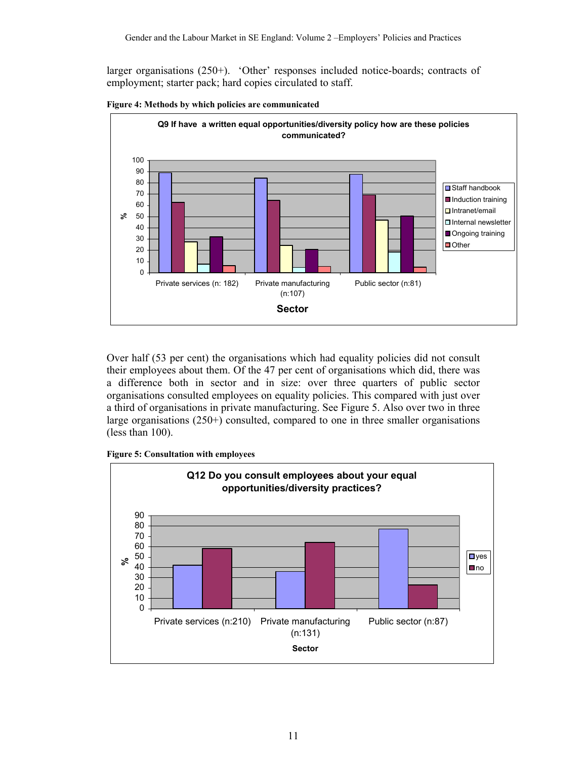larger organisations (250+). 'Other' responses included notice-boards; contracts of employment; starter pack; hard copies circulated to staff.

**Figure 4: Methods by which policies are communicated**

**Q9 If have a written equal opportunities/diversity policy how are these policies communicated?**

**Figure 5: Consultation with employees**

**Q12 Do you consult employees about your equal opportunities/diversity practices?**

Over half (53 per cent) the organisations which had equality policies did not consult their employees about them. Of the 47 per cent of organisations which did, there was a difference both in sector and in size: over three quarters of public sector organisations consulted employees on equality policies. This compared with just over a third of organisations in private manufacturing. See Figure 5. Also over two in three large organisations (250+) consulted, compared to one in three smaller organisations (less than 100).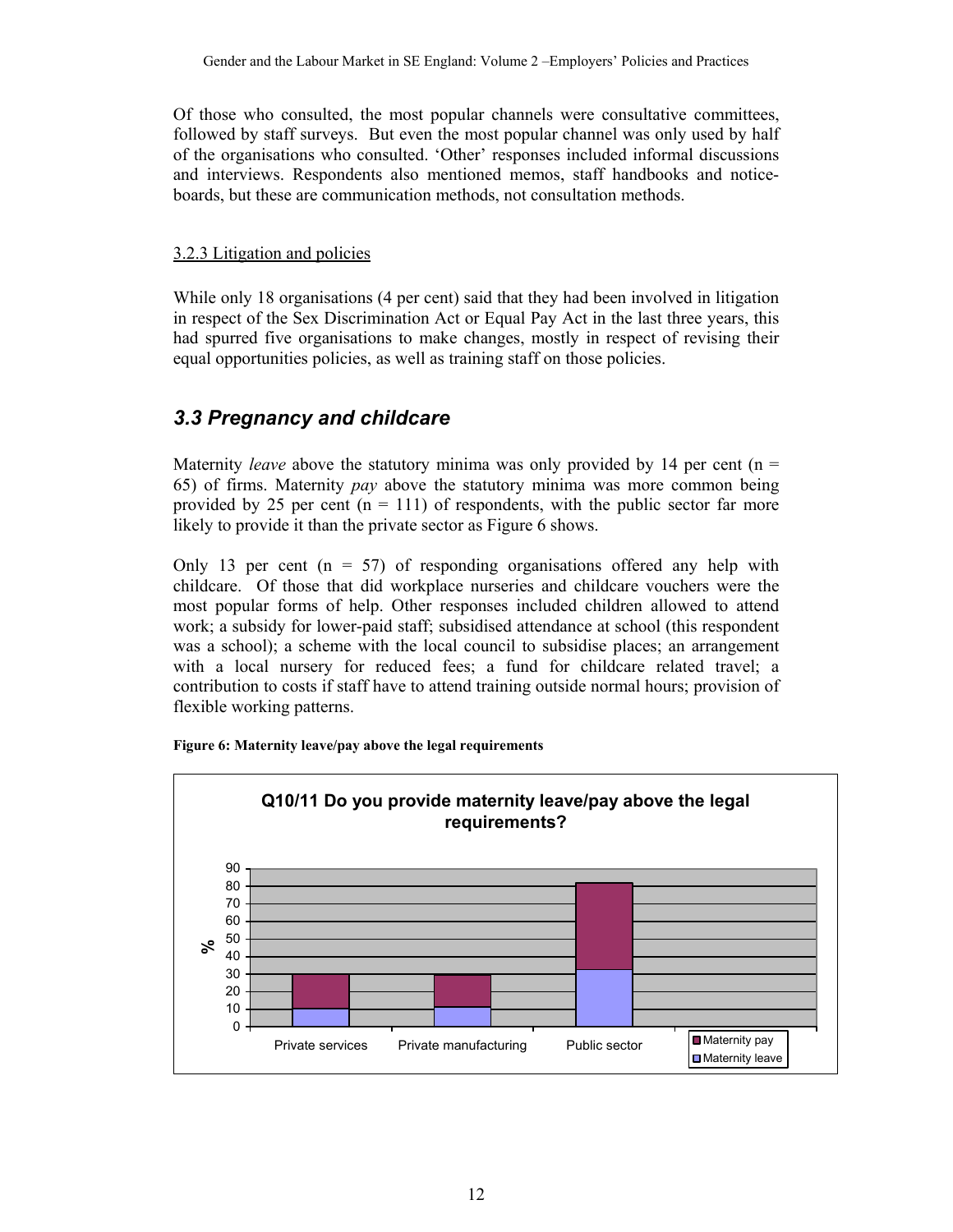Of those who consulted, the most popular channels were consultative committees, followed by staff surveys. But even the most popular channel was only used by half of the organisations who consulted. 'Other' responses included informal discussions and interviews. Respondents also mentioned memos, staff handbooks and notice-boards, but these are communication methods, not consultation methods.

### 3.2.3 Litigation and policies

While only 18 organisations (4 per cent) said that they had been involved in litigation in respect of the Sex Discrimination Act or Equal Pay Act in the last three years, this had spurred five organisations to make changes, mostly in respect of revising their equal opportunities policies, as well as training staff on those policies.

## *3.3 Pregnancy and childcare*

Maternity *leave* above the statutory minima was only provided by 14 per cent (n = 65) of firms. Maternity *pay* above the statutory minima was more common being provided by 25 per cent (n = 111) of respondents, with the public sector far more likely to provide it than the private sector as Figure 6 shows.

Only 13 per cent (n = 57) of responding organisations offered any help with childcare. Of those that did workplace nurseries and childcare vouchers were the most popular forms of help. Other responses included children allowed to attend work; a subsidy for lower-paid staff; subsidised attendance at school (this respondent was a school); a scheme with the local council to subsidise places; an arrangement with a local nursery for reduced fees; a fund for childcare related travel; a contribution to costs if staff have to attend training outside normal hours; provision of flexible working patterns.

**Figure 6: Maternity leave/pay above the legal requirements**

**Q10/11 Do you provide maternity leave/pay above the legal requirements?**

| | Private services | Private manufacturing | Public sector |
|---|---|---|---|
| Maternity leave (%) | 10 | 11 | 32 |
| Maternity pay (%) | 20 | 18 | 50 |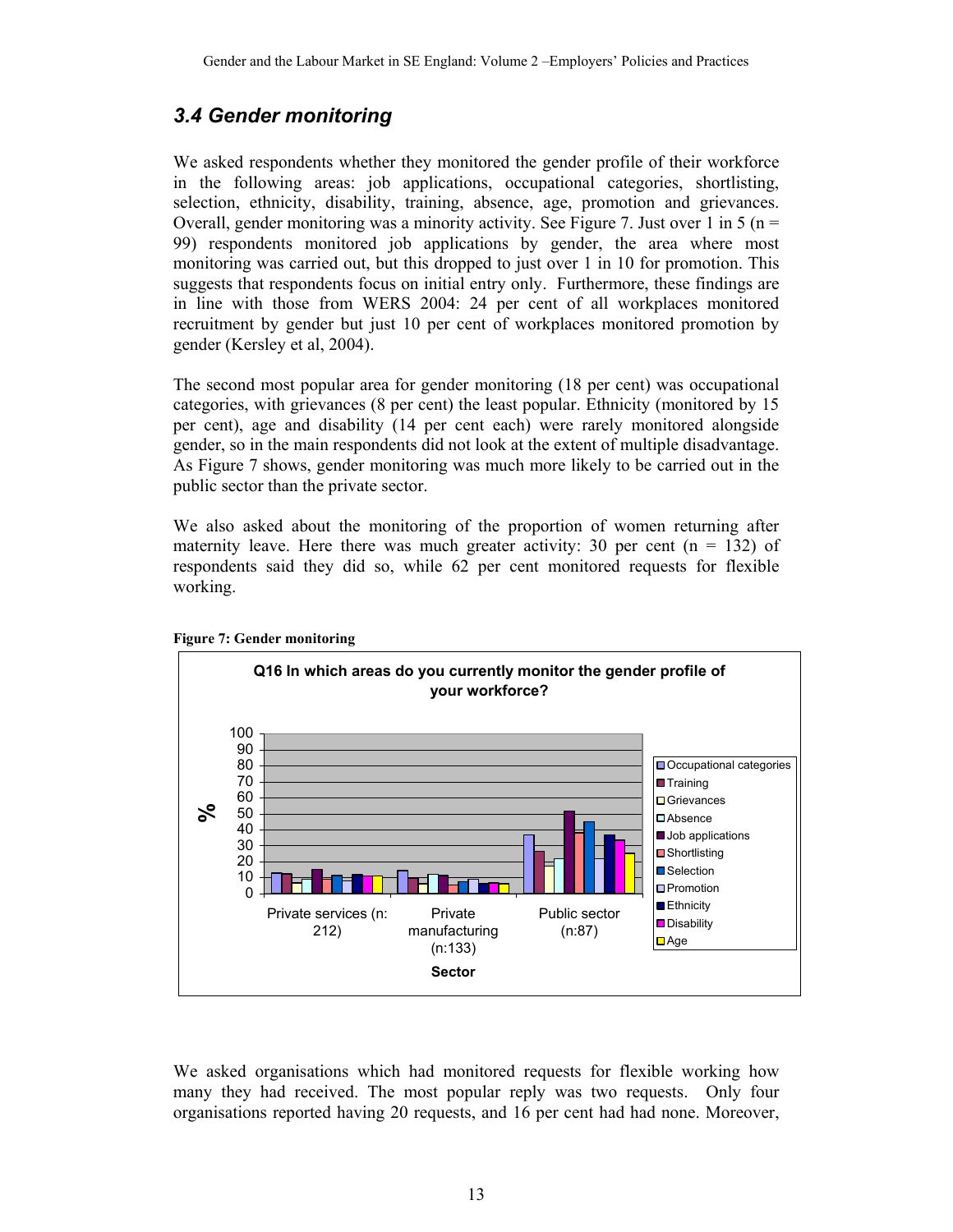### 3.4 Gender monitoring

We asked respondents whether they monitored the gender profile of their workforce in the following areas: job applications, occupational categories, shortlisting, selection, ethnicity, disability, training, absence, age, promotion and grievances. Overall, gender monitoring was a minority activity. See Figure 7. Just over 1 in 5 (n = 99) respondents monitored job applications by gender, the area where most monitoring was carried out, but this dropped to just over 1 in 10 for promotion. This suggests that respondents focus on initial entry only. Furthermore, these findings are in line with those from WERS 2004: 24 per cent of all workplaces monitored recruitment by gender but just 10 per cent of workplaces monitored promotion by gender (Kersley et al, 2004).

The second most popular area for gender monitoring (18 per cent) was occupational categories, with grievances (8 per cent) the least popular. Ethnicity (monitored by 15 per cent), age and disability (14 per cent each) were rarely monitored alongside gender, so in the main respondents did not look at the extent of multiple disadvantage. As Figure 7 shows, gender monitoring was much more likely to be carried out in the public sector than the private sector.

We also asked about the monitoring of the proportion of women returning after maternity leave. Here there was much greater activity: 30 per cent (n = 132) of respondents said they did so, while 62 per cent monitored requests for flexible working.

**Figure 7: Gender monitoring**

We asked organisations which had monitored requests for flexible working how many they had received. The most popular reply was two requests. Only four organisations reported having 20 requests, and 16 per cent had had none. Moreover,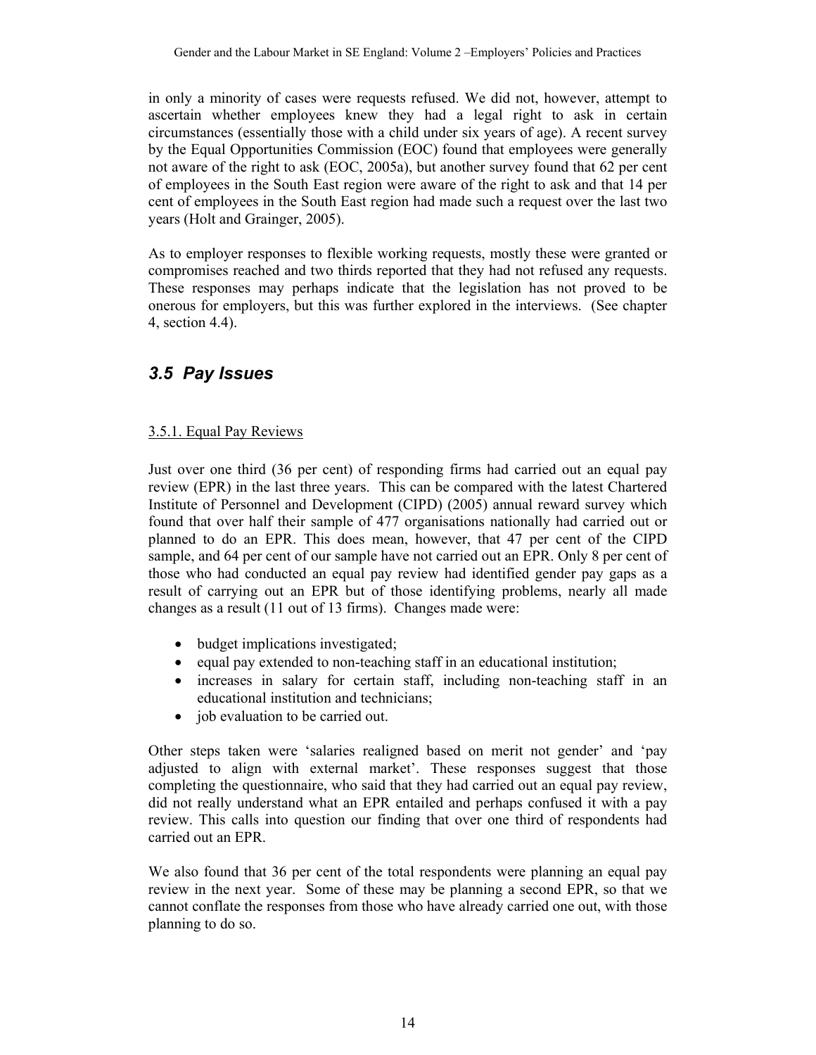in only a minority of cases were requests refused. We did not, however, attempt to ascertain whether employees knew they had a legal right to ask in certain circumstances (essentially those with a child under six years of age). A recent survey by the Equal Opportunities Commission (EOC) found that employees were generally not aware of the right to ask (EOC, 2005a), but another survey found that 62 per cent of employees in the South East region were aware of the right to ask and that 14 per cent of employees in the South East region had made such a request over the last two years (Holt and Grainger, 2005).

As to employer responses to flexible working requests, mostly these were granted or compromises reached and two thirds reported that they had not refused any requests. These responses may perhaps indicate that the legislation has not proved to be onerous for employers, but this was further explored in the interviews. (See chapter 4, section 4.4).

## *3.5 Pay Issues*

### 3.5.1. Equal Pay Reviews

Just over one third (36 per cent) of responding firms had carried out an equal pay review (EPR) in the last three years. This can be compared with the latest Chartered Institute of Personnel and Development (CIPD) (2005) annual reward survey which found that over half their sample of 477 organisations nationally had carried out or planned to do an EPR. This does mean, however, that 47 per cent of the CIPD sample, and 64 per cent of our sample have not carried out an EPR. Only 8 per cent of those who had conducted an equal pay review had identified gender pay gaps as a result of carrying out an EPR but of those identifying problems, nearly all made changes as a result (11 out of 13 firms). Changes made were:

- budget implications investigated;
- equal pay extended to non-teaching staff in an educational institution;
- increases in salary for certain staff, including non-teaching staff in an educational institution and technicians;
- job evaluation to be carried out.

Other steps taken were 'salaries realigned based on merit not gender' and 'pay adjusted to align with external market'. These responses suggest that those completing the questionnaire, who said that they had carried out an equal pay review, did not really understand what an EPR entailed and perhaps confused it with a pay review. This calls into question our finding that over one third of respondents had carried out an EPR.

We also found that 36 per cent of the total respondents were planning an equal pay review in the next year. Some of these may be planning a second EPR, so that we cannot conflate the responses from those who have already carried one out, with those planning to do so.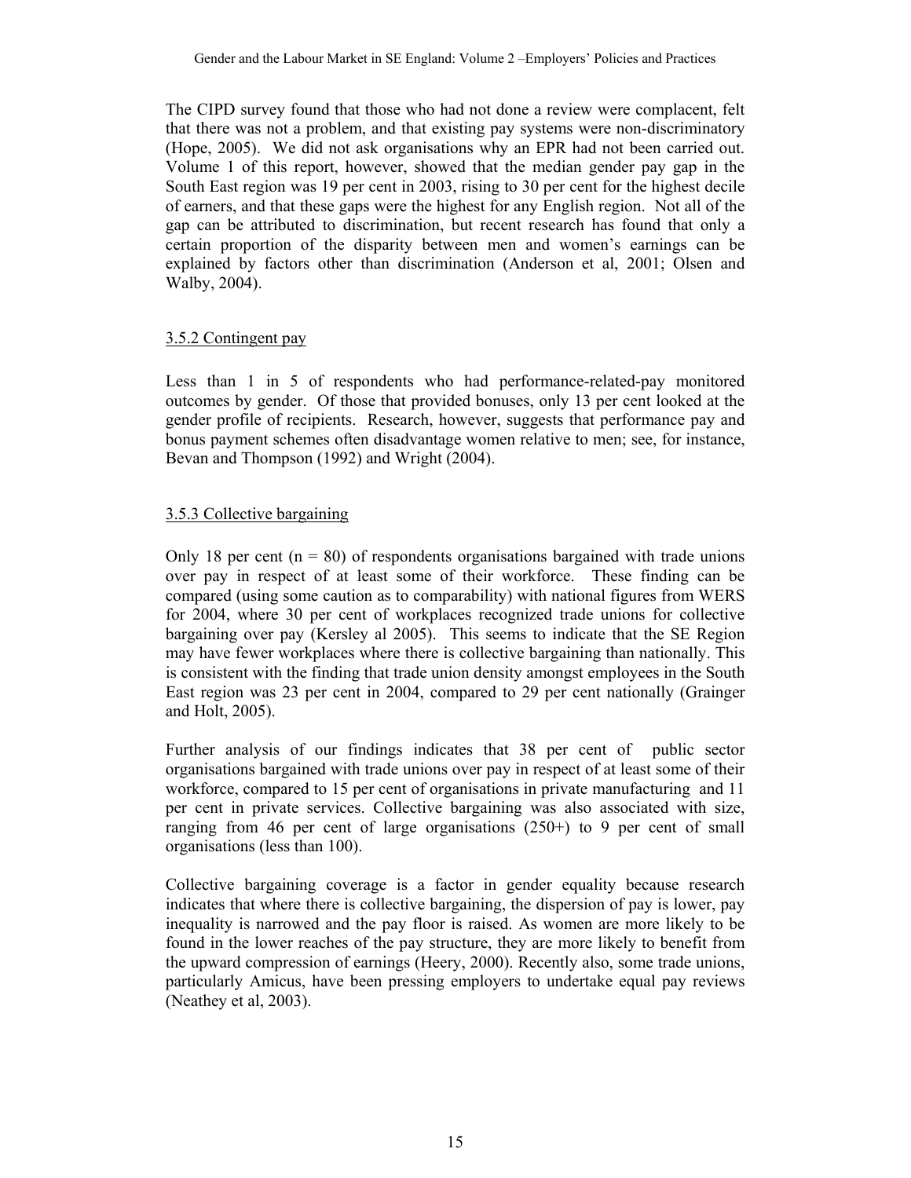The CIPD survey found that those who had not done a review were complacent, felt that there was not a problem, and that existing pay systems were non-discriminatory (Hope, 2005). We did not ask organisations why an EPR had not been carried out. Volume 1 of this report, however, showed that the median gender pay gap in the South East region was 19 per cent in 2003, rising to 30 per cent for the highest decile of earners, and that these gaps were the highest for any English region. Not all of the gap can be attributed to discrimination, but recent research has found that only a certain proportion of the disparity between men and women's earnings can be explained by factors other than discrimination (Anderson et al, 2001; Olsen and Walby, 2004).

### 3.5.2 Contingent pay

Less than 1 in 5 of respondents who had performance-related-pay monitored outcomes by gender. Of those that provided bonuses, only 13 per cent looked at the gender profile of recipients. Research, however, suggests that performance pay and bonus payment schemes often disadvantage women relative to men; see, for instance, Bevan and Thompson (1992) and Wright (2004).

### 3.5.3 Collective bargaining

Only 18 per cent (n = 80) of respondents organisations bargained with trade unions over pay in respect of at least some of their workforce. These finding can be compared (using some caution as to comparability) with national figures from WERS for 2004, where 30 per cent of workplaces recognized trade unions for collective bargaining over pay (Kersley al 2005). This seems to indicate that the SE Region may have fewer workplaces where there is collective bargaining than nationally. This is consistent with the finding that trade union density amongst employees in the South East region was 23 per cent in 2004, compared to 29 per cent nationally (Grainger and Holt, 2005).

Further analysis of our findings indicates that 38 per cent of public sector organisations bargained with trade unions over pay in respect of at least some of their workforce, compared to 15 per cent of organisations in private manufacturing and 11 per cent in private services. Collective bargaining was also associated with size, ranging from 46 per cent of large organisations (250+) to 9 per cent of small organisations (less than 100).

Collective bargaining coverage is a factor in gender equality because research indicates that where there is collective bargaining, the dispersion of pay is lower, pay inequality is narrowed and the pay floor is raised. As women are more likely to be found in the lower reaches of the pay structure, they are more likely to benefit from the upward compression of earnings (Heery, 2000). Recently also, some trade unions, particularly Amicus, have been pressing employers to undertake equal pay reviews (Neathey et al, 2003).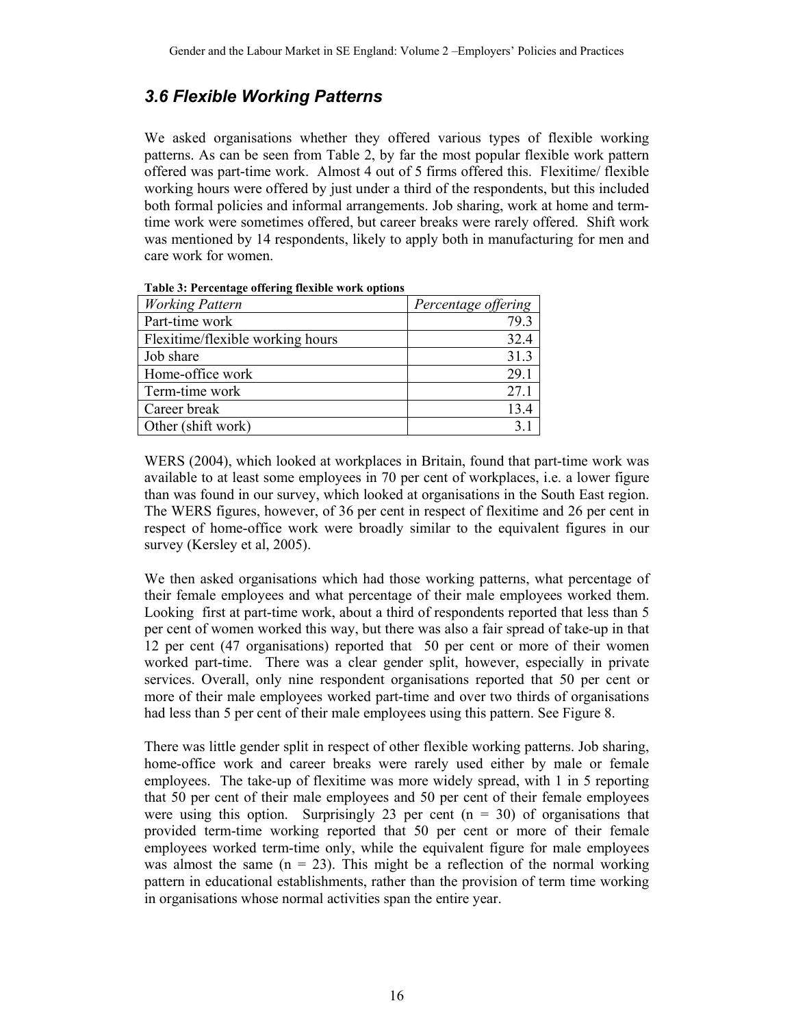### *3.6 Flexible Working Patterns*

We asked organisations whether they offered various types of flexible working patterns. As can be seen from Table 2, by far the most popular flexible work pattern offered was part-time work. Almost 4 out of 5 firms offered this. Flexitime/ flexible working hours were offered by just under a third of the respondents, but this included both formal policies and informal arrangements. Job sharing, work at home and term-time work were sometimes offered, but career breaks were rarely offered. Shift work was mentioned by 14 respondents, likely to apply both in manufacturing for men and care work for women.

**Table 3: Percentage offering flexible work options**

| *Working Pattern* | *Percentage offering* |
|---|---:|
| Part-time work | 79.3 |
| Flexitime/flexible working hours | 32.4 |
| Job share | 31.3 |
| Home-office work | 29.1 |
| Term-time work | 27.1 |
| Career break | 13.4 |
| Other (shift work) | 3.1 |

WERS (2004), which looked at workplaces in Britain, found that part-time work was available to at least some employees in 70 per cent of workplaces, i.e. a lower figure than was found in our survey, which looked at organisations in the South East region. The WERS figures, however, of 36 per cent in respect of flexitime and 26 per cent in respect of home-office work were broadly similar to the equivalent figures in our survey (Kersley et al, 2005).

We then asked organisations which had those working patterns, what percentage of their female employees and what percentage of their male employees worked them. Looking first at part-time work, about a third of respondents reported that less than 5 per cent of women worked this way, but there was also a fair spread of take-up in that 12 per cent (47 organisations) reported that 50 per cent or more of their women worked part-time. There was a clear gender split, however, especially in private services. Overall, only nine respondent organisations reported that 50 per cent or more of their male employees worked part-time and over two thirds of organisations had less than 5 per cent of their male employees using this pattern. See Figure 8.

There was little gender split in respect of other flexible working patterns. Job sharing, home-office work and career breaks were rarely used either by male or female employees. The take-up of flexitime was more widely spread, with 1 in 5 reporting that 50 per cent of their male employees and 50 per cent of their female employees were using this option. Surprisingly 23 per cent (n = 30) of organisations that provided term-time working reported that 50 per cent or more of their female employees worked term-time only, while the equivalent figure for male employees was almost the same (n = 23). This might be a reflection of the normal working pattern in educational establishments, rather than the provision of term time working in organisations whose normal activities span the entire year.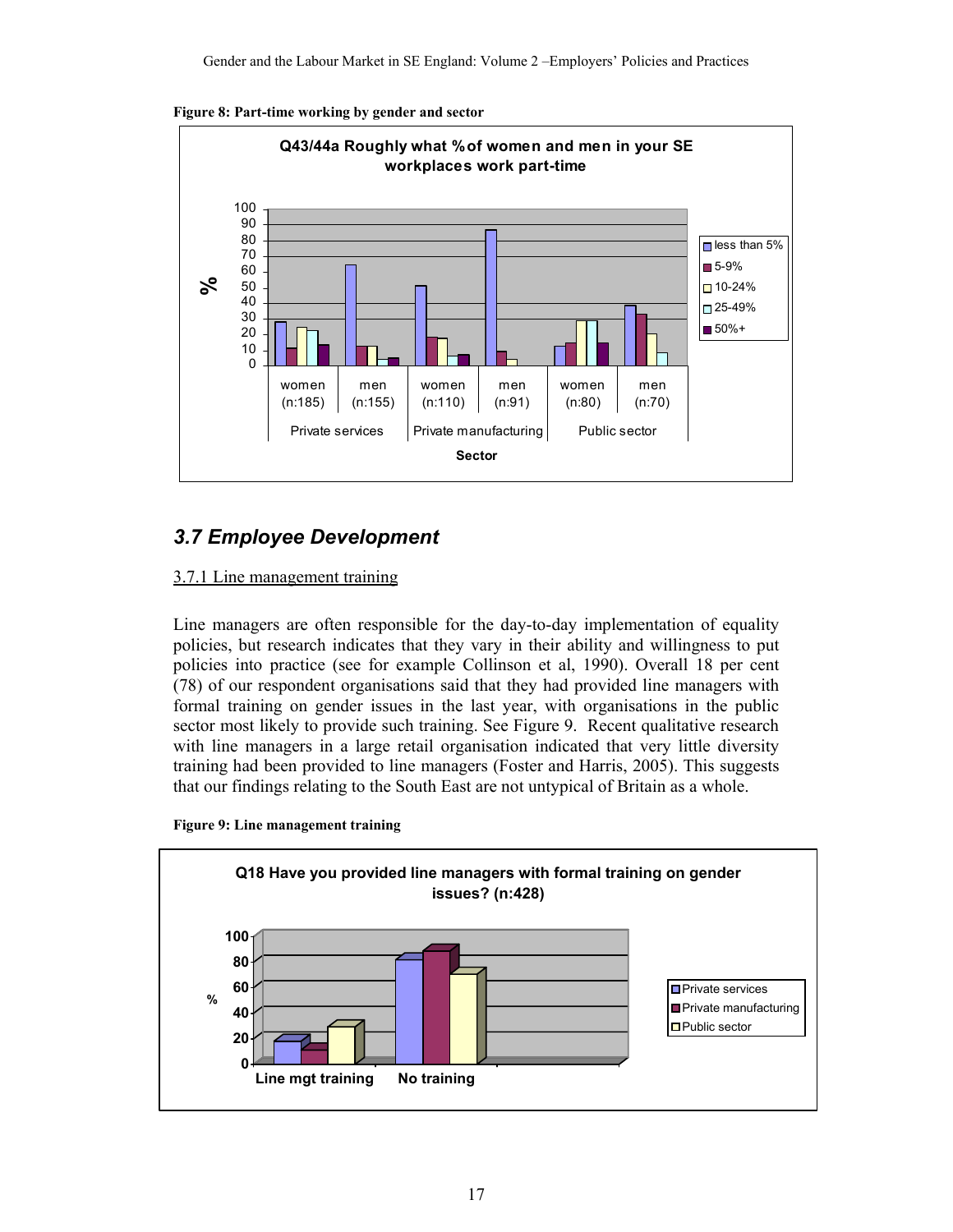**Figure 8: Part-time working by gender and sector**

## 3.7 Employee Development

3.7.1 Line management training

Line managers are often responsible for the day-to-day implementation of equality policies, but research indicates that they vary in their ability and willingness to put policies into practice (see for example Collinson et al, 1990). Overall 18 per cent (78) of our respondent organisations said that they had provided line managers with formal training on gender issues in the last year, with organisations in the public sector most likely to provide such training. See Figure 9. Recent qualitative research with line managers in a large retail organisation indicated that very little diversity training had been provided to line managers (Foster and Harris, 2005). This suggests that our findings relating to the South East are not untypical of Britain as a whole.

**Figure 9: Line management training**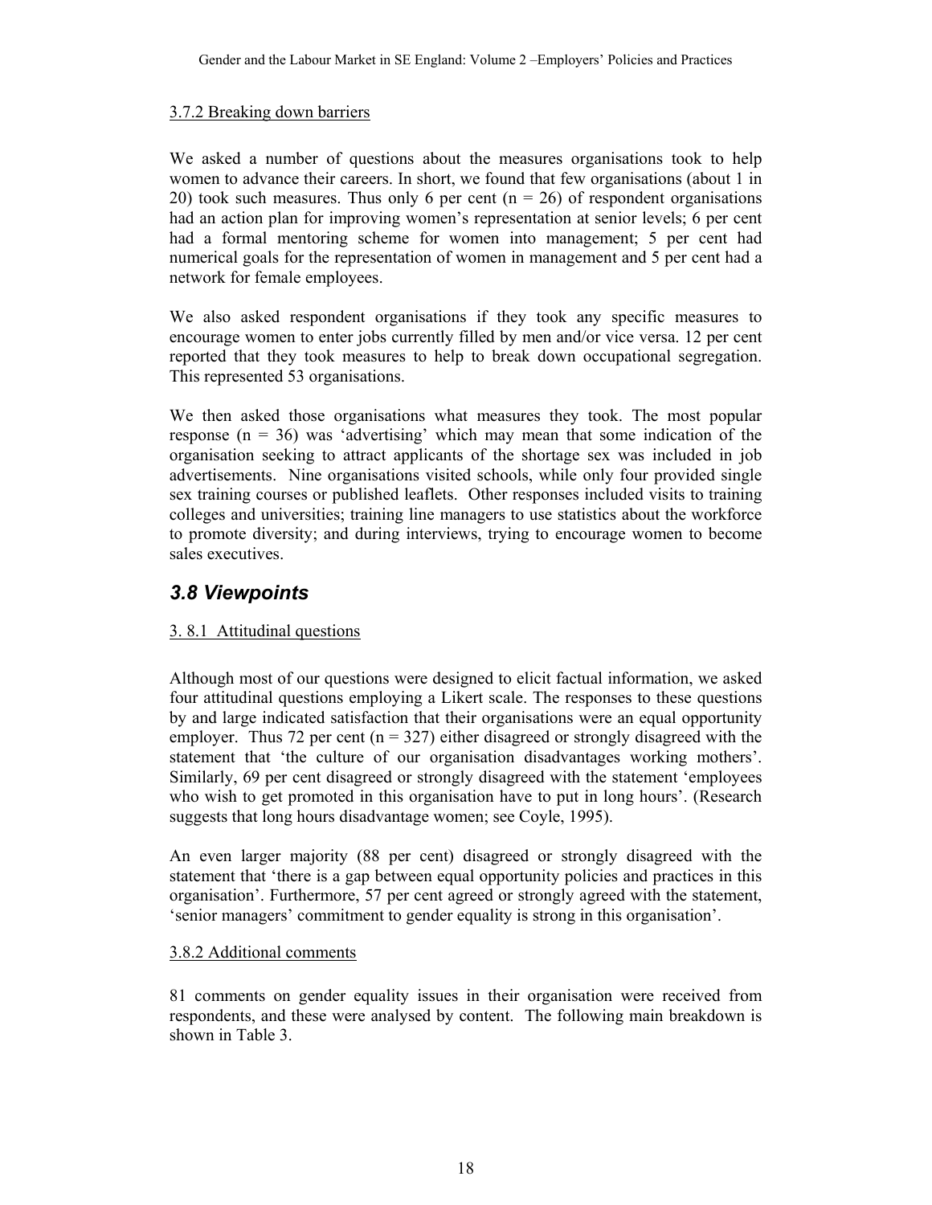### 3.7.2 Breaking down barriers

We asked a number of questions about the measures organisations took to help women to advance their careers. In short, we found that few organisations (about 1 in 20) took such measures. Thus only 6 per cent (n = 26) of respondent organisations had an action plan for improving women's representation at senior levels; 6 per cent had a formal mentoring scheme for women into management; 5 per cent had numerical goals for the representation of women in management and 5 per cent had a network for female employees.

We also asked respondent organisations if they took any specific measures to encourage women to enter jobs currently filled by men and/or vice versa. 12 per cent reported that they took measures to help to break down occupational segregation. This represented 53 organisations.

We then asked those organisations what measures they took. The most popular response (n = 36) was 'advertising' which may mean that some indication of the organisation seeking to attract applicants of the shortage sex was included in job advertisements. Nine organisations visited schools, while only four provided single sex training courses or published leaflets. Other responses included visits to training colleges and universities; training line managers to use statistics about the workforce to promote diversity; and during interviews, trying to encourage women to become sales executives.

## *3.8 Viewpoints*

### 3. 8.1 Attitudinal questions

Although most of our questions were designed to elicit factual information, we asked four attitudinal questions employing a Likert scale. The responses to these questions by and large indicated satisfaction that their organisations were an equal opportunity employer. Thus 72 per cent (n = 327) either disagreed or strongly disagreed with the statement that 'the culture of our organisation disadvantages working mothers'. Similarly, 69 per cent disagreed or strongly disagreed with the statement 'employees who wish to get promoted in this organisation have to put in long hours'. (Research suggests that long hours disadvantage women; see Coyle, 1995).

An even larger majority (88 per cent) disagreed or strongly disagreed with the statement that 'there is a gap between equal opportunity policies and practices in this organisation'. Furthermore, 57 per cent agreed or strongly agreed with the statement, 'senior managers' commitment to gender equality is strong in this organisation'.

### 3.8.2 Additional comments

81 comments on gender equality issues in their organisation were received from respondents, and these were analysed by content. The following main breakdown is shown in Table 3.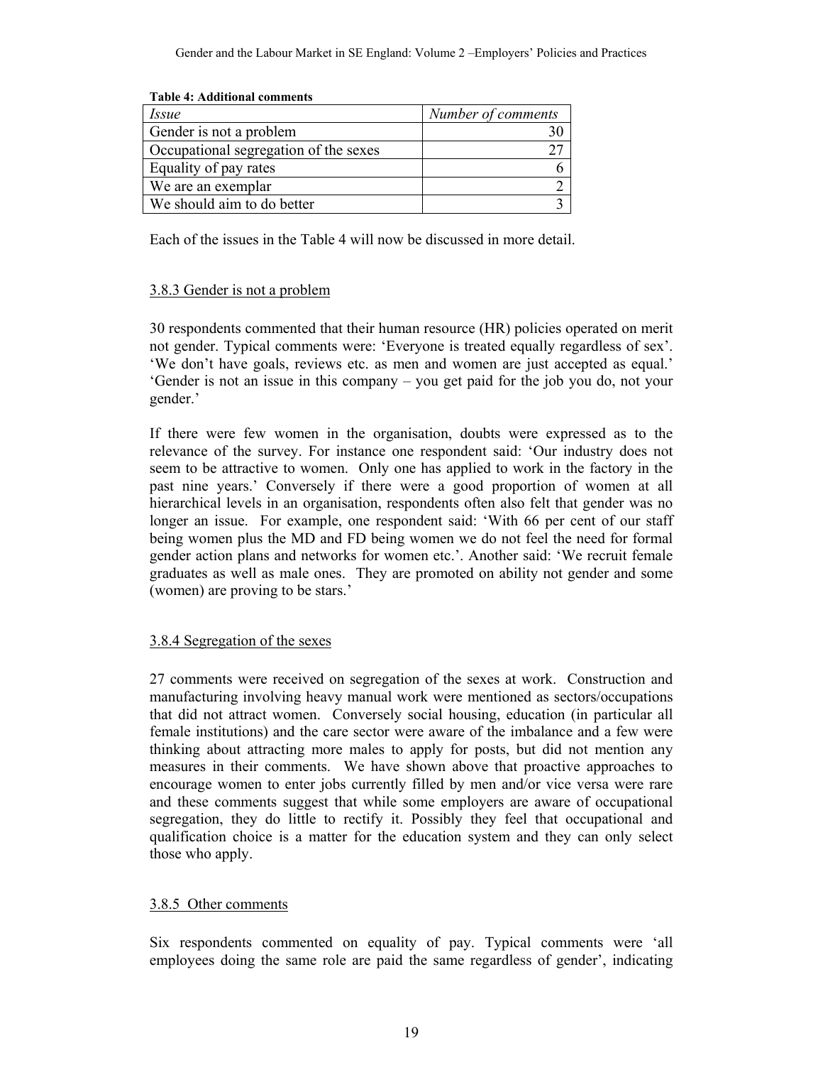**Table 4: Additional comments**

| *Issue* | *Number of comments* |
|---|---:|
| Gender is not a problem | 30 |
| Occupational segregation of the sexes | 27 |
| Equality of pay rates | 6 |
| We are an exemplar | 2 |
| We should aim to do better | 3 |

Each of the issues in the Table 4 will now be discussed in more detail.

### 3.8.3 Gender is not a problem

30 respondents commented that their human resource (HR) policies operated on merit not gender. Typical comments were: 'Everyone is treated equally regardless of sex'. 'We don't have goals, reviews etc. as men and women are just accepted as equal.' 'Gender is not an issue in this company – you get paid for the job you do, not your gender.'

If there were few women in the organisation, doubts were expressed as to the relevance of the survey. For instance one respondent said: 'Our industry does not seem to be attractive to women. Only one has applied to work in the factory in the past nine years.' Conversely if there were a good proportion of women at all hierarchical levels in an organisation, respondents often also felt that gender was no longer an issue. For example, one respondent said: 'With 66 per cent of our staff being women plus the MD and FD being women we do not feel the need for formal gender action plans and networks for women etc.'. Another said: 'We recruit female graduates as well as male ones. They are promoted on ability not gender and some (women) are proving to be stars.'

### 3.8.4 Segregation of the sexes

27 comments were received on segregation of the sexes at work. Construction and manufacturing involving heavy manual work were mentioned as sectors/occupations that did not attract women. Conversely social housing, education (in particular all female institutions) and the care sector were aware of the imbalance and a few were thinking about attracting more males to apply for posts, but did not mention any measures in their comments. We have shown above that proactive approaches to encourage women to enter jobs currently filled by men and/or vice versa were rare and these comments suggest that while some employers are aware of occupational segregation, they do little to rectify it. Possibly they feel that occupational and qualification choice is a matter for the education system and they can only select those who apply.

### 3.8.5 Other comments

Six respondents commented on equality of pay. Typical comments were 'all employees doing the same role are paid the same regardless of gender', indicating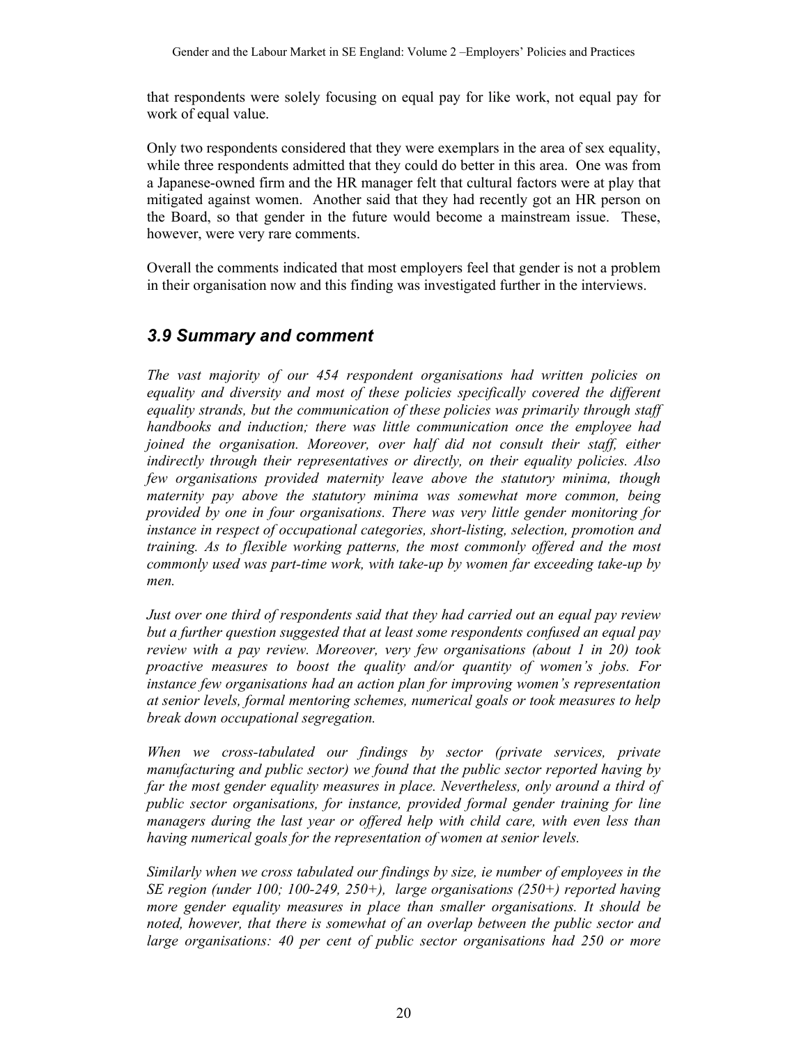that respondents were solely focusing on equal pay for like work, not equal pay for work of equal value.

Only two respondents considered that they were exemplars in the area of sex equality, while three respondents admitted that they could do better in this area. One was from a Japanese-owned firm and the HR manager felt that cultural factors were at play that mitigated against women. Another said that they had recently got an HR person on the Board, so that gender in the future would become a mainstream issue. These, however, were very rare comments.

Overall the comments indicated that most employers feel that gender is not a problem in their organisation now and this finding was investigated further in the interviews.

## *3.9 Summary and comment*

*The vast majority of our 454 respondent organisations had written policies on equality and diversity and most of these policies specifically covered the different equality strands, but the communication of these policies was primarily through staff handbooks and induction; there was little communication once the employee had joined the organisation. Moreover, over half did not consult their staff, either indirectly through their representatives or directly, on their equality policies. Also few organisations provided maternity leave above the statutory minima, though maternity pay above the statutory minima was somewhat more common, being provided by one in four organisations. There was very little gender monitoring for instance in respect of occupational categories, short-listing, selection, promotion and training. As to flexible working patterns, the most commonly offered and the most commonly used was part-time work, with take-up by women far exceeding take-up by men.*

*Just over one third of respondents said that they had carried out an equal pay review but a further question suggested that at least some respondents confused an equal pay review with a pay review. Moreover, very few organisations (about 1 in 20) took proactive measures to boost the quality and/or quantity of women's jobs. For instance few organisations had an action plan for improving women's representation at senior levels, formal mentoring schemes, numerical goals or took measures to help break down occupational segregation.*

*When we cross-tabulated our findings by sector (private services, private manufacturing and public sector) we found that the public sector reported having by far the most gender equality measures in place. Nevertheless, only around a third of public sector organisations, for instance, provided formal gender training for line managers during the last year or offered help with child care, with even less than having numerical goals for the representation of women at senior levels.*

*Similarly when we cross tabulated our findings by size, ie number of employees in the SE region (under 100; 100-249, 250+), large organisations (250+) reported having more gender equality measures in place than smaller organisations. It should be noted, however, that there is somewhat of an overlap between the public sector and large organisations: 40 per cent of public sector organisations had 250 or more*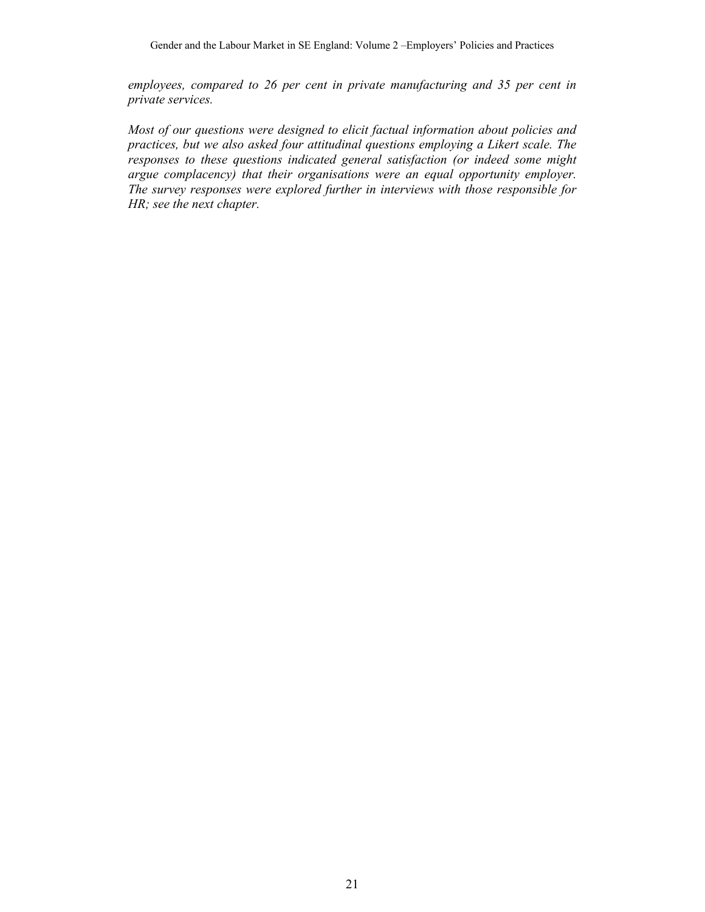*employees, compared to 26 per cent in private manufacturing and 35 per cent in private services.*

*Most of our questions were designed to elicit factual information about policies and practices, but we also asked four attitudinal questions employing a Likert scale. The responses to these questions indicated general satisfaction (or indeed some might argue complacency) that their organisations were an equal opportunity employer. The survey responses were explored further in interviews with those responsible for HR; see the next chapter.*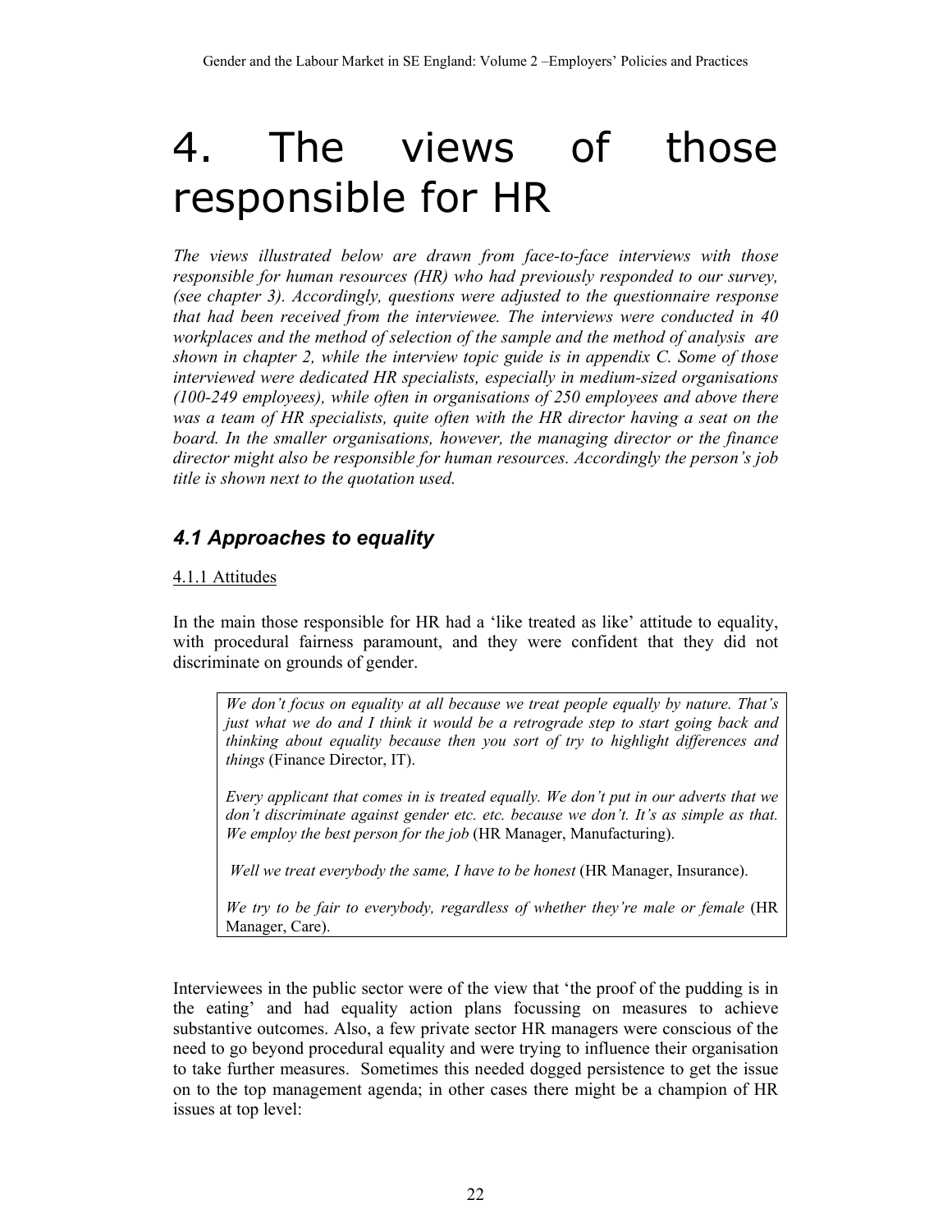# 4. The views of those responsible for HR

*The views illustrated below are drawn from face-to-face interviews with those responsible for human resources (HR) who had previously responded to our survey, (see chapter 3). Accordingly, questions were adjusted to the questionnaire response that had been received from the interviewee. The interviews were conducted in 40 workplaces and the method of selection of the sample and the method of analysis are shown in chapter 2, while the interview topic guide is in appendix C. Some of those interviewed were dedicated HR specialists, especially in medium-sized organisations (100-249 employees), while often in organisations of 250 employees and above there was a team of HR specialists, quite often with the HR director having a seat on the board. In the smaller organisations, however, the managing director or the finance director might also be responsible for human resources. Accordingly the person's job title is shown next to the quotation used.*

## *4.1 Approaches to equality*

### 4.1.1 Attitudes

In the main those responsible for HR had a 'like treated as like' attitude to equality, with procedural fairness paramount, and they were confident that they did not discriminate on grounds of gender.

> *We don't focus on equality at all because we treat people equally by nature. That's just what we do and I think it would be a retrograde step to start going back and thinking about equality because then you sort of try to highlight differences and things* (Finance Director, IT).
>
> *Every applicant that comes in is treated equally. We don't put in our adverts that we don't discriminate against gender etc. etc. because we don't. It's as simple as that. We employ the best person for the job* (HR Manager, Manufacturing).
>
> *Well we treat everybody the same, I have to be honest* (HR Manager, Insurance).
>
> *We try to be fair to everybody, regardless of whether they're male or female* (HR Manager, Care).

Interviewees in the public sector were of the view that 'the proof of the pudding is in the eating' and had equality action plans focussing on measures to achieve substantive outcomes. Also, a few private sector HR managers were conscious of the need to go beyond procedural equality and were trying to influence their organisation to take further measures. Sometimes this needed dogged persistence to get the issue on to the top management agenda; in other cases there might be a champion of HR issues at top level: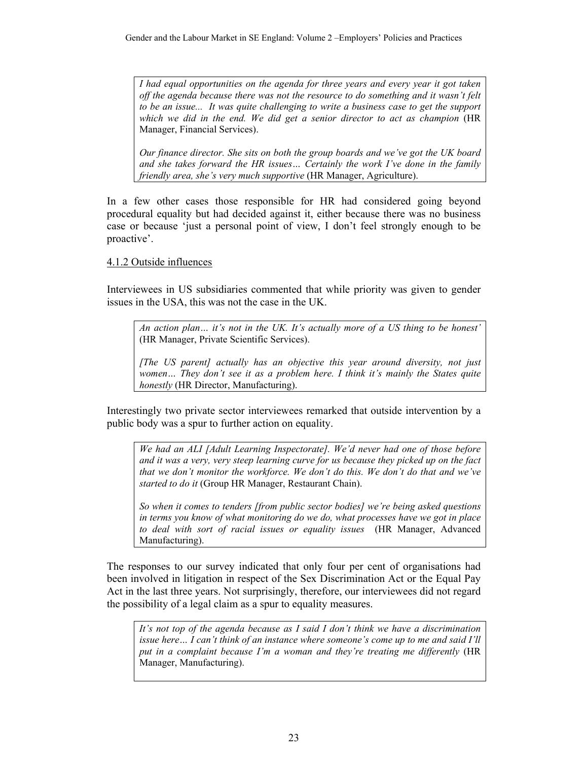> *I had equal opportunities on the agenda for three years and every year it got taken off the agenda because there was not the resource to do something and it wasn't felt to be an issue... It was quite challenging to write a business case to get the support which we did in the end. We did get a senior director to act as champion* (HR Manager, Financial Services).
>
> *Our finance director. She sits on both the group boards and we've got the UK board and she takes forward the HR issues… Certainly the work I've done in the family friendly area, she's very much supportive* (HR Manager, Agriculture).

In a few other cases those responsible for HR had considered going beyond procedural equality but had decided against it, either because there was no business case or because 'just a personal point of view, I don't feel strongly enough to be proactive'.

### 4.1.2 Outside influences

Interviewees in US subsidiaries commented that while priority was given to gender issues in the USA, this was not the case in the UK.

> *An action plan… it's not in the UK. It's actually more of a US thing to be honest'* (HR Manager, Private Scientific Services).
>
> *[The US parent] actually has an objective this year around diversity, not just women… They don't see it as a problem here. I think it's mainly the States quite honestly* (HR Director, Manufacturing).

Interestingly two private sector interviewees remarked that outside intervention by a public body was a spur to further action on equality.

> *We had an ALI [Adult Learning Inspectorate]. We'd never had one of those before and it was a very, very steep learning curve for us because they picked up on the fact that we don't monitor the workforce. We don't do this. We don't do that and we've started to do it* (Group HR Manager, Restaurant Chain).
>
> *So when it comes to tenders [from public sector bodies] we're being asked questions in terms you know of what monitoring do we do, what processes have we got in place to deal with sort of racial issues or equality issues* (HR Manager, Advanced Manufacturing).

The responses to our survey indicated that only four per cent of organisations had been involved in litigation in respect of the Sex Discrimination Act or the Equal Pay Act in the last three years. Not surprisingly, therefore, our interviewees did not regard the possibility of a legal claim as a spur to equality measures.

> *It's not top of the agenda because as I said I don't think we have a discrimination issue here… I can't think of an instance where someone's come up to me and said I'll put in a complaint because I'm a woman and they're treating me differently* (HR Manager, Manufacturing).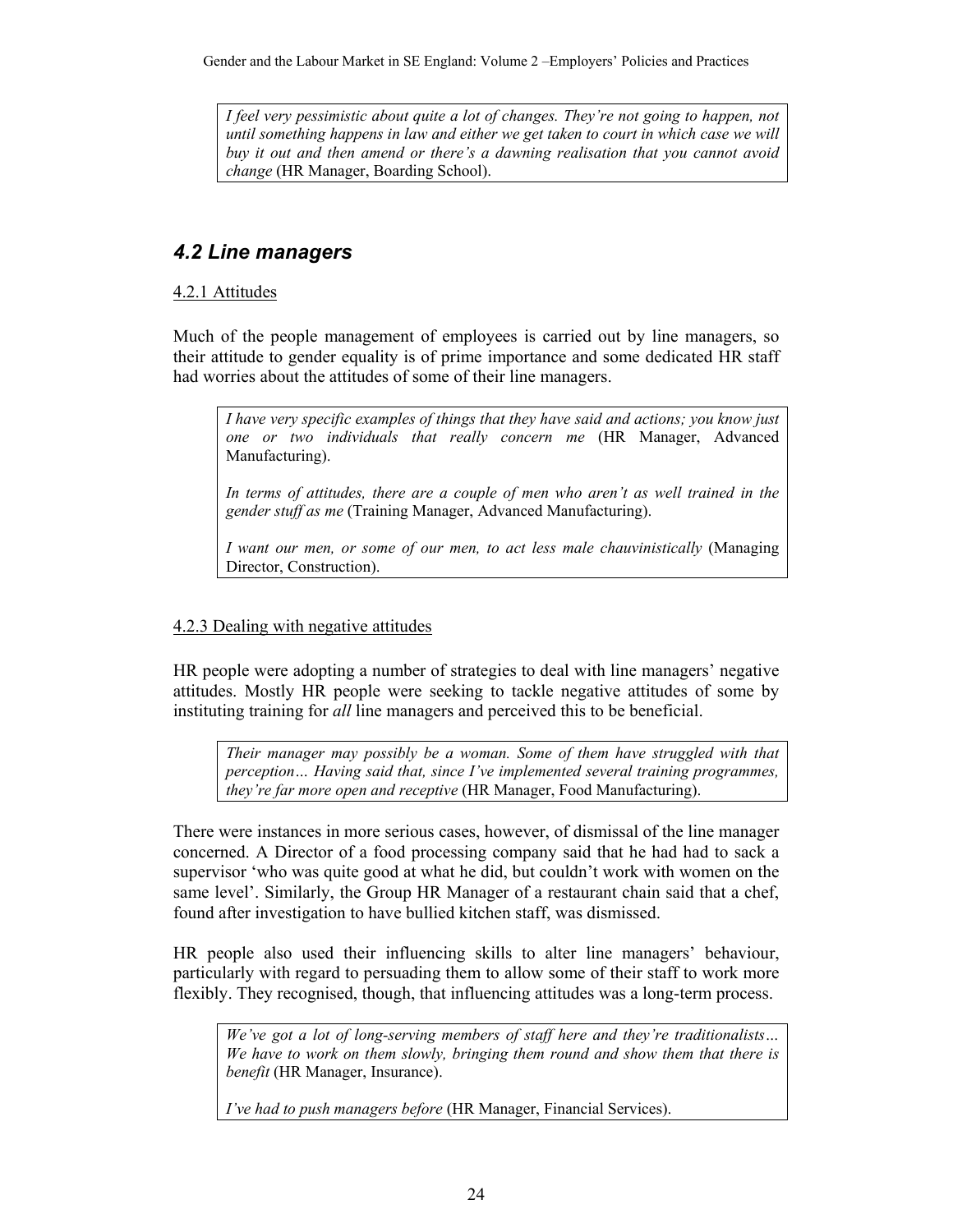*I feel very pessimistic about quite a lot of changes. They're not going to happen, not until something happens in law and either we get taken to court in which case we will buy it out and then amend or there's a dawning realisation that you cannot avoid change* (HR Manager, Boarding School).

## *4.2 Line managers*

### 4.2.1 Attitudes

Much of the people management of employees is carried out by line managers, so their attitude to gender equality is of prime importance and some dedicated HR staff had worries about the attitudes of some of their line managers.

> *I have very specific examples of things that they have said and actions; you know just one or two individuals that really concern me* (HR Manager, Advanced Manufacturing).
>
> *In terms of attitudes, there are a couple of men who aren't as well trained in the gender stuff as me* (Training Manager, Advanced Manufacturing).
>
> *I want our men, or some of our men, to act less male chauvinistically* (Managing Director, Construction).

### 4.2.3 Dealing with negative attitudes

HR people were adopting a number of strategies to deal with line managers' negative attitudes. Mostly HR people were seeking to tackle negative attitudes of some by instituting training for *all* line managers and perceived this to be beneficial.

> *Their manager may possibly be a woman. Some of them have struggled with that perception… Having said that, since I've implemented several training programmes, they're far more open and receptive* (HR Manager, Food Manufacturing).

There were instances in more serious cases, however, of dismissal of the line manager concerned. A Director of a food processing company said that he had had to sack a supervisor 'who was quite good at what he did, but couldn't work with women on the same level'. Similarly, the Group HR Manager of a restaurant chain said that a chef, found after investigation to have bullied kitchen staff, was dismissed.

HR people also used their influencing skills to alter line managers' behaviour, particularly with regard to persuading them to allow some of their staff to work more flexibly. They recognised, though, that influencing attitudes was a long-term process.

> *We've got a lot of long-serving members of staff here and they're traditionalists… We have to work on them slowly, bringing them round and show them that there is benefit* (HR Manager, Insurance).
>
> *I've had to push managers before* (HR Manager, Financial Services).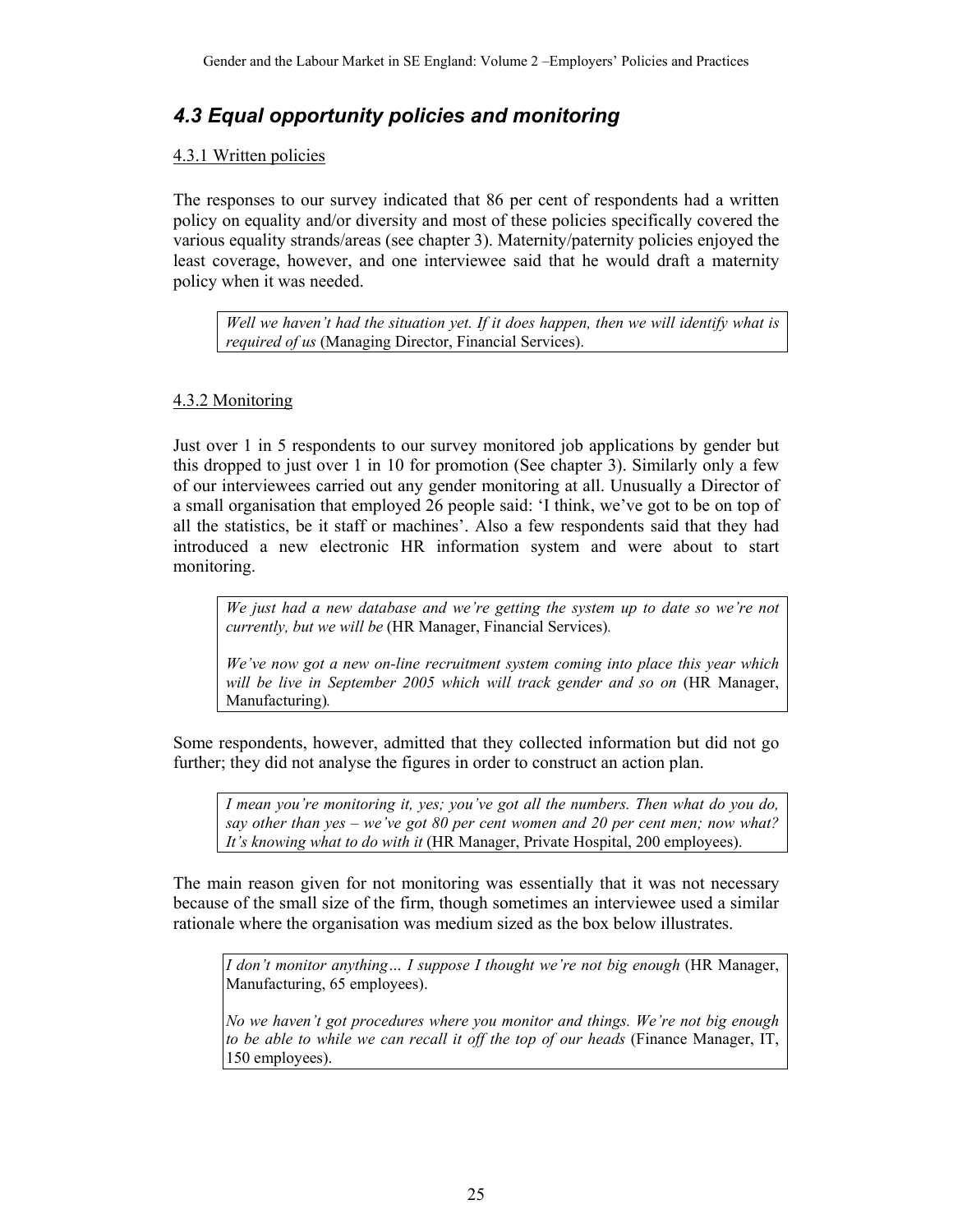## *4.3 Equal opportunity policies and monitoring*

### 4.3.1 Written policies

The responses to our survey indicated that 86 per cent of respondents had a written policy on equality and/or diversity and most of these policies specifically covered the various equality strands/areas (see chapter 3). Maternity/paternity policies enjoyed the least coverage, however, and one interviewee said that he would draft a maternity policy when it was needed.

> *Well we haven't had the situation yet. If it does happen, then we will identify what is required of us* (Managing Director, Financial Services).

### 4.3.2 Monitoring

Just over 1 in 5 respondents to our survey monitored job applications by gender but this dropped to just over 1 in 10 for promotion (See chapter 3). Similarly only a few of our interviewees carried out any gender monitoring at all. Unusually a Director of a small organisation that employed 26 people said: 'I think, we've got to be on top of all the statistics, be it staff or machines'. Also a few respondents said that they had introduced a new electronic HR information system and were about to start monitoring.

> *We just had a new database and we're getting the system up to date so we're not currently, but we will be* (HR Manager, Financial Services).
>
> *We've now got a new on-line recruitment system coming into place this year which will be live in September 2005 which will track gender and so on* (HR Manager, Manufacturing).

Some respondents, however, admitted that they collected information but did not go further; they did not analyse the figures in order to construct an action plan.

> *I mean you're monitoring it, yes; you've got all the numbers. Then what do you do, say other than yes – we've got 80 per cent women and 20 per cent men; now what? It's knowing what to do with it* (HR Manager, Private Hospital, 200 employees).

The main reason given for not monitoring was essentially that it was not necessary because of the small size of the firm, though sometimes an interviewee used a similar rationale where the organisation was medium sized as the box below illustrates.

> *I don't monitor anything… I suppose I thought we're not big enough* (HR Manager, Manufacturing, 65 employees).
>
> *No we haven't got procedures where you monitor and things. We're not big enough to be able to while we can recall it off the top of our heads* (Finance Manager, IT, 150 employees).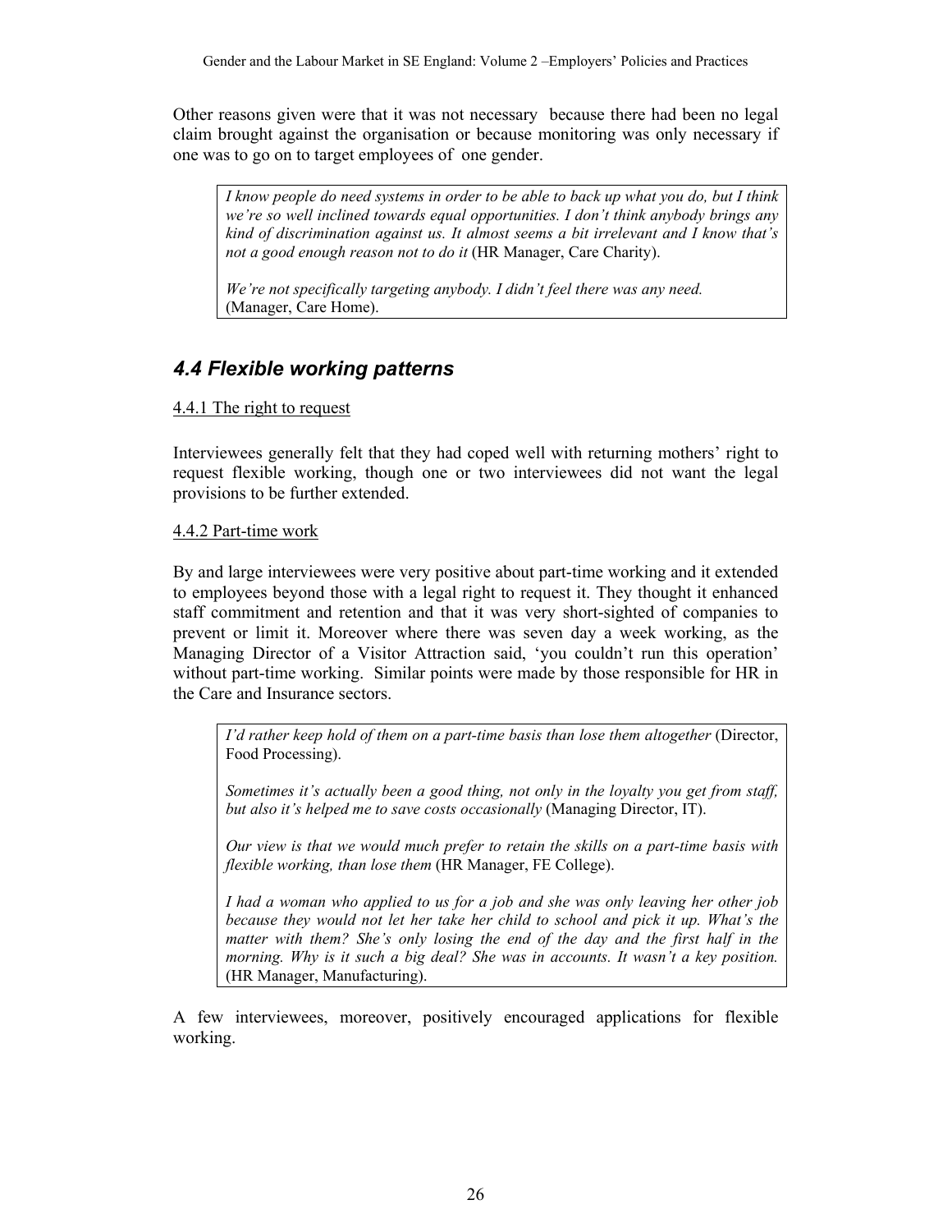Other reasons given were that it was not necessary because there had been no legal claim brought against the organisation or because monitoring was only necessary if one was to go on to target employees of one gender.

> *I know people do need systems in order to be able to back up what you do, but I think we're so well inclined towards equal opportunities. I don't think anybody brings any kind of discrimination against us. It almost seems a bit irrelevant and I know that's not a good enough reason not to do it* (HR Manager, Care Charity).
>
> *We're not specifically targeting anybody. I didn't feel there was any need.* (Manager, Care Home).

## *4.4 Flexible working patterns*

4.4.1 The right to request

Interviewees generally felt that they had coped well with returning mothers' right to request flexible working, though one or two interviewees did not want the legal provisions to be further extended.

4.4.2 Part-time work

By and large interviewees were very positive about part-time working and it extended to employees beyond those with a legal right to request it. They thought it enhanced staff commitment and retention and that it was very short-sighted of companies to prevent or limit it. Moreover where there was seven day a week working, as the Managing Director of a Visitor Attraction said, 'you couldn't run this operation' without part-time working. Similar points were made by those responsible for HR in the Care and Insurance sectors.

> *I'd rather keep hold of them on a part-time basis than lose them altogether* (Director, Food Processing).
>
> *Sometimes it's actually been a good thing, not only in the loyalty you get from staff, but also it's helped me to save costs occasionally* (Managing Director, IT).
>
> *Our view is that we would much prefer to retain the skills on a part-time basis with flexible working, than lose them* (HR Manager, FE College).
>
> *I had a woman who applied to us for a job and she was only leaving her other job because they would not let her take her child to school and pick it up. What's the matter with them? She's only losing the end of the day and the first half in the morning. Why is it such a big deal? She was in accounts. It wasn't a key position.* (HR Manager, Manufacturing).

A few interviewees, moreover, positively encouraged applications for flexible working.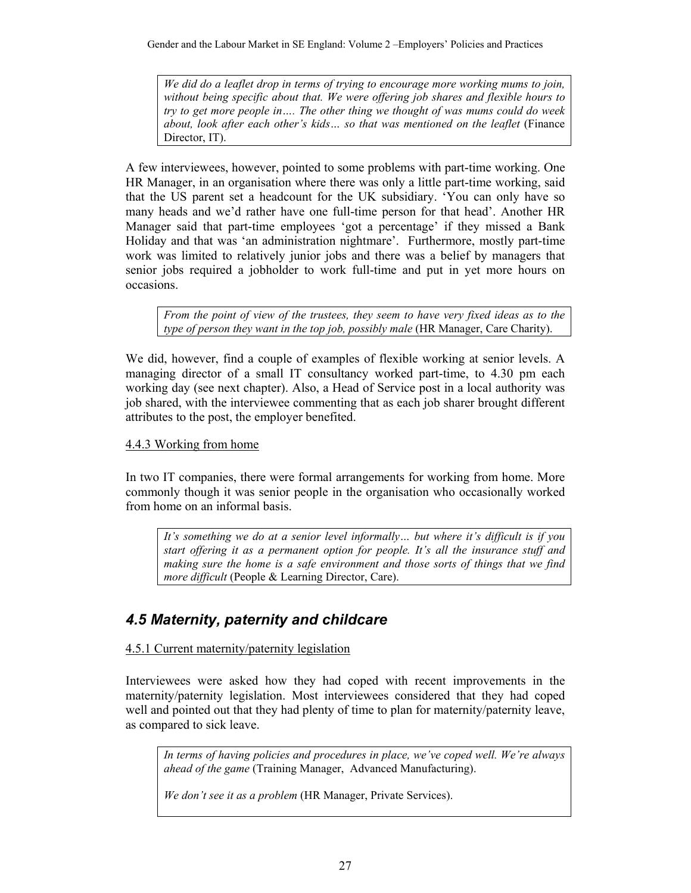> *We did do a leaflet drop in terms of trying to encourage more working mums to join, without being specific about that. We were offering job shares and flexible hours to try to get more people in…. The other thing we thought of was mums could do week about, look after each other's kids… so that was mentioned on the leaflet* (Finance Director, IT).

A few interviewees, however, pointed to some problems with part-time working. One HR Manager, in an organisation where there was only a little part-time working, said that the US parent set a headcount for the UK subsidiary. 'You can only have so many heads and we'd rather have one full-time person for that head'. Another HR Manager said that part-time employees 'got a percentage' if they missed a Bank Holiday and that was 'an administration nightmare'. Furthermore, mostly part-time work was limited to relatively junior jobs and there was a belief by managers that senior jobs required a jobholder to work full-time and put in yet more hours on occasions.

> *From the point of view of the trustees, they seem to have very fixed ideas as to the type of person they want in the top job, possibly male* (HR Manager, Care Charity).

We did, however, find a couple of examples of flexible working at senior levels. A managing director of a small IT consultancy worked part-time, to 4.30 pm each working day (see next chapter). Also, a Head of Service post in a local authority was job shared, with the interviewee commenting that as each job sharer brought different attributes to the post, the employer benefited.

4.4.3 Working from home

In two IT companies, there were formal arrangements for working from home. More commonly though it was senior people in the organisation who occasionally worked from home on an informal basis.

> *It's something we do at a senior level informally… but where it's difficult is if you start offering it as a permanent option for people. It's all the insurance stuff and making sure the home is a safe environment and those sorts of things that we find more difficult* (People & Learning Director, Care).

## *4.5 Maternity, paternity and childcare*

4.5.1 Current maternity/paternity legislation

Interviewees were asked how they had coped with recent improvements in the maternity/paternity legislation. Most interviewees considered that they had coped well and pointed out that they had plenty of time to plan for maternity/paternity leave, as compared to sick leave.

> *In terms of having policies and procedures in place, we've coped well. We're always ahead of the game* (Training Manager, Advanced Manufacturing).
>
> *We don't see it as a problem* (HR Manager, Private Services).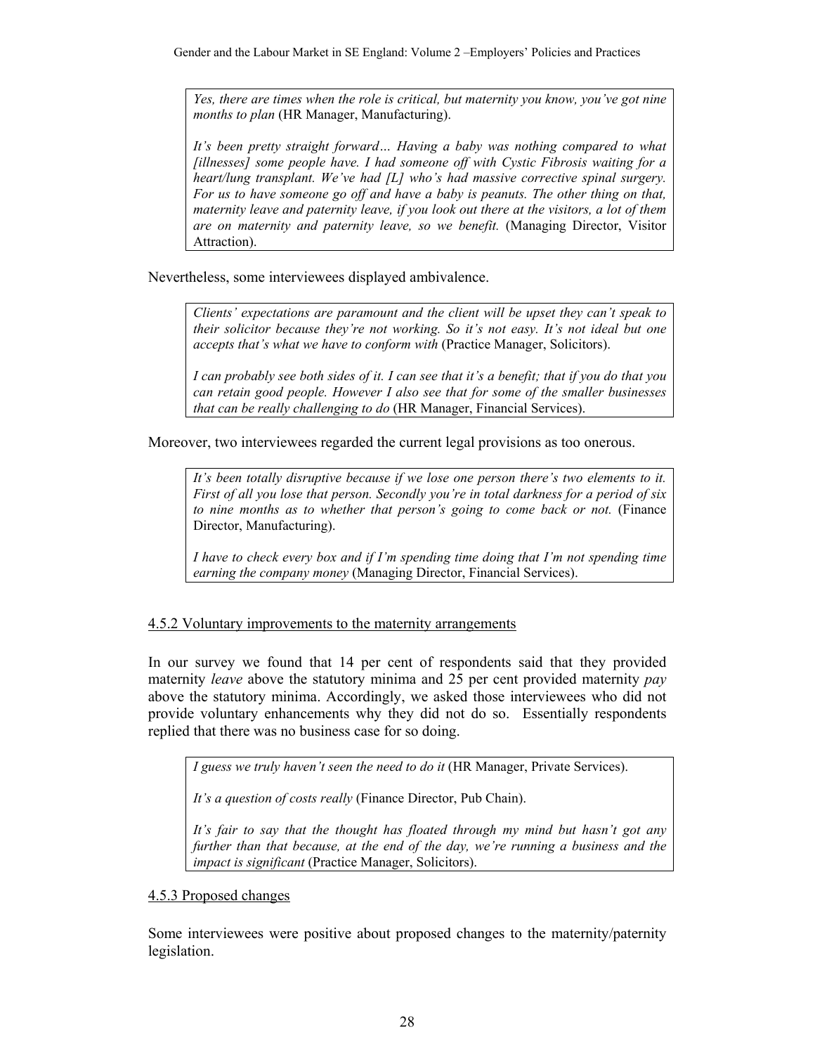> *Yes, there are times when the role is critical, but maternity you know, you've got nine months to plan* (HR Manager, Manufacturing).
>
> *It's been pretty straight forward… Having a baby was nothing compared to what [illnesses] some people have. I had someone off with Cystic Fibrosis waiting for a heart/lung transplant. We've had [L] who's had massive corrective spinal surgery. For us to have someone go off and have a baby is peanuts. The other thing on that, maternity leave and paternity leave, if you look out there at the visitors, a lot of them are on maternity and paternity leave, so we benefit.* (Managing Director, Visitor Attraction).

Nevertheless, some interviewees displayed ambivalence.

> *Clients' expectations are paramount and the client will be upset they can't speak to their solicitor because they're not working. So it's not easy. It's not ideal but one accepts that's what we have to conform with* (Practice Manager, Solicitors).
>
> *I can probably see both sides of it. I can see that it's a benefit; that if you do that you can retain good people. However I also see that for some of the smaller businesses that can be really challenging to do* (HR Manager, Financial Services).

Moreover, two interviewees regarded the current legal provisions as too onerous.

> *It's been totally disruptive because if we lose one person there's two elements to it. First of all you lose that person. Secondly you're in total darkness for a period of six to nine months as to whether that person's going to come back or not.* (Finance Director, Manufacturing).
>
> *I have to check every box and if I'm spending time doing that I'm not spending time earning the company money* (Managing Director, Financial Services).

#### 4.5.2 Voluntary improvements to the maternity arrangements

In our survey we found that 14 per cent of respondents said that they provided maternity *leave* above the statutory minima and 25 per cent provided maternity *pay* above the statutory minima. Accordingly, we asked those interviewees who did not provide voluntary enhancements why they did not do so. Essentially respondents replied that there was no business case for so doing.

> *I guess we truly haven't seen the need to do it* (HR Manager, Private Services).
>
> *It's a question of costs really* (Finance Director, Pub Chain).
>
> *It's fair to say that the thought has floated through my mind but hasn't got any further than that because, at the end of the day, we're running a business and the impact is significant* (Practice Manager, Solicitors).

#### 4.5.3 Proposed changes

Some interviewees were positive about proposed changes to the maternity/paternity legislation.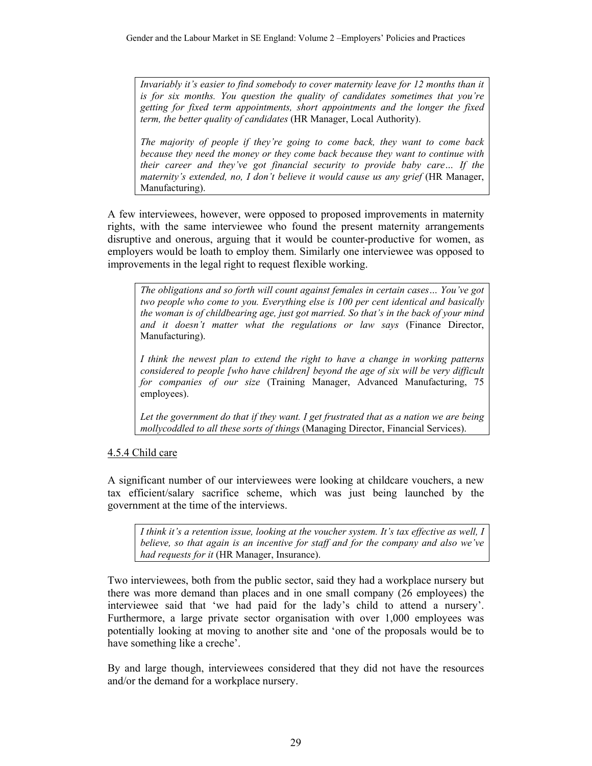*Invariably it's easier to find somebody to cover maternity leave for 12 months than it is for six months. You question the quality of candidates sometimes that you're getting for fixed term appointments, short appointments and the longer the fixed term, the better quality of candidates* (HR Manager, Local Authority).

*The majority of people if they're going to come back, they want to come back because they need the money or they come back because they want to continue with their career and they've got financial security to provide baby care… If the maternity's extended, no, I don't believe it would cause us any grief* (HR Manager, Manufacturing).

A few interviewees, however, were opposed to proposed improvements in maternity rights, with the same interviewee who found the present maternity arrangements disruptive and onerous, arguing that it would be counter-productive for women, as employers would be loath to employ them. Similarly one interviewee was opposed to improvements in the legal right to request flexible working.

*The obligations and so forth will count against females in certain cases… You've got two people who come to you. Everything else is 100 per cent identical and basically the woman is of childbearing age, just got married. So that's in the back of your mind and it doesn't matter what the regulations or law says* (Finance Director, Manufacturing).

*I think the newest plan to extend the right to have a change in working patterns considered to people [who have children] beyond the age of six will be very difficult for companies of our size* (Training Manager, Advanced Manufacturing, 75 employees).

*Let the government do that if they want. I get frustrated that as a nation we are being mollycoddled to all these sorts of things* (Managing Director, Financial Services).

4.5.4 Child care

A significant number of our interviewees were looking at childcare vouchers, a new tax efficient/salary sacrifice scheme, which was just being launched by the government at the time of the interviews.

*I think it's a retention issue, looking at the voucher system. It's tax effective as well, I believe, so that again is an incentive for staff and for the company and also we've had requests for it* (HR Manager, Insurance).

Two interviewees, both from the public sector, said they had a workplace nursery but there was more demand than places and in one small company (26 employees) the interviewee said that 'we had paid for the lady's child to attend a nursery'. Furthermore, a large private sector organisation with over 1,000 employees was potentially looking at moving to another site and 'one of the proposals would be to have something like a creche'.

By and large though, interviewees considered that they did not have the resources and/or the demand for a workplace nursery.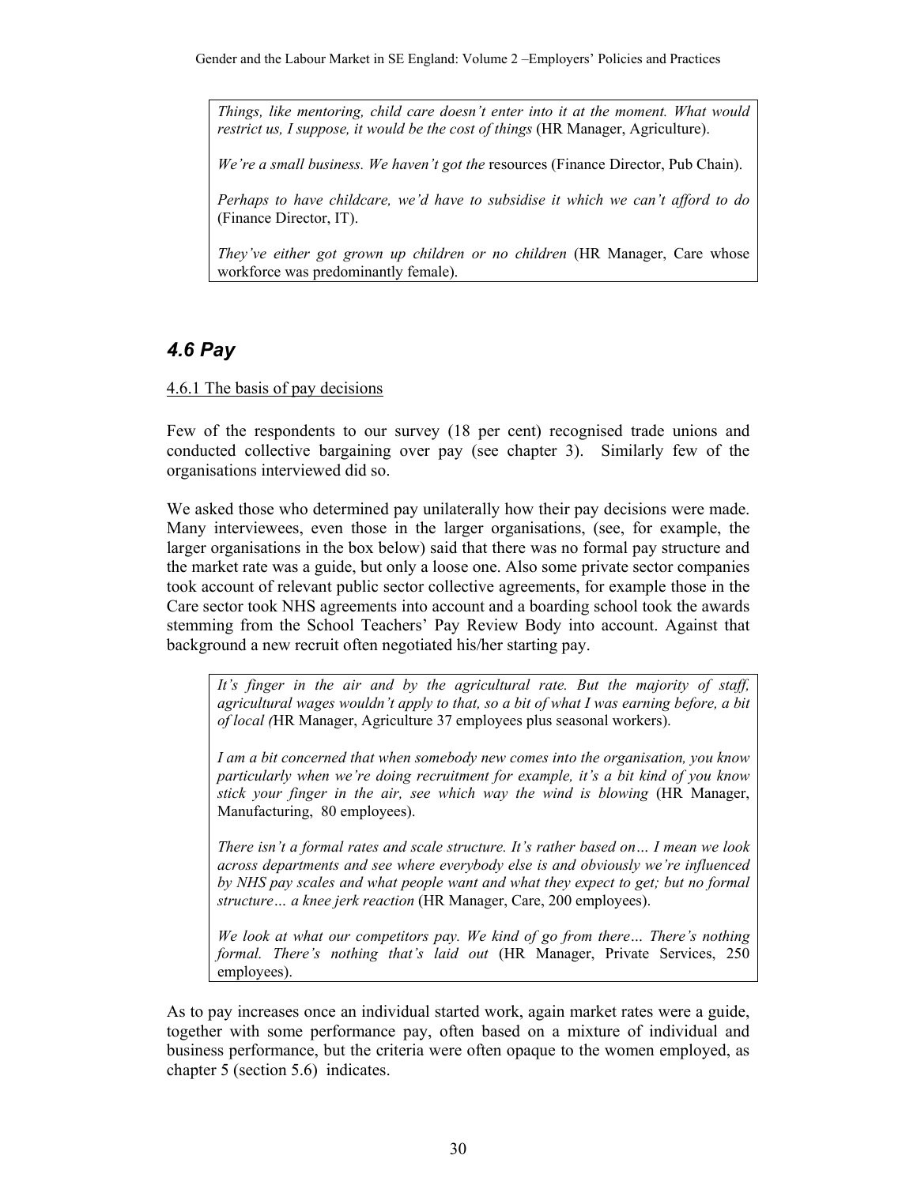*Things, like mentoring, child care doesn't enter into it at the moment. What would restrict us, I suppose, it would be the cost of things* (HR Manager, Agriculture).

*We're a small business. We haven't got the* resources (Finance Director, Pub Chain).

*Perhaps to have childcare, we'd have to subsidise it which we can't afford to do* (Finance Director, IT).

*They've either got grown up children or no children* (HR Manager, Care whose workforce was predominantly female).

## *4.6 Pay*

4.6.1 The basis of pay decisions

Few of the respondents to our survey (18 per cent) recognised trade unions and conducted collective bargaining over pay (see chapter 3). Similarly few of the organisations interviewed did so.

We asked those who determined pay unilaterally how their pay decisions were made. Many interviewees, even those in the larger organisations, (see, for example, the larger organisations in the box below) said that there was no formal pay structure and the market rate was a guide, but only a loose one. Also some private sector companies took account of relevant public sector collective agreements, for example those in the Care sector took NHS agreements into account and a boarding school took the awards stemming from the School Teachers' Pay Review Body into account. Against that background a new recruit often negotiated his/her starting pay.

*It's finger in the air and by the agricultural rate. But the majority of staff, agricultural wages wouldn't apply to that, so a bit of what I was earning before, a bit of local (*HR Manager, Agriculture 37 employees plus seasonal workers).

*I am a bit concerned that when somebody new comes into the organisation, you know particularly when we're doing recruitment for example, it's a bit kind of you know stick your finger in the air, see which way the wind is blowing* (HR Manager, Manufacturing, 80 employees).

*There isn't a formal rates and scale structure. It's rather based on… I mean we look across departments and see where everybody else is and obviously we're influenced by NHS pay scales and what people want and what they expect to get; but no formal structure… a knee jerk reaction* (HR Manager, Care, 200 employees).

*We look at what our competitors pay. We kind of go from there… There's nothing formal. There's nothing that's laid out* (HR Manager, Private Services, 250 employees).

As to pay increases once an individual started work, again market rates were a guide, together with some performance pay, often based on a mixture of individual and business performance, but the criteria were often opaque to the women employed, as chapter 5 (section 5.6) indicates.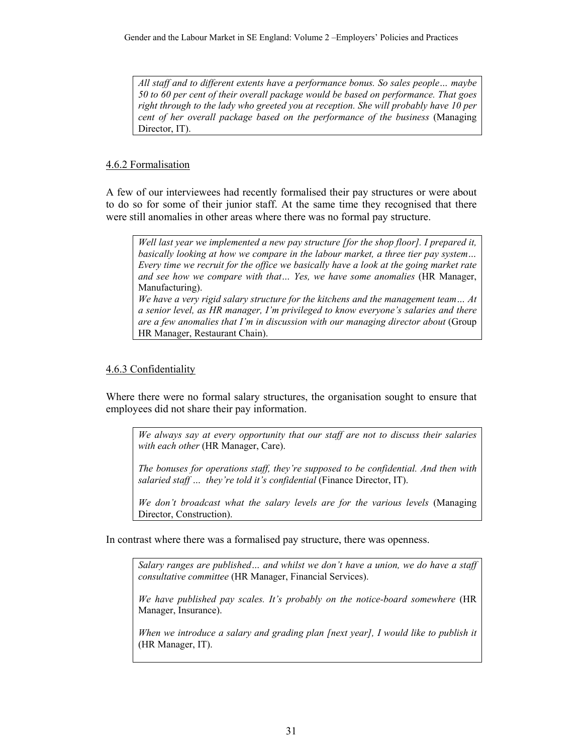> *All staff and to different extents have a performance bonus. So sales people… maybe 50 to 60 per cent of their overall package would be based on performance. That goes right through to the lady who greeted you at reception. She will probably have 10 per cent of her overall package based on the performance of the business* (Managing Director, IT).

### 4.6.2 Formalisation

A few of our interviewees had recently formalised their pay structures or were about to do so for some of their junior staff. At the same time they recognised that there were still anomalies in other areas where there was no formal pay structure.

> *Well last year we implemented a new pay structure [for the shop floor]. I prepared it, basically looking at how we compare in the labour market, a three tier pay system… Every time we recruit for the office we basically have a look at the going market rate and see how we compare with that… Yes, we have some anomalies* (HR Manager, Manufacturing).
>
> *We have a very rigid salary structure for the kitchens and the management team… At a senior level, as HR manager, I'm privileged to know everyone's salaries and there are a few anomalies that I'm in discussion with our managing director about* (Group HR Manager, Restaurant Chain).

### 4.6.3 Confidentiality

Where there were no formal salary structures, the organisation sought to ensure that employees did not share their pay information.

> *We always say at every opportunity that our staff are not to discuss their salaries with each other* (HR Manager, Care).
>
> *The bonuses for operations staff, they're supposed to be confidential. And then with salaried staff … they're told it's confidential* (Finance Director, IT).
>
> *We don't broadcast what the salary levels are for the various levels* (Managing Director, Construction).

In contrast where there was a formalised pay structure, there was openness.

> *Salary ranges are published… and whilst we don't have a union, we do have a staff consultative committee* (HR Manager, Financial Services).
>
> *We have published pay scales. It's probably on the notice-board somewhere* (HR Manager, Insurance).
>
> *When we introduce a salary and grading plan [next year], I would like to publish it* (HR Manager, IT).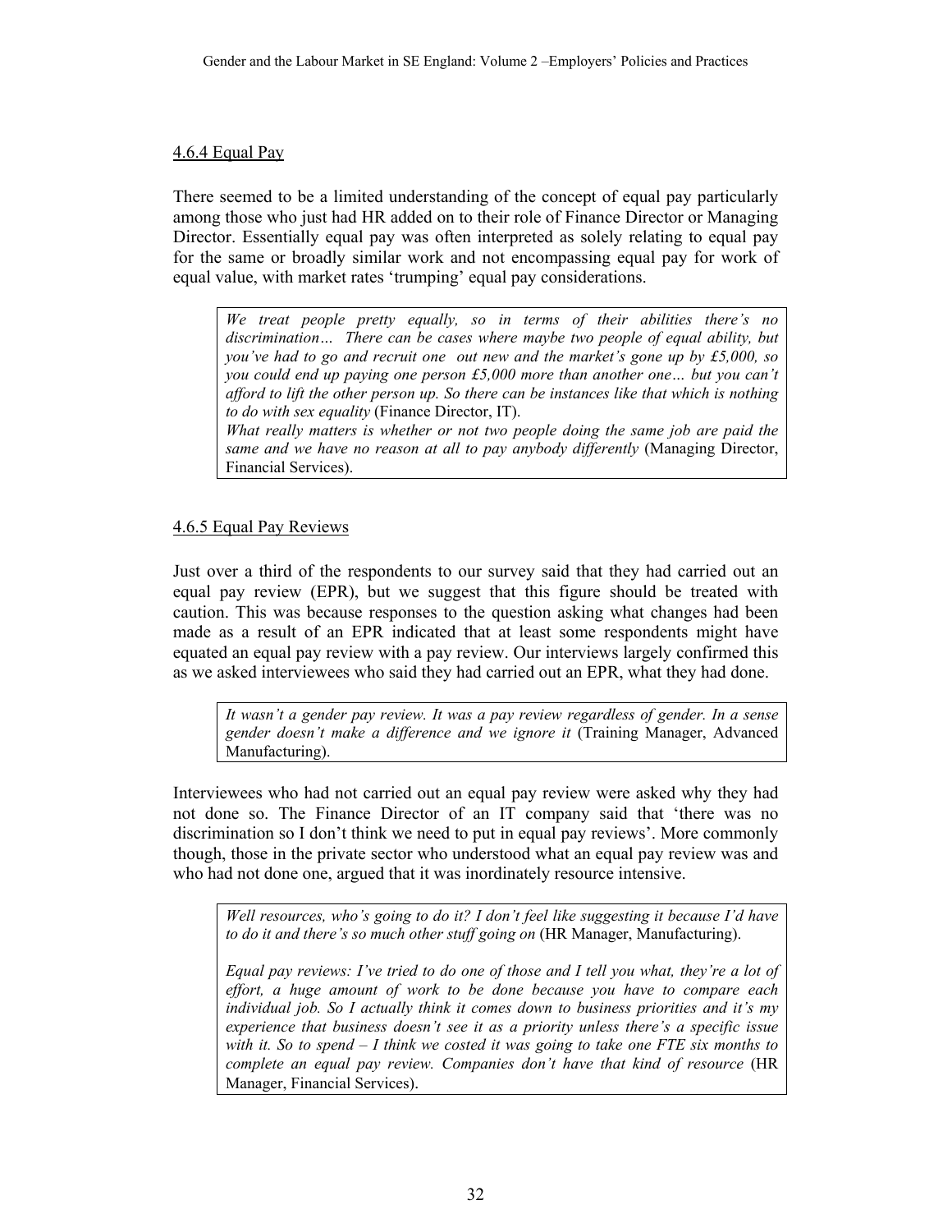#### 4.6.4 Equal Pay

There seemed to be a limited understanding of the concept of equal pay particularly among those who just had HR added on to their role of Finance Director or Managing Director. Essentially equal pay was often interpreted as solely relating to equal pay for the same or broadly similar work and not encompassing equal pay for work of equal value, with market rates 'trumping' equal pay considerations.

> *We treat people pretty equally, so in terms of their abilities there's no discrimination… There can be cases where maybe two people of equal ability, but you've had to go and recruit one out new and the market's gone up by £5,000, so you could end up paying one person £5,000 more than another one… but you can't afford to lift the other person up. So there can be instances like that which is nothing to do with sex equality* (Finance Director, IT).
> *What really matters is whether or not two people doing the same job are paid the same and we have no reason at all to pay anybody differently* (Managing Director, Financial Services).

#### 4.6.5 Equal Pay Reviews

Just over a third of the respondents to our survey said that they had carried out an equal pay review (EPR), but we suggest that this figure should be treated with caution. This was because responses to the question asking what changes had been made as a result of an EPR indicated that at least some respondents might have equated an equal pay review with a pay review. Our interviews largely confirmed this as we asked interviewees who said they had carried out an EPR, what they had done.

> *It wasn't a gender pay review. It was a pay review regardless of gender. In a sense gender doesn't make a difference and we ignore it* (Training Manager, Advanced Manufacturing).

Interviewees who had not carried out an equal pay review were asked why they had not done so. The Finance Director of an IT company said that 'there was no discrimination so I don't think we need to put in equal pay reviews'. More commonly though, those in the private sector who understood what an equal pay review was and who had not done one, argued that it was inordinately resource intensive.

> *Well resources, who's going to do it? I don't feel like suggesting it because I'd have to do it and there's so much other stuff going on* (HR Manager, Manufacturing).
>
> *Equal pay reviews: I've tried to do one of those and I tell you what, they're a lot of effort, a huge amount of work to be done because you have to compare each individual job. So I actually think it comes down to business priorities and it's my experience that business doesn't see it as a priority unless there's a specific issue with it. So to spend – I think we costed it was going to take one FTE six months to complete an equal pay review. Companies don't have that kind of resource* (HR Manager, Financial Services).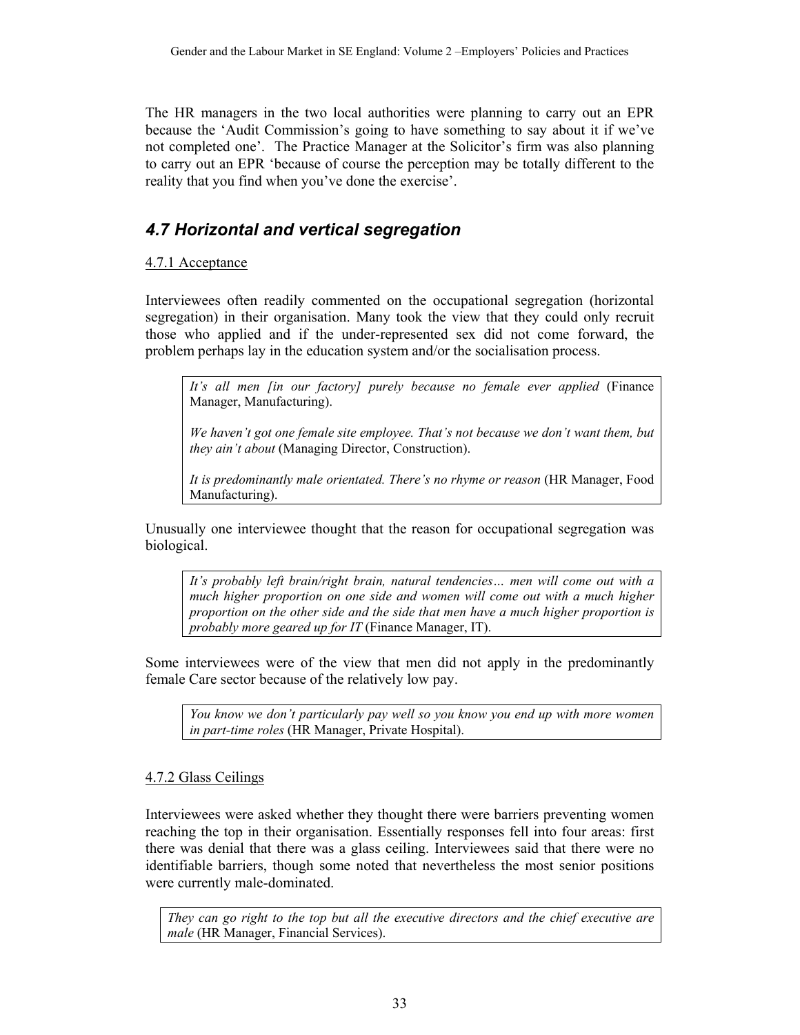The HR managers in the two local authorities were planning to carry out an EPR because the 'Audit Commission's going to have something to say about it if we've not completed one'. The Practice Manager at the Solicitor's firm was also planning to carry out an EPR 'because of course the perception may be totally different to the reality that you find when you've done the exercise'.

## 4.7 Horizontal and vertical segregation

4.7.1 Acceptance

Interviewees often readily commented on the occupational segregation (horizontal segregation) in their organisation. Many took the view that they could only recruit those who applied and if the under-represented sex did not come forward, the problem perhaps lay in the education system and/or the socialisation process.

> *It's all men [in our factory] purely because no female ever applied* (Finance Manager, Manufacturing).
>
> *We haven't got one female site employee. That's not because we don't want them, but they ain't about* (Managing Director, Construction).
>
> *It is predominantly male orientated. There's no rhyme or reason* (HR Manager, Food Manufacturing).

Unusually one interviewee thought that the reason for occupational segregation was biological.

> *It's probably left brain/right brain, natural tendencies… men will come out with a much higher proportion on one side and women will come out with a much higher proportion on the other side and the side that men have a much higher proportion is probably more geared up for IT* (Finance Manager, IT).

Some interviewees were of the view that men did not apply in the predominantly female Care sector because of the relatively low pay.

> *You know we don't particularly pay well so you know you end up with more women in part-time roles* (HR Manager, Private Hospital).

4.7.2 Glass Ceilings

Interviewees were asked whether they thought there were barriers preventing women reaching the top in their organisation. Essentially responses fell into four areas: first there was denial that there was a glass ceiling. Interviewees said that there were no identifiable barriers, though some noted that nevertheless the most senior positions were currently male-dominated.

> *They can go right to the top but all the executive directors and the chief executive are male* (HR Manager, Financial Services).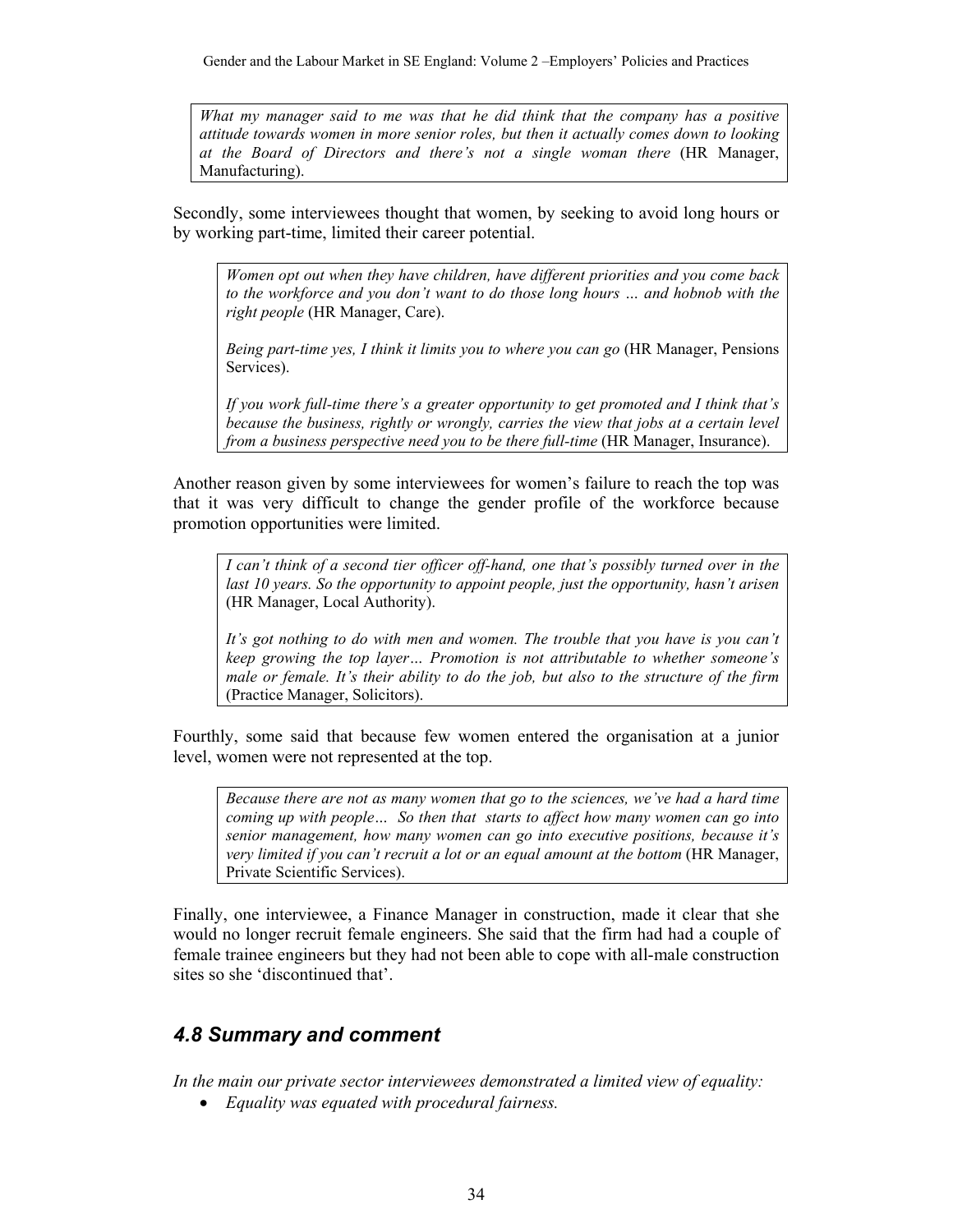*What my manager said to me was that he did think that the company has a positive attitude towards women in more senior roles, but then it actually comes down to looking at the Board of Directors and there's not a single woman there* (HR Manager, Manufacturing).

Secondly, some interviewees thought that women, by seeking to avoid long hours or by working part-time, limited their career potential.

> *Women opt out when they have children, have different priorities and you come back to the workforce and you don't want to do those long hours … and hobnob with the right people* (HR Manager, Care).
>
> *Being part-time yes, I think it limits you to where you can go* (HR Manager, Pensions Services).
>
> *If you work full-time there's a greater opportunity to get promoted and I think that's because the business, rightly or wrongly, carries the view that jobs at a certain level from a business perspective need you to be there full-time* (HR Manager, Insurance).

Another reason given by some interviewees for women's failure to reach the top was that it was very difficult to change the gender profile of the workforce because promotion opportunities were limited.

> *I can't think of a second tier officer off-hand, one that's possibly turned over in the last 10 years. So the opportunity to appoint people, just the opportunity, hasn't arisen* (HR Manager, Local Authority).
>
> *It's got nothing to do with men and women. The trouble that you have is you can't keep growing the top layer… Promotion is not attributable to whether someone's male or female. It's their ability to do the job, but also to the structure of the firm* (Practice Manager, Solicitors).

Fourthly, some said that because few women entered the organisation at a junior level, women were not represented at the top.

> *Because there are not as many women that go to the sciences, we've had a hard time coming up with people… So then that starts to affect how many women can go into senior management, how many women can go into executive positions, because it's very limited if you can't recruit a lot or an equal amount at the bottom* (HR Manager, Private Scientific Services).

Finally, one interviewee, a Finance Manager in construction, made it clear that she would no longer recruit female engineers. She said that the firm had had a couple of female trainee engineers but they had not been able to cope with all-male construction sites so she 'discontinued that'.

## *4.8 Summary and comment*

*In the main our private sector interviewees demonstrated a limited view of equality:*

- *Equality was equated with procedural fairness.*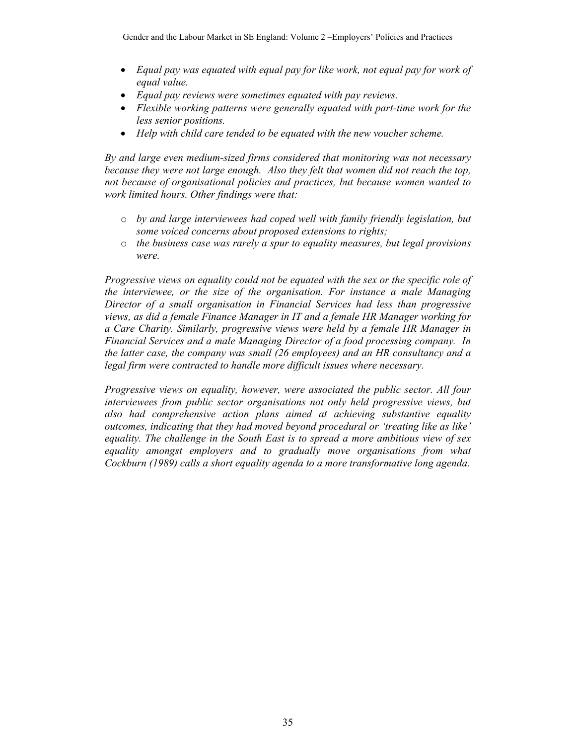- *Equal pay was equated with equal pay for like work, not equal pay for work of equal value.*
- *Equal pay reviews were sometimes equated with pay reviews.*
- *Flexible working patterns were generally equated with part-time work for the less senior positions.*
- *Help with child care tended to be equated with the new voucher scheme.*

*By and large even medium-sized firms considered that monitoring was not necessary because they were not large enough. Also they felt that women did not reach the top, not because of organisational policies and practices, but because women wanted to work limited hours. Other findings were that:*

- *by and large interviewees had coped well with family friendly legislation, but some voiced concerns about proposed extensions to rights;*
- *the business case was rarely a spur to equality measures, but legal provisions were.*

*Progressive views on equality could not be equated with the sex or the specific role of the interviewee, or the size of the organisation. For instance a male Managing Director of a small organisation in Financial Services had less than progressive views, as did a female Finance Manager in IT and a female HR Manager working for a Care Charity. Similarly, progressive views were held by a female HR Manager in Financial Services and a male Managing Director of a food processing company. In the latter case, the company was small (26 employees) and an HR consultancy and a legal firm were contracted to handle more difficult issues where necessary.*

*Progressive views on equality, however, were associated the public sector. All four interviewees from public sector organisations not only held progressive views, but also had comprehensive action plans aimed at achieving substantive equality outcomes, indicating that they had moved beyond procedural or 'treating like as like' equality. The challenge in the South East is to spread a more ambitious view of sex equality amongst employers and to gradually move organisations from what Cockburn (1989) calls a short equality agenda to a more transformative long agenda.*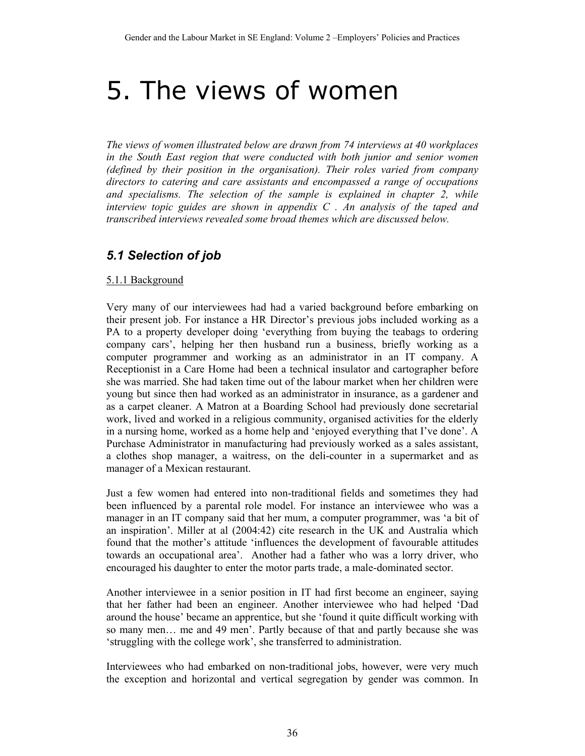# 5. The views of women

*The views of women illustrated below are drawn from 74 interviews at 40 workplaces in the South East region that were conducted with both junior and senior women (defined by their position in the organisation). Their roles varied from company directors to catering and care assistants and encompassed a range of occupations and specialisms. The selection of the sample is explained in chapter 2, while interview topic guides are shown in appendix C . An analysis of the taped and transcribed interviews revealed some broad themes which are discussed below.*

## *5.1 Selection of job*

### 5.1.1 Background

Very many of our interviewees had had a varied background before embarking on their present job. For instance a HR Director's previous jobs included working as a PA to a property developer doing 'everything from buying the teabags to ordering company cars', helping her then husband run a business, briefly working as a computer programmer and working as an administrator in an IT company. A Receptionist in a Care Home had been a technical insulator and cartographer before she was married. She had taken time out of the labour market when her children were young but since then had worked as an administrator in insurance, as a gardener and as a carpet cleaner. A Matron at a Boarding School had previously done secretarial work, lived and worked in a religious community, organised activities for the elderly in a nursing home, worked as a home help and 'enjoyed everything that I've done'. A Purchase Administrator in manufacturing had previously worked as a sales assistant, a clothes shop manager, a waitress, on the deli-counter in a supermarket and as manager of a Mexican restaurant.

Just a few women had entered into non-traditional fields and sometimes they had been influenced by a parental role model. For instance an interviewee who was a manager in an IT company said that her mum, a computer programmer, was 'a bit of an inspiration'. Miller at al (2004:42) cite research in the UK and Australia which found that the mother's attitude 'influences the development of favourable attitudes towards an occupational area'. Another had a father who was a lorry driver, who encouraged his daughter to enter the motor parts trade, a male-dominated sector.

Another interviewee in a senior position in IT had first become an engineer, saying that her father had been an engineer. Another interviewee who had helped 'Dad around the house' became an apprentice, but she 'found it quite difficult working with so many men… me and 49 men'. Partly because of that and partly because she was 'struggling with the college work', she transferred to administration.

Interviewees who had embarked on non-traditional jobs, however, were very much the exception and horizontal and vertical segregation by gender was common. In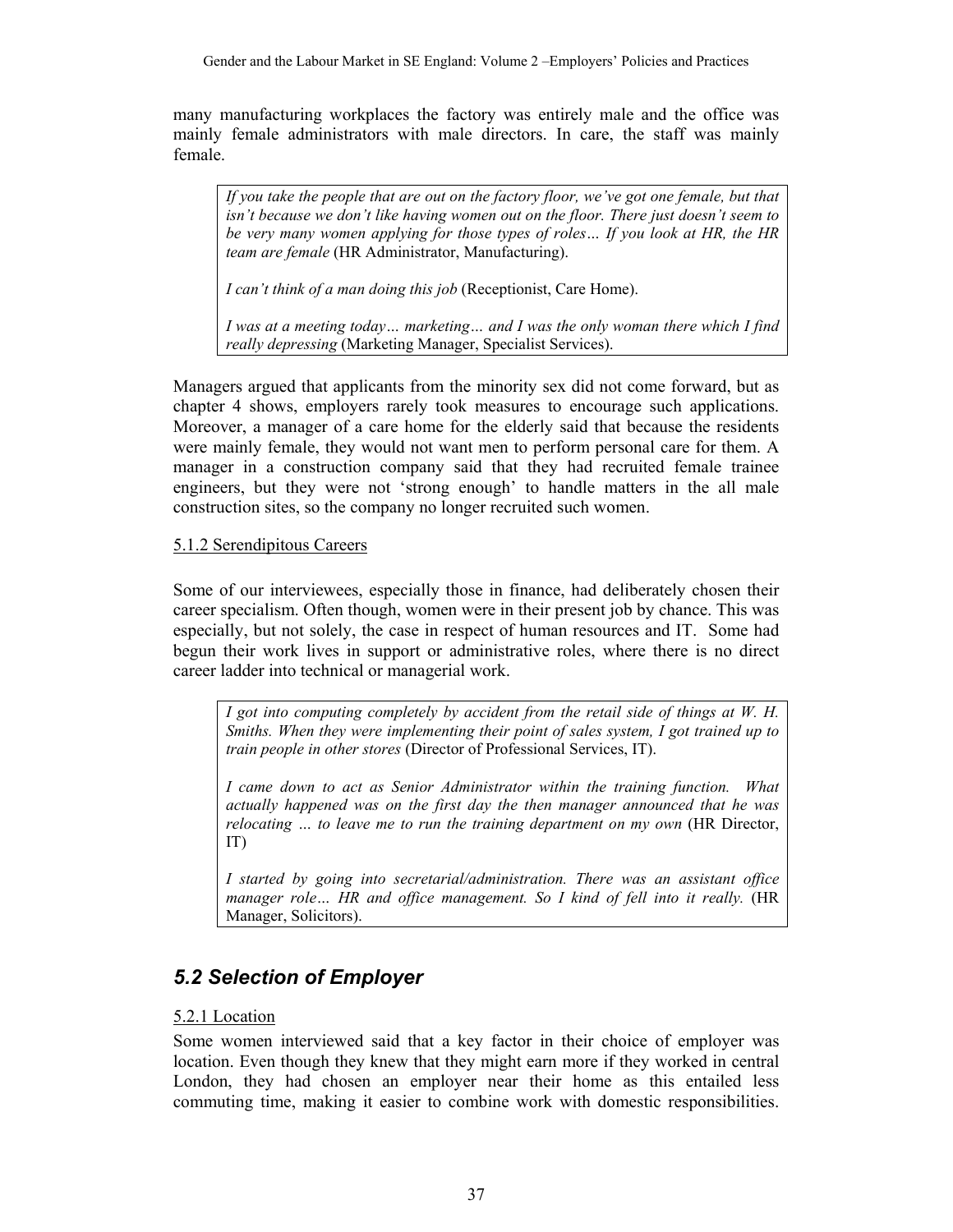many manufacturing workplaces the factory was entirely male and the office was mainly female administrators with male directors. In care, the staff was mainly female.

> *If you take the people that are out on the factory floor, we've got one female, but that isn't because we don't like having women out on the floor. There just doesn't seem to be very many women applying for those types of roles… If you look at HR, the HR team are female* (HR Administrator, Manufacturing).
>
> *I can't think of a man doing this job* (Receptionist, Care Home).
>
> *I was at a meeting today… marketing… and I was the only woman there which I find really depressing* (Marketing Manager, Specialist Services).

Managers argued that applicants from the minority sex did not come forward, but as chapter 4 shows, employers rarely took measures to encourage such applications. Moreover, a manager of a care home for the elderly said that because the residents were mainly female, they would not want men to perform personal care for them. A manager in a construction company said that they had recruited female trainee engineers, but they were not 'strong enough' to handle matters in the all male construction sites, so the company no longer recruited such women.

#### 5.1.2 Serendipitous Careers

Some of our interviewees, especially those in finance, had deliberately chosen their career specialism. Often though, women were in their present job by chance. This was especially, but not solely, the case in respect of human resources and IT. Some had begun their work lives in support or administrative roles, where there is no direct career ladder into technical or managerial work.

> *I got into computing completely by accident from the retail side of things at W. H. Smiths. When they were implementing their point of sales system, I got trained up to train people in other stores* (Director of Professional Services, IT).
>
> *I came down to act as Senior Administrator within the training function. What actually happened was on the first day the then manager announced that he was relocating … to leave me to run the training department on my own* (HR Director, IT)
>
> *I started by going into secretarial/administration. There was an assistant office manager role… HR and office management. So I kind of fell into it really.* (HR Manager, Solicitors).

## *5.2 Selection of Employer*

#### 5.2.1 Location

Some women interviewed said that a key factor in their choice of employer was location. Even though they knew that they might earn more if they worked in central London, they had chosen an employer near their home as this entailed less commuting time, making it easier to combine work with domestic responsibilities.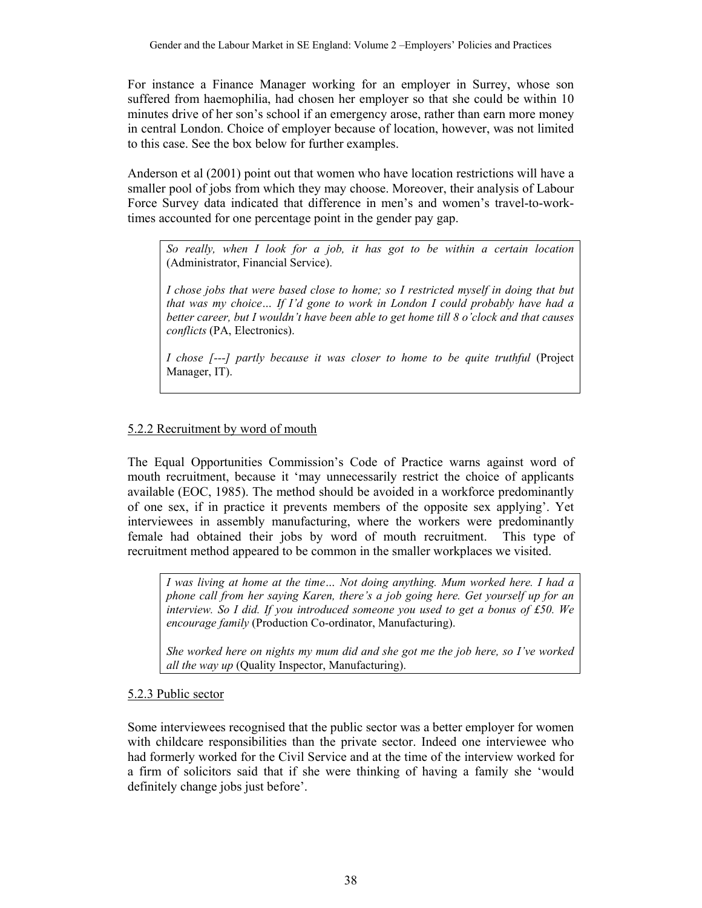For instance a Finance Manager working for an employer in Surrey, whose son suffered from haemophilia, had chosen her employer so that she could be within 10 minutes drive of her son's school if an emergency arose, rather than earn more money in central London. Choice of employer because of location, however, was not limited to this case. See the box below for further examples.

Anderson et al (2001) point out that women who have location restrictions will have a smaller pool of jobs from which they may choose. Moreover, their analysis of Labour Force Survey data indicated that difference in men's and women's travel-to-work-times accounted for one percentage point in the gender pay gap.

> *So really, when I look for a job, it has got to be within a certain location* (Administrator, Financial Service).
>
> *I chose jobs that were based close to home; so I restricted myself in doing that but that was my choice… If I'd gone to work in London I could probably have had a better career, but I wouldn't have been able to get home till 8 o'clock and that causes conflicts* (PA, Electronics).
>
> *I chose [---] partly because it was closer to home to be quite truthful* (Project Manager, IT).

### 5.2.2 Recruitment by word of mouth

The Equal Opportunities Commission's Code of Practice warns against word of mouth recruitment, because it 'may unnecessarily restrict the choice of applicants available (EOC, 1985). The method should be avoided in a workforce predominantly of one sex, if in practice it prevents members of the opposite sex applying'. Yet interviewees in assembly manufacturing, where the workers were predominantly female had obtained their jobs by word of mouth recruitment. This type of recruitment method appeared to be common in the smaller workplaces we visited.

> *I was living at home at the time… Not doing anything. Mum worked here. I had a phone call from her saying Karen, there's a job going here. Get yourself up for an interview. So I did. If you introduced someone you used to get a bonus of £50. We encourage family* (Production Co-ordinator, Manufacturing).
>
> *She worked here on nights my mum did and she got me the job here, so I've worked all the way up* (Quality Inspector, Manufacturing).

### 5.2.3 Public sector

Some interviewees recognised that the public sector was a better employer for women with childcare responsibilities than the private sector. Indeed one interviewee who had formerly worked for the Civil Service and at the time of the interview worked for a firm of solicitors said that if she were thinking of having a family she 'would definitely change jobs just before'.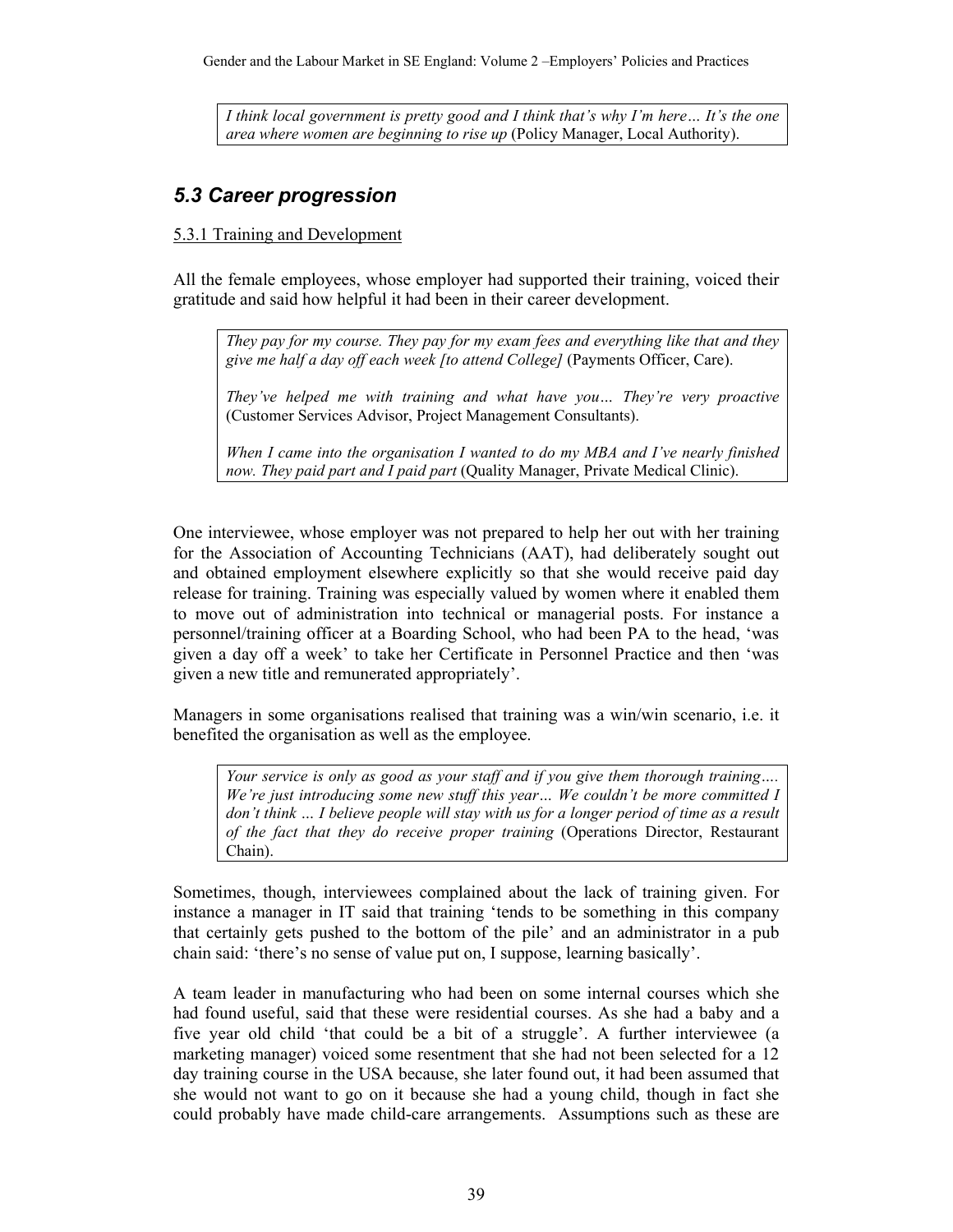*I think local government is pretty good and I think that's why I'm here… It's the one area where women are beginning to rise up* (Policy Manager, Local Authority).

## *5.3 Career progression*

5.3.1 Training and Development

All the female employees, whose employer had supported their training, voiced their gratitude and said how helpful it had been in their career development.

> *They pay for my course. They pay for my exam fees and everything like that and they give me half a day off each week [to attend College]* (Payments Officer, Care).
>
> *They've helped me with training and what have you… They're very proactive* (Customer Services Advisor, Project Management Consultants).
>
> *When I came into the organisation I wanted to do my MBA and I've nearly finished now. They paid part and I paid part* (Quality Manager, Private Medical Clinic).

One interviewee, whose employer was not prepared to help her out with her training for the Association of Accounting Technicians (AAT), had deliberately sought out and obtained employment elsewhere explicitly so that she would receive paid day release for training. Training was especially valued by women where it enabled them to move out of administration into technical or managerial posts. For instance a personnel/training officer at a Boarding School, who had been PA to the head, 'was given a day off a week' to take her Certificate in Personnel Practice and then 'was given a new title and remunerated appropriately'.

Managers in some organisations realised that training was a win/win scenario, i.e. it benefited the organisation as well as the employee.

> *Your service is only as good as your staff and if you give them thorough training…. We're just introducing some new stuff this year… We couldn't be more committed I don't think … I believe people will stay with us for a longer period of time as a result of the fact that they do receive proper training* (Operations Director, Restaurant Chain).

Sometimes, though, interviewees complained about the lack of training given. For instance a manager in IT said that training 'tends to be something in this company that certainly gets pushed to the bottom of the pile' and an administrator in a pub chain said: 'there's no sense of value put on, I suppose, learning basically'.

A team leader in manufacturing who had been on some internal courses which she had found useful, said that these were residential courses. As she had a baby and a five year old child 'that could be a bit of a struggle'. A further interviewee (a marketing manager) voiced some resentment that she had not been selected for a 12 day training course in the USA because, she later found out, it had been assumed that she would not want to go on it because she had a young child, though in fact she could probably have made child-care arrangements. Assumptions such as these are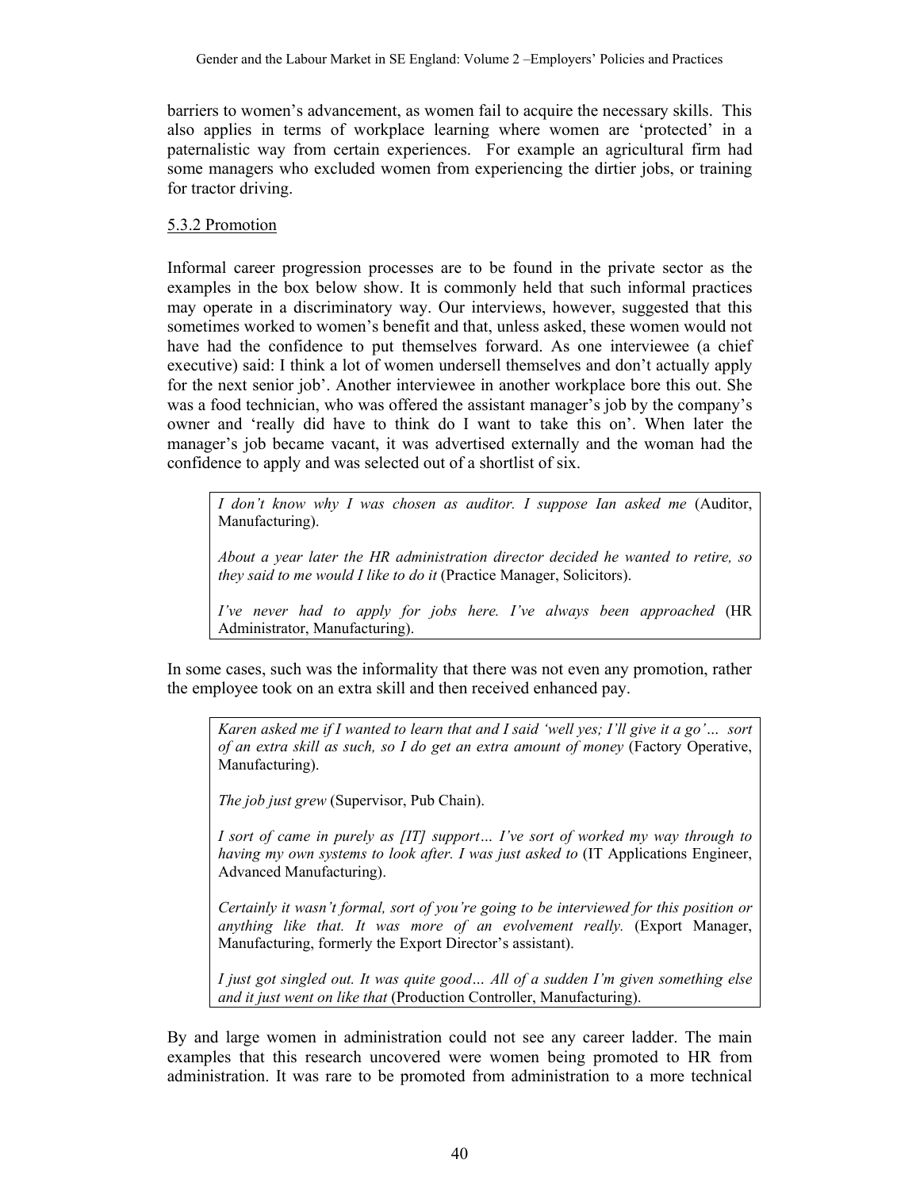barriers to women's advancement, as women fail to acquire the necessary skills. This also applies in terms of workplace learning where women are 'protected' in a paternalistic way from certain experiences. For example an agricultural firm had some managers who excluded women from experiencing the dirtier jobs, or training for tractor driving.

5.3.2 Promotion

Informal career progression processes are to be found in the private sector as the examples in the box below show. It is commonly held that such informal practices may operate in a discriminatory way. Our interviews, however, suggested that this sometimes worked to women's benefit and that, unless asked, these women would not have had the confidence to put themselves forward. As one interviewee (a chief executive) said: I think a lot of women undersell themselves and don't actually apply for the next senior job'. Another interviewee in another workplace bore this out. She was a food technician, who was offered the assistant manager's job by the company's owner and 'really did have to think do I want to take this on'. When later the manager's job became vacant, it was advertised externally and the woman had the confidence to apply and was selected out of a shortlist of six.

> *I don't know why I was chosen as auditor. I suppose Ian asked me* (Auditor, Manufacturing).
>
> *About a year later the HR administration director decided he wanted to retire, so they said to me would I like to do it* (Practice Manager, Solicitors).
>
> *I've never had to apply for jobs here. I've always been approached* (HR Administrator, Manufacturing).

In some cases, such was the informality that there was not even any promotion, rather the employee took on an extra skill and then received enhanced pay.

> *Karen asked me if I wanted to learn that and I said 'well yes; I'll give it a go'… sort of an extra skill as such, so I do get an extra amount of money* (Factory Operative, Manufacturing).
>
> *The job just grew* (Supervisor, Pub Chain).
>
> *I sort of came in purely as [IT] support… I've sort of worked my way through to having my own systems to look after. I was just asked to* (IT Applications Engineer, Advanced Manufacturing).
>
> *Certainly it wasn't formal, sort of you're going to be interviewed for this position or anything like that. It was more of an evolvement really.* (Export Manager, Manufacturing, formerly the Export Director's assistant).
>
> *I just got singled out. It was quite good… All of a sudden I'm given something else and it just went on like that* (Production Controller, Manufacturing).

By and large women in administration could not see any career ladder. The main examples that this research uncovered were women being promoted to HR from administration. It was rare to be promoted from administration to a more technical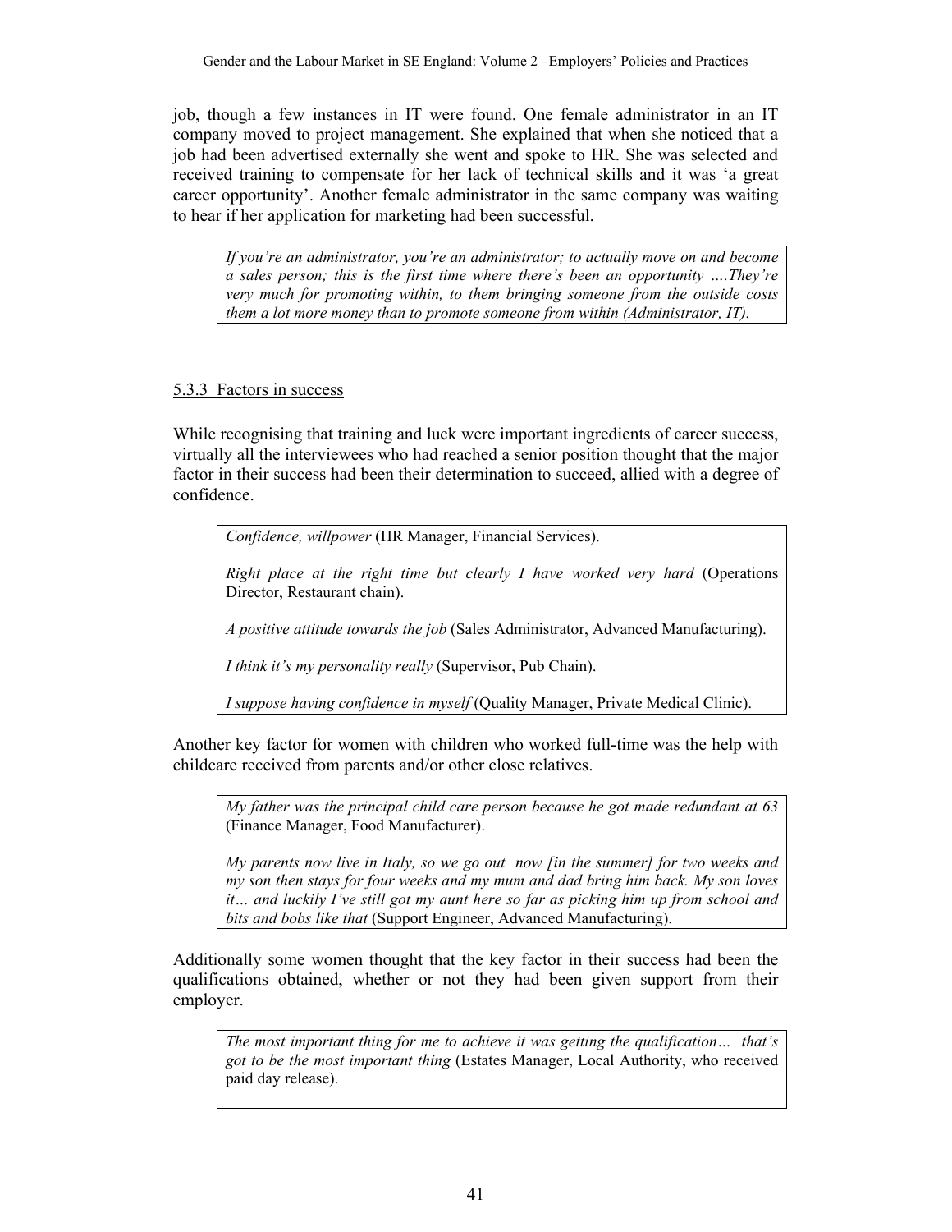job, though a few instances in IT were found. One female administrator in an IT company moved to project management. She explained that when she noticed that a job had been advertised externally she went and spoke to HR. She was selected and received training to compensate for her lack of technical skills and it was 'a great career opportunity'. Another female administrator in the same company was waiting to hear if her application for marketing had been successful.

> *If you're an administrator, you're an administrator; to actually move on and become a sales person; this is the first time where there's been an opportunity ….They're very much for promoting within, to them bringing someone from the outside costs them a lot more money than to promote someone from within (Administrator, IT).*

### 5.3.3 Factors in success

While recognising that training and luck were important ingredients of career success, virtually all the interviewees who had reached a senior position thought that the major factor in their success had been their determination to succeed, allied with a degree of confidence.

> *Confidence, willpower* (HR Manager, Financial Services).
>
> *Right place at the right time but clearly I have worked very hard* (Operations Director, Restaurant chain).
>
> *A positive attitude towards the job* (Sales Administrator, Advanced Manufacturing).
>
> *I think it's my personality really* (Supervisor, Pub Chain).
>
> *I suppose having confidence in myself* (Quality Manager, Private Medical Clinic).

Another key factor for women with children who worked full-time was the help with childcare received from parents and/or other close relatives.

> *My father was the principal child care person because he got made redundant at 63* (Finance Manager, Food Manufacturer).
>
> *My parents now live in Italy, so we go out now [in the summer] for two weeks and my son then stays for four weeks and my mum and dad bring him back. My son loves it… and luckily I've still got my aunt here so far as picking him up from school and bits and bobs like that* (Support Engineer, Advanced Manufacturing).

Additionally some women thought that the key factor in their success had been the qualifications obtained, whether or not they had been given support from their employer.

> *The most important thing for me to achieve it was getting the qualification… that's got to be the most important thing* (Estates Manager, Local Authority, who received paid day release).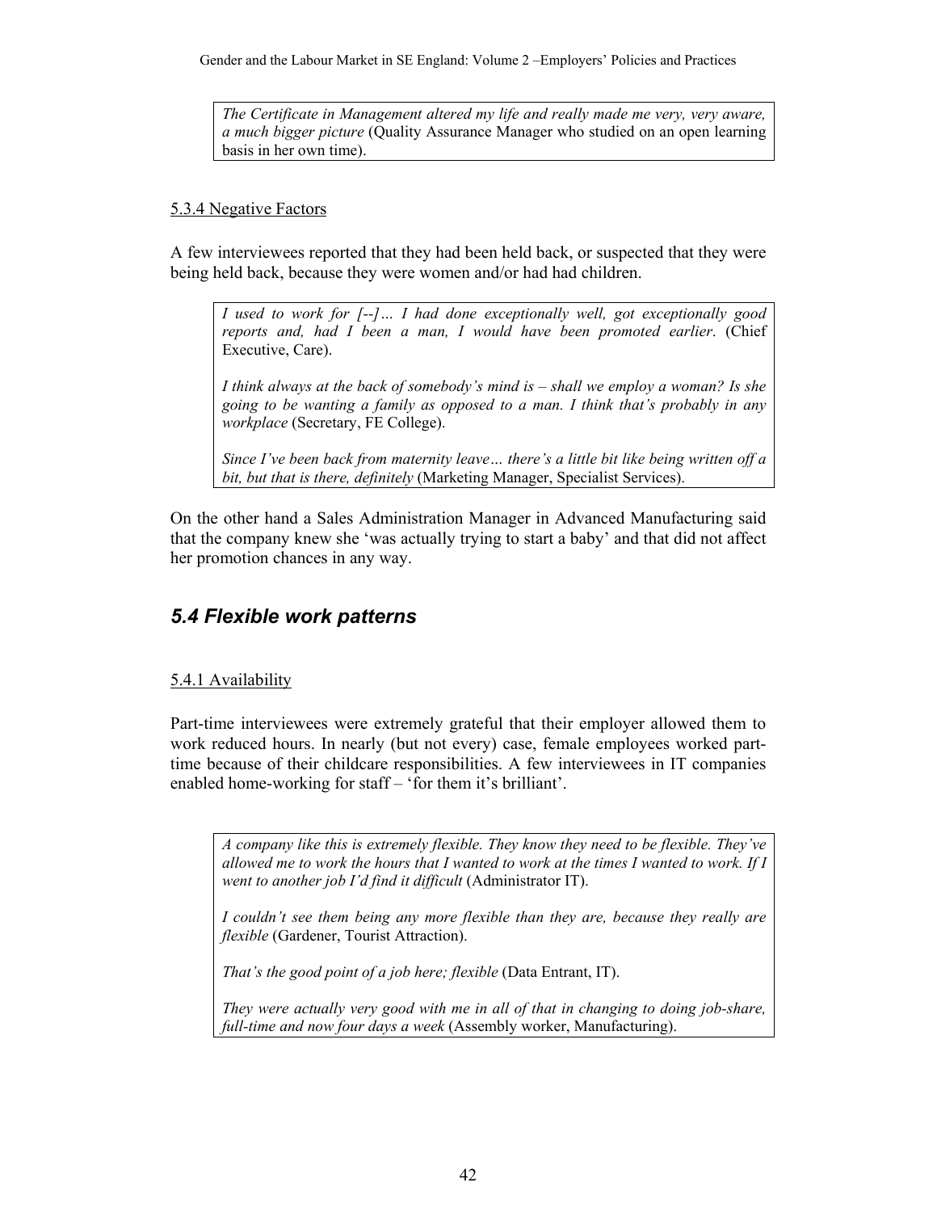*The Certificate in Management altered my life and really made me very, very aware, a much bigger picture* (Quality Assurance Manager who studied on an open learning basis in her own time).

#### 5.3.4 Negative Factors

A few interviewees reported that they had been held back, or suspected that they were being held back, because they were women and/or had had children.

> *I used to work for [--]… I had done exceptionally well, got exceptionally good reports and, had I been a man, I would have been promoted earlier*. (Chief Executive, Care).
>
> *I think always at the back of somebody's mind is – shall we employ a woman? Is she going to be wanting a family as opposed to a man. I think that's probably in any workplace* (Secretary, FE College).
>
> *Since I've been back from maternity leave… there's a little bit like being written off a bit, but that is there, definitely* (Marketing Manager, Specialist Services).

On the other hand a Sales Administration Manager in Advanced Manufacturing said that the company knew she 'was actually trying to start a baby' and that did not affect her promotion chances in any way.

## *5.4 Flexible work patterns*

#### 5.4.1 Availability

Part-time interviewees were extremely grateful that their employer allowed them to work reduced hours. In nearly (but not every) case, female employees worked part-time because of their childcare responsibilities. A few interviewees in IT companies enabled home-working for staff – 'for them it's brilliant'.

> *A company like this is extremely flexible. They know they need to be flexible. They've allowed me to work the hours that I wanted to work at the times I wanted to work. If I went to another job I'd find it difficult* (Administrator IT).
>
> *I couldn't see them being any more flexible than they are, because they really are flexible* (Gardener, Tourist Attraction).
>
> *That's the good point of a job here; flexible* (Data Entrant, IT).
>
> *They were actually very good with me in all of that in changing to doing job-share, full-time and now four days a week* (Assembly worker, Manufacturing).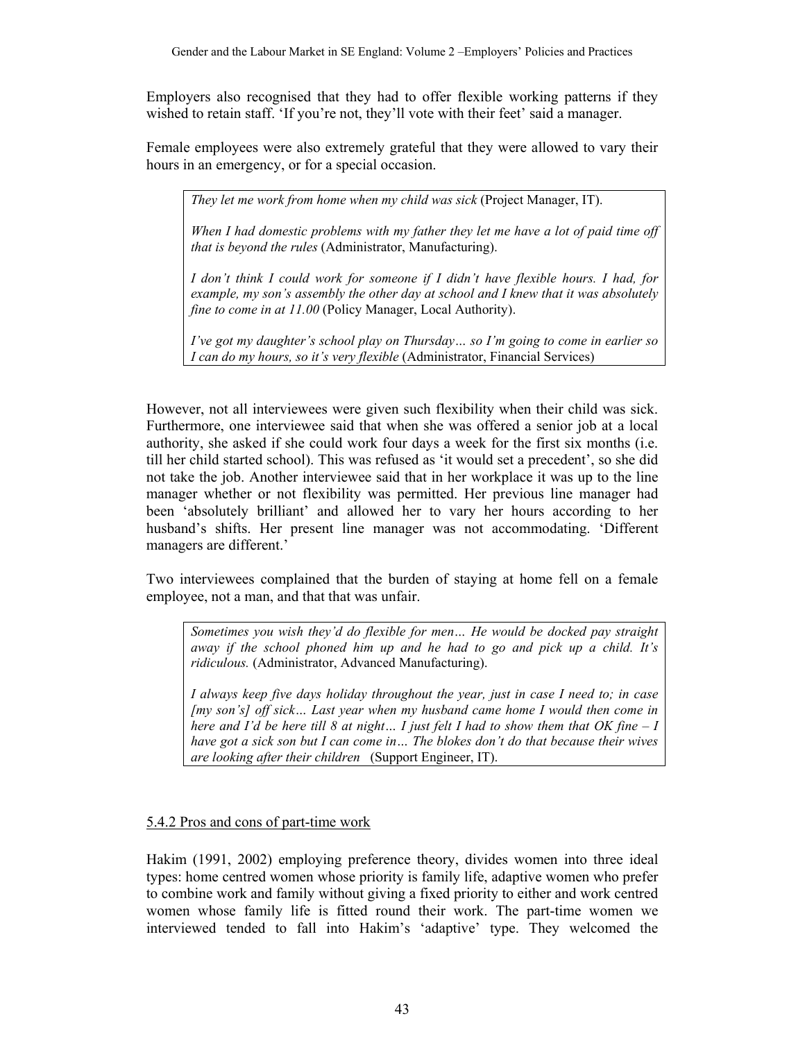Employers also recognised that they had to offer flexible working patterns if they wished to retain staff. 'If you're not, they'll vote with their feet' said a manager.

Female employees were also extremely grateful that they were allowed to vary their hours in an emergency, or for a special occasion.

> *They let me work from home when my child was sick* (Project Manager, IT).
>
> *When I had domestic problems with my father they let me have a lot of paid time off that is beyond the rules* (Administrator, Manufacturing).
>
> *I don't think I could work for someone if I didn't have flexible hours. I had, for example, my son's assembly the other day at school and I knew that it was absolutely fine to come in at 11.00* (Policy Manager, Local Authority).
>
> *I've got my daughter's school play on Thursday… so I'm going to come in earlier so I can do my hours, so it's very flexible* (Administrator, Financial Services)

However, not all interviewees were given such flexibility when their child was sick. Furthermore, one interviewee said that when she was offered a senior job at a local authority, she asked if she could work four days a week for the first six months (i.e. till her child started school). This was refused as 'it would set a precedent', so she did not take the job. Another interviewee said that in her workplace it was up to the line manager whether or not flexibility was permitted. Her previous line manager had been 'absolutely brilliant' and allowed her to vary her hours according to her husband's shifts. Her present line manager was not accommodating. 'Different managers are different.'

Two interviewees complained that the burden of staying at home fell on a female employee, not a man, and that that was unfair.

> *Sometimes you wish they'd do flexible for men… He would be docked pay straight away if the school phoned him up and he had to go and pick up a child. It's ridiculous.* (Administrator, Advanced Manufacturing).
>
> *I always keep five days holiday throughout the year, just in case I need to; in case [my son's] off sick… Last year when my husband came home I would then come in here and I'd be here till 8 at night… I just felt I had to show them that OK fine – I have got a sick son but I can come in… The blokes don't do that because their wives are looking after their children* (Support Engineer, IT).

### 5.4.2 Pros and cons of part-time work

Hakim (1991, 2002) employing preference theory, divides women into three ideal types: home centred women whose priority is family life, adaptive women who prefer to combine work and family without giving a fixed priority to either and work centred women whose family life is fitted round their work. The part-time women we interviewed tended to fall into Hakim's 'adaptive' type. They welcomed the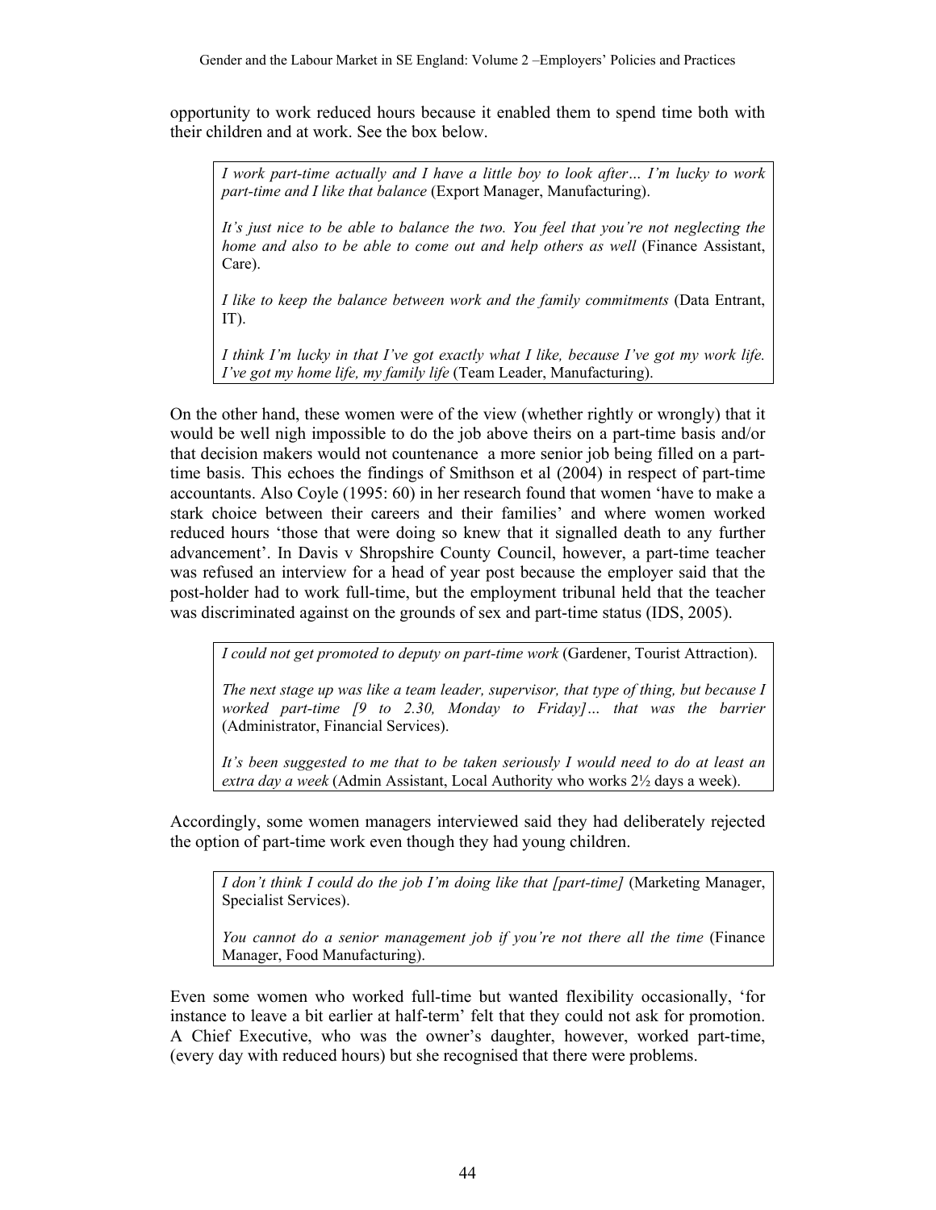opportunity to work reduced hours because it enabled them to spend time both with their children and at work. See the box below.

> *I work part-time actually and I have a little boy to look after… I'm lucky to work part-time and I like that balance* (Export Manager, Manufacturing).
>
> *It's just nice to be able to balance the two. You feel that you're not neglecting the home and also to be able to come out and help others as well* (Finance Assistant, Care).
>
> *I like to keep the balance between work and the family commitments* (Data Entrant, IT).
>
> *I think I'm lucky in that I've got exactly what I like, because I've got my work life. I've got my home life, my family life* (Team Leader, Manufacturing).

On the other hand, these women were of the view (whether rightly or wrongly) that it would be well nigh impossible to do the job above theirs on a part-time basis and/or that decision makers would not countenance a more senior job being filled on a part-time basis. This echoes the findings of Smithson et al (2004) in respect of part-time accountants. Also Coyle (1995: 60) in her research found that women 'have to make a stark choice between their careers and their families' and where women worked reduced hours 'those that were doing so knew that it signalled death to any further advancement'. In Davis v Shropshire County Council, however, a part-time teacher was refused an interview for a head of year post because the employer said that the post-holder had to work full-time, but the employment tribunal held that the teacher was discriminated against on the grounds of sex and part-time status (IDS, 2005).

> *I could not get promoted to deputy on part-time work* (Gardener, Tourist Attraction).
>
> *The next stage up was like a team leader, supervisor, that type of thing, but because I worked part-time [9 to 2.30, Monday to Friday]… that was the barrier* (Administrator, Financial Services).
>
> *It's been suggested to me that to be taken seriously I would need to do at least an extra day a week* (Admin Assistant, Local Authority who works 2½ days a week).

Accordingly, some women managers interviewed said they had deliberately rejected the option of part-time work even though they had young children.

> *I don't think I could do the job I'm doing like that [part-time]* (Marketing Manager, Specialist Services).
>
> *You cannot do a senior management job if you're not there all the time* (Finance Manager, Food Manufacturing).

Even some women who worked full-time but wanted flexibility occasionally, 'for instance to leave a bit earlier at half-term' felt that they could not ask for promotion. A Chief Executive, who was the owner's daughter, however, worked part-time, (every day with reduced hours) but she recognised that there were problems.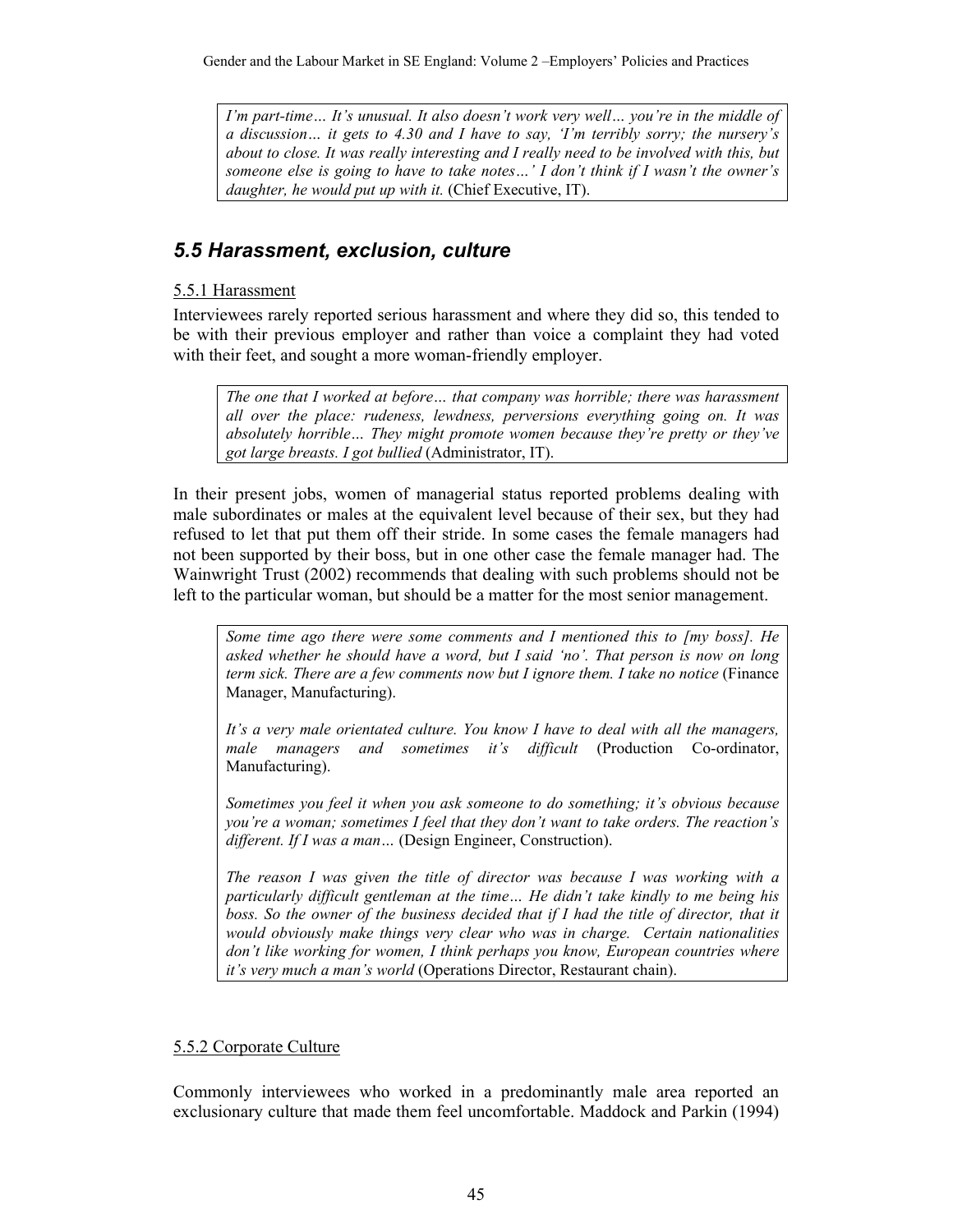*I'm part-time… It's unusual. It also doesn't work very well… you're in the middle of a discussion… it gets to 4.30 and I have to say, 'I'm terribly sorry; the nursery's about to close. It was really interesting and I really need to be involved with this, but someone else is going to have to take notes…' I don't think if I wasn't the owner's daughter, he would put up with it.* (Chief Executive, IT).

## 5.5 Harassment, exclusion, culture

### 5.5.1 Harassment

Interviewees rarely reported serious harassment and where they did so, this tended to be with their previous employer and rather than voice a complaint they had voted with their feet, and sought a more woman-friendly employer.

> *The one that I worked at before… that company was horrible; there was harassment all over the place: rudeness, lewdness, perversions everything going on. It was absolutely horrible… They might promote women because they're pretty or they've got large breasts. I got bullied* (Administrator, IT).

In their present jobs, women of managerial status reported problems dealing with male subordinates or males at the equivalent level because of their sex, but they had refused to let that put them off their stride. In some cases the female managers had not been supported by their boss, but in one other case the female manager had. The Wainwright Trust (2002) recommends that dealing with such problems should not be left to the particular woman, but should be a matter for the most senior management.

> *Some time ago there were some comments and I mentioned this to [my boss]. He asked whether he should have a word, but I said 'no'. That person is now on long term sick. There are a few comments now but I ignore them. I take no notice* (Finance Manager, Manufacturing).
>
> *It's a very male orientated culture. You know I have to deal with all the managers, male managers and sometimes it's difficult* (Production Co-ordinator, Manufacturing).
>
> *Sometimes you feel it when you ask someone to do something; it's obvious because you're a woman; sometimes I feel that they don't want to take orders. The reaction's different. If I was a man…* (Design Engineer, Construction).
>
> *The reason I was given the title of director was because I was working with a particularly difficult gentleman at the time… He didn't take kindly to me being his boss. So the owner of the business decided that if I had the title of director, that it would obviously make things very clear who was in charge. Certain nationalities don't like working for women, I think perhaps you know, European countries where it's very much a man's world* (Operations Director, Restaurant chain).

### 5.5.2 Corporate Culture

Commonly interviewees who worked in a predominantly male area reported an exclusionary culture that made them feel uncomfortable. Maddock and Parkin (1994)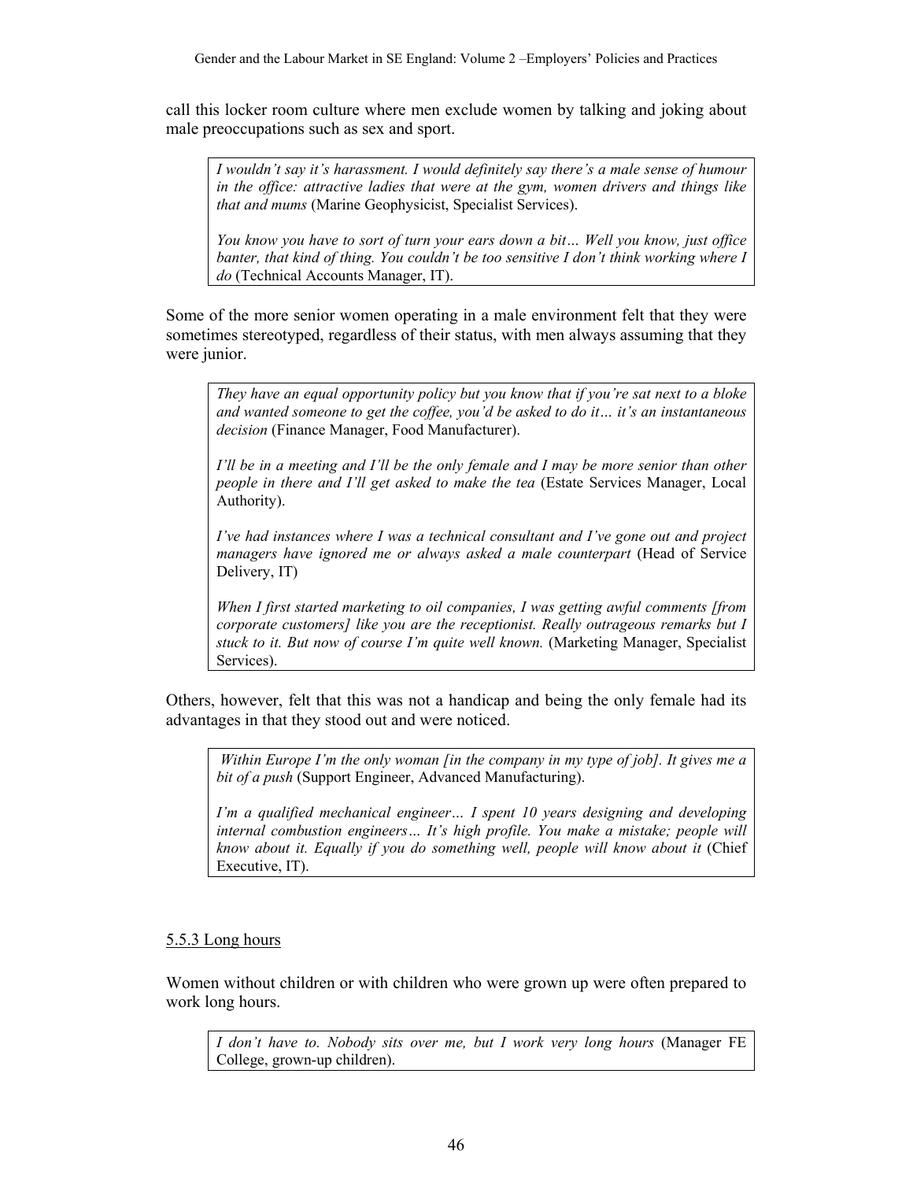call this locker room culture where men exclude women by talking and joking about male preoccupations such as sex and sport.

> *I wouldn't say it's harassment. I would definitely say there's a male sense of humour in the office: attractive ladies that were at the gym, women drivers and things like that and mums* (Marine Geophysicist, Specialist Services).
>
> *You know you have to sort of turn your ears down a bit… Well you know, just office banter, that kind of thing. You couldn't be too sensitive I don't think working where I do* (Technical Accounts Manager, IT).

Some of the more senior women operating in a male environment felt that they were sometimes stereotyped, regardless of their status, with men always assuming that they were junior.

> *They have an equal opportunity policy but you know that if you're sat next to a bloke and wanted someone to get the coffee, you'd be asked to do it… it's an instantaneous decision* (Finance Manager, Food Manufacturer).
>
> *I'll be in a meeting and I'll be the only female and I may be more senior than other people in there and I'll get asked to make the tea* (Estate Services Manager, Local Authority).
>
> *I've had instances where I was a technical consultant and I've gone out and project managers have ignored me or always asked a male counterpart* (Head of Service Delivery, IT)
>
> *When I first started marketing to oil companies, I was getting awful comments [from corporate customers] like you are the receptionist. Really outrageous remarks but I stuck to it. But now of course I'm quite well known.* (Marketing Manager, Specialist Services).

Others, however, felt that this was not a handicap and being the only female had its advantages in that they stood out and were noticed.

> *Within Europe I'm the only woman [in the company in my type of job]. It gives me a bit of a push* (Support Engineer, Advanced Manufacturing).
>
> *I'm a qualified mechanical engineer… I spent 10 years designing and developing internal combustion engineers… It's high profile. You make a mistake; people will know about it. Equally if you do something well, people will know about it* (Chief Executive, IT).

5.5.3 Long hours

Women without children or with children who were grown up were often prepared to work long hours.

> *I don't have to. Nobody sits over me, but I work very long hours* (Manager FE College, grown-up children).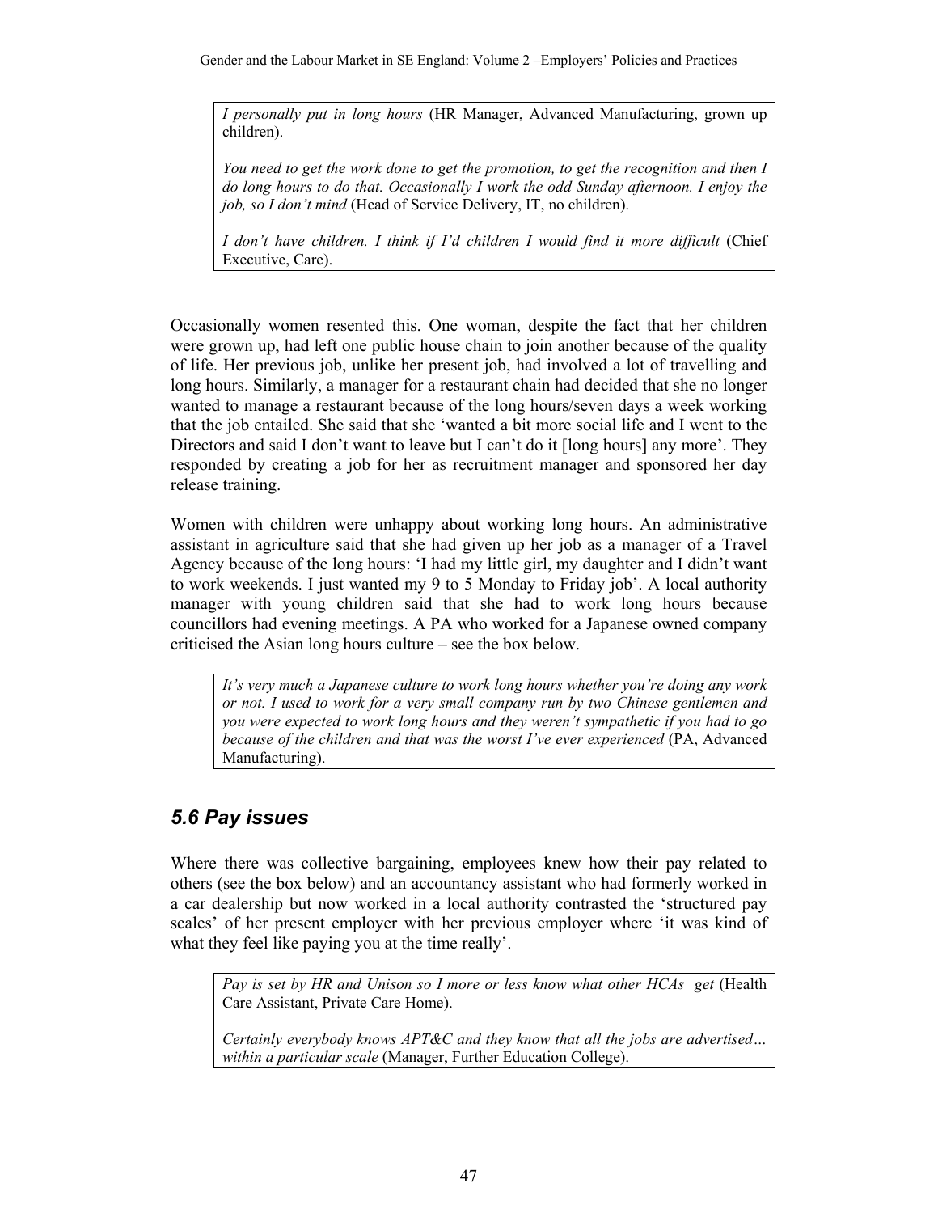> *I personally put in long hours* (HR Manager, Advanced Manufacturing, grown up children).
>
> *You need to get the work done to get the promotion, to get the recognition and then I do long hours to do that. Occasionally I work the odd Sunday afternoon. I enjoy the job, so I don't mind* (Head of Service Delivery, IT, no children).
>
> *I don't have children. I think if I'd children I would find it more difficult* (Chief Executive, Care).

Occasionally women resented this. One woman, despite the fact that her children were grown up, had left one public house chain to join another because of the quality of life. Her previous job, unlike her present job, had involved a lot of travelling and long hours. Similarly, a manager for a restaurant chain had decided that she no longer wanted to manage a restaurant because of the long hours/seven days a week working that the job entailed. She said that she 'wanted a bit more social life and I went to the Directors and said I don't want to leave but I can't do it [long hours] any more'. They responded by creating a job for her as recruitment manager and sponsored her day release training.

Women with children were unhappy about working long hours. An administrative assistant in agriculture said that she had given up her job as a manager of a Travel Agency because of the long hours: 'I had my little girl, my daughter and I didn't want to work weekends. I just wanted my 9 to 5 Monday to Friday job'. A local authority manager with young children said that she had to work long hours because councillors had evening meetings. A PA who worked for a Japanese owned company criticised the Asian long hours culture – see the box below.

> *It's very much a Japanese culture to work long hours whether you're doing any work or not. I used to work for a very small company run by two Chinese gentlemen and you were expected to work long hours and they weren't sympathetic if you had to go because of the children and that was the worst I've ever experienced* (PA, Advanced Manufacturing).

## *5.6 Pay issues*

Where there was collective bargaining, employees knew how their pay related to others (see the box below) and an accountancy assistant who had formerly worked in a car dealership but now worked in a local authority contrasted the 'structured pay scales' of her present employer with her previous employer where 'it was kind of what they feel like paying you at the time really'.

> *Pay is set by HR and Unison so I more or less know what other HCAs get* (Health Care Assistant, Private Care Home).
>
> *Certainly everybody knows APT&C and they know that all the jobs are advertised… within a particular scale* (Manager, Further Education College).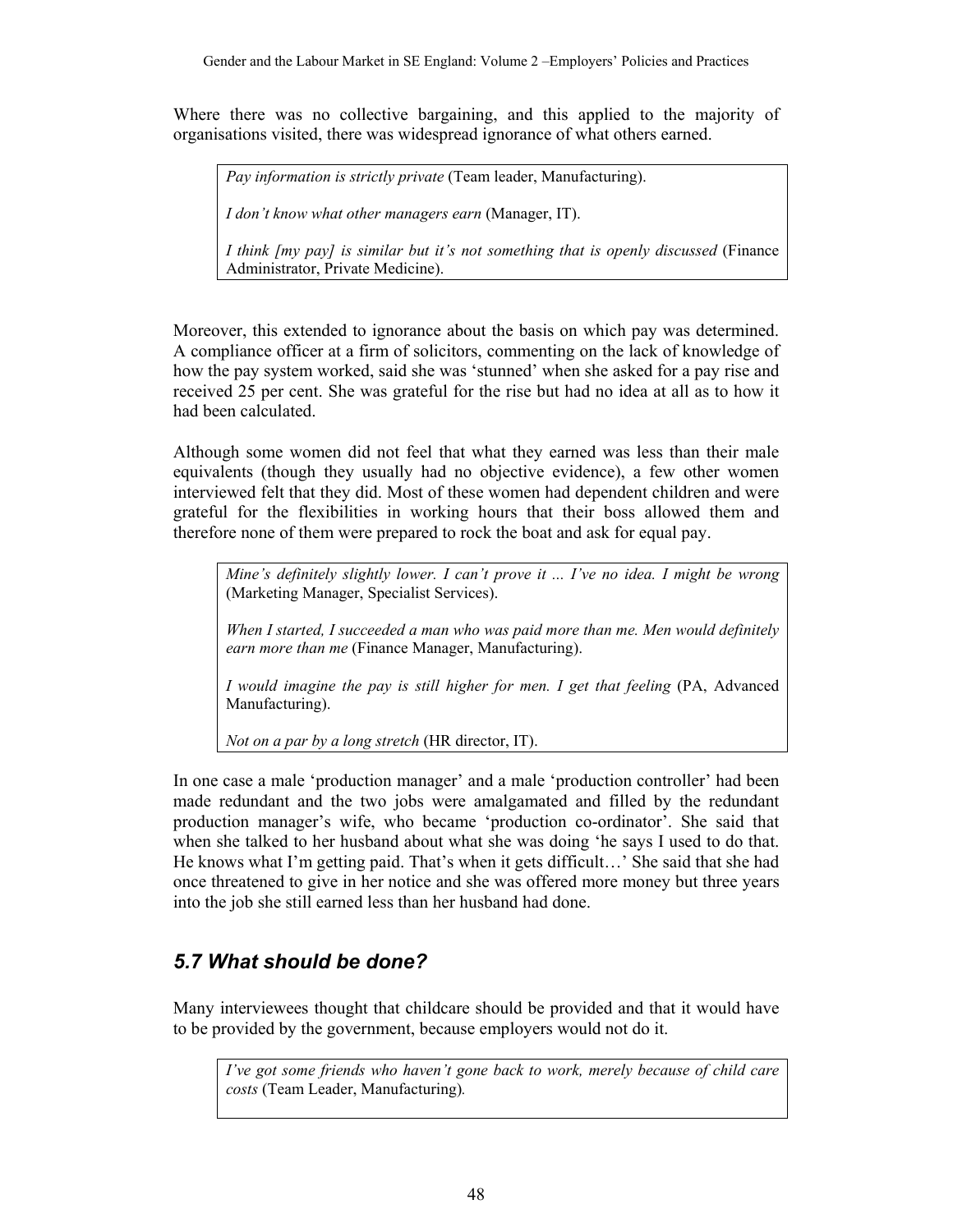Where there was no collective bargaining, and this applied to the majority of organisations visited, there was widespread ignorance of what others earned.

> *Pay information is strictly private* (Team leader, Manufacturing).
>
> *I don't know what other managers earn* (Manager, IT).
>
> *I think [my pay] is similar but it's not something that is openly discussed* (Finance Administrator, Private Medicine).

Moreover, this extended to ignorance about the basis on which pay was determined. A compliance officer at a firm of solicitors, commenting on the lack of knowledge of how the pay system worked, said she was 'stunned' when she asked for a pay rise and received 25 per cent. She was grateful for the rise but had no idea at all as to how it had been calculated.

Although some women did not feel that what they earned was less than their male equivalents (though they usually had no objective evidence), a few other women interviewed felt that they did. Most of these women had dependent children and were grateful for the flexibilities in working hours that their boss allowed them and therefore none of them were prepared to rock the boat and ask for equal pay.

> *Mine's definitely slightly lower. I can't prove it ... I've no idea. I might be wrong* (Marketing Manager, Specialist Services).
>
> *When I started, I succeeded a man who was paid more than me. Men would definitely earn more than me* (Finance Manager, Manufacturing).
>
> *I would imagine the pay is still higher for men. I get that feeling* (PA, Advanced Manufacturing).
>
> *Not on a par by a long stretch* (HR director, IT).

In one case a male 'production manager' and a male 'production controller' had been made redundant and the two jobs were amalgamated and filled by the redundant production manager's wife, who became 'production co-ordinator'. She said that when she talked to her husband about what she was doing 'he says I used to do that. He knows what I'm getting paid. That's when it gets difficult…' She said that she had once threatened to give in her notice and she was offered more money but three years into the job she still earned less than her husband had done.

## *5.7 What should be done?*

Many interviewees thought that childcare should be provided and that it would have to be provided by the government, because employers would not do it.

> *I've got some friends who haven't gone back to work, merely because of child care costs* (Team Leader, Manufacturing).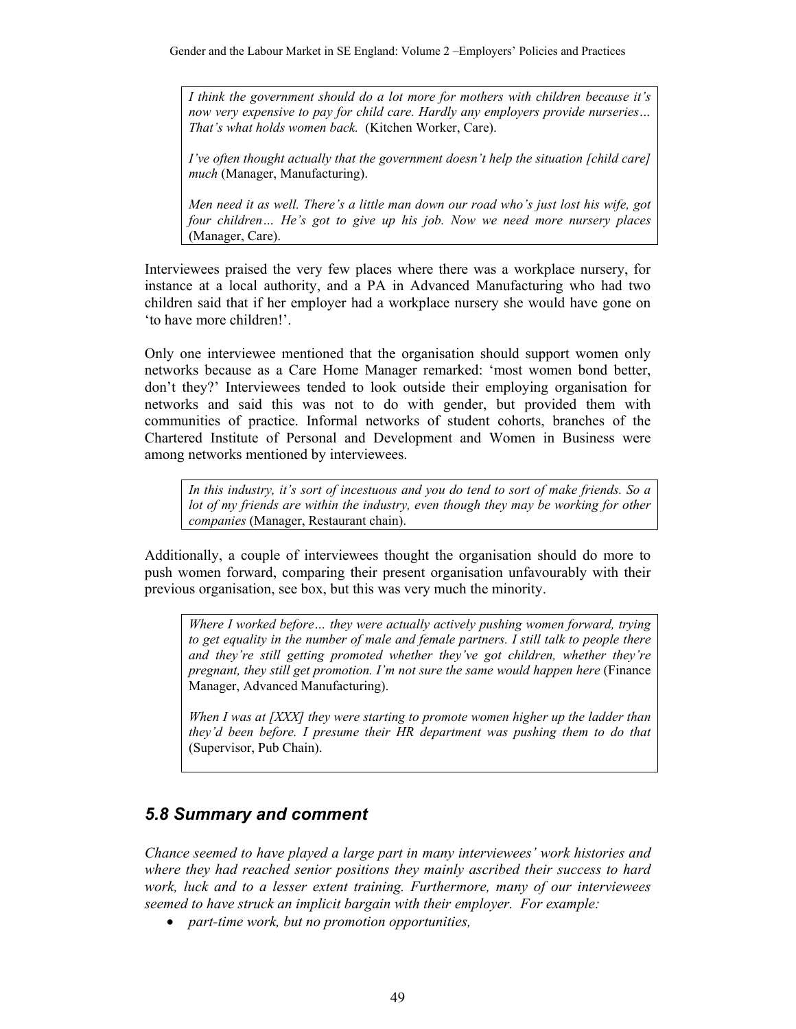*I think the government should do a lot more for mothers with children because it's now very expensive to pay for child care. Hardly any employers provide nurseries… That's what holds women back.* (Kitchen Worker, Care).

*I've often thought actually that the government doesn't help the situation [child care] much* (Manager, Manufacturing).

*Men need it as well. There's a little man down our road who's just lost his wife, got four children… He's got to give up his job. Now we need more nursery places* (Manager, Care).

Interviewees praised the very few places where there was a workplace nursery, for instance at a local authority, and a PA in Advanced Manufacturing who had two children said that if her employer had a workplace nursery she would have gone on 'to have more children!'.

Only one interviewee mentioned that the organisation should support women only networks because as a Care Home Manager remarked: 'most women bond better, don't they?' Interviewees tended to look outside their employing organisation for networks and said this was not to do with gender, but provided them with communities of practice. Informal networks of student cohorts, branches of the Chartered Institute of Personal and Development and Women in Business were among networks mentioned by interviewees.

*In this industry, it's sort of incestuous and you do tend to sort of make friends. So a lot of my friends are within the industry, even though they may be working for other companies* (Manager, Restaurant chain).

Additionally, a couple of interviewees thought the organisation should do more to push women forward, comparing their present organisation unfavourably with their previous organisation, see box, but this was very much the minority.

*Where I worked before… they were actually actively pushing women forward, trying to get equality in the number of male and female partners. I still talk to people there and they're still getting promoted whether they've got children, whether they're pregnant, they still get promotion. I'm not sure the same would happen here* (Finance Manager, Advanced Manufacturing).

*When I was at [XXX] they were starting to promote women higher up the ladder than they'd been before. I presume their HR department was pushing them to do that* (Supervisor, Pub Chain).

## *5.8 Summary and comment*

*Chance seemed to have played a large part in many interviewees' work histories and where they had reached senior positions they mainly ascribed their success to hard work, luck and to a lesser extent training. Furthermore, many of our interviewees seemed to have struck an implicit bargain with their employer. For example:*

- *part-time work, but no promotion opportunities,*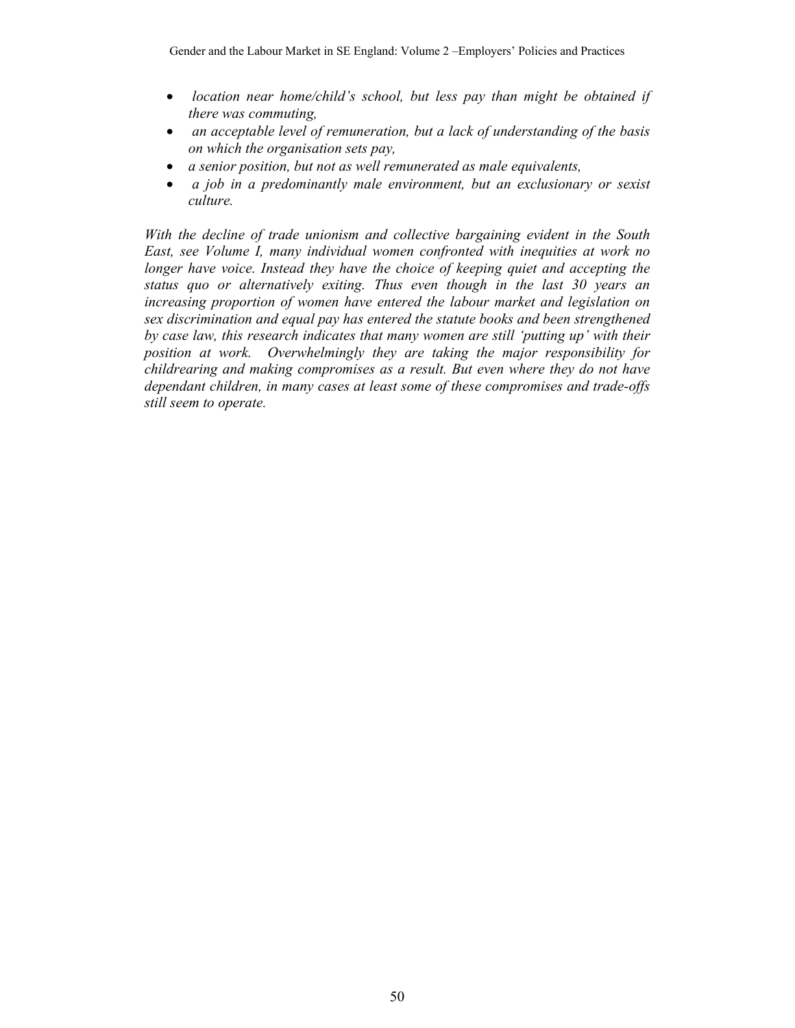- *location near home/child's school, but less pay than might be obtained if there was commuting,*
- *an acceptable level of remuneration, but a lack of understanding of the basis on which the organisation sets pay,*
- *a senior position, but not as well remunerated as male equivalents,*
- *a job in a predominantly male environment, but an exclusionary or sexist culture.*

*With the decline of trade unionism and collective bargaining evident in the South East, see Volume I, many individual women confronted with inequities at work no longer have voice. Instead they have the choice of keeping quiet and accepting the status quo or alternatively exiting. Thus even though in the last 30 years an increasing proportion of women have entered the labour market and legislation on sex discrimination and equal pay has entered the statute books and been strengthened by case law, this research indicates that many women are still 'putting up' with their position at work. Overwhelmingly they are taking the major responsibility for childrearing and making compromises as a result. But even where they do not have dependant children, in many cases at least some of these compromises and trade-offs still seem to operate.*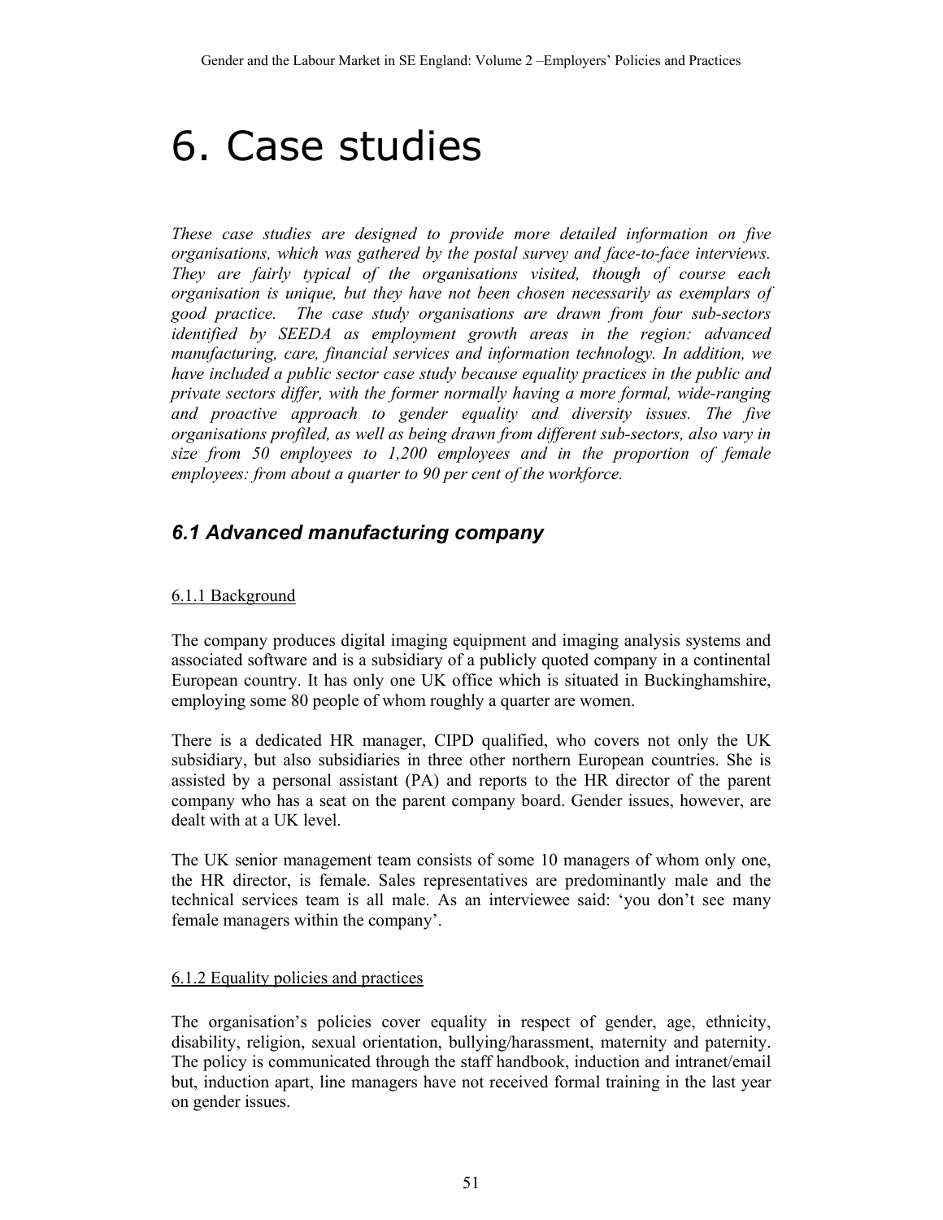# 6. Case studies

*These case studies are designed to provide more detailed information on five organisations, which was gathered by the postal survey and face-to-face interviews. They are fairly typical of the organisations visited, though of course each organisation is unique, but they have not been chosen necessarily as exemplars of good practice. The case study organisations are drawn from four sub-sectors identified by SEEDA as employment growth areas in the region: advanced manufacturing, care, financial services and information technology. In addition, we have included a public sector case study because equality practices in the public and private sectors differ, with the former normally having a more formal, wide-ranging and proactive approach to gender equality and diversity issues. The five organisations profiled, as well as being drawn from different sub-sectors, also vary in size from 50 employees to 1,200 employees and in the proportion of female employees: from about a quarter to 90 per cent of the workforce.*

## *6.1 Advanced manufacturing company*

### 6.1.1 Background

The company produces digital imaging equipment and imaging analysis systems and associated software and is a subsidiary of a publicly quoted company in a continental European country. It has only one UK office which is situated in Buckinghamshire, employing some 80 people of whom roughly a quarter are women.

There is a dedicated HR manager, CIPD qualified, who covers not only the UK subsidiary, but also subsidiaries in three other northern European countries. She is assisted by a personal assistant (PA) and reports to the HR director of the parent company who has a seat on the parent company board. Gender issues, however, are dealt with at a UK level.

The UK senior management team consists of some 10 managers of whom only one, the HR director, is female. Sales representatives are predominantly male and the technical services team is all male. As an interviewee said: 'you don't see many female managers within the company'.

### 6.1.2 Equality policies and practices

The organisation's policies cover equality in respect of gender, age, ethnicity, disability, religion, sexual orientation, bullying/harassment, maternity and paternity. The policy is communicated through the staff handbook, induction and intranet/email but, induction apart, line managers have not received formal training in the last year on gender issues.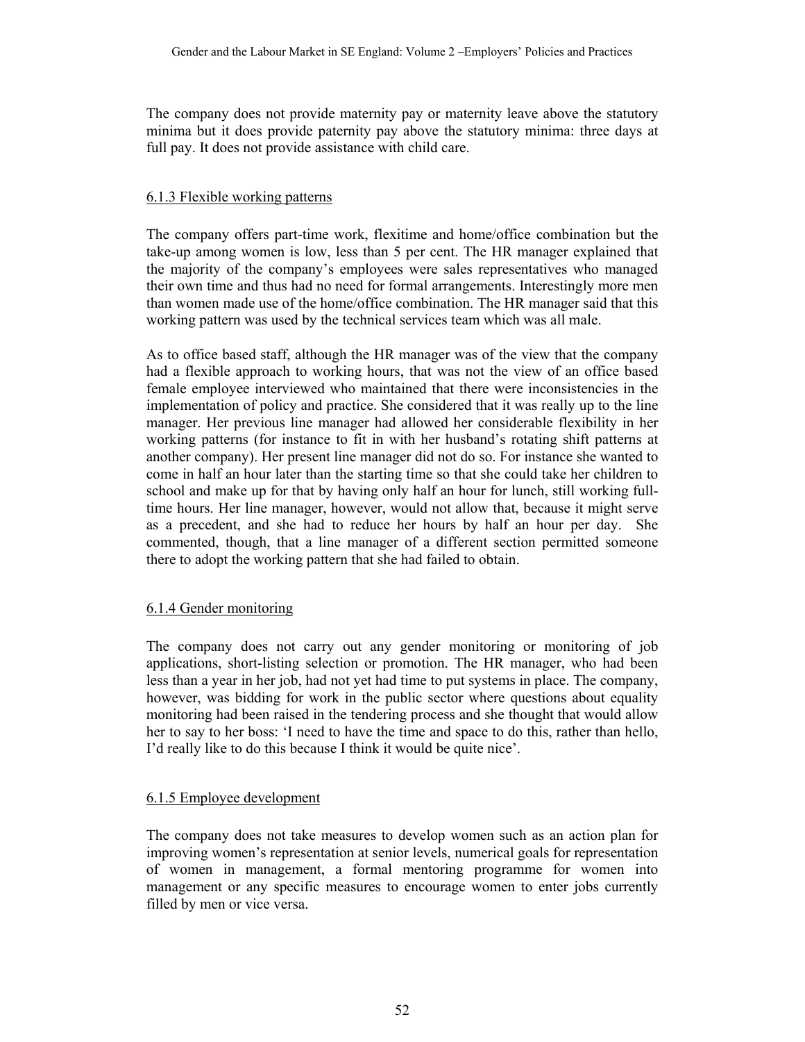The company does not provide maternity pay or maternity leave above the statutory minima but it does provide paternity pay above the statutory minima: three days at full pay. It does not provide assistance with child care.

### 6.1.3 Flexible working patterns

The company offers part-time work, flexitime and home/office combination but the take-up among women is low, less than 5 per cent. The HR manager explained that the majority of the company's employees were sales representatives who managed their own time and thus had no need for formal arrangements. Interestingly more men than women made use of the home/office combination. The HR manager said that this working pattern was used by the technical services team which was all male.

As to office based staff, although the HR manager was of the view that the company had a flexible approach to working hours, that was not the view of an office based female employee interviewed who maintained that there were inconsistencies in the implementation of policy and practice. She considered that it was really up to the line manager. Her previous line manager had allowed her considerable flexibility in her working patterns (for instance to fit in with her husband's rotating shift patterns at another company). Her present line manager did not do so. For instance she wanted to come in half an hour later than the starting time so that she could take her children to school and make up for that by having only half an hour for lunch, still working full-time hours. Her line manager, however, would not allow that, because it might serve as a precedent, and she had to reduce her hours by half an hour per day. She commented, though, that a line manager of a different section permitted someone there to adopt the working pattern that she had failed to obtain.

### 6.1.4 Gender monitoring

The company does not carry out any gender monitoring or monitoring of job applications, short-listing selection or promotion. The HR manager, who had been less than a year in her job, had not yet had time to put systems in place. The company, however, was bidding for work in the public sector where questions about equality monitoring had been raised in the tendering process and she thought that would allow her to say to her boss: 'I need to have the time and space to do this, rather than hello, I'd really like to do this because I think it would be quite nice'.

### 6.1.5 Employee development

The company does not take measures to develop women such as an action plan for improving women's representation at senior levels, numerical goals for representation of women in management, a formal mentoring programme for women into management or any specific measures to encourage women to enter jobs currently filled by men or vice versa.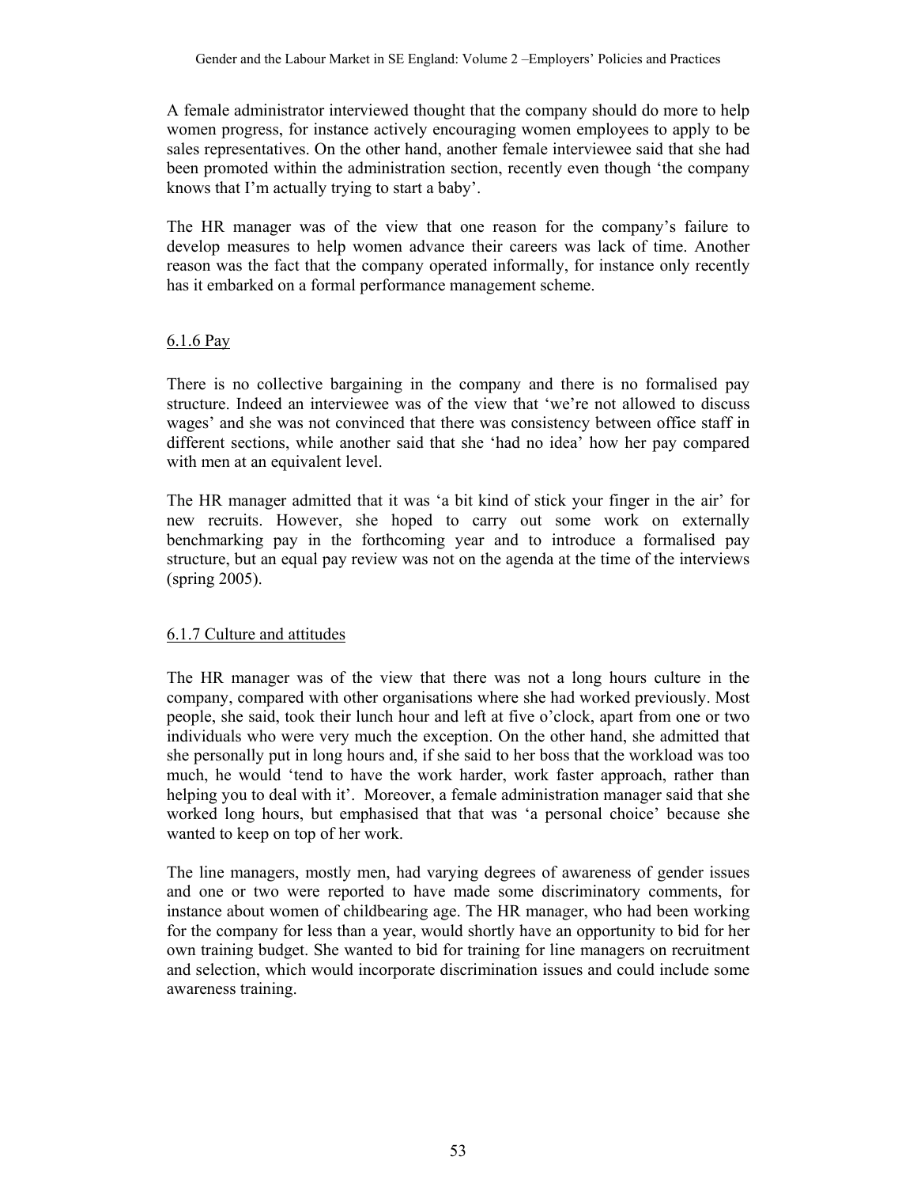A female administrator interviewed thought that the company should do more to help women progress, for instance actively encouraging women employees to apply to be sales representatives. On the other hand, another female interviewee said that she had been promoted within the administration section, recently even though 'the company knows that I'm actually trying to start a baby'.

The HR manager was of the view that one reason for the company's failure to develop measures to help women advance their careers was lack of time. Another reason was the fact that the company operated informally, for instance only recently has it embarked on a formal performance management scheme.

#### 6.1.6 Pay

There is no collective bargaining in the company and there is no formalised pay structure. Indeed an interviewee was of the view that 'we're not allowed to discuss wages' and she was not convinced that there was consistency between office staff in different sections, while another said that she 'had no idea' how her pay compared with men at an equivalent level.

The HR manager admitted that it was 'a bit kind of stick your finger in the air' for new recruits. However, she hoped to carry out some work on externally benchmarking pay in the forthcoming year and to introduce a formalised pay structure, but an equal pay review was not on the agenda at the time of the interviews (spring 2005).

#### 6.1.7 Culture and attitudes

The HR manager was of the view that there was not a long hours culture in the company, compared with other organisations where she had worked previously. Most people, she said, took their lunch hour and left at five o'clock, apart from one or two individuals who were very much the exception. On the other hand, she admitted that she personally put in long hours and, if she said to her boss that the workload was too much, he would 'tend to have the work harder, work faster approach, rather than helping you to deal with it'. Moreover, a female administration manager said that she worked long hours, but emphasised that that was 'a personal choice' because she wanted to keep on top of her work.

The line managers, mostly men, had varying degrees of awareness of gender issues and one or two were reported to have made some discriminatory comments, for instance about women of childbearing age. The HR manager, who had been working for the company for less than a year, would shortly have an opportunity to bid for her own training budget. She wanted to bid for training for line managers on recruitment and selection, which would incorporate discrimination issues and could include some awareness training.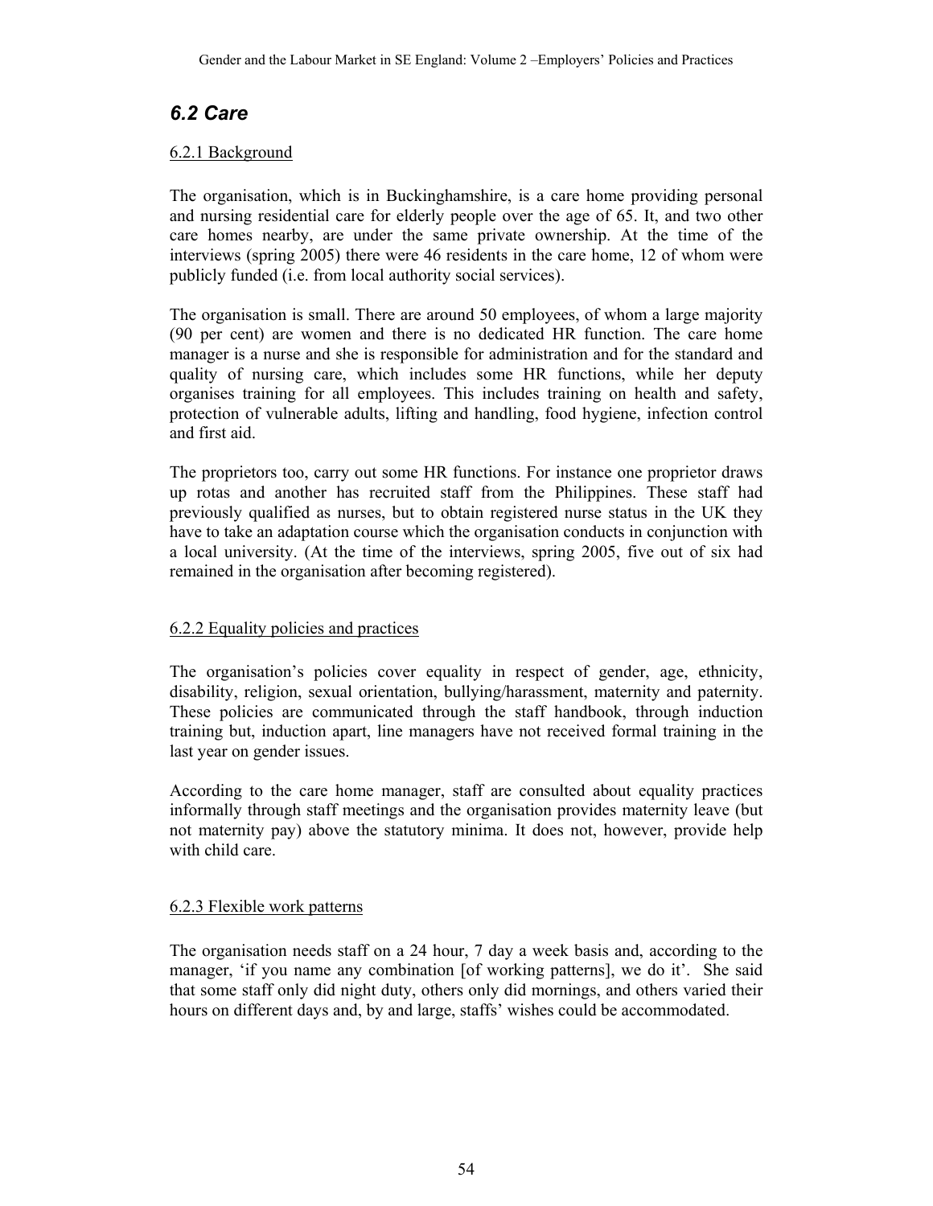## *6.2 Care*

### 6.2.1 Background

The organisation, which is in Buckinghamshire, is a care home providing personal and nursing residential care for elderly people over the age of 65. It, and two other care homes nearby, are under the same private ownership. At the time of the interviews (spring 2005) there were 46 residents in the care home, 12 of whom were publicly funded (i.e. from local authority social services).

The organisation is small. There are around 50 employees, of whom a large majority (90 per cent) are women and there is no dedicated HR function. The care home manager is a nurse and she is responsible for administration and for the standard and quality of nursing care, which includes some HR functions, while her deputy organises training for all employees. This includes training on health and safety, protection of vulnerable adults, lifting and handling, food hygiene, infection control and first aid.

The proprietors too, carry out some HR functions. For instance one proprietor draws up rotas and another has recruited staff from the Philippines. These staff had previously qualified as nurses, but to obtain registered nurse status in the UK they have to take an adaptation course which the organisation conducts in conjunction with a local university. (At the time of the interviews, spring 2005, five out of six had remained in the organisation after becoming registered).

### 6.2.2 Equality policies and practices

The organisation's policies cover equality in respect of gender, age, ethnicity, disability, religion, sexual orientation, bullying/harassment, maternity and paternity. These policies are communicated through the staff handbook, through induction training but, induction apart, line managers have not received formal training in the last year on gender issues.

According to the care home manager, staff are consulted about equality practices informally through staff meetings and the organisation provides maternity leave (but not maternity pay) above the statutory minima. It does not, however, provide help with child care.

### 6.2.3 Flexible work patterns

The organisation needs staff on a 24 hour, 7 day a week basis and, according to the manager, 'if you name any combination [of working patterns], we do it'. She said that some staff only did night duty, others only did mornings, and others varied their hours on different days and, by and large, staffs' wishes could be accommodated.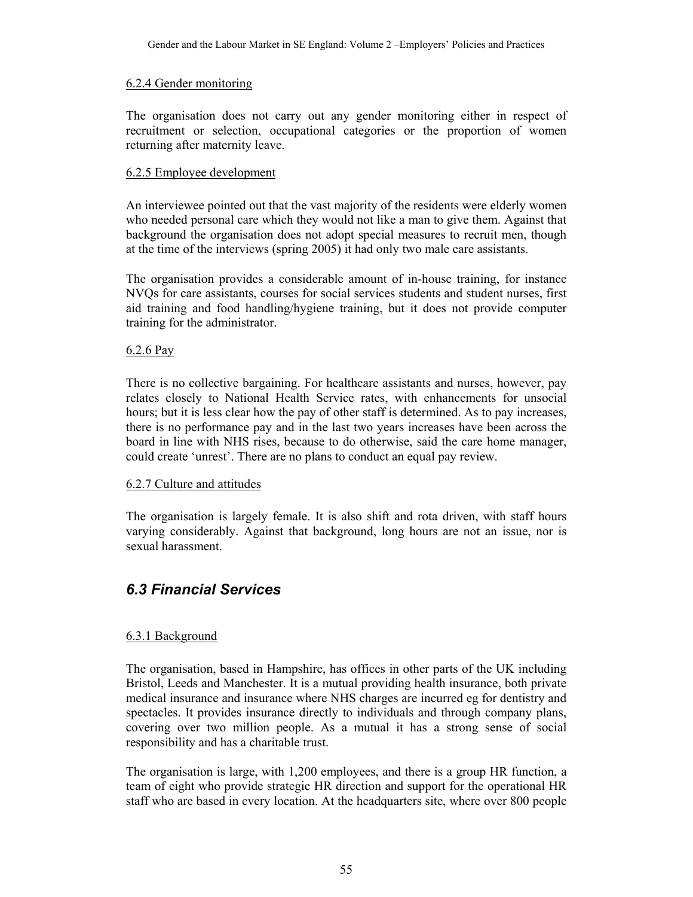#### 6.2.4 Gender monitoring

The organisation does not carry out any gender monitoring either in respect of recruitment or selection, occupational categories or the proportion of women returning after maternity leave.

#### 6.2.5 Employee development

An interviewee pointed out that the vast majority of the residents were elderly women who needed personal care which they would not like a man to give them. Against that background the organisation does not adopt special measures to recruit men, though at the time of the interviews (spring 2005) it had only two male care assistants.

The organisation provides a considerable amount of in-house training, for instance NVQs for care assistants, courses for social services students and student nurses, first aid training and food handling/hygiene training, but it does not provide computer training for the administrator.

#### 6.2.6 Pay

There is no collective bargaining. For healthcare assistants and nurses, however, pay relates closely to National Health Service rates, with enhancements for unsocial hours; but it is less clear how the pay of other staff is determined. As to pay increases, there is no performance pay and in the last two years increases have been across the board in line with NHS rises, because to do otherwise, said the care home manager, could create 'unrest'. There are no plans to conduct an equal pay review.

#### 6.2.7 Culture and attitudes

The organisation is largely female. It is also shift and rota driven, with staff hours varying considerably. Against that background, long hours are not an issue, nor is sexual harassment.

## *6.3 Financial Services*

#### 6.3.1 Background

The organisation, based in Hampshire, has offices in other parts of the UK including Bristol, Leeds and Manchester. It is a mutual providing health insurance, both private medical insurance and insurance where NHS charges are incurred eg for dentistry and spectacles. It provides insurance directly to individuals and through company plans, covering over two million people. As a mutual it has a strong sense of social responsibility and has a charitable trust.

The organisation is large, with 1,200 employees, and there is a group HR function, a team of eight who provide strategic HR direction and support for the operational HR staff who are based in every location. At the headquarters site, where over 800 people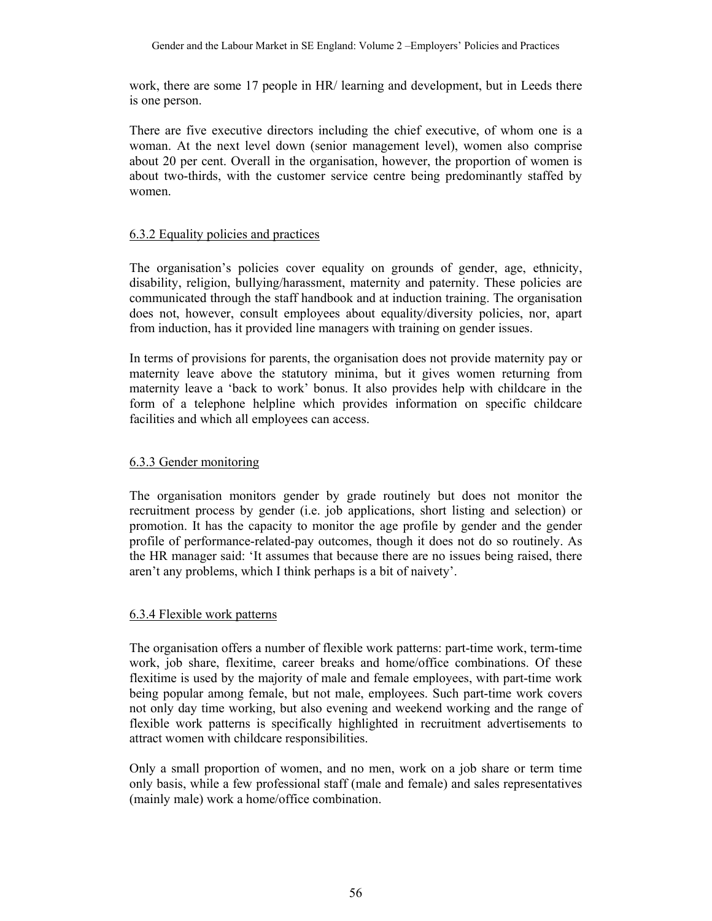work, there are some 17 people in HR/ learning and development, but in Leeds there is one person.

There are five executive directors including the chief executive, of whom one is a woman. At the next level down (senior management level), women also comprise about 20 per cent. Overall in the organisation, however, the proportion of women is about two-thirds, with the customer service centre being predominantly staffed by women.

### 6.3.2 Equality policies and practices

The organisation's policies cover equality on grounds of gender, age, ethnicity, disability, religion, bullying/harassment, maternity and paternity. These policies are communicated through the staff handbook and at induction training. The organisation does not, however, consult employees about equality/diversity policies, nor, apart from induction, has it provided line managers with training on gender issues.

In terms of provisions for parents, the organisation does not provide maternity pay or maternity leave above the statutory minima, but it gives women returning from maternity leave a 'back to work' bonus. It also provides help with childcare in the form of a telephone helpline which provides information on specific childcare facilities and which all employees can access.

### 6.3.3 Gender monitoring

The organisation monitors gender by grade routinely but does not monitor the recruitment process by gender (i.e. job applications, short listing and selection) or promotion. It has the capacity to monitor the age profile by gender and the gender profile of performance-related-pay outcomes, though it does not do so routinely. As the HR manager said: 'It assumes that because there are no issues being raised, there aren't any problems, which I think perhaps is a bit of naivety'.

### 6.3.4 Flexible work patterns

The organisation offers a number of flexible work patterns: part-time work, term-time work, job share, flexitime, career breaks and home/office combinations. Of these flexitime is used by the majority of male and female employees, with part-time work being popular among female, but not male, employees. Such part-time work covers not only day time working, but also evening and weekend working and the range of flexible work patterns is specifically highlighted in recruitment advertisements to attract women with childcare responsibilities.

Only a small proportion of women, and no men, work on a job share or term time only basis, while a few professional staff (male and female) and sales representatives (mainly male) work a home/office combination.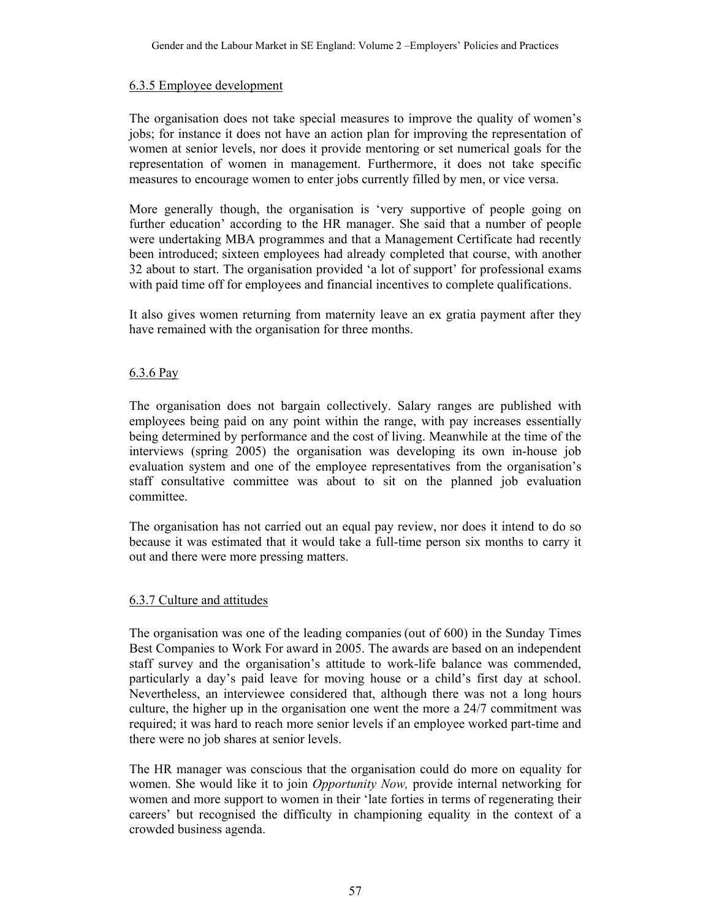#### 6.3.5 Employee development

The organisation does not take special measures to improve the quality of women's jobs; for instance it does not have an action plan for improving the representation of women at senior levels, nor does it provide mentoring or set numerical goals for the representation of women in management. Furthermore, it does not take specific measures to encourage women to enter jobs currently filled by men, or vice versa.

More generally though, the organisation is 'very supportive of people going on further education' according to the HR manager. She said that a number of people were undertaking MBA programmes and that a Management Certificate had recently been introduced; sixteen employees had already completed that course, with another 32 about to start. The organisation provided 'a lot of support' for professional exams with paid time off for employees and financial incentives to complete qualifications.

It also gives women returning from maternity leave an ex gratia payment after they have remained with the organisation for three months.

#### 6.3.6 Pay

The organisation does not bargain collectively. Salary ranges are published with employees being paid on any point within the range, with pay increases essentially being determined by performance and the cost of living. Meanwhile at the time of the interviews (spring 2005) the organisation was developing its own in-house job evaluation system and one of the employee representatives from the organisation's staff consultative committee was about to sit on the planned job evaluation committee.

The organisation has not carried out an equal pay review, nor does it intend to do so because it was estimated that it would take a full-time person six months to carry it out and there were more pressing matters.

#### 6.3.7 Culture and attitudes

The organisation was one of the leading companies (out of 600) in the Sunday Times Best Companies to Work For award in 2005. The awards are based on an independent staff survey and the organisation's attitude to work-life balance was commended, particularly a day's paid leave for moving house or a child's first day at school. Nevertheless, an interviewee considered that, although there was not a long hours culture, the higher up in the organisation one went the more a 24/7 commitment was required; it was hard to reach more senior levels if an employee worked part-time and there were no job shares at senior levels.

The HR manager was conscious that the organisation could do more on equality for women. She would like it to join *Opportunity Now,* provide internal networking for women and more support to women in their 'late forties in terms of regenerating their careers' but recognised the difficulty in championing equality in the context of a crowded business agenda.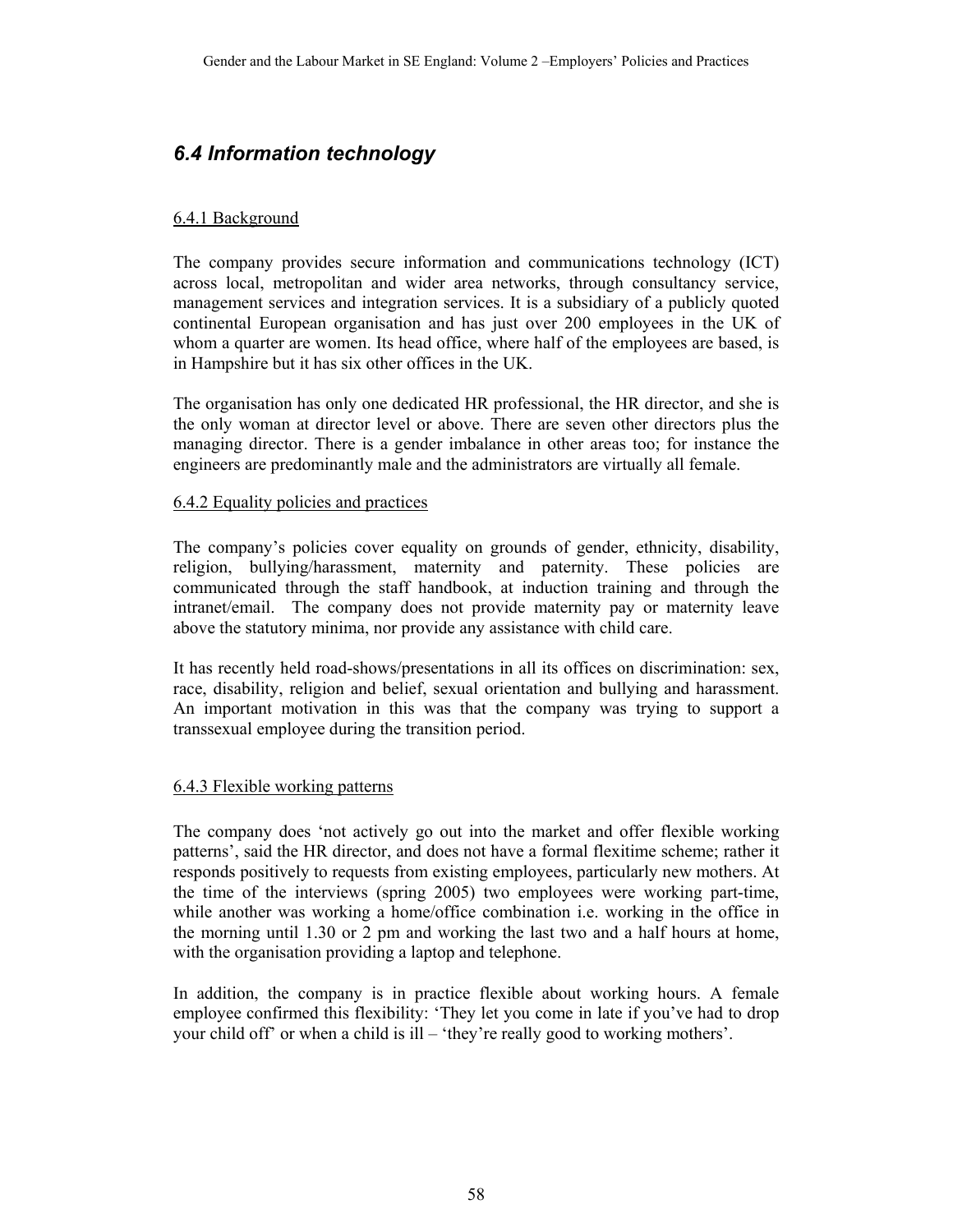## *6.4 Information technology*

### 6.4.1 Background

The company provides secure information and communications technology (ICT) across local, metropolitan and wider area networks, through consultancy service, management services and integration services. It is a subsidiary of a publicly quoted continental European organisation and has just over 200 employees in the UK of whom a quarter are women. Its head office, where half of the employees are based, is in Hampshire but it has six other offices in the UK.

The organisation has only one dedicated HR professional, the HR director, and she is the only woman at director level or above. There are seven other directors plus the managing director. There is a gender imbalance in other areas too; for instance the engineers are predominantly male and the administrators are virtually all female.

### 6.4.2 Equality policies and practices

The company's policies cover equality on grounds of gender, ethnicity, disability, religion, bullying/harassment, maternity and paternity. These policies are communicated through the staff handbook, at induction training and through the intranet/email. The company does not provide maternity pay or maternity leave above the statutory minima, nor provide any assistance with child care.

It has recently held road-shows/presentations in all its offices on discrimination: sex, race, disability, religion and belief, sexual orientation and bullying and harassment. An important motivation in this was that the company was trying to support a transsexual employee during the transition period.

### 6.4.3 Flexible working patterns

The company does 'not actively go out into the market and offer flexible working patterns', said the HR director, and does not have a formal flexitime scheme; rather it responds positively to requests from existing employees, particularly new mothers. At the time of the interviews (spring 2005) two employees were working part-time, while another was working a home/office combination i.e. working in the office in the morning until 1.30 or 2 pm and working the last two and a half hours at home, with the organisation providing a laptop and telephone.

In addition, the company is in practice flexible about working hours. A female employee confirmed this flexibility: 'They let you come in late if you've had to drop your child off' or when a child is ill – 'they're really good to working mothers'.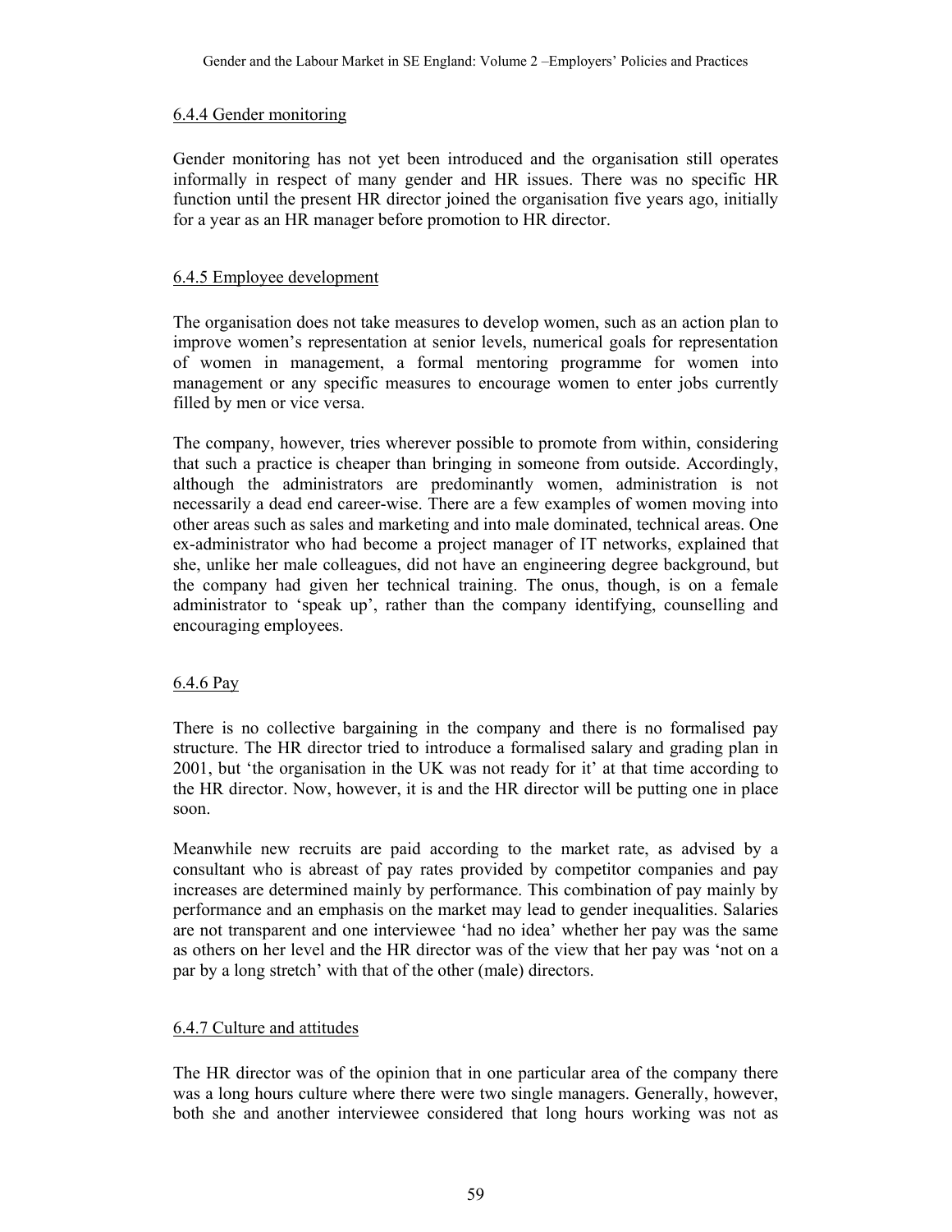#### 6.4.4 Gender monitoring

Gender monitoring has not yet been introduced and the organisation still operates informally in respect of many gender and HR issues. There was no specific HR function until the present HR director joined the organisation five years ago, initially for a year as an HR manager before promotion to HR director.

#### 6.4.5 Employee development

The organisation does not take measures to develop women, such as an action plan to improve women's representation at senior levels, numerical goals for representation of women in management, a formal mentoring programme for women into management or any specific measures to encourage women to enter jobs currently filled by men or vice versa.

The company, however, tries wherever possible to promote from within, considering that such a practice is cheaper than bringing in someone from outside. Accordingly, although the administrators are predominantly women, administration is not necessarily a dead end career-wise. There are a few examples of women moving into other areas such as sales and marketing and into male dominated, technical areas. One ex-administrator who had become a project manager of IT networks, explained that she, unlike her male colleagues, did not have an engineering degree background, but the company had given her technical training. The onus, though, is on a female administrator to 'speak up', rather than the company identifying, counselling and encouraging employees.

#### 6.4.6 Pay

There is no collective bargaining in the company and there is no formalised pay structure. The HR director tried to introduce a formalised salary and grading plan in 2001, but 'the organisation in the UK was not ready for it' at that time according to the HR director. Now, however, it is and the HR director will be putting one in place soon.

Meanwhile new recruits are paid according to the market rate, as advised by a consultant who is abreast of pay rates provided by competitor companies and pay increases are determined mainly by performance. This combination of pay mainly by performance and an emphasis on the market may lead to gender inequalities. Salaries are not transparent and one interviewee 'had no idea' whether her pay was the same as others on her level and the HR director was of the view that her pay was 'not on a par by a long stretch' with that of the other (male) directors.

#### 6.4.7 Culture and attitudes

The HR director was of the opinion that in one particular area of the company there was a long hours culture where there were two single managers. Generally, however, both she and another interviewee considered that long hours working was not as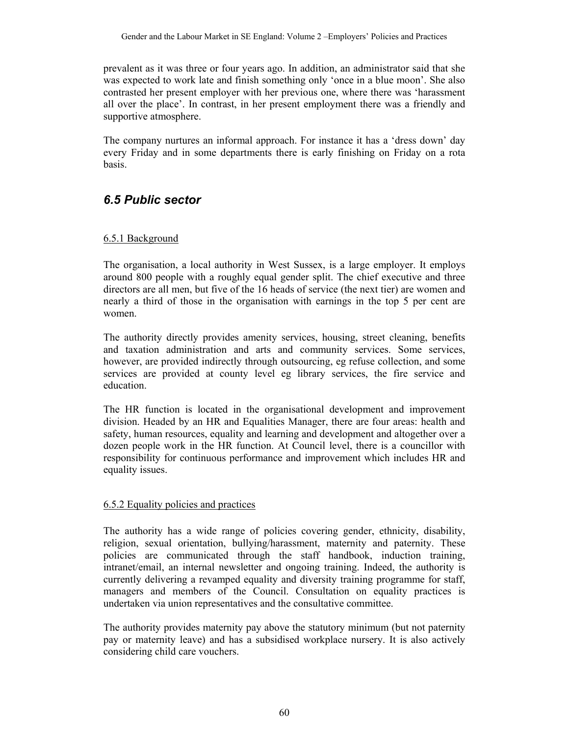prevalent as it was three or four years ago. In addition, an administrator said that she was expected to work late and finish something only 'once in a blue moon'. She also contrasted her present employer with her previous one, where there was 'harassment all over the place'. In contrast, in her present employment there was a friendly and supportive atmosphere.

The company nurtures an informal approach. For instance it has a 'dress down' day every Friday and in some departments there is early finishing on Friday on a rota basis.

## *6.5 Public sector*

### 6.5.1 Background

The organisation, a local authority in West Sussex, is a large employer. It employs around 800 people with a roughly equal gender split. The chief executive and three directors are all men, but five of the 16 heads of service (the next tier) are women and nearly a third of those in the organisation with earnings in the top 5 per cent are women.

The authority directly provides amenity services, housing, street cleaning, benefits and taxation administration and arts and community services. Some services, however, are provided indirectly through outsourcing, eg refuse collection, and some services are provided at county level eg library services, the fire service and education.

The HR function is located in the organisational development and improvement division. Headed by an HR and Equalities Manager, there are four areas: health and safety, human resources, equality and learning and development and altogether over a dozen people work in the HR function. At Council level, there is a councillor with responsibility for continuous performance and improvement which includes HR and equality issues.

### 6.5.2 Equality policies and practices

The authority has a wide range of policies covering gender, ethnicity, disability, religion, sexual orientation, bullying/harassment, maternity and paternity. These policies are communicated through the staff handbook, induction training, intranet/email, an internal newsletter and ongoing training. Indeed, the authority is currently delivering a revamped equality and diversity training programme for staff, managers and members of the Council. Consultation on equality practices is undertaken via union representatives and the consultative committee.

The authority provides maternity pay above the statutory minimum (but not paternity pay or maternity leave) and has a subsidised workplace nursery. It is also actively considering child care vouchers.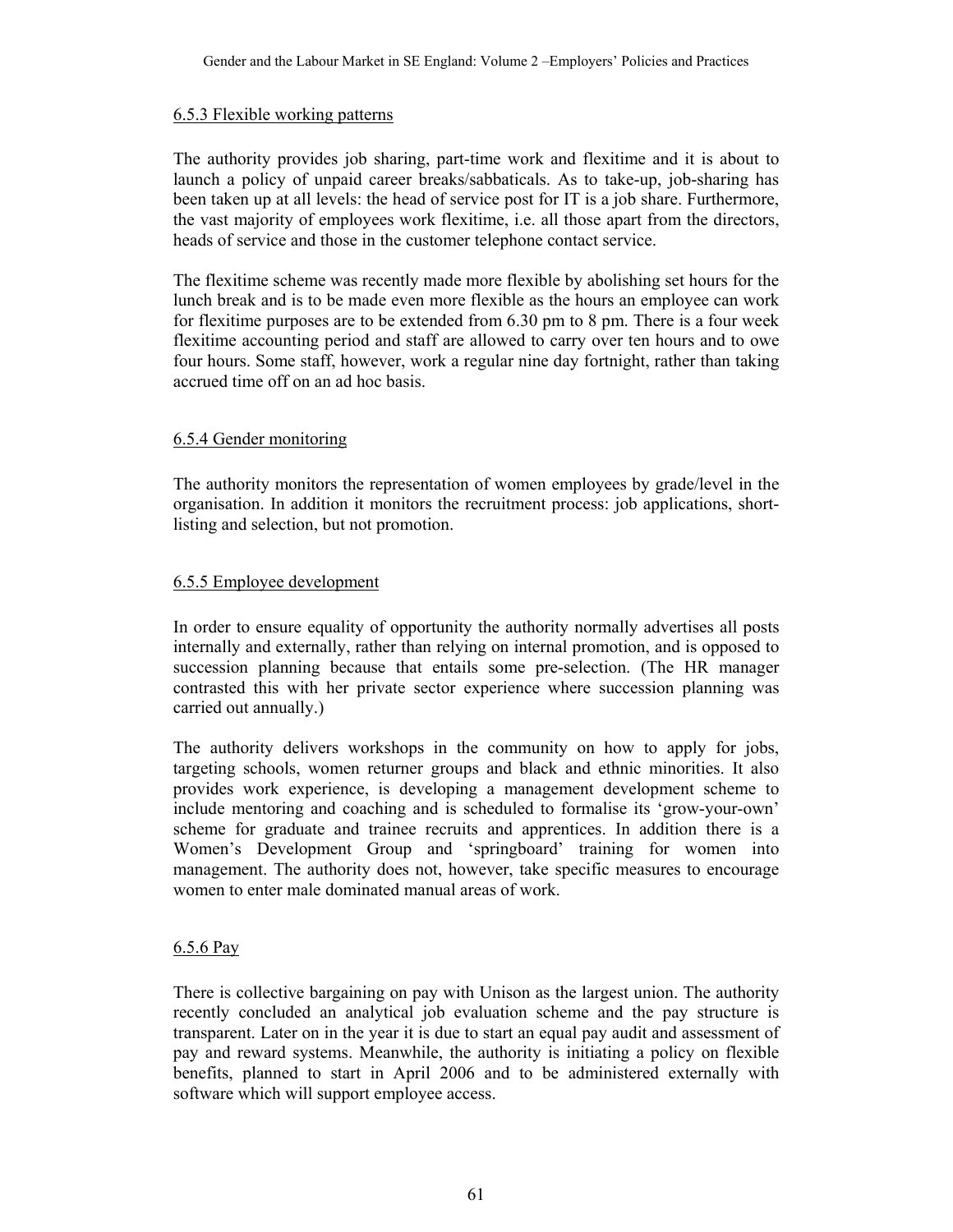### 6.5.3 Flexible working patterns

The authority provides job sharing, part-time work and flexitime and it is about to launch a policy of unpaid career breaks/sabbaticals. As to take-up, job-sharing has been taken up at all levels: the head of service post for IT is a job share. Furthermore, the vast majority of employees work flexitime, i.e. all those apart from the directors, heads of service and those in the customer telephone contact service.

The flexitime scheme was recently made more flexible by abolishing set hours for the lunch break and is to be made even more flexible as the hours an employee can work for flexitime purposes are to be extended from 6.30 pm to 8 pm. There is a four week flexitime accounting period and staff are allowed to carry over ten hours and to owe four hours. Some staff, however, work a regular nine day fortnight, rather than taking accrued time off on an ad hoc basis.

### 6.5.4 Gender monitoring

The authority monitors the representation of women employees by grade/level in the organisation. In addition it monitors the recruitment process: job applications, short-listing and selection, but not promotion.

### 6.5.5 Employee development

In order to ensure equality of opportunity the authority normally advertises all posts internally and externally, rather than relying on internal promotion, and is opposed to succession planning because that entails some pre-selection. (The HR manager contrasted this with her private sector experience where succession planning was carried out annually.)

The authority delivers workshops in the community on how to apply for jobs, targeting schools, women returner groups and black and ethnic minorities. It also provides work experience, is developing a management development scheme to include mentoring and coaching and is scheduled to formalise its 'grow-your-own' scheme for graduate and trainee recruits and apprentices. In addition there is a Women's Development Group and 'springboard' training for women into management. The authority does not, however, take specific measures to encourage women to enter male dominated manual areas of work.

### 6.5.6 Pay

There is collective bargaining on pay with Unison as the largest union. The authority recently concluded an analytical job evaluation scheme and the pay structure is transparent. Later on in the year it is due to start an equal pay audit and assessment of pay and reward systems. Meanwhile, the authority is initiating a policy on flexible benefits, planned to start in April 2006 and to be administered externally with software which will support employee access.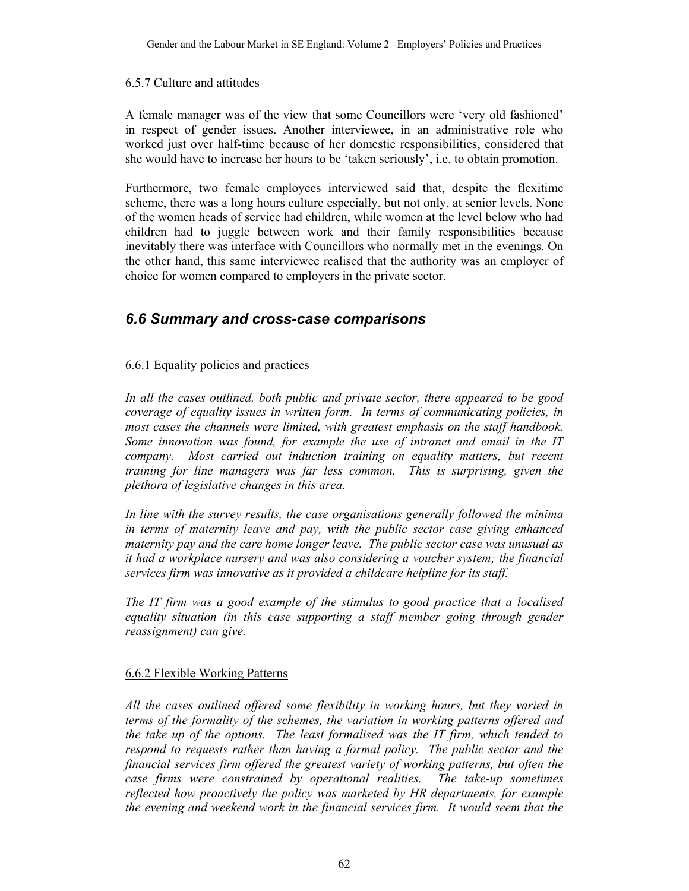6.5.7 Culture and attitudes

A female manager was of the view that some Councillors were 'very old fashioned' in respect of gender issues. Another interviewee, in an administrative role who worked just over half-time because of her domestic responsibilities, considered that she would have to increase her hours to be 'taken seriously', i.e. to obtain promotion.

Furthermore, two female employees interviewed said that, despite the flexitime scheme, there was a long hours culture especially, but not only, at senior levels. None of the women heads of service had children, while women at the level below who had children had to juggle between work and their family responsibilities because inevitably there was interface with Councillors who normally met in the evenings. On the other hand, this same interviewee realised that the authority was an employer of choice for women compared to employers in the private sector.

## *6.6 Summary and cross-case comparisons*

6.6.1 Equality policies and practices

*In all the cases outlined, both public and private sector, there appeared to be good coverage of equality issues in written form. In terms of communicating policies, in most cases the channels were limited, with greatest emphasis on the staff handbook. Some innovation was found, for example the use of intranet and email in the IT company. Most carried out induction training on equality matters, but recent training for line managers was far less common. This is surprising, given the plethora of legislative changes in this area.*

*In line with the survey results, the case organisations generally followed the minima in terms of maternity leave and pay, with the public sector case giving enhanced maternity pay and the care home longer leave. The public sector case was unusual as it had a workplace nursery and was also considering a voucher system; the financial services firm was innovative as it provided a childcare helpline for its staff.*

*The IT firm was a good example of the stimulus to good practice that a localised equality situation (in this case supporting a staff member going through gender reassignment) can give.*

6.6.2 Flexible Working Patterns

*All the cases outlined offered some flexibility in working hours, but they varied in terms of the formality of the schemes, the variation in working patterns offered and the take up of the options. The least formalised was the IT firm, which tended to respond to requests rather than having a formal policy. The public sector and the financial services firm offered the greatest variety of working patterns, but often the case firms were constrained by operational realities. The take-up sometimes reflected how proactively the policy was marketed by HR departments, for example the evening and weekend work in the financial services firm. It would seem that the*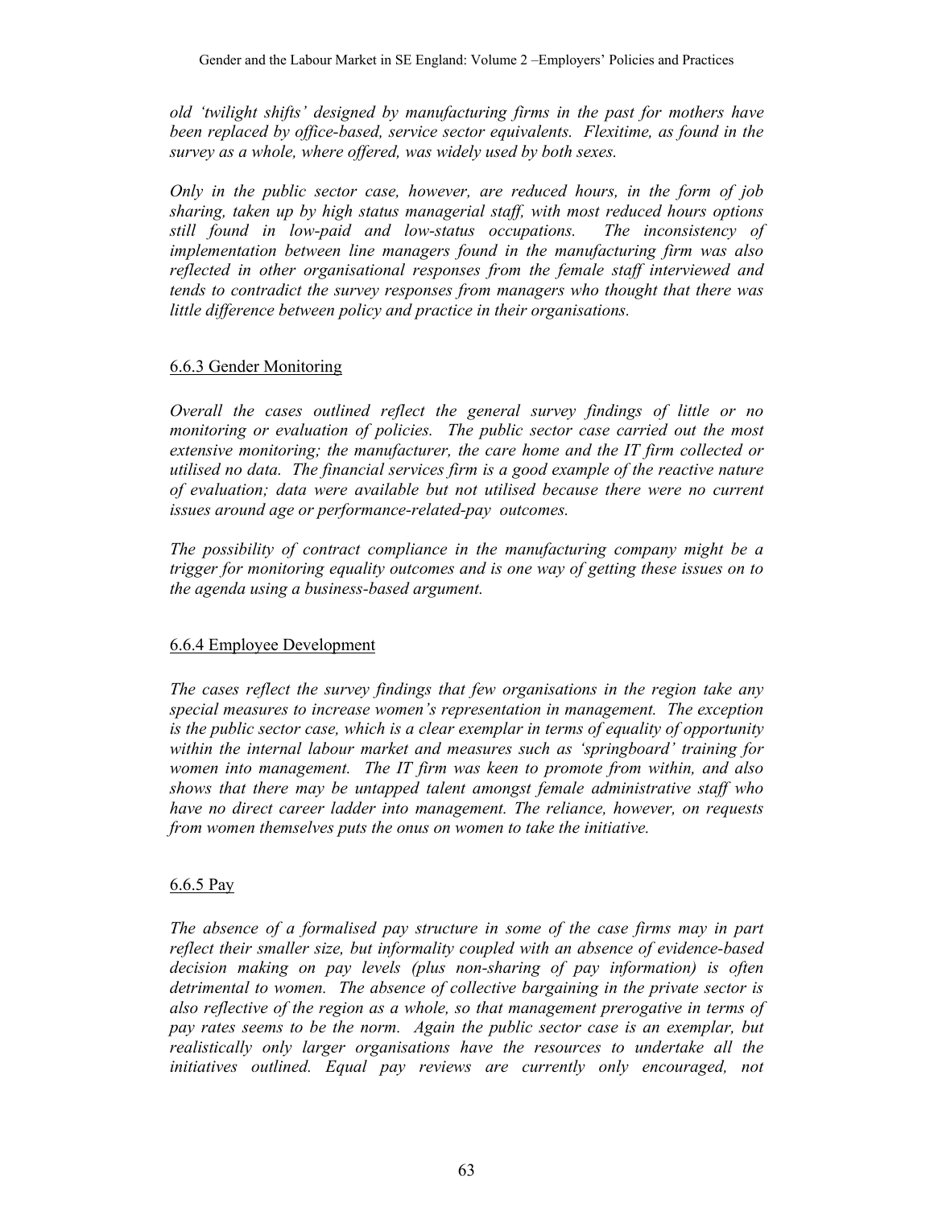*old 'twilight shifts' designed by manufacturing firms in the past for mothers have been replaced by office-based, service sector equivalents. Flexitime, as found in the survey as a whole, where offered, was widely used by both sexes.*

*Only in the public sector case, however, are reduced hours, in the form of job sharing, taken up by high status managerial staff, with most reduced hours options still found in low-paid and low-status occupations. The inconsistency of implementation between line managers found in the manufacturing firm was also reflected in other organisational responses from the female staff interviewed and tends to contradict the survey responses from managers who thought that there was little difference between policy and practice in their organisations.*

### 6.6.3 Gender Monitoring

*Overall the cases outlined reflect the general survey findings of little or no monitoring or evaluation of policies. The public sector case carried out the most extensive monitoring; the manufacturer, the care home and the IT firm collected or utilised no data. The financial services firm is a good example of the reactive nature of evaluation; data were available but not utilised because there were no current issues around age or performance-related-pay outcomes.*

*The possibility of contract compliance in the manufacturing company might be a trigger for monitoring equality outcomes and is one way of getting these issues on to the agenda using a business-based argument.*

### 6.6.4 Employee Development

*The cases reflect the survey findings that few organisations in the region take any special measures to increase women's representation in management. The exception is the public sector case, which is a clear exemplar in terms of equality of opportunity within the internal labour market and measures such as 'springboard' training for women into management. The IT firm was keen to promote from within, and also shows that there may be untapped talent amongst female administrative staff who have no direct career ladder into management. The reliance, however, on requests from women themselves puts the onus on women to take the initiative.*

### 6.6.5 Pay

*The absence of a formalised pay structure in some of the case firms may in part reflect their smaller size, but informality coupled with an absence of evidence-based decision making on pay levels (plus non-sharing of pay information) is often detrimental to women. The absence of collective bargaining in the private sector is also reflective of the region as a whole, so that management prerogative in terms of pay rates seems to be the norm. Again the public sector case is an exemplar, but realistically only larger organisations have the resources to undertake all the initiatives outlined. Equal pay reviews are currently only encouraged, not*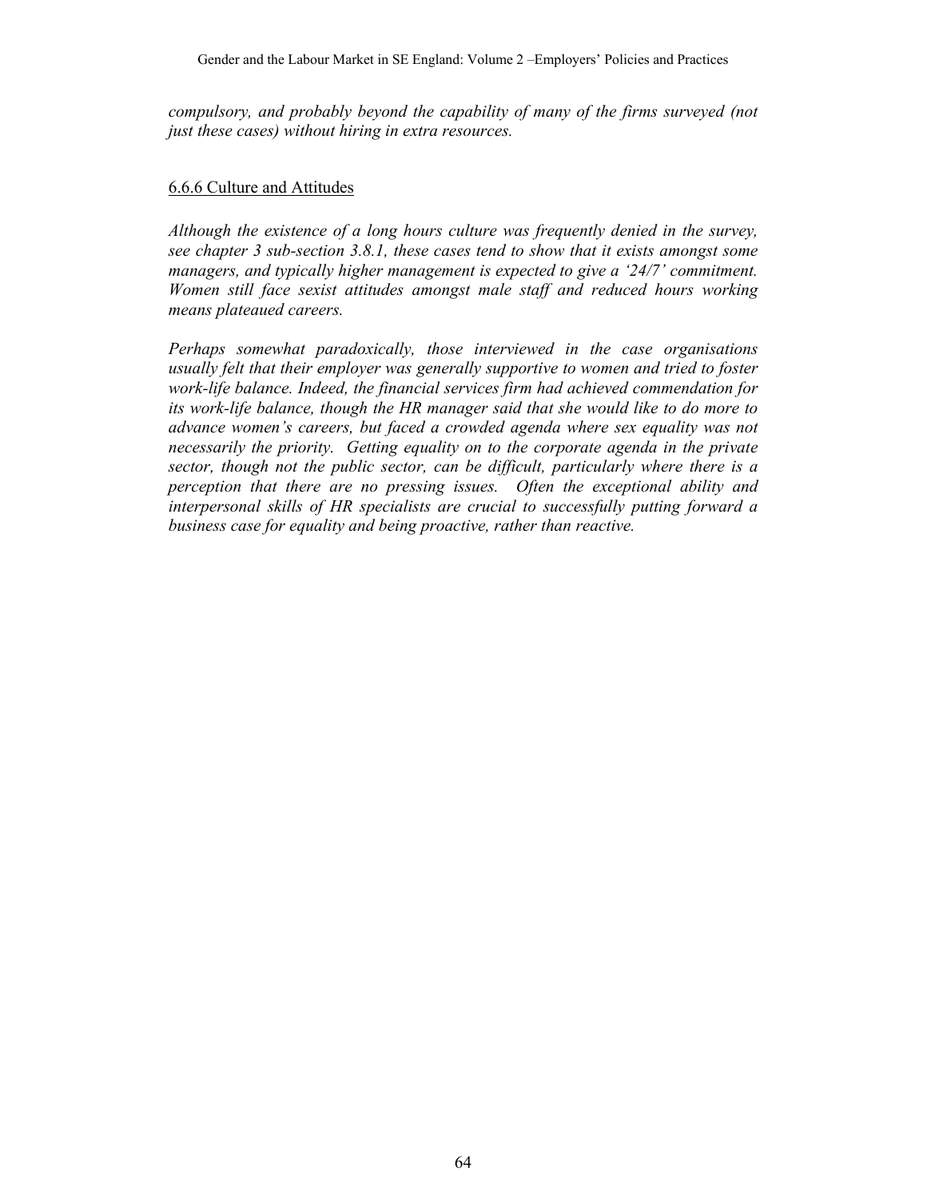*compulsory, and probably beyond the capability of many of the firms surveyed (not just these cases) without hiring in extra resources.*

### 6.6.6 Culture and Attitudes

*Although the existence of a long hours culture was frequently denied in the survey, see chapter 3 sub-section 3.8.1, these cases tend to show that it exists amongst some managers, and typically higher management is expected to give a '24/7' commitment. Women still face sexist attitudes amongst male staff and reduced hours working means plateaued careers.*

*Perhaps somewhat paradoxically, those interviewed in the case organisations usually felt that their employer was generally supportive to women and tried to foster work-life balance. Indeed, the financial services firm had achieved commendation for its work-life balance, though the HR manager said that she would like to do more to advance women's careers, but faced a crowded agenda where sex equality was not necessarily the priority. Getting equality on to the corporate agenda in the private sector, though not the public sector, can be difficult, particularly where there is a perception that there are no pressing issues. Often the exceptional ability and interpersonal skills of HR specialists are crucial to successfully putting forward a business case for equality and being proactive, rather than reactive.*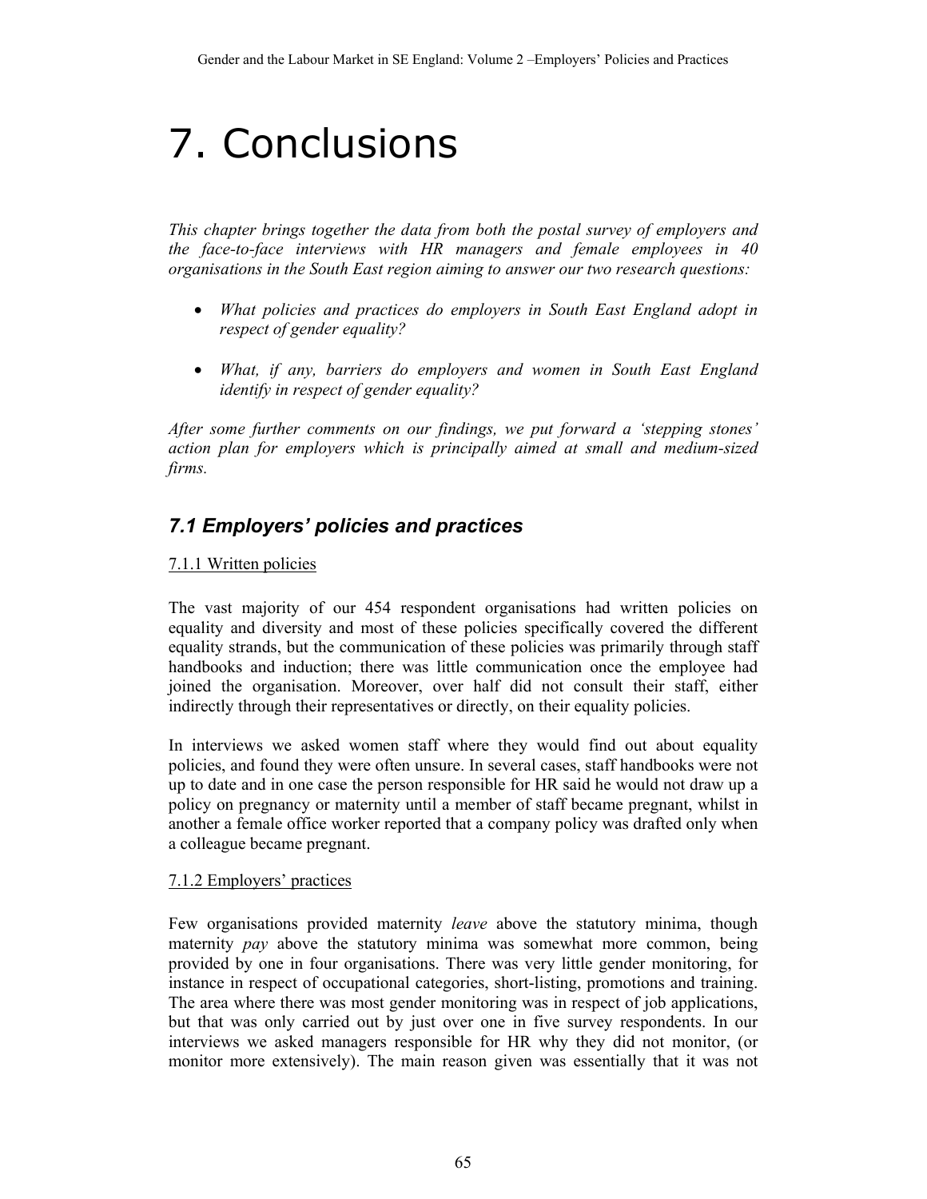# 7. Conclusions

*This chapter brings together the data from both the postal survey of employers and the face-to-face interviews with HR managers and female employees in 40 organisations in the South East region aiming to answer our two research questions:*

- *What policies and practices do employers in South East England adopt in respect of gender equality?*
- *What, if any, barriers do employers and women in South East England identify in respect of gender equality?*

*After some further comments on our findings, we put forward a 'stepping stones' action plan for employers which is principally aimed at small and medium-sized firms.*

## *7.1 Employers' policies and practices*

### 7.1.1 Written policies

The vast majority of our 454 respondent organisations had written policies on equality and diversity and most of these policies specifically covered the different equality strands, but the communication of these policies was primarily through staff handbooks and induction; there was little communication once the employee had joined the organisation. Moreover, over half did not consult their staff, either indirectly through their representatives or directly, on their equality policies.

In interviews we asked women staff where they would find out about equality policies, and found they were often unsure. In several cases, staff handbooks were not up to date and in one case the person responsible for HR said he would not draw up a policy on pregnancy or maternity until a member of staff became pregnant, whilst in another a female office worker reported that a company policy was drafted only when a colleague became pregnant.

### 7.1.2 Employers' practices

Few organisations provided maternity *leave* above the statutory minima, though maternity *pay* above the statutory minima was somewhat more common, being provided by one in four organisations. There was very little gender monitoring, for instance in respect of occupational categories, short-listing, promotions and training. The area where there was most gender monitoring was in respect of job applications, but that was only carried out by just over one in five survey respondents. In our interviews we asked managers responsible for HR why they did not monitor, (or monitor more extensively). The main reason given was essentially that it was not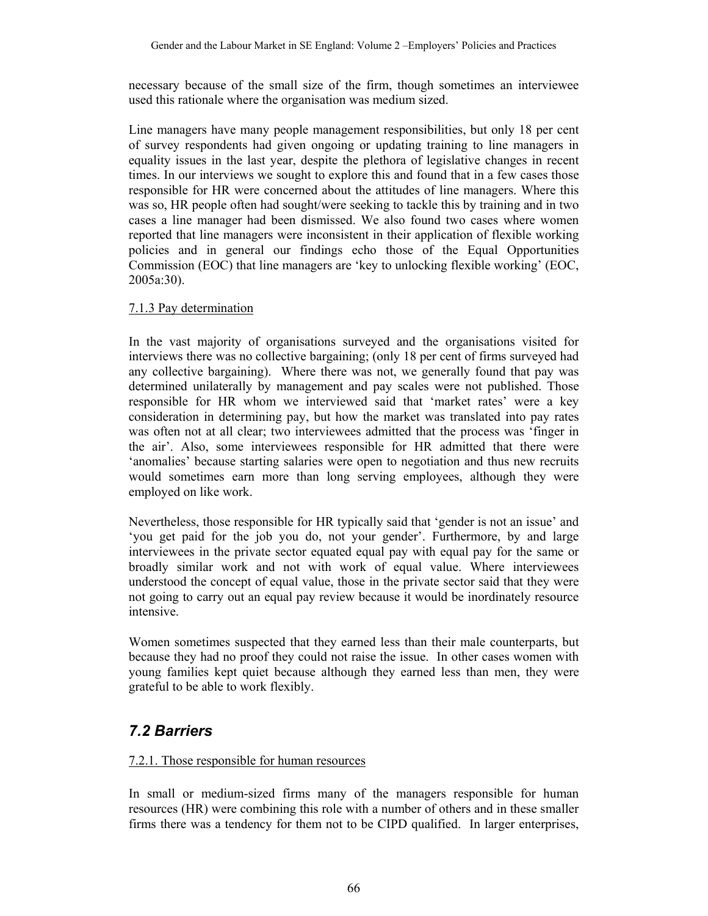necessary because of the small size of the firm, though sometimes an interviewee used this rationale where the organisation was medium sized.

Line managers have many people management responsibilities, but only 18 per cent of survey respondents had given ongoing or updating training to line managers in equality issues in the last year, despite the plethora of legislative changes in recent times. In our interviews we sought to explore this and found that in a few cases those responsible for HR were concerned about the attitudes of line managers. Where this was so, HR people often had sought/were seeking to tackle this by training and in two cases a line manager had been dismissed. We also found two cases where women reported that line managers were inconsistent in their application of flexible working policies and in general our findings echo those of the Equal Opportunities Commission (EOC) that line managers are 'key to unlocking flexible working' (EOC, 2005a:30).

7.1.3 Pay determination

In the vast majority of organisations surveyed and the organisations visited for interviews there was no collective bargaining; (only 18 per cent of firms surveyed had any collective bargaining). Where there was not, we generally found that pay was determined unilaterally by management and pay scales were not published. Those responsible for HR whom we interviewed said that 'market rates' were a key consideration in determining pay, but how the market was translated into pay rates was often not at all clear; two interviewees admitted that the process was 'finger in the air'. Also, some interviewees responsible for HR admitted that there were 'anomalies' because starting salaries were open to negotiation and thus new recruits would sometimes earn more than long serving employees, although they were employed on like work.

Nevertheless, those responsible for HR typically said that 'gender is not an issue' and 'you get paid for the job you do, not your gender'. Furthermore, by and large interviewees in the private sector equated equal pay with equal pay for the same or broadly similar work and not with work of equal value. Where interviewees understood the concept of equal value, those in the private sector said that they were not going to carry out an equal pay review because it would be inordinately resource intensive.

Women sometimes suspected that they earned less than their male counterparts, but because they had no proof they could not raise the issue. In other cases women with young families kept quiet because although they earned less than men, they were grateful to be able to work flexibly.

## *7.2 Barriers*

7.2.1. Those responsible for human resources

In small or medium-sized firms many of the managers responsible for human resources (HR) were combining this role with a number of others and in these smaller firms there was a tendency for them not to be CIPD qualified. In larger enterprises,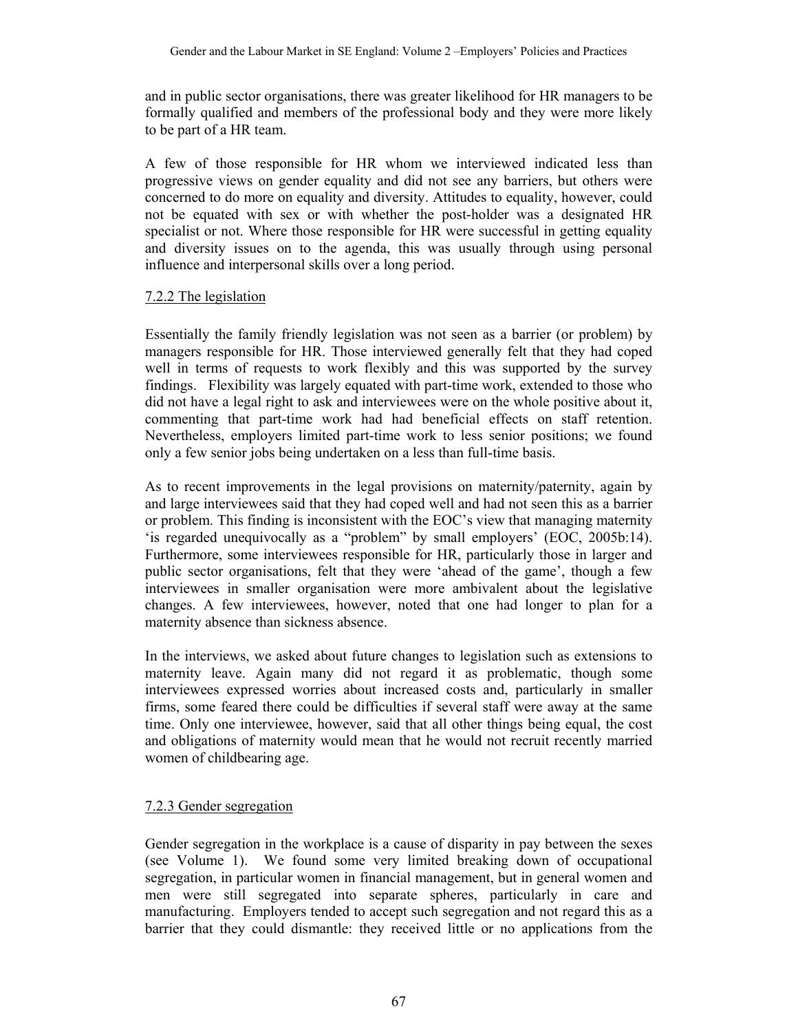and in public sector organisations, there was greater likelihood for HR managers to be formally qualified and members of the professional body and they were more likely to be part of a HR team.

A few of those responsible for HR whom we interviewed indicated less than progressive views on gender equality and did not see any barriers, but others were concerned to do more on equality and diversity. Attitudes to equality, however, could not be equated with sex or with whether the post-holder was a designated HR specialist or not. Where those responsible for HR were successful in getting equality and diversity issues on to the agenda, this was usually through using personal influence and interpersonal skills over a long period.

#### 7.2.2 The legislation

Essentially the family friendly legislation was not seen as a barrier (or problem) by managers responsible for HR. Those interviewed generally felt that they had coped well in terms of requests to work flexibly and this was supported by the survey findings. Flexibility was largely equated with part-time work, extended to those who did not have a legal right to ask and interviewees were on the whole positive about it, commenting that part-time work had had beneficial effects on staff retention. Nevertheless, employers limited part-time work to less senior positions; we found only a few senior jobs being undertaken on a less than full-time basis.

As to recent improvements in the legal provisions on maternity/paternity, again by and large interviewees said that they had coped well and had not seen this as a barrier or problem. This finding is inconsistent with the EOC's view that managing maternity 'is regarded unequivocally as a "problem" by small employers' (EOC, 2005b:14). Furthermore, some interviewees responsible for HR, particularly those in larger and public sector organisations, felt that they were 'ahead of the game', though a few interviewees in smaller organisation were more ambivalent about the legislative changes. A few interviewees, however, noted that one had longer to plan for a maternity absence than sickness absence.

In the interviews, we asked about future changes to legislation such as extensions to maternity leave. Again many did not regard it as problematic, though some interviewees expressed worries about increased costs and, particularly in smaller firms, some feared there could be difficulties if several staff were away at the same time. Only one interviewee, however, said that all other things being equal, the cost and obligations of maternity would mean that he would not recruit recently married women of childbearing age.

#### 7.2.3 Gender segregation

Gender segregation in the workplace is a cause of disparity in pay between the sexes (see Volume 1). We found some very limited breaking down of occupational segregation, in particular women in financial management, but in general women and men were still segregated into separate spheres, particularly in care and manufacturing. Employers tended to accept such segregation and not regard this as a barrier that they could dismantle: they received little or no applications from the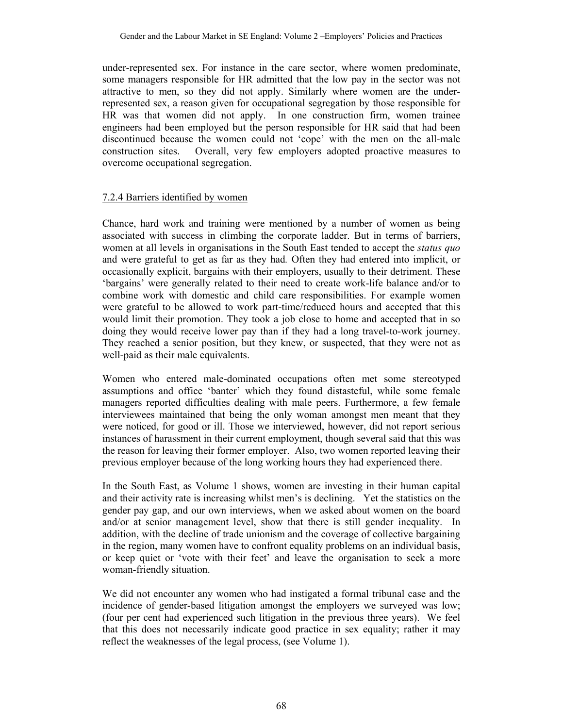under-represented sex. For instance in the care sector, where women predominate, some managers responsible for HR admitted that the low pay in the sector was not attractive to men, so they did not apply. Similarly where women are the under-represented sex, a reason given for occupational segregation by those responsible for HR was that women did not apply. In one construction firm, women trainee engineers had been employed but the person responsible for HR said that had been discontinued because the women could not 'cope' with the men on the all-male construction sites. Overall, very few employers adopted proactive measures to overcome occupational segregation.

### 7.2.4 Barriers identified by women

Chance, hard work and training were mentioned by a number of women as being associated with success in climbing the corporate ladder. But in terms of barriers, women at all levels in organisations in the South East tended to accept the *status quo* and were grateful to get as far as they had. Often they had entered into implicit, or occasionally explicit, bargains with their employers, usually to their detriment. These 'bargains' were generally related to their need to create work-life balance and/or to combine work with domestic and child care responsibilities. For example women were grateful to be allowed to work part-time/reduced hours and accepted that this would limit their promotion. They took a job close to home and accepted that in so doing they would receive lower pay than if they had a long travel-to-work journey. They reached a senior position, but they knew, or suspected, that they were not as well-paid as their male equivalents.

Women who entered male-dominated occupations often met some stereotyped assumptions and office 'banter' which they found distasteful, while some female managers reported difficulties dealing with male peers. Furthermore, a few female interviewees maintained that being the only woman amongst men meant that they were noticed, for good or ill. Those we interviewed, however, did not report serious instances of harassment in their current employment, though several said that this was the reason for leaving their former employer. Also, two women reported leaving their previous employer because of the long working hours they had experienced there.

In the South East, as Volume 1 shows, women are investing in their human capital and their activity rate is increasing whilst men's is declining. Yet the statistics on the gender pay gap, and our own interviews, when we asked about women on the board and/or at senior management level, show that there is still gender inequality. In addition, with the decline of trade unionism and the coverage of collective bargaining in the region, many women have to confront equality problems on an individual basis, or keep quiet or 'vote with their feet' and leave the organisation to seek a more woman-friendly situation.

We did not encounter any women who had instigated a formal tribunal case and the incidence of gender-based litigation amongst the employers we surveyed was low; (four per cent had experienced such litigation in the previous three years). We feel that this does not necessarily indicate good practice in sex equality; rather it may reflect the weaknesses of the legal process, (see Volume 1).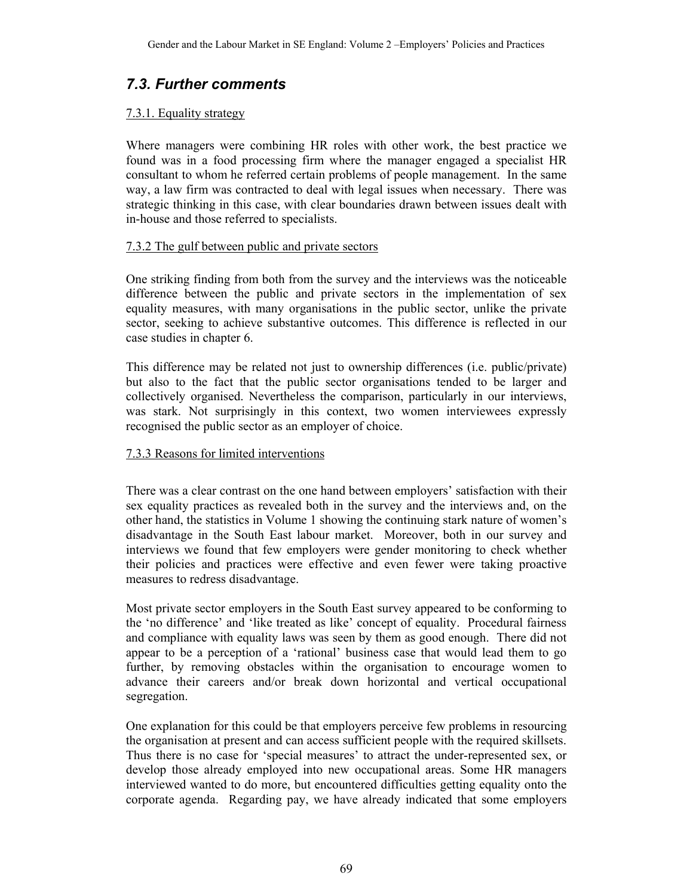## *7.3. Further comments*

7.3.1. Equality strategy

Where managers were combining HR roles with other work, the best practice we found was in a food processing firm where the manager engaged a specialist HR consultant to whom he referred certain problems of people management. In the same way, a law firm was contracted to deal with legal issues when necessary. There was strategic thinking in this case, with clear boundaries drawn between issues dealt with in-house and those referred to specialists.

7.3.2 The gulf between public and private sectors

One striking finding from both from the survey and the interviews was the noticeable difference between the public and private sectors in the implementation of sex equality measures, with many organisations in the public sector, unlike the private sector, seeking to achieve substantive outcomes. This difference is reflected in our case studies in chapter 6.

This difference may be related not just to ownership differences (i.e. public/private) but also to the fact that the public sector organisations tended to be larger and collectively organised. Nevertheless the comparison, particularly in our interviews, was stark. Not surprisingly in this context, two women interviewees expressly recognised the public sector as an employer of choice.

7.3.3 Reasons for limited interventions

There was a clear contrast on the one hand between employers' satisfaction with their sex equality practices as revealed both in the survey and the interviews and, on the other hand, the statistics in Volume 1 showing the continuing stark nature of women's disadvantage in the South East labour market. Moreover, both in our survey and interviews we found that few employers were gender monitoring to check whether their policies and practices were effective and even fewer were taking proactive measures to redress disadvantage.

Most private sector employers in the South East survey appeared to be conforming to the 'no difference' and 'like treated as like' concept of equality. Procedural fairness and compliance with equality laws was seen by them as good enough. There did not appear to be a perception of a 'rational' business case that would lead them to go further, by removing obstacles within the organisation to encourage women to advance their careers and/or break down horizontal and vertical occupational segregation.

One explanation for this could be that employers perceive few problems in resourcing the organisation at present and can access sufficient people with the required skillsets. Thus there is no case for 'special measures' to attract the under-represented sex, or develop those already employed into new occupational areas. Some HR managers interviewed wanted to do more, but encountered difficulties getting equality onto the corporate agenda. Regarding pay, we have already indicated that some employers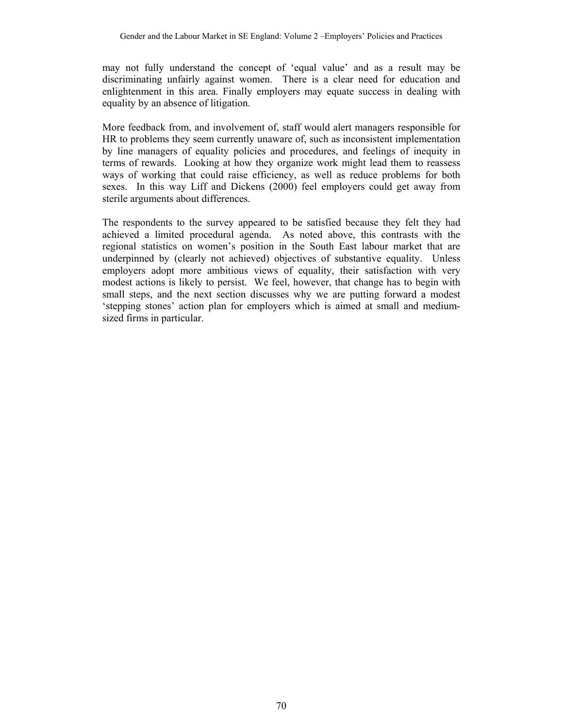may not fully understand the concept of 'equal value' and as a result may be discriminating unfairly against women. There is a clear need for education and enlightenment in this area. Finally employers may equate success in dealing with equality by an absence of litigation.

More feedback from, and involvement of, staff would alert managers responsible for HR to problems they seem currently unaware of, such as inconsistent implementation by line managers of equality policies and procedures, and feelings of inequity in terms of rewards. Looking at how they organize work might lead them to reassess ways of working that could raise efficiency, as well as reduce problems for both sexes. In this way Liff and Dickens (2000) feel employers could get away from sterile arguments about differences.

The respondents to the survey appeared to be satisfied because they felt they had achieved a limited procedural agenda. As noted above, this contrasts with the regional statistics on women's position in the South East labour market that are underpinned by (clearly not achieved) objectives of substantive equality. Unless employers adopt more ambitious views of equality, their satisfaction with very modest actions is likely to persist. We feel, however, that change has to begin with small steps, and the next section discusses why we are putting forward a modest 'stepping stones' action plan for employers which is aimed at small and medium-sized firms in particular.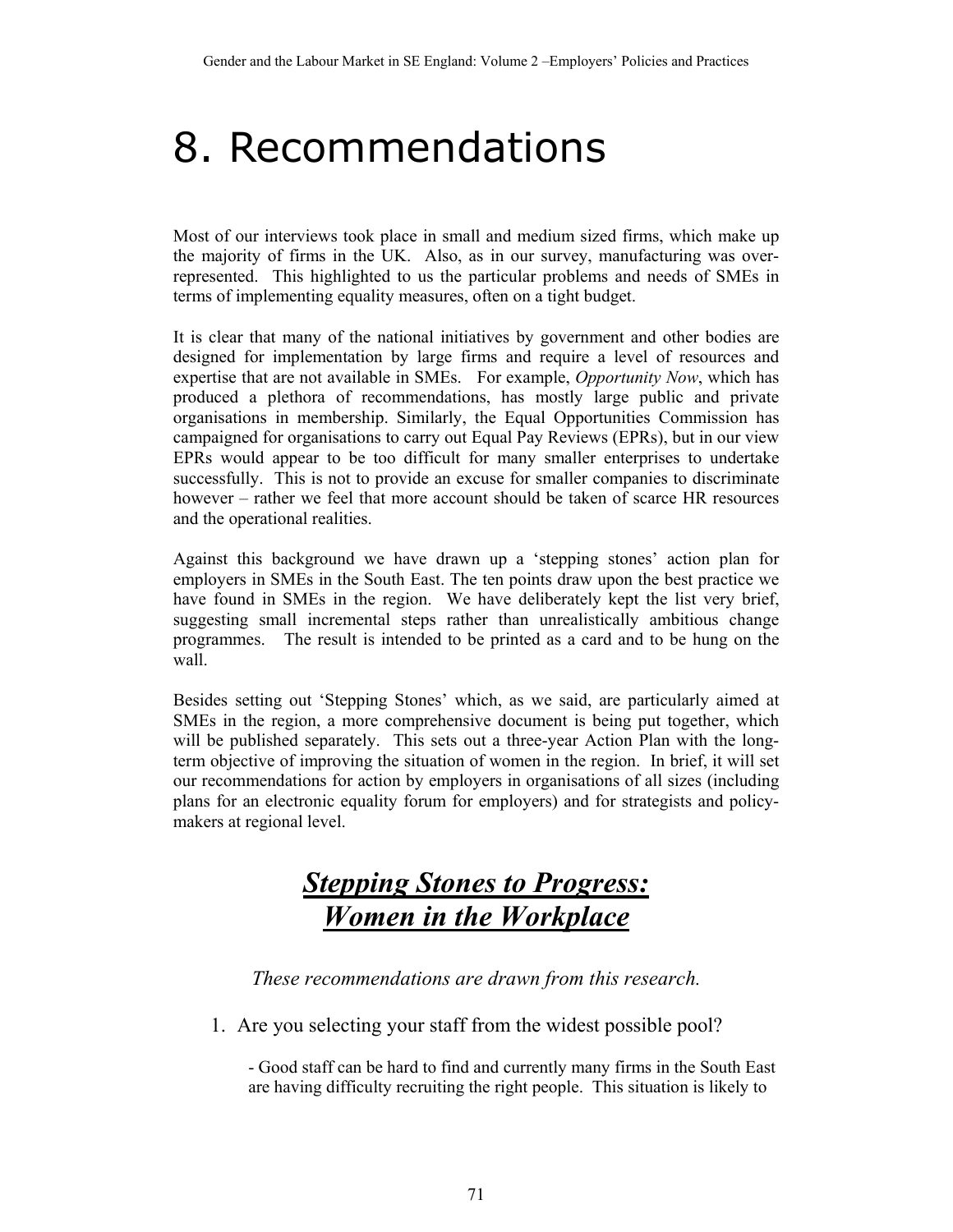# 8. Recommendations

Most of our interviews took place in small and medium sized firms, which make up the majority of firms in the UK. Also, as in our survey, manufacturing was over-represented. This highlighted to us the particular problems and needs of SMEs in terms of implementing equality measures, often on a tight budget.

It is clear that many of the national initiatives by government and other bodies are designed for implementation by large firms and require a level of resources and expertise that are not available in SMEs. For example, *Opportunity Now*, which has produced a plethora of recommendations, has mostly large public and private organisations in membership. Similarly, the Equal Opportunities Commission has campaigned for organisations to carry out Equal Pay Reviews (EPRs), but in our view EPRs would appear to be too difficult for many smaller enterprises to undertake successfully. This is not to provide an excuse for smaller companies to discriminate however – rather we feel that more account should be taken of scarce HR resources and the operational realities.

Against this background we have drawn up a 'stepping stones' action plan for employers in SMEs in the South East. The ten points draw upon the best practice we have found in SMEs in the region. We have deliberately kept the list very brief, suggesting small incremental steps rather than unrealistically ambitious change programmes. The result is intended to be printed as a card and to be hung on the wall.

Besides setting out 'Stepping Stones' which, as we said, are particularly aimed at SMEs in the region, a more comprehensive document is being put together, which will be published separately. This sets out a three-year Action Plan with the long-term objective of improving the situation of women in the region. In brief, it will set our recommendations for action by employers in organisations of all sizes (including plans for an electronic equality forum for employers) and for strategists and policy-makers at regional level.

## ***Stepping Stones to Progress: Women in the Workplace***

*These recommendations are drawn from this research.*

1. Are you selecting your staff from the widest possible pool?

   - Good staff can be hard to find and currently many firms in the South East are having difficulty recruiting the right people. This situation is likely to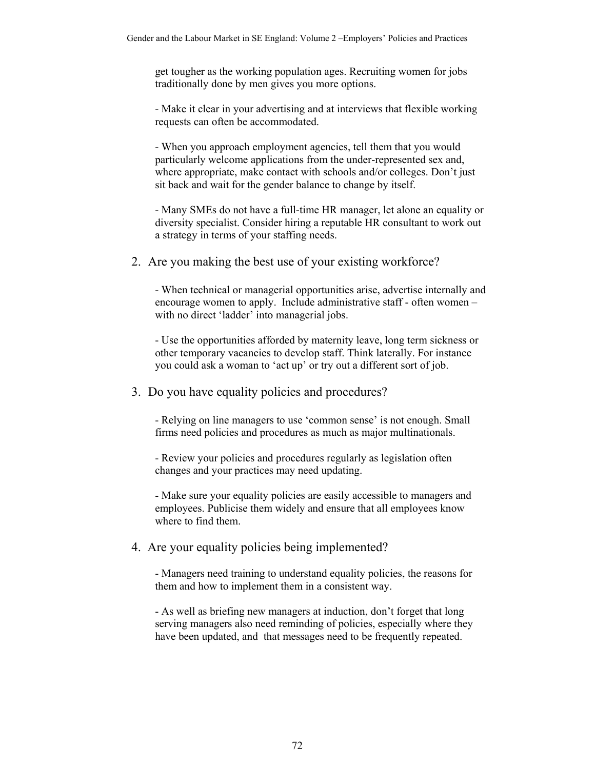get tougher as the working population ages. Recruiting women for jobs traditionally done by men gives you more options.

- Make it clear in your advertising and at interviews that flexible working requests can often be accommodated.

- When you approach employment agencies, tell them that you would particularly welcome applications from the under-represented sex and, where appropriate, make contact with schools and/or colleges. Don't just sit back and wait for the gender balance to change by itself.

- Many SMEs do not have a full-time HR manager, let alone an equality or diversity specialist. Consider hiring a reputable HR consultant to work out a strategy in terms of your staffing needs.

2. Are you making the best use of your existing workforce?

   - When technical or managerial opportunities arise, advertise internally and encourage women to apply. Include administrative staff - often women – with no direct 'ladder' into managerial jobs.

   - Use the opportunities afforded by maternity leave, long term sickness or other temporary vacancies to develop staff. Think laterally. For instance you could ask a woman to 'act up' or try out a different sort of job.

3. Do you have equality policies and procedures?

   - Relying on line managers to use 'common sense' is not enough. Small firms need policies and procedures as much as major multinationals.

   - Review your policies and procedures regularly as legislation often changes and your practices may need updating.

   - Make sure your equality policies are easily accessible to managers and employees. Publicise them widely and ensure that all employees know where to find them.

4. Are your equality policies being implemented?

   - Managers need training to understand equality policies, the reasons for them and how to implement them in a consistent way.

   - As well as briefing new managers at induction, don't forget that long serving managers also need reminding of policies, especially where they have been updated, and that messages need to be frequently repeated.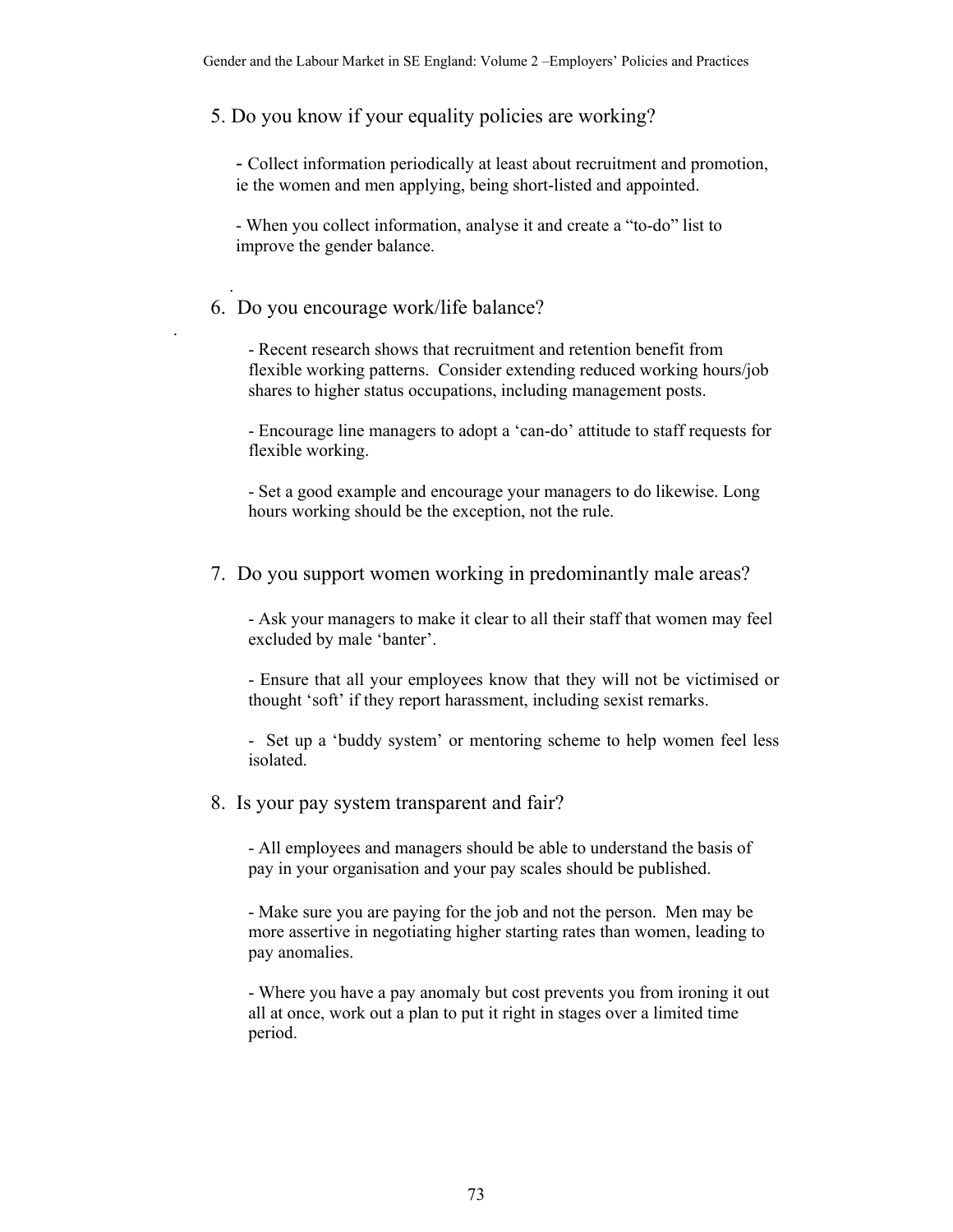5. Do you know if your equality policies are working?

- Collect information periodically at least about recruitment and promotion, ie the women and men applying, being short-listed and appointed.

- When you collect information, analyse it and create a "to-do" list to improve the gender balance.

6. Do you encourage work/life balance?

- Recent research shows that recruitment and retention benefit from flexible working patterns. Consider extending reduced working hours/job shares to higher status occupations, including management posts.

- Encourage line managers to adopt a 'can-do' attitude to staff requests for flexible working.

- Set a good example and encourage your managers to do likewise. Long hours working should be the exception, not the rule.

7. Do you support women working in predominantly male areas?

- Ask your managers to make it clear to all their staff that women may feel excluded by male 'banter'.

- Ensure that all your employees know that they will not be victimised or thought 'soft' if they report harassment, including sexist remarks.

- Set up a 'buddy system' or mentoring scheme to help women feel less isolated.

8. Is your pay system transparent and fair?

- All employees and managers should be able to understand the basis of pay in your organisation and your pay scales should be published.

- Make sure you are paying for the job and not the person. Men may be more assertive in negotiating higher starting rates than women, leading to pay anomalies.

- Where you have a pay anomaly but cost prevents you from ironing it out all at once, work out a plan to put it right in stages over a limited time period.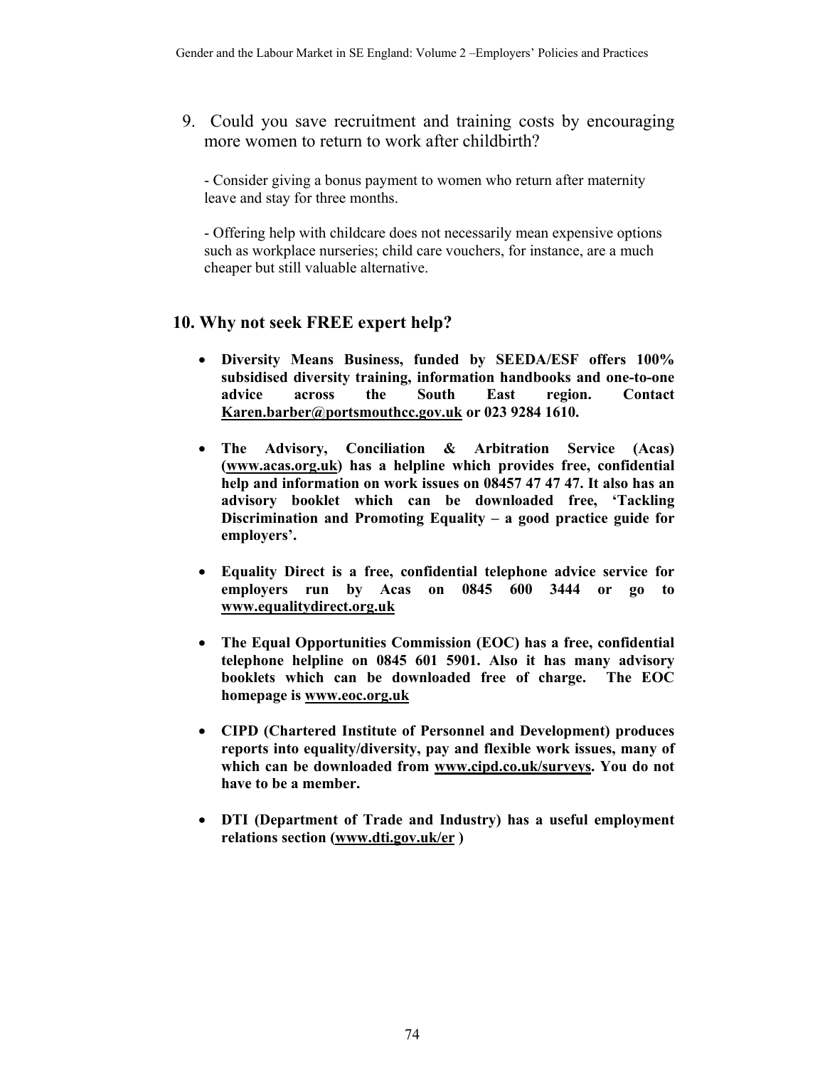9. Could you save recruitment and training costs by encouraging more women to return to work after childbirth?

   - Consider giving a bonus payment to women who return after maternity leave and stay for three months.

   - Offering help with childcare does not necessarily mean expensive options such as workplace nurseries; child care vouchers, for instance, are a much cheaper but still valuable alternative.

## 10. Why not seek FREE expert help?

- **Diversity Means Business, funded by SEEDA/ESF offers 100% subsidised diversity training, information handbooks and one-to-one advice across the South East region. Contact Karen.barber@portsmouthcc.gov.uk or 023 9284 1610.**

- **The Advisory, Conciliation & Arbitration Service (Acas) (www.acas.org.uk) has a helpline which provides free, confidential help and information on work issues on 08457 47 47 47. It also has an advisory booklet which can be downloaded free, 'Tackling Discrimination and Promoting Equality – a good practice guide for employers'.**

- **Equality Direct is a free, confidential telephone advice service for employers run by Acas on 0845 600 3444 or go to www.equalitydirect.org.uk**

- **The Equal Opportunities Commission (EOC) has a free, confidential telephone helpline on 0845 601 5901. Also it has many advisory booklets which can be downloaded free of charge. The EOC homepage is www.eoc.org.uk**

- **CIPD (Chartered Institute of Personnel and Development) produces reports into equality/diversity, pay and flexible work issues, many of which can be downloaded from www.cipd.co.uk/surveys. You do not have to be a member.**

- **DTI (Department of Trade and Industry) has a useful employment relations section (www.dti.gov.uk/er )**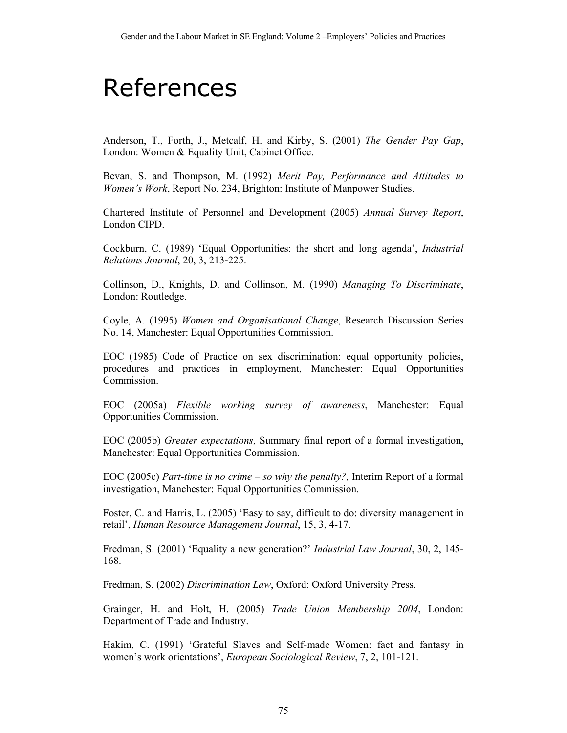# References

Anderson, T., Forth, J., Metcalf, H. and Kirby, S. (2001) *The Gender Pay Gap*, London: Women & Equality Unit, Cabinet Office.

Bevan, S. and Thompson, M. (1992) *Merit Pay, Performance and Attitudes to Women's Work*, Report No. 234, Brighton: Institute of Manpower Studies.

Chartered Institute of Personnel and Development (2005) *Annual Survey Report*, London CIPD.

Cockburn, C. (1989) 'Equal Opportunities: the short and long agenda', *Industrial Relations Journal*, 20, 3, 213-225.

Collinson, D., Knights, D. and Collinson, M. (1990) *Managing To Discriminate*, London: Routledge.

Coyle, A. (1995) *Women and Organisational Change*, Research Discussion Series No. 14, Manchester: Equal Opportunities Commission.

EOC (1985) Code of Practice on sex discrimination: equal opportunity policies, procedures and practices in employment, Manchester: Equal Opportunities Commission.

EOC (2005a) *Flexible working survey of awareness*, Manchester: Equal Opportunities Commission.

EOC (2005b) *Greater expectations,* Summary final report of a formal investigation, Manchester: Equal Opportunities Commission.

EOC (2005c) *Part-time is no crime – so why the penalty?,* Interim Report of a formal investigation, Manchester: Equal Opportunities Commission.

Foster, C. and Harris, L. (2005) 'Easy to say, difficult to do: diversity management in retail', *Human Resource Management Journal*, 15, 3, 4-17.

Fredman, S. (2001) 'Equality a new generation?' *Industrial Law Journal*, 30, 2, 145-168.

Fredman, S. (2002) *Discrimination Law*, Oxford: Oxford University Press.

Grainger, H. and Holt, H. (2005) *Trade Union Membership 2004*, London: Department of Trade and Industry.

Hakim, C. (1991) 'Grateful Slaves and Self-made Women: fact and fantasy in women's work orientations', *European Sociological Review*, 7, 2, 101-121.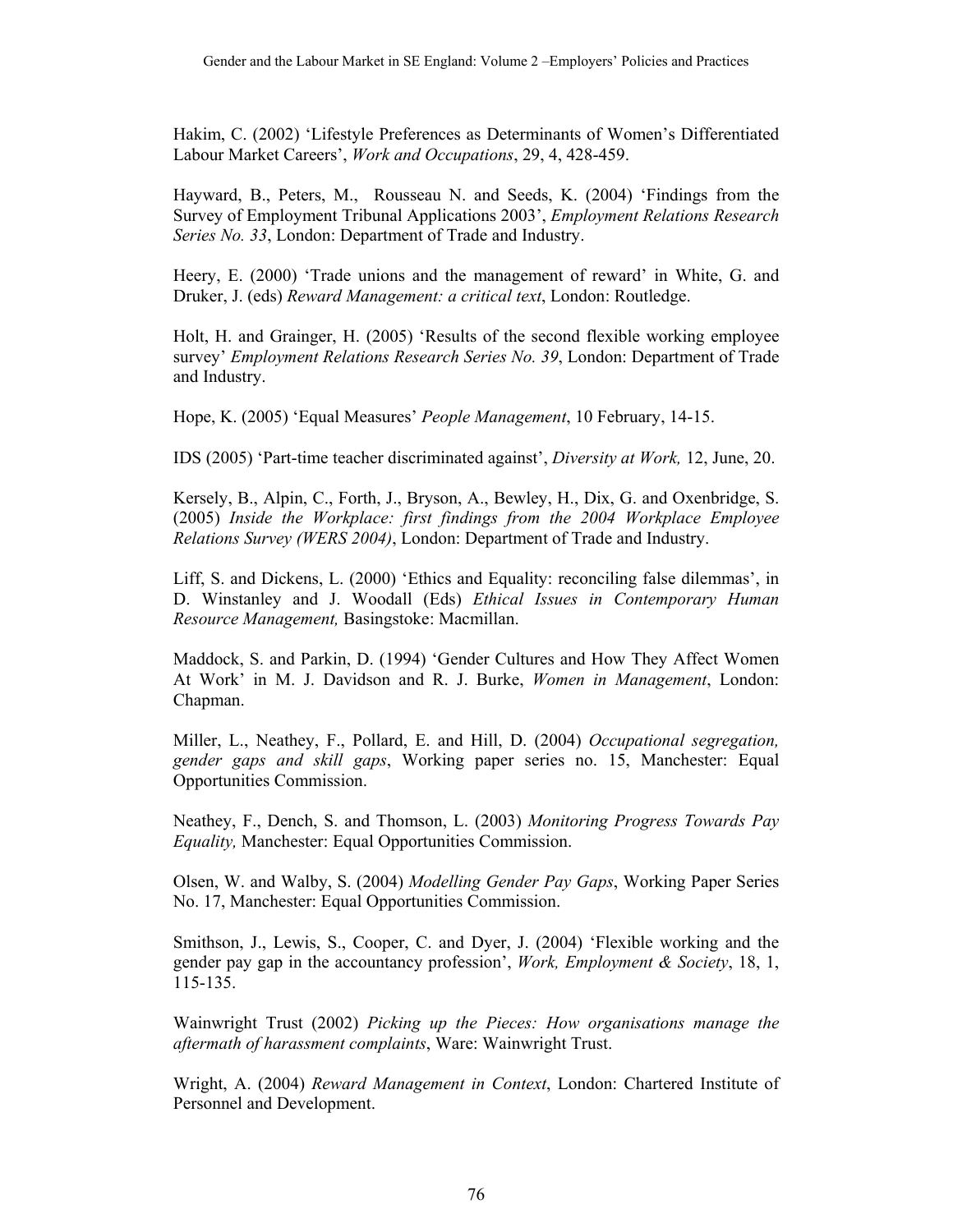Hakim, C. (2002) 'Lifestyle Preferences as Determinants of Women's Differentiated Labour Market Careers', *Work and Occupations*, 29, 4, 428-459.

Hayward, B., Peters, M., Rousseau N. and Seeds, K. (2004) 'Findings from the Survey of Employment Tribunal Applications 2003', *Employment Relations Research Series No. 33*, London: Department of Trade and Industry.

Heery, E. (2000) 'Trade unions and the management of reward' in White, G. and Druker, J. (eds) *Reward Management: a critical text*, London: Routledge.

Holt, H. and Grainger, H. (2005) 'Results of the second flexible working employee survey' *Employment Relations Research Series No. 39*, London: Department of Trade and Industry.

Hope, K. (2005) 'Equal Measures' *People Management*, 10 February, 14-15.

IDS (2005) 'Part-time teacher discriminated against', *Diversity at Work,* 12, June, 20.

Kersely, B., Alpin, C., Forth, J., Bryson, A., Bewley, H., Dix, G. and Oxenbridge, S. (2005) *Inside the Workplace: first findings from the 2004 Workplace Employee Relations Survey (WERS 2004)*, London: Department of Trade and Industry.

Liff, S. and Dickens, L. (2000) 'Ethics and Equality: reconciling false dilemmas', in D. Winstanley and J. Woodall (Eds) *Ethical Issues in Contemporary Human Resource Management,* Basingstoke: Macmillan.

Maddock, S. and Parkin, D. (1994) 'Gender Cultures and How They Affect Women At Work' in M. J. Davidson and R. J. Burke, *Women in Management*, London: Chapman.

Miller, L., Neathey, F., Pollard, E. and Hill, D. (2004) *Occupational segregation, gender gaps and skill gaps*, Working paper series no. 15, Manchester: Equal Opportunities Commission.

Neathey, F., Dench, S. and Thomson, L. (2003) *Monitoring Progress Towards Pay Equality,* Manchester: Equal Opportunities Commission.

Olsen, W. and Walby, S. (2004) *Modelling Gender Pay Gaps*, Working Paper Series No. 17, Manchester: Equal Opportunities Commission.

Smithson, J., Lewis, S., Cooper, C. and Dyer, J. (2004) 'Flexible working and the gender pay gap in the accountancy profession', *Work, Employment & Society*, 18, 1, 115-135.

Wainwright Trust (2002) *Picking up the Pieces: How organisations manage the aftermath of harassment complaints*, Ware: Wainwright Trust.

Wright, A. (2004) *Reward Management in Context*, London: Chartered Institute of Personnel and Development.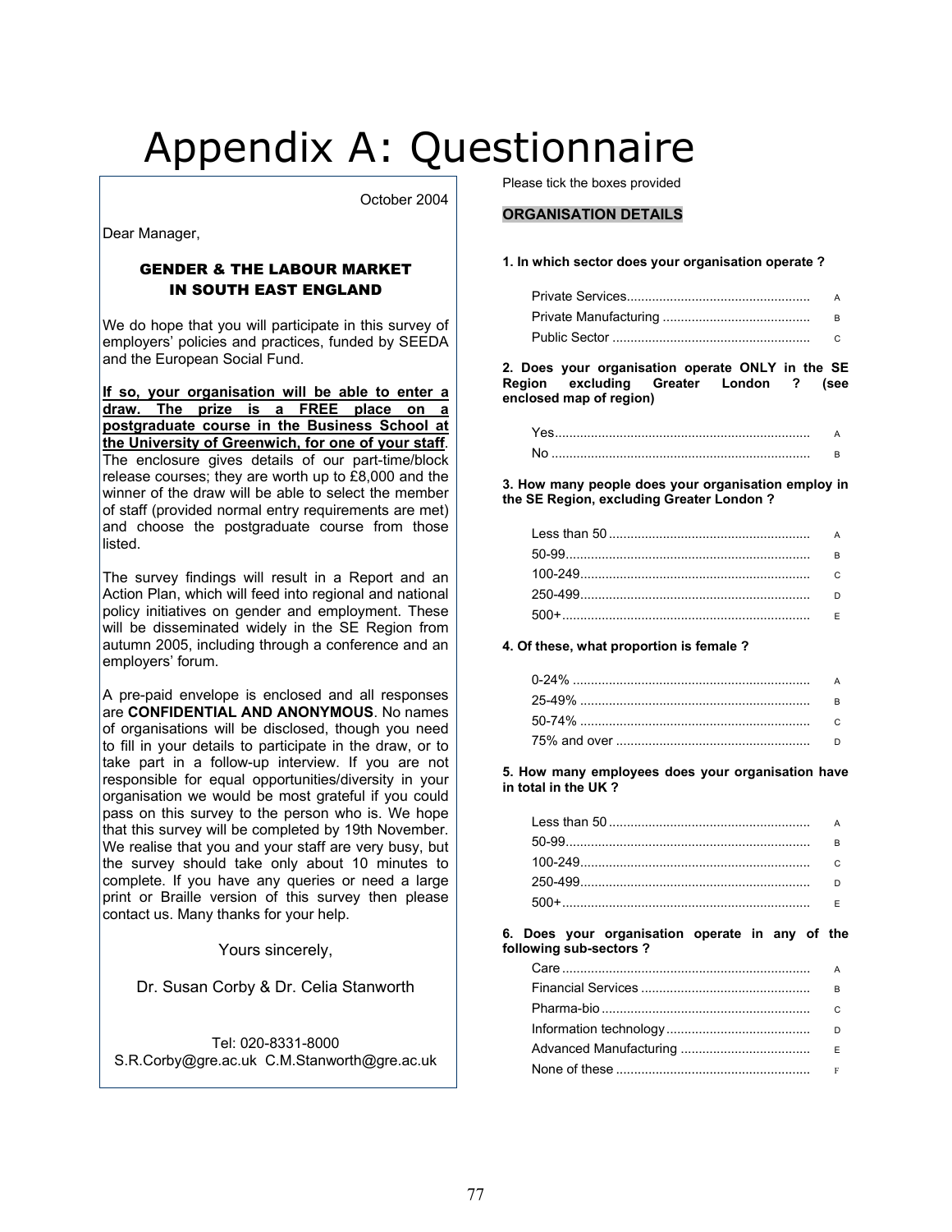# Appendix A: Questionnaire

October 2004

Dear Manager,

**GENDER & THE LABOUR MARKET IN SOUTH EAST ENGLAND**

We do hope that you will participate in this survey of employers' policies and practices, funded by SEEDA and the European Social Fund.

**If so, your organisation will be able to enter a draw. The prize is a FREE place on a postgraduate course in the Business School at the University of Greenwich, for one of your staff**. The enclosure gives details of our part-time/block release courses; they are worth up to £8,000 and the winner of the draw will be able to select the member of staff (provided normal entry requirements are met) and choose the postgraduate course from those listed.

The survey findings will result in a Report and an Action Plan, which will feed into regional and national policy initiatives on gender and employment. These will be disseminated widely in the SE Region from autumn 2005, including through a conference and an employers' forum.

A pre-paid envelope is enclosed and all responses are **CONFIDENTIAL AND ANONYMOUS**. No names of organisations will be disclosed, though you need to fill in your details to participate in the draw, or to take part in a follow-up interview. If you are not responsible for equal opportunities/diversity in your organisation we would be most grateful if you could pass on this survey to the person who is. We hope that this survey will be completed by 19th November. We realise that you and your staff are very busy, but the survey should take only about 10 minutes to complete. If you have any queries or need a large print or Braille version of this survey then please contact us. Many thanks for your help.

Yours sincerely,

Dr. Susan Corby & Dr. Celia Stanworth

Tel: 020-8331-8000
S.R.Corby@gre.ac.uk C.M.Stanworth@gre.ac.uk

Please tick the boxes provided

**ORGANISATION DETAILS**

**1. In which sector does your organisation operate ?**

- Private Services.................................................. A
- Private Manufacturing ......................................... B
- Public Sector ....................................................... C

**2. Does your organisation operate ONLY in the SE Region excluding Greater London ? (see enclosed map of region)**

- Yes...................................................................... A
- No ....................................................................... B

**3. How many people does your organisation employ in the SE Region, excluding Greater London ?**

- Less than 50 ........................................................ A
- 50-99................................................................... B
- 100-249............................................................... C
- 250-499............................................................... D
- 500+.................................................................... E

**4. Of these, what proportion is female ?**

- 0-24% ................................................................. A
- 25-49% ............................................................... B
- 50-74% ............................................................... C
- 75% and over ..................................................... D

**5. How many employees does your organisation have in total in the UK ?**

- Less than 50 ........................................................ A
- 50-99................................................................... B
- 100-249............................................................... C
- 250-499............................................................... D
- 500+.................................................................... E

**6. Does your organisation operate in any of the following sub-sectors ?**

- Care .................................................................... A
- Financial Services .............................................. B
- Pharma-bio ......................................................... C
- Information technology........................................ D
- Advanced Manufacturing .................................... E
- None of these ..................................................... F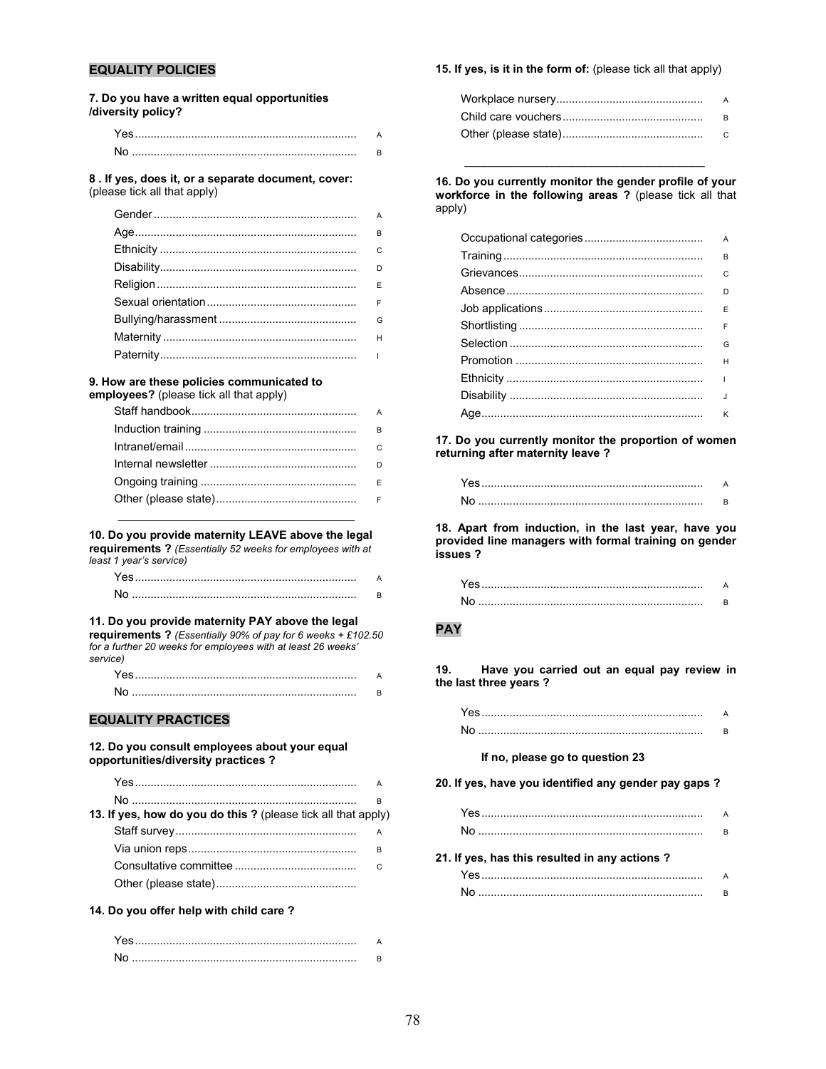## EQUALITY POLICIES

**7. Do you have a written equal opportunities /diversity policy?**

- Yes ........ A
- No ........ B

**8 . If yes, does it, or a separate document, cover:** (please tick all that apply)

- Gender ........ A
- Age ........ B
- Ethnicity ........ C
- Disability ........ D
- Religion ........ E
- Sexual orientation ........ F
- Bullying/harassment ........ G
- Maternity ........ H
- Paternity ........ I

**9. How are these policies communicated to employees?** (please tick all that apply)

- Staff handbook ........ A
- Induction training ........ B
- Intranet/email ........ C
- Internal newsletter ........ D
- Ongoing training ........ E
- Other (please state) ........ F

\_\_\_\_\_\_\_\_\_\_\_\_\_\_\_\_\_\_\_\_\_\_\_\_\_\_\_\_\_\_\_\_\_\_\_\_\_\_

**10. Do you provide maternity LEAVE above the legal requirements ?** *(Essentially 52 weeks for employees with at least 1 year's service)*

- Yes ........ A
- No ........ B

**11. Do you provide maternity PAY above the legal requirements ?** *(Essentially 90% of pay for 6 weeks + £102.50 for a further 20 weeks for employees with at least 26 weeks' service)*

- Yes ........ A
- No ........ B

## EQUALITY PRACTICES

**12. Do you consult employees about your equal opportunities/diversity practices ?**

- Yes ........ A
- No ........ B

**13. If yes, how do you do this ?** (please tick all that apply)

- Staff survey ........ A
- Via union reps ........ B
- Consultative committee ........ C
- Other (please state) ........

**14. Do you offer help with child care ?**

- Yes ........ A
- No ........ B

**15. If yes, is it in the form of:** (please tick all that apply)

- Workplace nursery ........ A
- Child care vouchers ........ B
- Other (please state) ........ C

\_\_\_\_\_\_\_\_\_\_\_\_\_\_\_\_\_\_\_\_\_\_\_\_\_\_\_\_\_\_\_\_\_\_\_\_\_\_

**16. Do you currently monitor the gender profile of your workforce in the following areas ?** (please tick all that apply)

- Occupational categories ........ A
- Training ........ B
- Grievances ........ C
- Absence ........ D
- Job applications ........ E
- Shortlisting ........ F
- Selection ........ G
- Promotion ........ H
- Ethnicity ........ I
- Disability ........ J
- Age ........ K

**17. Do you currently monitor the proportion of women returning after maternity leave ?**

- Yes ........ A
- No ........ B

**18. Apart from induction, in the last year, have you provided line managers with formal training on gender issues ?**

- Yes ........ A
- No ........ B

## PAY

**19. Have you carried out an equal pay review in the last three years ?**

- Yes ........ A
- No ........ B

**If no, please go to question 23**

**20. If yes, have you identified any gender pay gaps ?**

- Yes ........ A
- No ........ B

**21. If yes, has this resulted in any actions ?**

- Yes ........ A
- No ........ B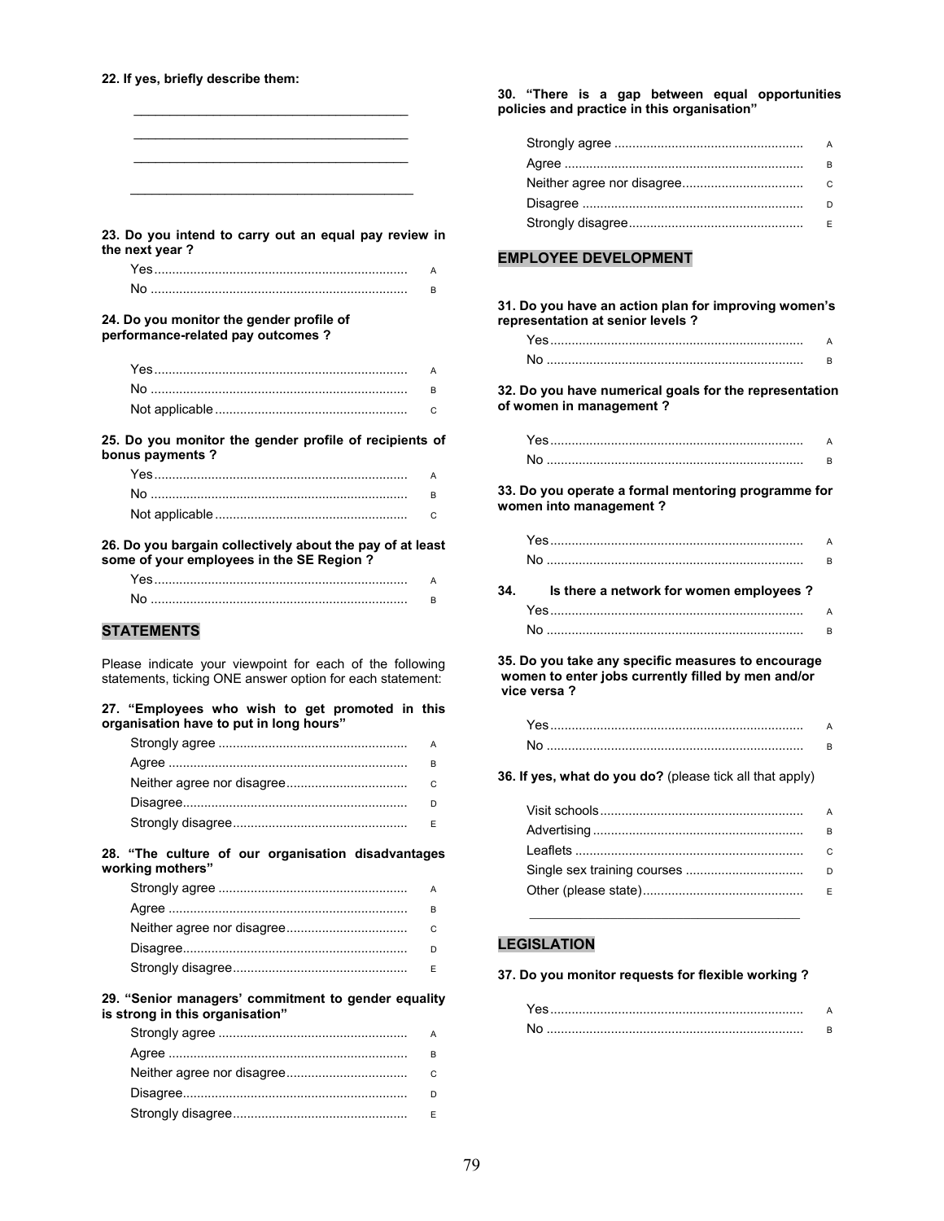**22. If yes, briefly describe them:**

\_\_\_\_\_\_\_\_\_\_\_\_\_\_\_\_\_\_\_\_\_\_\_\_\_\_\_\_\_\_\_\_\_\_\_\_\_\_\_\_

\_\_\_\_\_\_\_\_\_\_\_\_\_\_\_\_\_\_\_\_\_\_\_\_\_\_\_\_\_\_\_\_\_\_\_\_\_\_\_\_

\_\_\_\_\_\_\_\_\_\_\_\_\_\_\_\_\_\_\_\_\_\_\_\_\_\_\_\_\_\_\_\_\_\_\_\_\_\_\_\_

\_\_\_\_\_\_\_\_\_\_\_\_\_\_\_\_\_\_\_\_\_\_\_\_\_\_\_\_\_\_\_\_\_\_\_\_\_\_\_\_

**23. Do you intend to carry out an equal pay review in the next year ?**

- Yes ........................................ A
- No ........................................ B

**24. Do you monitor the gender profile of performance-related pay outcomes ?**

- Yes ........................................ A
- No ........................................ B
- Not applicable ........................................ C

**25. Do you monitor the gender profile of recipients of bonus payments ?**

- Yes ........................................ A
- No ........................................ B
- Not applicable ........................................ C

**26. Do you bargain collectively about the pay of at least some of your employees in the SE Region ?**

- Yes ........................................ A
- No ........................................ B

## STATEMENTS

Please indicate your viewpoint for each of the following statements, ticking ONE answer option for each statement:

**27. "Employees who wish to get promoted in this organisation have to put in long hours"**

- Strongly agree ........................................ A
- Agree ........................................ B
- Neither agree nor disagree ........................................ C
- Disagree ........................................ D
- Strongly disagree ........................................ E

**28. "The culture of our organisation disadvantages working mothers"**

- Strongly agree ........................................ A
- Agree ........................................ B
- Neither agree nor disagree ........................................ C
- Disagree ........................................ D
- Strongly disagree ........................................ E

**29. "Senior managers' commitment to gender equality is strong in this organisation"**

- Strongly agree ........................................ A
- Agree ........................................ B
- Neither agree nor disagree ........................................ C
- Disagree ........................................ D
- Strongly disagree ........................................ E

**30. "There is a gap between equal opportunities policies and practice in this organisation"**

- Strongly agree ........................................ A
- Agree ........................................ B
- Neither agree nor disagree ........................................ C
- Disagree ........................................ D
- Strongly disagree ........................................ E

## EMPLOYEE DEVELOPMENT

**31. Do you have an action plan for improving women's representation at senior levels ?**

- Yes ........................................ A
- No ........................................ B

**32. Do you have numerical goals for the representation of women in management ?**

- Yes ........................................ A
- No ........................................ B

**33. Do you operate a formal mentoring programme for women into management ?**

- Yes ........................................ A
- No ........................................ B

**34. Is there a network for women employees ?**

- Yes ........................................ A
- No ........................................ B

**35. Do you take any specific measures to encourage women to enter jobs currently filled by men and/or vice versa ?**

- Yes ........................................ A
- No ........................................ B

**36. If yes, what do you do?** (please tick all that apply)

- Visit schools ........................................ A
- Advertising ........................................ B
- Leaflets ........................................ C
- Single sex training courses ........................................ D
- Other (please state) ........................................ E

\_\_\_\_\_\_\_\_\_\_\_\_\_\_\_\_\_\_\_\_\_\_\_\_\_\_\_\_\_\_\_\_\_\_\_\_\_\_\_\_

## LEGISLATION

**37. Do you monitor requests for flexible working ?**

- Yes ........................................ A
- No ........................................ B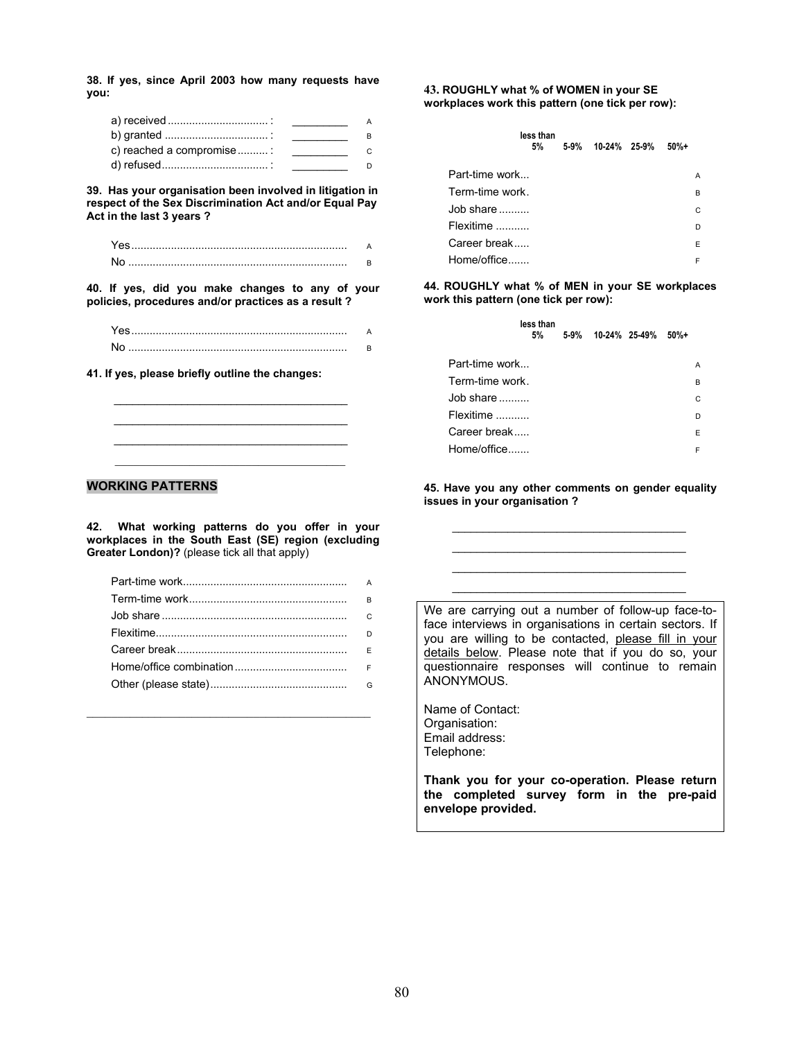**38. If yes, since April 2003 how many requests have you:**

| | | |
|---|---|---|
| a) received ................................ : | _________ | A |
| b) granted ................................. : | _________ | B |
| c) reached a compromise .......... : | _________ | C |
| d) refused .................................. : | _________ | D |

**39. Has your organisation been involved in litigation in respect of the Sex Discrimination Act and/or Equal Pay Act in the last 3 years ?**

| | |
|---|---|
| Yes ...................................................................... | A |
| No ....................................................................... | B |

**40. If yes, did you make changes to any of your policies, procedures and/or practices as a result ?**

| | |
|---|---|
| Yes ...................................................................... | A |
| No ....................................................................... | B |

**41. If yes, please briefly outline the changes:**

_____________________________________

_____________________________________

_____________________________________

_____________________________________

## WORKING PATTERNS

**42. What working patterns do you offer in your workplaces in the South East (SE) region (excluding Greater London)?** (please tick all that apply)

| | |
|---|---|
| Part-time work..................................................... | A |
| Term-time work................................................... | B |
| Job share ............................................................ | C |
| Flexitime.............................................................. | D |
| Career break....................................................... | E |
| Home/office combination .................................... | F |
| Other (please state)............................................ | G |

_________________________________________________

**43. ROUGHLY what % of WOMEN in your SE workplaces work this pattern (one tick per row):**

| | less than 5% | 5-9% | 10-24% | 25-9% | 50%+ | |
|---|---|---|---|---|---|---|
| Part-time work... | | | | | | A |
| Term-time work. | | | | | | B |
| Job share .......... | | | | | | C |
| Flexitime ........... | | | | | | D |
| Career break..... | | | | | | E |
| Home/office....... | | | | | | F |

**44. ROUGHLY what % of MEN in your SE workplaces work this pattern (one tick per row):**

| | less than 5% | 5-9% | 10-24% | 25-49% | 50%+ | |
|---|---|---|---|---|---|---|
| Part-time work... | | | | | | A |
| Term-time work. | | | | | | B |
| Job share .......... | | | | | | C |
| Flexitime ........... | | | | | | D |
| Career break..... | | | | | | E |
| Home/office....... | | | | | | F |

**45. Have you any other comments on gender equality issues in your organisation ?**

_____________________________________

_____________________________________

_____________________________________

_____________________________________

We are carrying out a number of follow-up face-to-face interviews in organisations in certain sectors. If you are willing to be contacted, please fill in your details below. Please note that if you do so, your questionnaire responses will continue to remain ANONYMOUS.

Name of Contact:
Organisation:
Email address:
Telephone:

**Thank you for your co-operation. Please return the completed survey form in the pre-paid envelope provided.**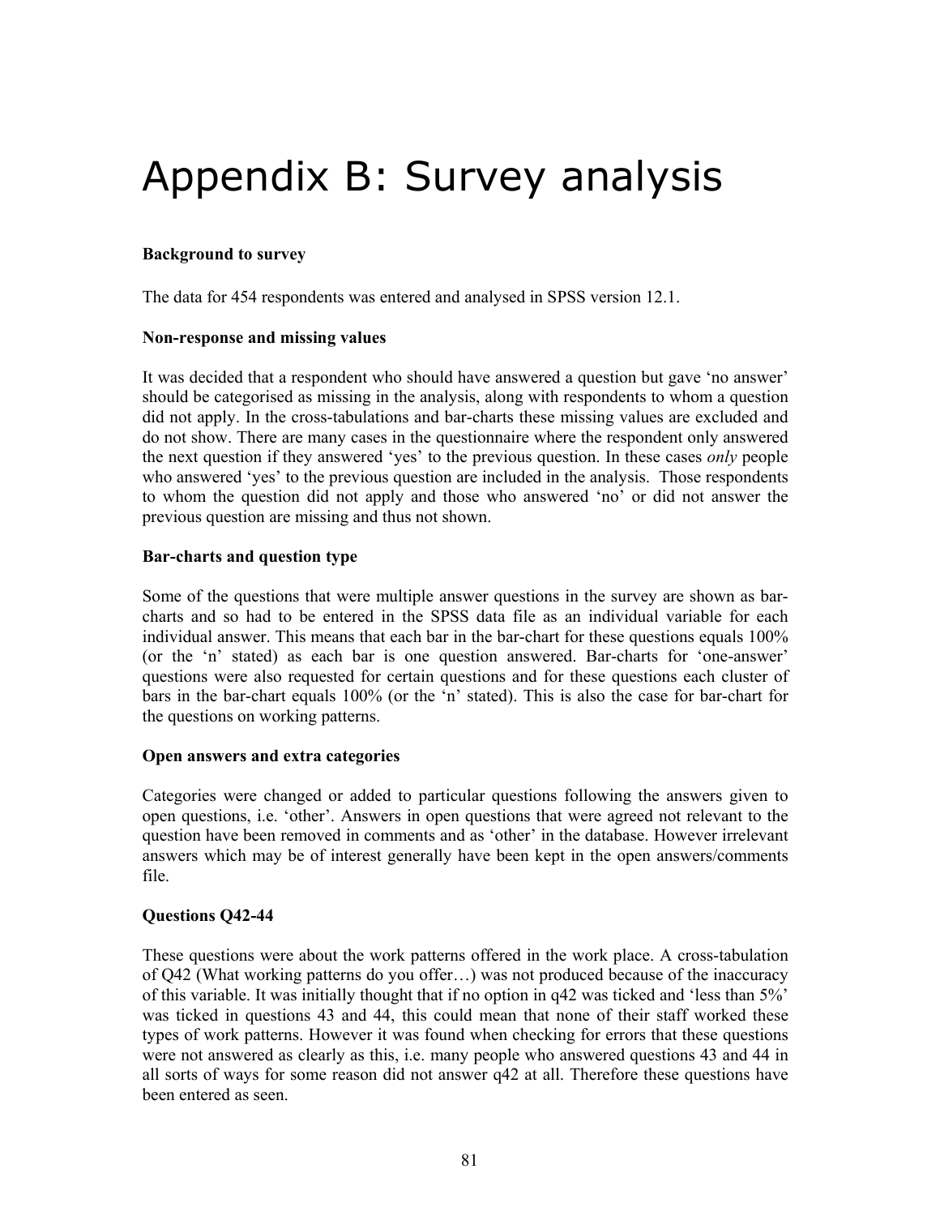# Appendix B: Survey analysis

**Background to survey**

The data for 454 respondents was entered and analysed in SPSS version 12.1.

**Non-response and missing values**

It was decided that a respondent who should have answered a question but gave 'no answer' should be categorised as missing in the analysis, along with respondents to whom a question did not apply. In the cross-tabulations and bar-charts these missing values are excluded and do not show. There are many cases in the questionnaire where the respondent only answered the next question if they answered 'yes' to the previous question. In these cases *only* people who answered 'yes' to the previous question are included in the analysis. Those respondents to whom the question did not apply and those who answered 'no' or did not answer the previous question are missing and thus not shown.

**Bar-charts and question type**

Some of the questions that were multiple answer questions in the survey are shown as bar-charts and so had to be entered in the SPSS data file as an individual variable for each individual answer. This means that each bar in the bar-chart for these questions equals 100% (or the 'n' stated) as each bar is one question answered. Bar-charts for 'one-answer' questions were also requested for certain questions and for these questions each cluster of bars in the bar-chart equals 100% (or the 'n' stated). This is also the case for bar-chart for the questions on working patterns.

**Open answers and extra categories**

Categories were changed or added to particular questions following the answers given to open questions, i.e. 'other'. Answers in open questions that were agreed not relevant to the question have been removed in comments and as 'other' in the database. However irrelevant answers which may be of interest generally have been kept in the open answers/comments file.

**Questions Q42-44**

These questions were about the work patterns offered in the work place. A cross-tabulation of Q42 (What working patterns do you offer…) was not produced because of the inaccuracy of this variable. It was initially thought that if no option in q42 was ticked and 'less than 5%' was ticked in questions 43 and 44, this could mean that none of their staff worked these types of work patterns. However it was found when checking for errors that these questions were not answered as clearly as this, i.e. many people who answered questions 43 and 44 in all sorts of ways for some reason did not answer q42 at all. Therefore these questions have been entered as seen.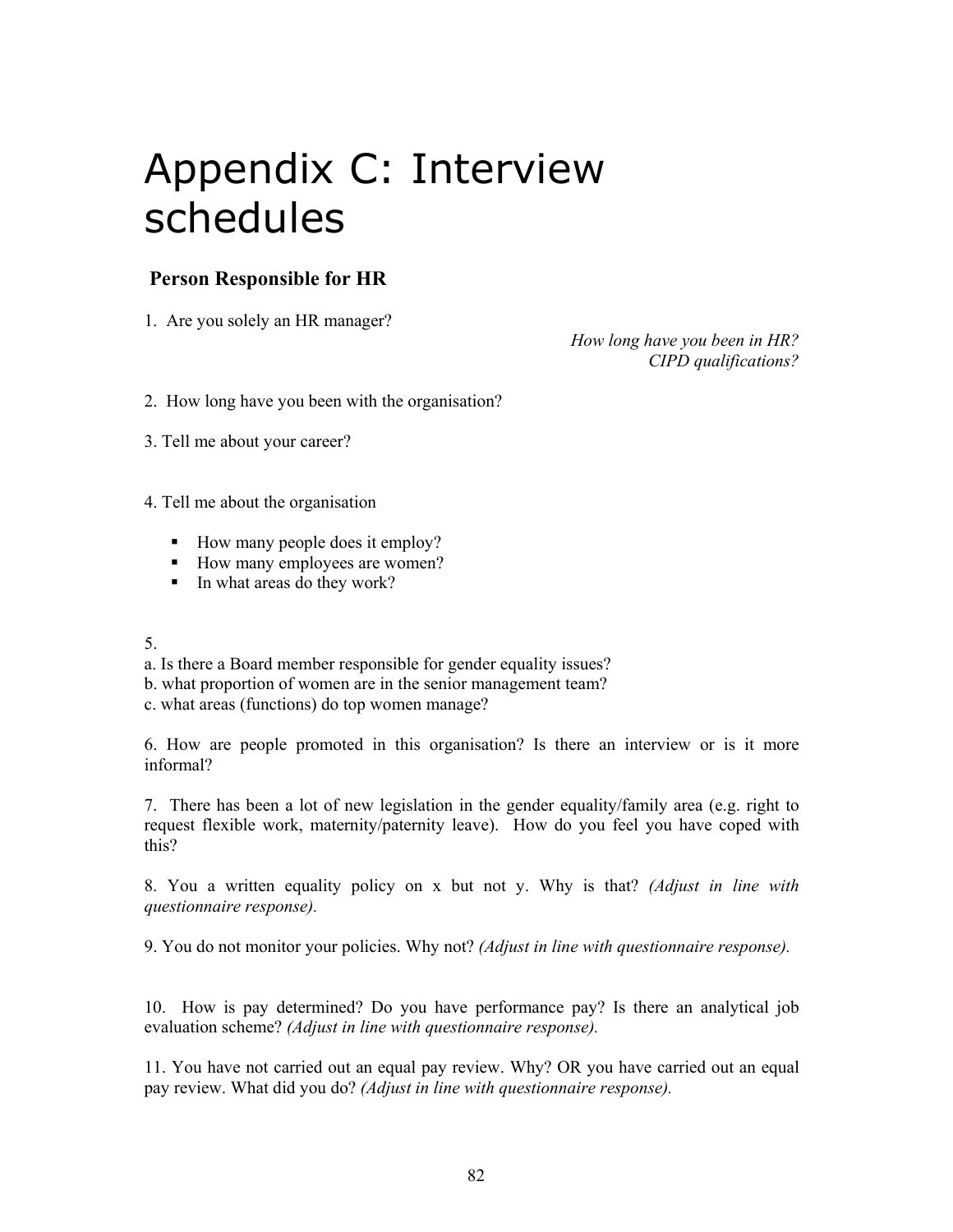# Appendix C: Interview schedules

## Person Responsible for HR

1. Are you solely an HR manager?

*How long have you been in HR?*
*CIPD qualifications?*

2. How long have you been with the organisation?

3. Tell me about your career?

4. Tell me about the organisation

- How many people does it employ?
- How many employees are women?
- In what areas do they work?

5.
a. Is there a Board member responsible for gender equality issues?
b. what proportion of women are in the senior management team?
c. what areas (functions) do top women manage?

6. How are people promoted in this organisation? Is there an interview or is it more informal?

7. There has been a lot of new legislation in the gender equality/family area (e.g. right to request flexible work, maternity/paternity leave). How do you feel you have coped with this?

8. You a written equality policy on x but not y. Why is that? *(Adjust in line with questionnaire response).*

9. You do not monitor your policies. Why not? *(Adjust in line with questionnaire response).*

10. How is pay determined? Do you have performance pay? Is there an analytical job evaluation scheme? *(Adjust in line with questionnaire response).*

11. You have not carried out an equal pay review. Why? OR you have carried out an equal pay review. What did you do? *(Adjust in line with questionnaire response).*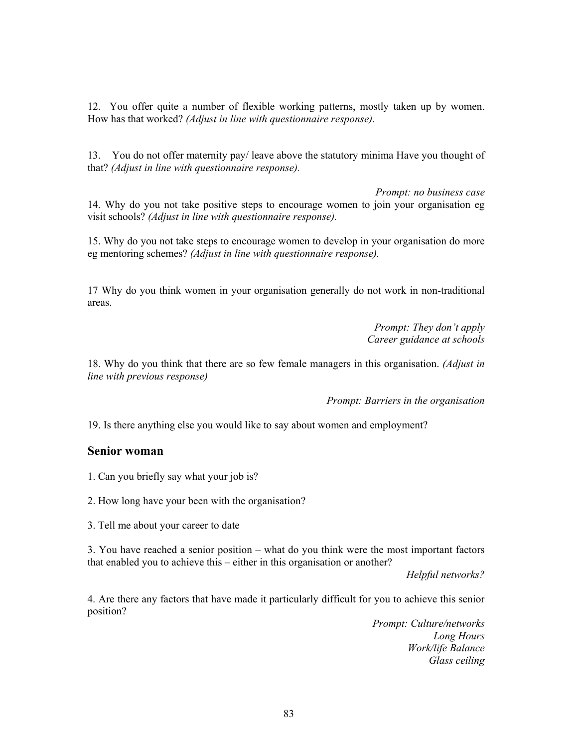12. You offer quite a number of flexible working patterns, mostly taken up by women. How has that worked? *(Adjust in line with questionnaire response).*

13. You do not offer maternity pay/ leave above the statutory minima Have you thought of that? *(Adjust in line with questionnaire response).*

*Prompt: no business case*

14. Why do you not take positive steps to encourage women to join your organisation eg visit schools? *(Adjust in line with questionnaire response).*

15. Why do you not take steps to encourage women to develop in your organisation do more eg mentoring schemes? *(Adjust in line with questionnaire response).*

17 Why do you think women in your organisation generally do not work in non-traditional areas.

*Prompt: They don't apply*
*Career guidance at schools*

18. Why do you think that there are so few female managers in this organisation. *(Adjust in line with previous response)*

*Prompt: Barriers in the organisation*

19. Is there anything else you would like to say about women and employment?

## Senior woman

1. Can you briefly say what your job is?

2. How long have your been with the organisation?

3. Tell me about your career to date

3. You have reached a senior position – what do you think were the most important factors that enabled you to achieve this – either in this organisation or another?

*Helpful networks?*

4. Are there any factors that have made it particularly difficult for you to achieve this senior position?

*Prompt: Culture/networks*
*Long Hours*
*Work/life Balance*
*Glass ceiling*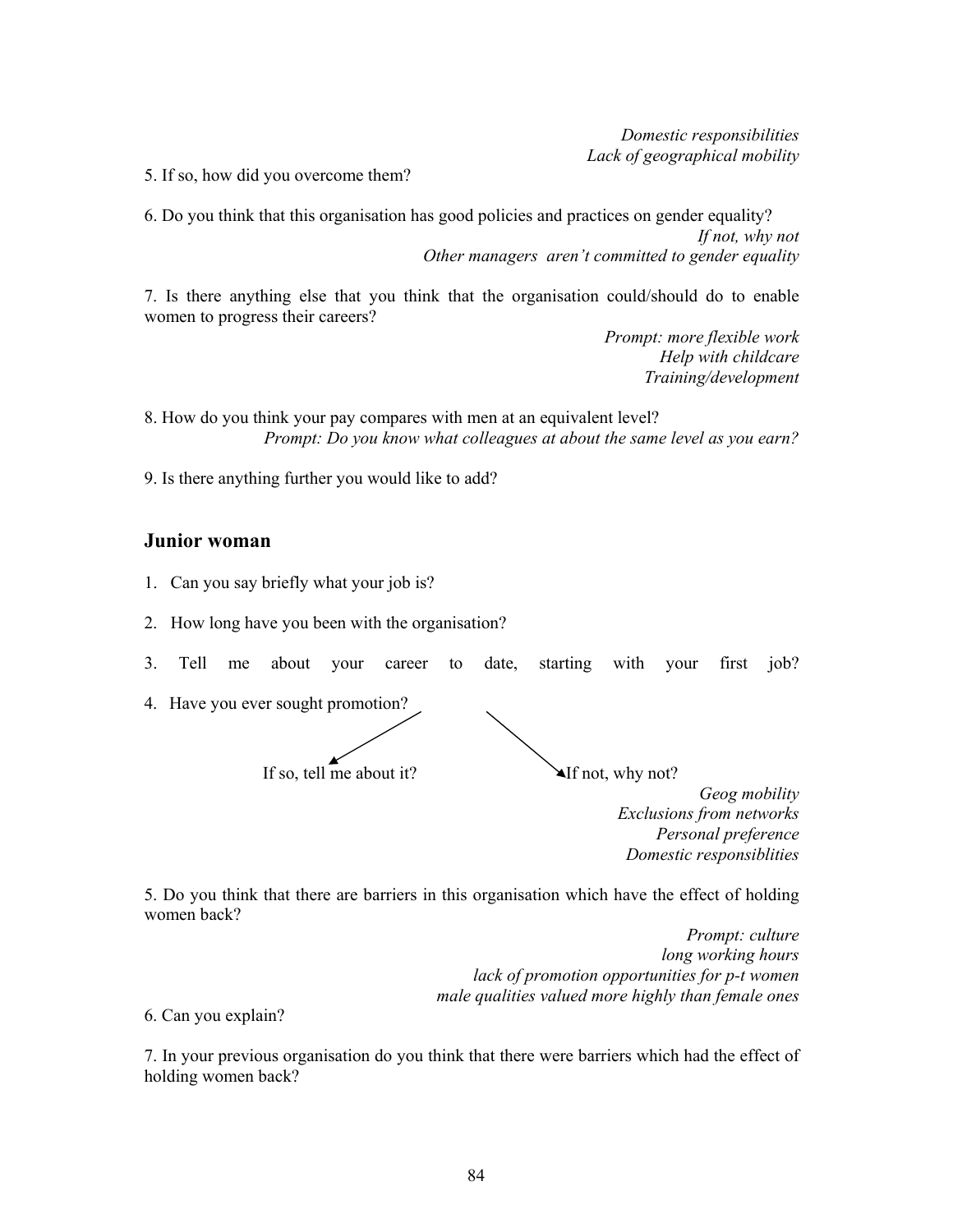*Domestic responsibilities*
*Lack of geographical mobility*

5. If so, how did you overcome them?

6. Do you think that this organisation has good policies and practices on gender equality?

*If not, why not*
*Other managers aren't committed to gender equality*

7. Is there anything else that you think that the organisation could/should do to enable women to progress their careers?

*Prompt: more flexible work*
*Help with childcare*
*Training/development*

8. How do you think your pay compares with men at an equivalent level?

*Prompt: Do you know what colleagues at about the same level as you earn?*

9. Is there anything further you would like to add?

## Junior woman

1. Can you say briefly what your job is?
2. How long have you been with the organisation?
3. Tell me about your career to date, starting with your first job?
4. Have you ever sought promotion?

If so, tell me about it? → If not, why not?

*Geog mobility*
*Exclusions from networks*
*Personal preference*
*Domestic responsiblities*

5. Do you think that there are barriers in this organisation which have the effect of holding women back?

*Prompt: culture*
*long working hours*
*lack of promotion opportunities for p-t women*
*male qualities valued more highly than female ones*

6. Can you explain?

7. In your previous organisation do you think that there were barriers which had the effect of holding women back?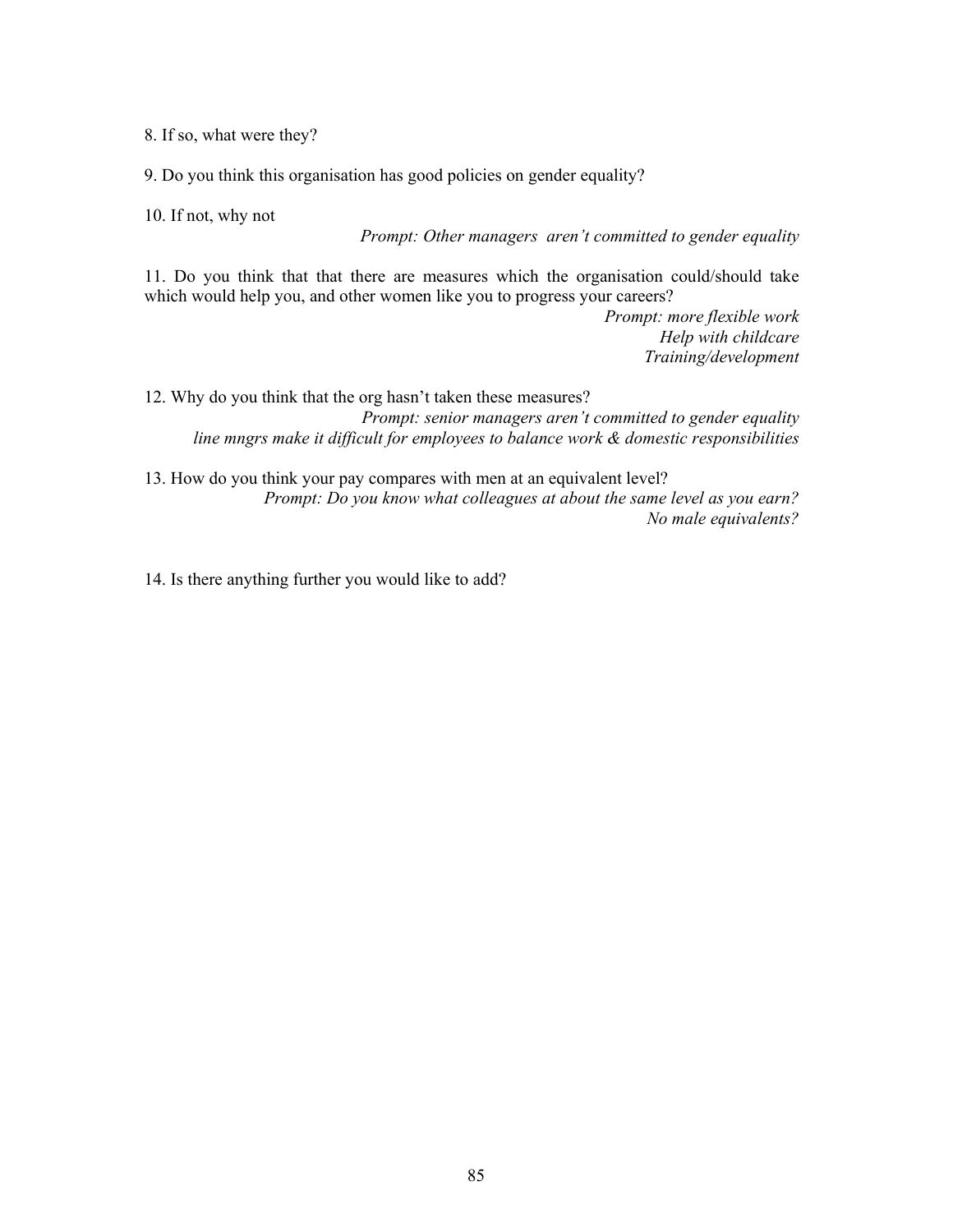8. If so, what were they?

9. Do you think this organisation has good policies on gender equality?

10. If not, why not

*Prompt: Other managers  aren't committed to gender equality*

11. Do you think that that there are measures which the organisation could/should take which would help you, and other women like you to progress your careers?

*Prompt: more flexible work*
*Help with childcare*
*Training/development*

12. Why do you think that the org hasn't taken these measures?

*Prompt: senior managers aren't committed to gender equality*
*line mngrs make it difficult for employees to balance work & domestic responsibilities*

13. How do you think your pay compares with men at an equivalent level?

*Prompt: Do you know what colleagues at about the same level as you earn?*
*No male equivalents?*

14. Is there anything further you would like to add?